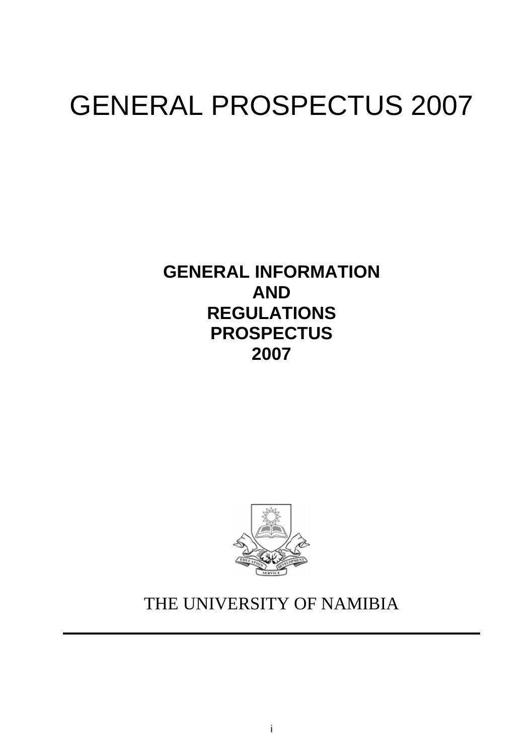# GENERAL PROSPECTUS 2007

**GENERAL INFORMATION**
**AND**
**REGULATIONS**
**PROSPECTUS**
**2007**

THE UNIVERSITY OF NAMIBIA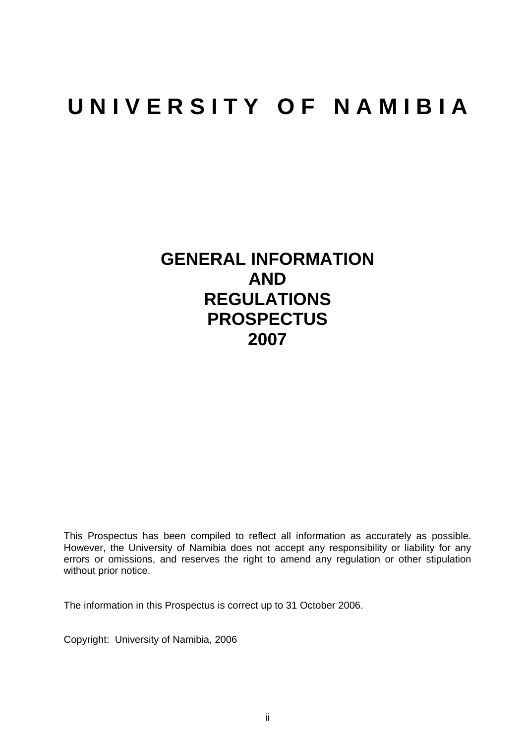# U N I V E R S I T Y O F N A M I B I A

## GENERAL INFORMATION
## AND
## REGULATIONS
## PROSPECTUS
## 2007

This Prospectus has been compiled to reflect all information as accurately as possible. However, the University of Namibia does not accept any responsibility or liability for any errors or omissions, and reserves the right to amend any regulation or other stipulation without prior notice.

The information in this Prospectus is correct up to 31 October 2006.

Copyright: University of Namibia, 2006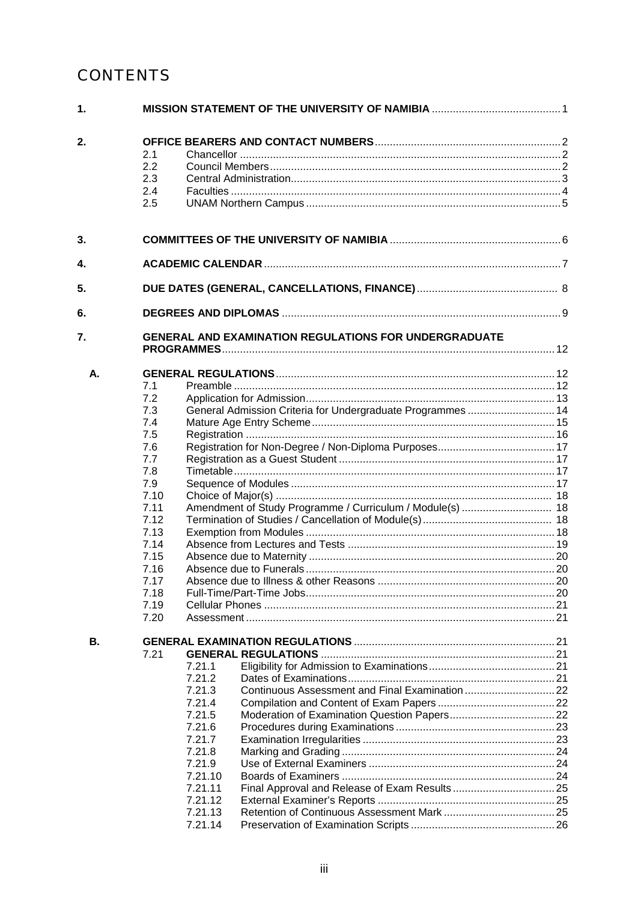# CONTENTS

1. **MISSION STATEMENT OF THE UNIVERSITY OF NAMIBIA** .......... 1

2. **OFFICE BEARERS AND CONTACT NUMBERS** .......... 2
   - 2.1 Chancellor .......... 2
   - 2.2 Council Members .......... 2
   - 2.3 Central Administration .......... 3
   - 2.4 Faculties .......... 4
   - 2.5 UNAM Northern Campus .......... 5

3. **COMMITTEES OF THE UNIVERSITY OF NAMIBIA** .......... 6

4. **ACADEMIC CALENDAR** .......... 7

5. **DUE DATES (GENERAL, CANCELLATIONS, FINANCE)** .......... 8

6. **DEGREES AND DIPLOMAS** .......... 9

7. **GENERAL AND EXAMINATION REGULATIONS FOR UNDERGRADUATE PROGRAMMES** .......... 12

**A. GENERAL REGULATIONS** .......... 12
- 7.1 Preamble .......... 12
- 7.2 Application for Admission .......... 13
- 7.3 General Admission Criteria for Undergraduate Programmes .......... 14
- 7.4 Mature Age Entry Scheme .......... 15
- 7.5 Registration .......... 16
- 7.6 Registration for Non-Degree / Non-Diploma Purposes .......... 17
- 7.7 Registration as a Guest Student .......... 17
- 7.8 Timetable .......... 17
- 7.9 Sequence of Modules .......... 17
- 7.10 Choice of Major(s) .......... 18
- 7.11 Amendment of Study Programme / Curriculum / Module(s) .......... 18
- 7.12 Termination of Studies / Cancellation of Module(s) .......... 18
- 7.13 Exemption from Modules .......... 18
- 7.14 Absence from Lectures and Tests .......... 19
- 7.15 Absence due to Maternity .......... 20
- 7.16 Absence due to Funerals .......... 20
- 7.17 Absence due to Illness & other Reasons .......... 20
- 7.18 Full-Time/Part-Time Jobs .......... 20
- 7.19 Cellular Phones .......... 21
- 7.20 Assessment .......... 21

**B. GENERAL EXAMINATION REGULATIONS** .......... 21
- 7.21 **GENERAL REGULATIONS** .......... 21
  - 7.21.1 Eligibility for Admission to Examinations .......... 21
  - 7.21.2 Dates of Examinations .......... 21
  - 7.21.3 Continuous Assessment and Final Examination .......... 22
  - 7.21.4 Compilation and Content of Exam Papers .......... 22
  - 7.21.5 Moderation of Examination Question Papers .......... 22
  - 7.21.6 Procedures during Examinations .......... 23
  - 7.21.7 Examination Irregularities .......... 23
  - 7.21.8 Marking and Grading .......... 24
  - 7.21.9 Use of External Examiners .......... 24
  - 7.21.10 Boards of Examiners .......... 24
  - 7.21.11 Final Approval and Release of Exam Results .......... 25
  - 7.21.12 External Examiner's Reports .......... 25
  - 7.21.13 Retention of Continuous Assessment Mark .......... 25
  - 7.21.14 Preservation of Examination Scripts .......... 26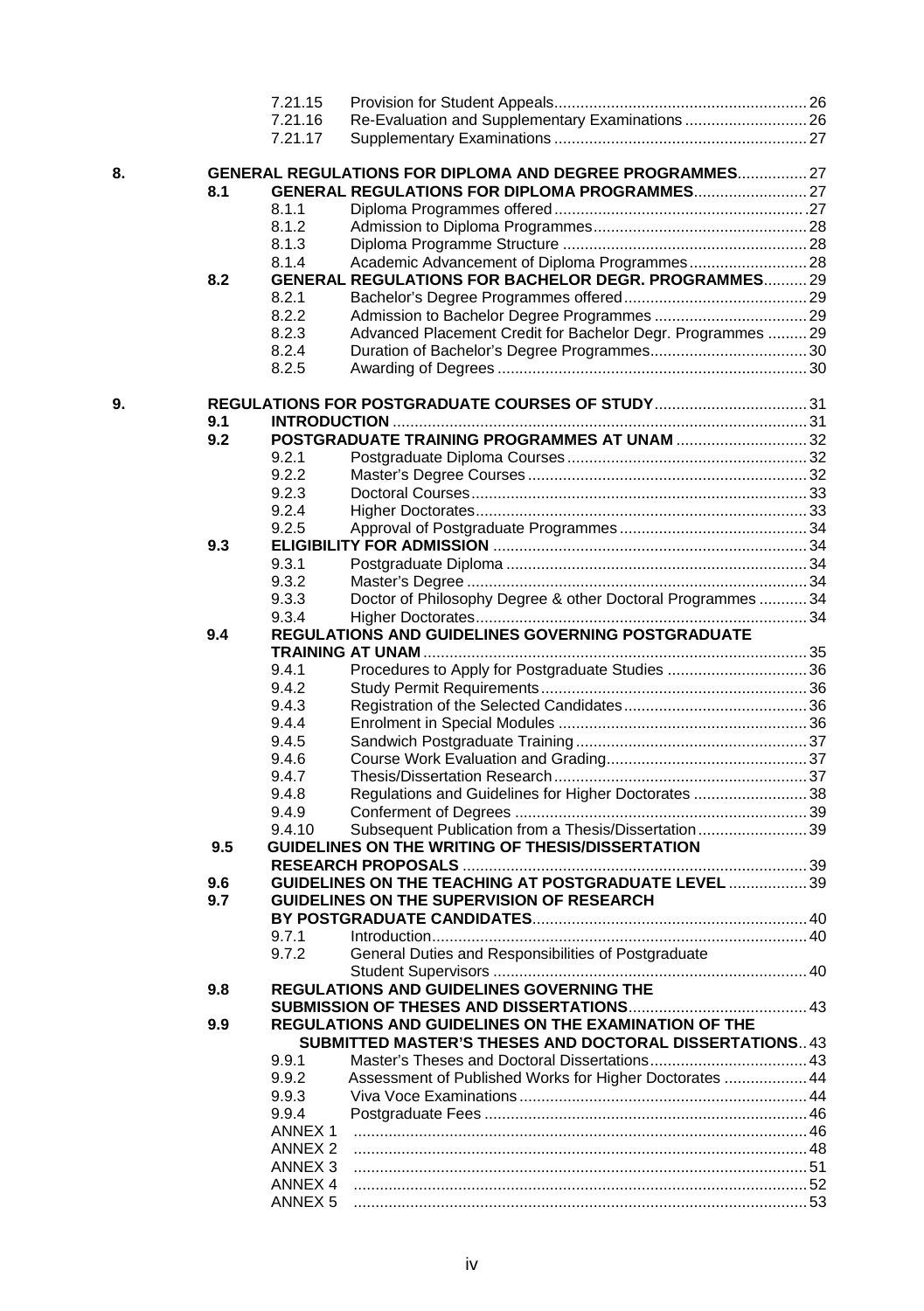| | | | |
|---|---|---|---|
| | 7.21.15 | Provision for Student Appeals | 26 |
| | 7.21.16 | Re-Evaluation and Supplementary Examinations | 26 |
| | 7.21.17 | Supplementary Examinations | 27 |
| **8.** | | **GENERAL REGULATIONS FOR DIPLOMA AND DEGREE PROGRAMMES** | 27 |
| **8.1** | | **GENERAL REGULATIONS FOR DIPLOMA PROGRAMMES** | 27 |
| | 8.1.1 | Diploma Programmes offered | 27 |
| | 8.1.2 | Admission to Diploma Programmes | 28 |
| | 8.1.3 | Diploma Programme Structure | 28 |
| | 8.1.4 | Academic Advancement of Diploma Programmes | 28 |
| **8.2** | | **GENERAL REGULATIONS FOR BACHELOR DEGR. PROGRAMMES** | 29 |
| | 8.2.1 | Bachelor's Degree Programmes offered | 29 |
| | 8.2.2 | Admission to Bachelor Degree Programmes | 29 |
| | 8.2.3 | Advanced Placement Credit for Bachelor Degr. Programmes | 29 |
| | 8.2.4 | Duration of Bachelor's Degree Programmes | 30 |
| | 8.2.5 | Awarding of Degrees | 30 |
| **9.** | | **REGULATIONS FOR POSTGRADUATE COURSES OF STUDY** | 31 |
| **9.1** | | **INTRODUCTION** | 31 |
| **9.2** | | **POSTGRADUATE TRAINING PROGRAMMES AT UNAM** | 32 |
| | 9.2.1 | Postgraduate Diploma Courses | 32 |
| | 9.2.2 | Master's Degree Courses | 32 |
| | 9.2.3 | Doctoral Courses | 33 |
| | 9.2.4 | Higher Doctorates | 33 |
| | 9.2.5 | Approval of Postgraduate Programmes | 34 |
| **9.3** | | **ELIGIBILITY FOR ADMISSION** | 34 |
| | 9.3.1 | Postgraduate Diploma | 34 |
| | 9.3.2 | Master's Degree | 34 |
| | 9.3.3 | Doctor of Philosophy Degree & other Doctoral Programmes | 34 |
| | 9.3.4 | Higher Doctorates | 34 |
| **9.4** | | **REGULATIONS AND GUIDELINES GOVERNING POSTGRADUATE TRAINING AT UNAM** | 35 |
| | 9.4.1 | Procedures to Apply for Postgraduate Studies | 36 |
| | 9.4.2 | Study Permit Requirements | 36 |
| | 9.4.3 | Registration of the Selected Candidates | 36 |
| | 9.4.4 | Enrolment in Special Modules | 36 |
| | 9.4.5 | Sandwich Postgraduate Training | 37 |
| | 9.4.6 | Course Work Evaluation and Grading | 37 |
| | 9.4.7 | Thesis/Dissertation Research | 37 |
| | 9.4.8 | Regulations and Guidelines for Higher Doctorates | 38 |
| | 9.4.9 | Conferment of Degrees | 39 |
| | 9.4.10 | Subsequent Publication from a Thesis/Dissertation | 39 |
| **9.5** | | **GUIDELINES ON THE WRITING OF THESIS/DISSERTATION RESEARCH PROPOSALS** | 39 |
| **9.6** | | **GUIDELINES ON THE TEACHING AT POSTGRADUATE LEVEL** | 39 |
| **9.7** | | **GUIDELINES ON THE SUPERVISION OF RESEARCH BY POSTGRADUATE CANDIDATES** | 40 |
| | 9.7.1 | Introduction | 40 |
| | 9.7.2 | General Duties and Responsibilities of Postgraduate Student Supervisors | 40 |
| **9.8** | | **REGULATIONS AND GUIDELINES GOVERNING THE SUBMISSION OF THESES AND DISSERTATIONS** | 43 |
| **9.9** | | **REGULATIONS AND GUIDELINES ON THE EXAMINATION OF THE SUBMITTED MASTER'S THESES AND DOCTORAL DISSERTATIONS** | 43 |
| | 9.9.1 | Master's Theses and Doctoral Dissertations | 43 |
| | 9.9.2 | Assessment of Published Works for Higher Doctorates | 44 |
| | 9.9.3 | Viva Voce Examinations | 44 |
| | 9.9.4 | Postgraduate Fees | 46 |
| | ANNEX 1 | | 46 |
| | ANNEX 2 | | 48 |
| | ANNEX 3 | | 51 |
| | ANNEX 4 | | 52 |
| | ANNEX 5 | | 53 |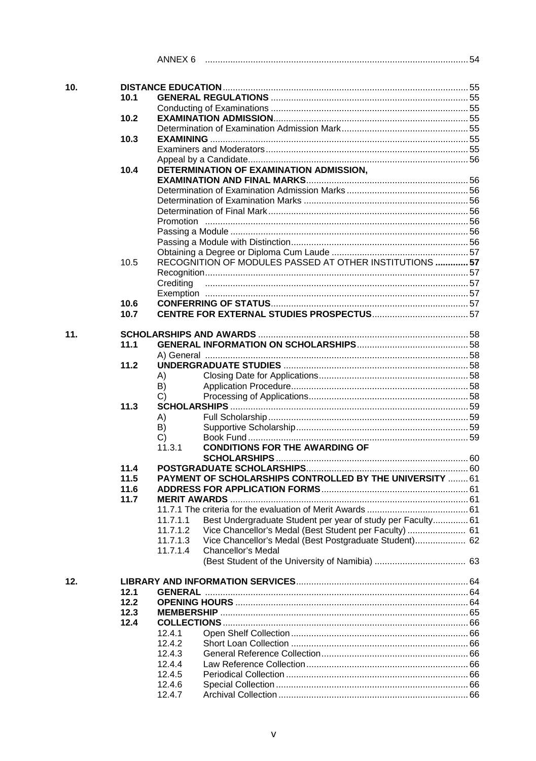| | | | | |
|---|---|---|---|---|
| | | ANNEX 6 | | 54 |
| **10.** | | **DISTANCE EDUCATION** | | 55 |
| | **10.1** | **GENERAL REGULATIONS** | | 55 |
| | | Conducting of Examinations | | 55 |
| | **10.2** | **EXAMINATION ADMISSION** | | 55 |
| | | Determination of Examination Admission Mark | | 55 |
| | **10.3** | **EXAMINING** | | 55 |
| | | Examiners and Moderators | | 55 |
| | | Appeal by a Candidate | | 56 |
| | **10.4** | **DETERMINATION OF EXAMINATION ADMISSION, EXAMINATION AND FINAL MARKS** | | 56 |
| | | Determination of Examination Admission Marks | | 56 |
| | | Determination of Examination Marks | | 56 |
| | | Determination of Final Mark | | 56 |
| | | Promotion | | 56 |
| | | Passing a Module | | 56 |
| | | Passing a Module with Distinction | | 56 |
| | | Obtaining a Degree or Diploma Cum Laude | | 57 |
| | 10.5 | RECOGNITION OF MODULES PASSED AT OTHER INSTITUTIONS | | **57** |
| | | Recognition | | 57 |
| | | Crediting | | 57 |
| | | Exemption | | 57 |
| | **10.6** | **CONFERRING OF STATUS** | | 57 |
| | **10.7** | **CENTRE FOR EXTERNAL STUDIES PROSPECTUS** | | 57 |
| **11.** | | **SCHOLARSHIPS AND AWARDS** | | 58 |
| | **11.1** | **GENERAL INFORMATION ON SCHOLARSHIPS** | | 58 |
| | | A) General | | 58 |
| | **11.2** | **UNDERGRADUATE STUDIES** | | 58 |
| | | A) | Closing Date for Applications | 58 |
| | | B) | Application Procedure | 58 |
| | | C) | Processing of Applications | 58 |
| | **11.3** | **SCHOLARSHIPS** | | 59 |
| | | A) | Full Scholarship | 59 |
| | | B) | Supportive Scholarship | 59 |
| | | C) | Book Fund | 59 |
| | | 11.3.1 | **CONDITIONS FOR THE AWARDING OF SCHOLARSHIPS** | 60 |
| | **11.4** | **POSTGRADUATE SCHOLARSHIPS** | | 60 |
| | **11.5** | **PAYMENT OF SCHOLARSHIPS CONTROLLED BY THE UNIVERSITY** | | 61 |
| | **11.6** | **ADDRESS FOR APPLICATION FORMS** | | 61 |
| | **11.7** | **MERIT AWARDS** | | 61 |
| | | 11.7.1 The criteria for the evaluation of Merit Awards | | 61 |
| | | 11.7.1.1 | Best Undergraduate Student per year of study per Faculty | 61 |
| | | 11.7.1.2 | Vice Chancellor's Medal (Best Student per Faculty) | 61 |
| | | 11.7.1.3 | Vice Chancellor's Medal (Best Postgraduate Student) | 62 |
| | | 11.7.1.4 | Chancellor's Medal (Best Student of the University of Namibia) | 63 |
| **12.** | | **LIBRARY AND INFORMATION SERVICES** | | 64 |
| | **12.1** | **GENERAL** | | 64 |
| | **12.2** | **OPENING HOURS** | | 64 |
| | **12.3** | **MEMBERSHIP** | | 65 |
| | **12.4** | **COLLECTIONS** | | 66 |
| | | 12.4.1 | Open Shelf Collection | 66 |
| | | 12.4.2 | Short Loan Collection | 66 |
| | | 12.4.3 | General Reference Collection | 66 |
| | | 12.4.4 | Law Reference Collection | 66 |
| | | 12.4.5 | Periodical Collection | 66 |
| | | 12.4.6 | Special Collection | 66 |
| | | 12.4.7 | Archival Collection | 66 |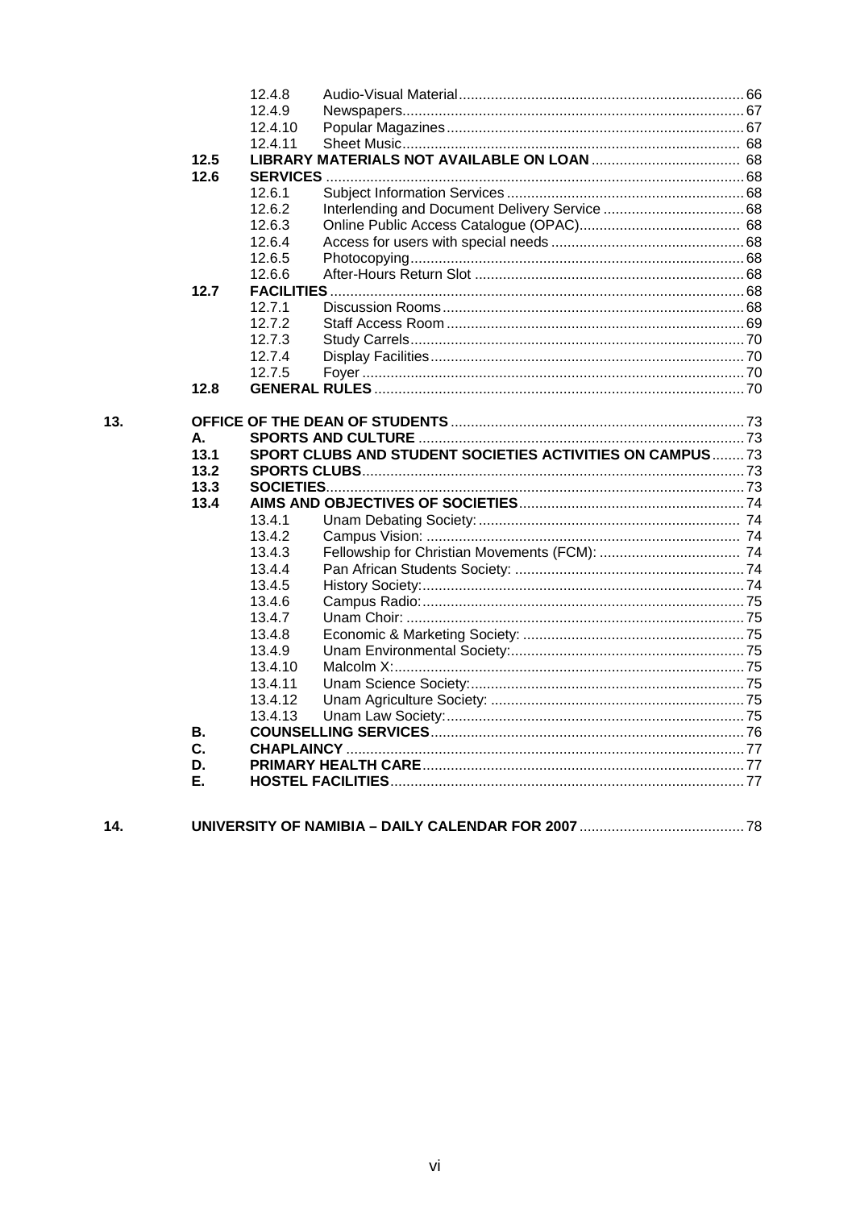| | | | | |
|---|---|---|---|---|
| | | 12.4.8 | Audio-Visual Material | 66 |
| | | 12.4.9 | Newspapers | 67 |
| | | 12.4.10 | Popular Magazines | 67 |
| | | 12.4.11 | Sheet Music | 68 |
| | **12.5** | **LIBRARY MATERIALS NOT AVAILABLE ON LOAN** | | 68 |
| | **12.6** | **SERVICES** | | 68 |
| | | 12.6.1 | Subject Information Services | 68 |
| | | 12.6.2 | Interlending and Document Delivery Service | 68 |
| | | 12.6.3 | Online Public Access Catalogue (OPAC) | 68 |
| | | 12.6.4 | Access for users with special needs | 68 |
| | | 12.6.5 | Photocopying | 68 |
| | | 12.6.6 | After-Hours Return Slot | 68 |
| | **12.7** | **FACILITIES** | | 68 |
| | | 12.7.1 | Discussion Rooms | 68 |
| | | 12.7.2 | Staff Access Room | 69 |
| | | 12.7.3 | Study Carrels | 70 |
| | | 12.7.4 | Display Facilities | 70 |
| | | 12.7.5 | Foyer | 70 |
| | **12.8** | **GENERAL RULES** | | 70 |
| **13.** | | **OFFICE OF THE DEAN OF STUDENTS** | | 73 |
| | **A.** | **SPORTS AND CULTURE** | | 73 |
| | **13.1** | **SPORT CLUBS AND STUDENT SOCIETIES ACTIVITIES ON CAMPUS** | | 73 |
| | **13.2** | **SPORTS CLUBS** | | 73 |
| | **13.3** | **SOCIETIES** | | 73 |
| | **13.4** | **AIMS AND OBJECTIVES OF SOCIETIES** | | 74 |
| | | 13.4.1 | Unam Debating Society: | 74 |
| | | 13.4.2 | Campus Vision: | 74 |
| | | 13.4.3 | Fellowship for Christian Movements (FCM): | 74 |
| | | 13.4.4 | Pan African Students Society: | 74 |
| | | 13.4.5 | History Society: | 74 |
| | | 13.4.6 | Campus Radio: | 75 |
| | | 13.4.7 | Unam Choir: | 75 |
| | | 13.4.8 | Economic & Marketing Society: | 75 |
| | | 13.4.9 | Unam Environmental Society: | 75 |
| | | 13.4.10 | Malcolm X: | 75 |
| | | 13.4.11 | Unam Science Society: | 75 |
| | | 13.4.12 | Unam Agriculture Society: | 75 |
| | | 13.4.13 | Unam Law Society: | 75 |
| | **B.** | **COUNSELLING SERVICES** | | 76 |
| | **C.** | **CHAPLAINCY** | | 77 |
| | **D.** | **PRIMARY HEALTH CARE** | | 77 |
| | **E.** | **HOSTEL FACILITIES** | | 77 |
| **14.** | | **UNIVERSITY OF NAMIBIA – DAILY CALENDAR FOR 2007** | | 78 |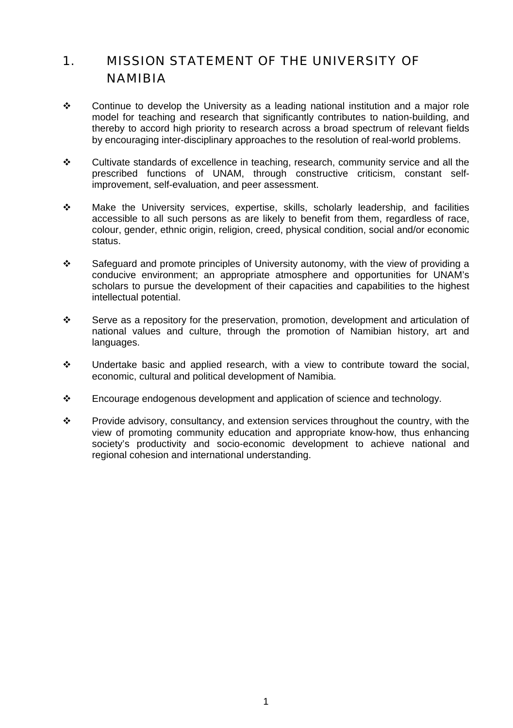# 1. MISSION STATEMENT OF THE UNIVERSITY OF NAMIBIA

- Continue to develop the University as a leading national institution and a major role model for teaching and research that significantly contributes to nation-building, and thereby to accord high priority to research across a broad spectrum of relevant fields by encouraging inter-disciplinary approaches to the resolution of real-world problems.

- Cultivate standards of excellence in teaching, research, community service and all the prescribed functions of UNAM, through constructive criticism, constant self-improvement, self-evaluation, and peer assessment.

- Make the University services, expertise, skills, scholarly leadership, and facilities accessible to all such persons as are likely to benefit from them, regardless of race, colour, gender, ethnic origin, religion, creed, physical condition, social and/or economic status.

- Safeguard and promote principles of University autonomy, with the view of providing a conducive environment; an appropriate atmosphere and opportunities for UNAM's scholars to pursue the development of their capacities and capabilities to the highest intellectual potential.

- Serve as a repository for the preservation, promotion, development and articulation of national values and culture, through the promotion of Namibian history, art and languages.

- Undertake basic and applied research, with a view to contribute toward the social, economic, cultural and political development of Namibia.

- Encourage endogenous development and application of science and technology.

- Provide advisory, consultancy, and extension services throughout the country, with the view of promoting community education and appropriate know-how, thus enhancing society's productivity and socio-economic development to achieve national and regional cohesion and international understanding.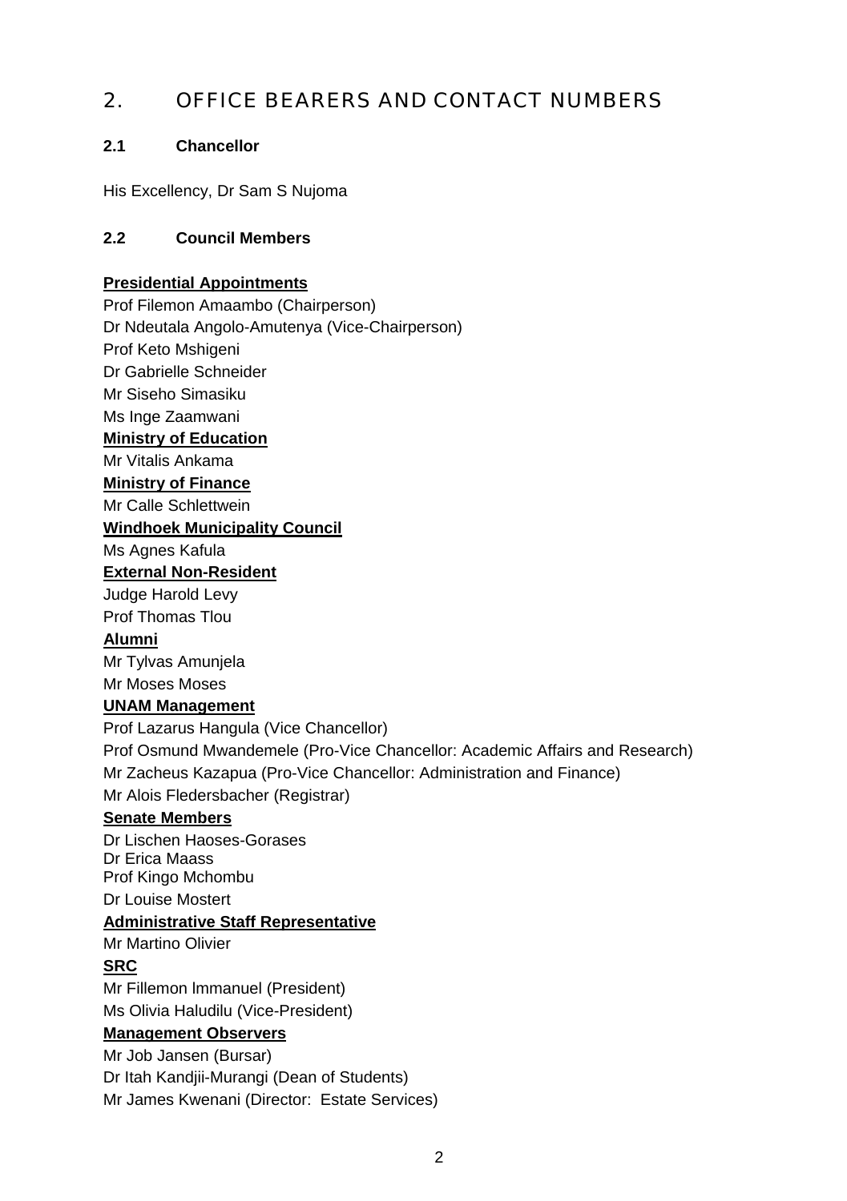# 2. OFFICE BEARERS AND CONTACT NUMBERS

## 2.1 Chancellor

His Excellency, Dr Sam S Nujoma

## 2.2 Council Members

**Presidential Appointments**

Prof Filemon Amaambo (Chairperson)
Dr Ndeutala Angolo-Amutenya (Vice-Chairperson)
Prof Keto Mshigeni
Dr Gabrielle Schneider
Mr Siseho Simasiku
Ms Inge Zaamwani

**Ministry of Education**

Mr Vitalis Ankama

**Ministry of Finance**

Mr Calle Schlettwein

**Windhoek Municipality Council**

Ms Agnes Kafula

**External Non-Resident**

Judge Harold Levy
Prof Thomas Tlou

**Alumni**

Mr Tylvas Amunjela
Mr Moses Moses

**UNAM Management**

Prof Lazarus Hangula (Vice Chancellor)
Prof Osmund Mwandemele (Pro-Vice Chancellor: Academic Affairs and Research)
Mr Zacheus Kazapua (Pro-Vice Chancellor: Administration and Finance)
Mr Alois Fledersbacher (Registrar)

**Senate Members**

Dr Lischen Haoses-Gorases
Dr Erica Maass
Prof Kingo Mchombu
Dr Louise Mostert

**Administrative Staff Representative**

Mr Martino Olivier

**SRC**

Mr Fillemon lmmanuel (President)
Ms Olivia Haludilu (Vice-President)

**Management Observers**

Mr Job Jansen (Bursar)
Dr Itah Kandjii-Murangi (Dean of Students)
Mr James Kwenani (Director: Estate Services)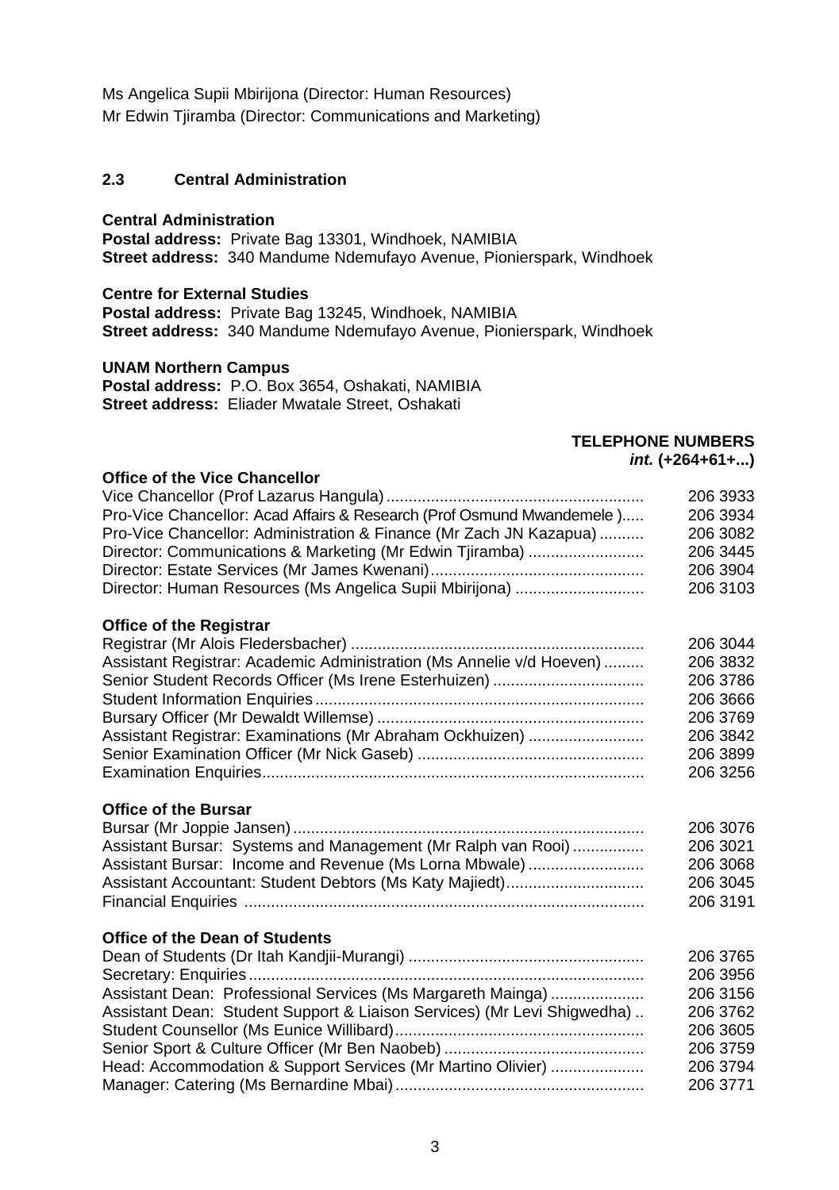Ms Angelica Supii Mbirijona (Director: Human Resources)
Mr Edwin Tjiramba (Director: Communications and Marketing)

## 2.3 Central Administration

**Central Administration**
**Postal address:** Private Bag 13301, Windhoek, NAMIBIA
**Street address:** 340 Mandume Ndemufayo Avenue, Pionierspark, Windhoek

**Centre for External Studies**
**Postal address:** Private Bag 13245, Windhoek, NAMIBIA
**Street address:** 340 Mandume Ndemufayo Avenue, Pionierspark, Windhoek

**UNAM Northern Campus**
**Postal address:** P.O. Box 3654, Oshakati, NAMIBIA
**Street address:** Eliader Mwatale Street, Oshakati

| | **TELEPHONE NUMBERS** *int.* **(+264+61+...)** |
|---|---|
| **Office of the Vice Chancellor** | |
| Vice Chancellor (Prof Lazarus Hangula) | 206 3933 |
| Pro-Vice Chancellor: Acad Affairs & Research (Prof Osmund Mwandemele ) | 206 3934 |
| Pro-Vice Chancellor: Administration & Finance (Mr Zach JN Kazapua) | 206 3082 |
| Director: Communications & Marketing (Mr Edwin Tjiramba) | 206 3445 |
| Director: Estate Services (Mr James Kwenani) | 206 3904 |
| Director: Human Resources (Ms Angelica Supii Mbirijona) | 206 3103 |
| **Office of the Registrar** | |
| Registrar (Mr Alois Fledersbacher) | 206 3044 |
| Assistant Registrar: Academic Administration (Ms Annelie v/d Hoeven) | 206 3832 |
| Senior Student Records Officer (Ms Irene Esterhuizen) | 206 3786 |
| Student Information Enquiries | 206 3666 |
| Bursary Officer (Mr Dewaldt Willemse) | 206 3769 |
| Assistant Registrar: Examinations (Mr Abraham Ockhuizen) | 206 3842 |
| Senior Examination Officer (Mr Nick Gaseb) | 206 3899 |
| Examination Enquiries | 206 3256 |
| **Office of the Bursar** | |
| Bursar (Mr Joppie Jansen) | 206 3076 |
| Assistant Bursar: Systems and Management (Mr Ralph van Rooi) | 206 3021 |
| Assistant Bursar: Income and Revenue (Ms Lorna Mbwale) | 206 3068 |
| Assistant Accountant: Student Debtors (Ms Katy Majiedt) | 206 3045 |
| Financial Enquiries | 206 3191 |
| **Office of the Dean of Students** | |
| Dean of Students (Dr Itah Kandjii-Murangi) | 206 3765 |
| Secretary: Enquiries | 206 3956 |
| Assistant Dean: Professional Services (Ms Margareth Mainga) | 206 3156 |
| Assistant Dean: Student Support & Liaison Services) (Mr Levi Shigwedha) | 206 3762 |
| Student Counsellor (Ms Eunice Willibard) | 206 3605 |
| Senior Sport & Culture Officer (Mr Ben Naobeb) | 206 3759 |
| Head: Accommodation & Support Services (Mr Martino Olivier) | 206 3794 |
| Manager: Catering (Ms Bernardine Mbai) | 206 3771 |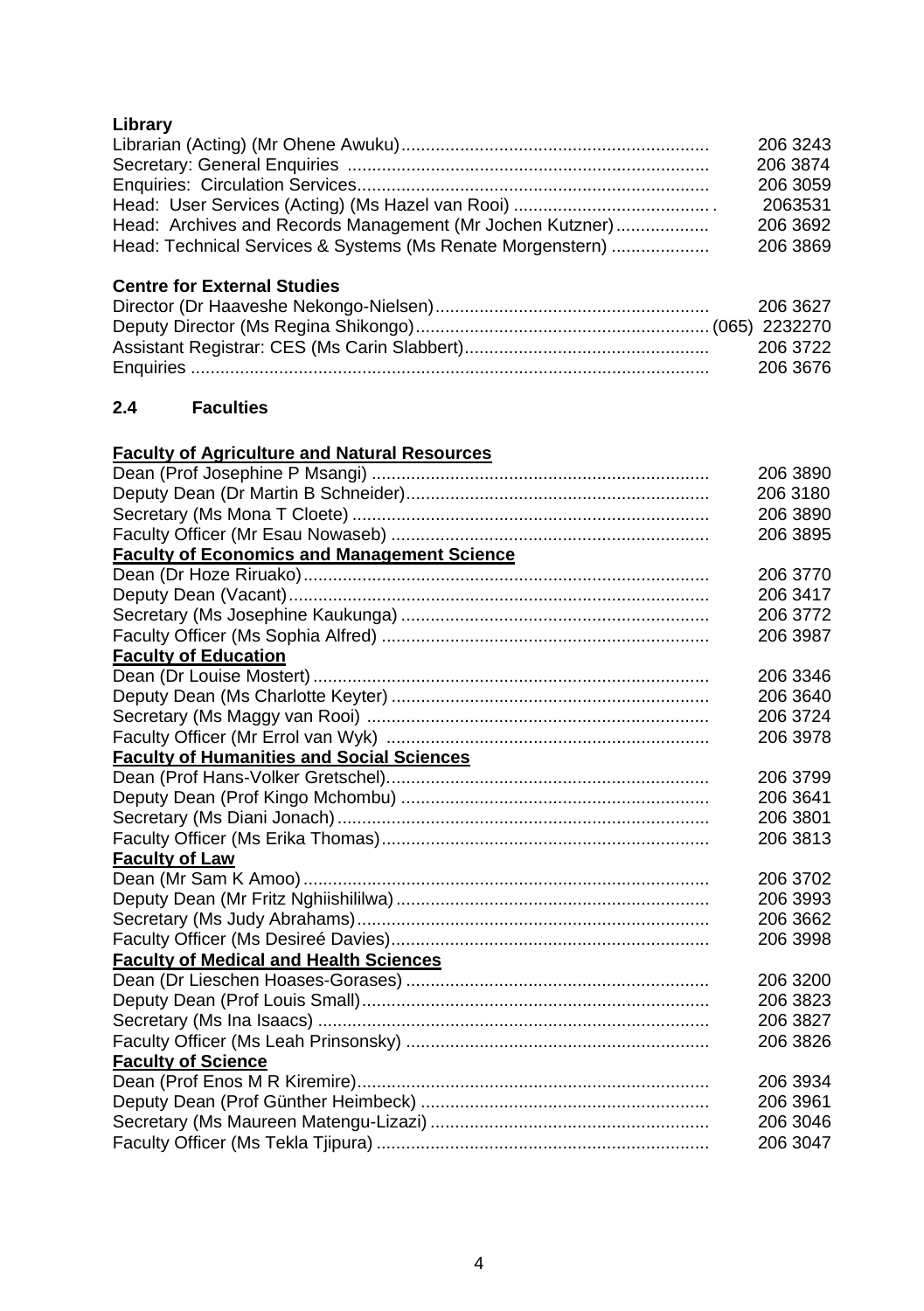**Library**

| | |
|---|---|
| Librarian (Acting) (Mr Ohene Awuku) | 206 3243 |
| Secretary: General Enquiries | 206 3874 |
| Enquiries: Circulation Services | 206 3059 |
| Head: User Services (Acting) (Ms Hazel van Rooi) | 2063531 |
| Head: Archives and Records Management (Mr Jochen Kutzner) | 206 3692 |
| Head: Technical Services & Systems (Ms Renate Morgenstern) | 206 3869 |

**Centre for External Studies**

| | |
|---|---|
| Director (Dr Haaveshe Nekongo-Nielsen) | 206 3627 |
| Deputy Director (Ms Regina Shikongo) | (065) 2232270 |
| Assistant Registrar: CES (Ms Carin Slabbert) | 206 3722 |
| Enquiries | 206 3676 |

## 2.4 Faculties

**Faculty of Agriculture and Natural Resources**

| | |
|---|---|
| Dean (Prof Josephine P Msangi) | 206 3890 |
| Deputy Dean (Dr Martin B Schneider) | 206 3180 |
| Secretary (Ms Mona T Cloete) | 206 3890 |
| Faculty Officer (Mr Esau Nowaseb) | 206 3895 |

**Faculty of Economics and Management Science**

| | |
|---|---|
| Dean (Dr Hoze Riruako) | 206 3770 |
| Deputy Dean (Vacant) | 206 3417 |
| Secretary (Ms Josephine Kaukunga) | 206 3772 |
| Faculty Officer (Ms Sophia Alfred) | 206 3987 |

**Faculty of Education**

| | |
|---|---|
| Dean (Dr Louise Mostert) | 206 3346 |
| Deputy Dean (Ms Charlotte Keyter) | 206 3640 |
| Secretary (Ms Maggy van Rooi) | 206 3724 |
| Faculty Officer (Mr Errol van Wyk) | 206 3978 |

**Faculty of Humanities and Social Sciences**

| | |
|---|---|
| Dean (Prof Hans-Volker Gretschel) | 206 3799 |
| Deputy Dean (Prof Kingo Mchombu) | 206 3641 |
| Secretary (Ms Diani Jonach) | 206 3801 |
| Faculty Officer (Ms Erika Thomas) | 206 3813 |

**Faculty of Law**

| | |
|---|---|
| Dean (Mr Sam K Amoo) | 206 3702 |
| Deputy Dean (Mr Fritz Nghiishililwa) | 206 3993 |
| Secretary (Ms Judy Abrahams) | 206 3662 |
| Faculty Officer (Ms Desireé Davies) | 206 3998 |

**Faculty of Medical and Health Sciences**

| | |
|---|---|
| Dean (Dr Lieschen Hoases-Gorases) | 206 3200 |
| Deputy Dean (Prof Louis Small) | 206 3823 |
| Secretary (Ms Ina Isaacs) | 206 3827 |
| Faculty Officer (Ms Leah Prinsonsky) | 206 3826 |

**Faculty of Science**

| | |
|---|---|
| Dean (Prof Enos M R Kiremire) | 206 3934 |
| Deputy Dean (Prof Günther Heimbeck) | 206 3961 |
| Secretary (Ms Maureen Matengu-Lizazi) | 206 3046 |
| Faculty Officer (Ms Tekla Tjipura) | 206 3047 |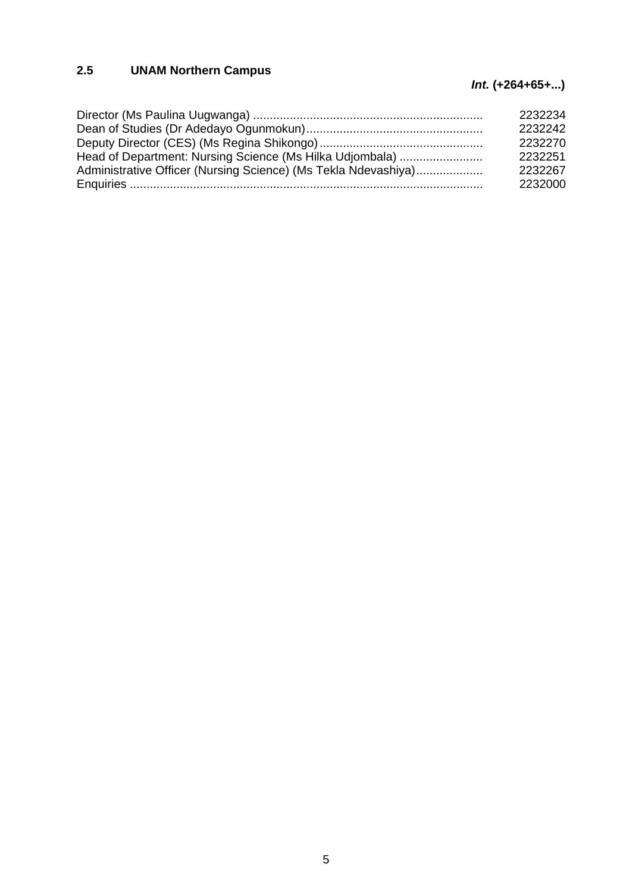## 2.5 UNAM Northern Campus

***Int.* (+264+65+...)**

| | |
|---|---|
| Director (Ms Paulina Uugwanga) | 2232234 |
| Dean of Studies (Dr Adedayo Ogunmokun) | 2232242 |
| Deputy Director (CES) (Ms Regina Shikongo) | 2232270 |
| Head of Department: Nursing Science (Ms Hilka Udjombala) | 2232251 |
| Administrative Officer (Nursing Science) (Ms Tekla Ndevashiya) | 2232267 |
| Enquiries | 2232000 |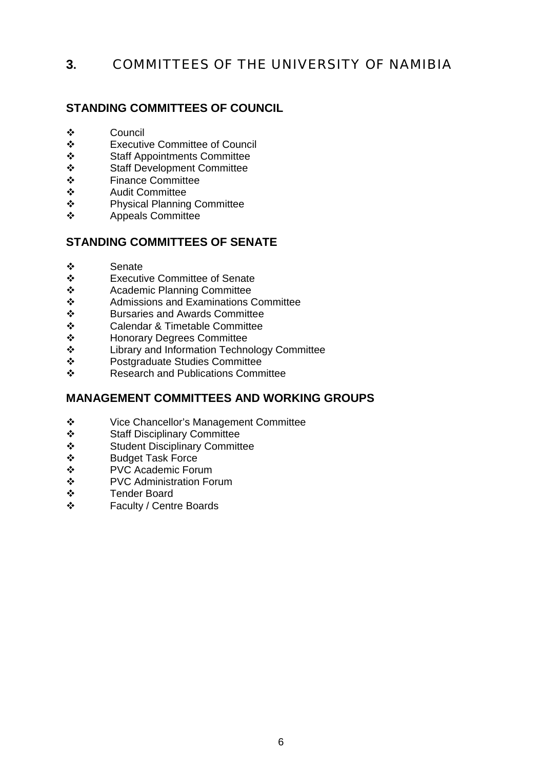# 3. COMMITTEES OF THE UNIVERSITY OF NAMIBIA

## STANDING COMMITTEES OF COUNCIL

- Council
- Executive Committee of Council
- Staff Appointments Committee
- Staff Development Committee
- Finance Committee
- Audit Committee
- Physical Planning Committee
- Appeals Committee

## STANDING COMMITTEES OF SENATE

- Senate
- Executive Committee of Senate
- Academic Planning Committee
- Admissions and Examinations Committee
- Bursaries and Awards Committee
- Calendar & Timetable Committee
- Honorary Degrees Committee
- Library and Information Technology Committee
- Postgraduate Studies Committee
- Research and Publications Committee

## MANAGEMENT COMMITTEES AND WORKING GROUPS

- Vice Chancellor's Management Committee
- Staff Disciplinary Committee
- Student Disciplinary Committee
- Budget Task Force
- PVC Academic Forum
- PVC Administration Forum
- Tender Board
- Faculty / Centre Boards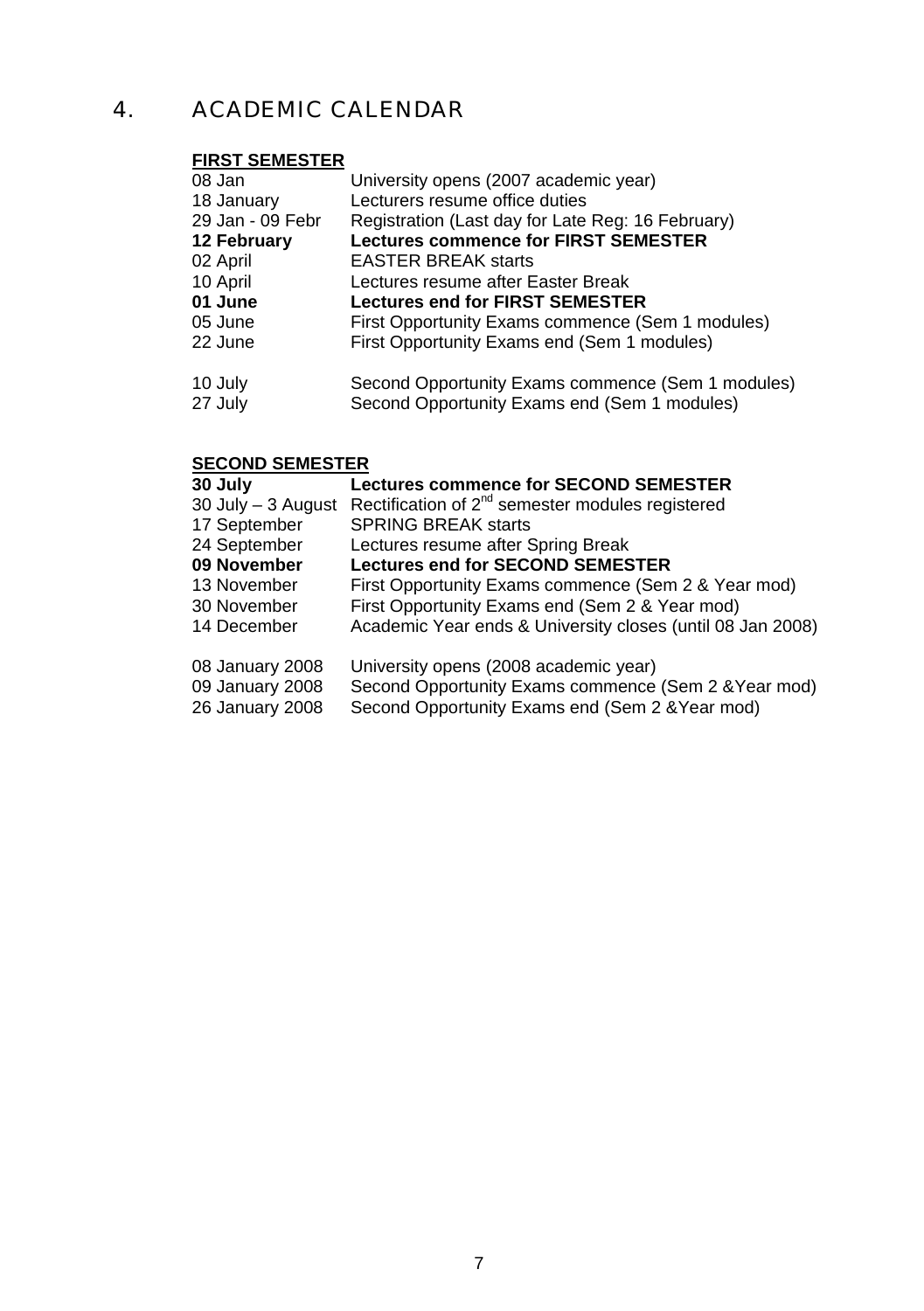# 4. ACADEMIC CALENDAR

**FIRST SEMESTER**

| | |
|---|---|
| 08 Jan | University opens (2007 academic year) |
| 18 January | Lecturers resume office duties |
| 29 Jan - 09 Febr | Registration (Last day for Late Reg: 16 February) |
| **12 February** | **Lectures commence for FIRST SEMESTER** |
| 02 April | EASTER BREAK starts |
| 10 April | Lectures resume after Easter Break |
| **01 June** | **Lectures end for FIRST SEMESTER** |
| 05 June | First Opportunity Exams commence (Sem 1 modules) |
| 22 June | First Opportunity Exams end (Sem 1 modules) |
| 10 July | Second Opportunity Exams commence (Sem 1 modules) |
| 27 July | Second Opportunity Exams end (Sem 1 modules) |

**SECOND SEMESTER**

| | |
|---|---|
| **30 July** | **Lectures commence for SECOND SEMESTER** |
| 30 July – 3 August | Rectification of 2nd semester modules registered |
| 17 September | SPRING BREAK starts |
| 24 September | Lectures resume after Spring Break |
| **09 November** | **Lectures end for SECOND SEMESTER** |
| 13 November | First Opportunity Exams commence (Sem 2 & Year mod) |
| 30 November | First Opportunity Exams end (Sem 2 & Year mod) |
| 14 December | Academic Year ends & University closes (until 08 Jan 2008) |
| 08 January 2008 | University opens (2008 academic year) |
| 09 January 2008 | Second Opportunity Exams commence (Sem 2 &Year mod) |
| 26 January 2008 | Second Opportunity Exams end (Sem 2 &Year mod) |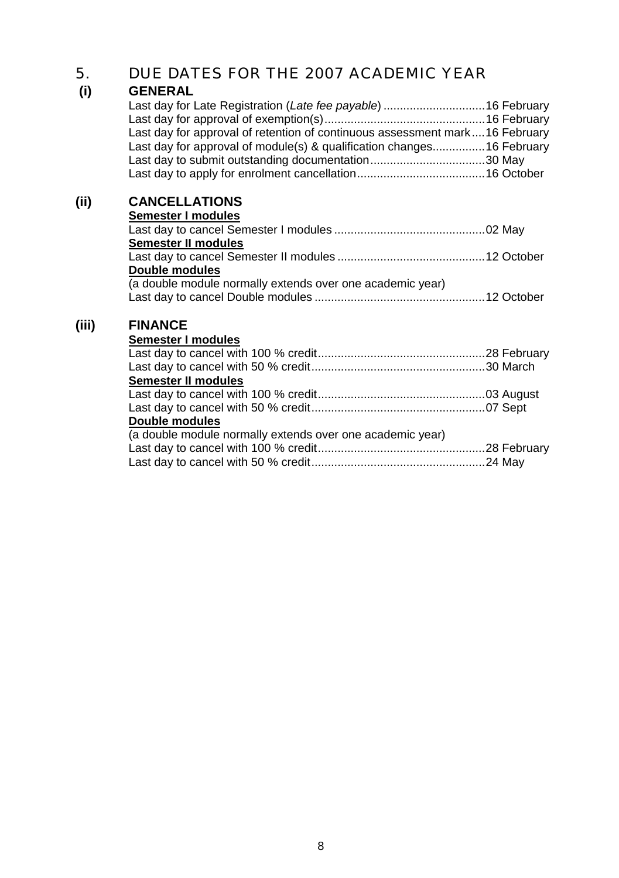# 5. DUE DATES FOR THE 2007 ACADEMIC YEAR

## (i) GENERAL

Last day for Late Registration (*Late fee payable*) ...............................16 February
Last day for approval of exemption(s).................................................16 February
Last day for approval of retention of continuous assessment mark....16 February
Last day for approval of module(s) & qualification changes................16 February
Last day to submit outstanding documentation...................................30 May
Last day to apply for enrolment cancellation.......................................16 October

## (ii) CANCELLATIONS

**Semester I modules**

Last day to cancel Semester I modules ..............................................02 May

**Semester II modules**

Last day to cancel Semester II modules .............................................12 October

**Double modules**

(a double module normally extends over one academic year)
Last day to cancel Double modules ....................................................12 October

## (iii) FINANCE

**Semester I modules**

Last day to cancel with 100 % credit...................................................28 February
Last day to cancel with 50 % credit.....................................................30 March

**Semester II modules**

Last day to cancel with 100 % credit...................................................03 August
Last day to cancel with 50 % credit.....................................................07 Sept

**Double modules**

(a double module normally extends over one academic year)
Last day to cancel with 100 % credit...................................................28 February
Last day to cancel with 50 % credit.....................................................24 May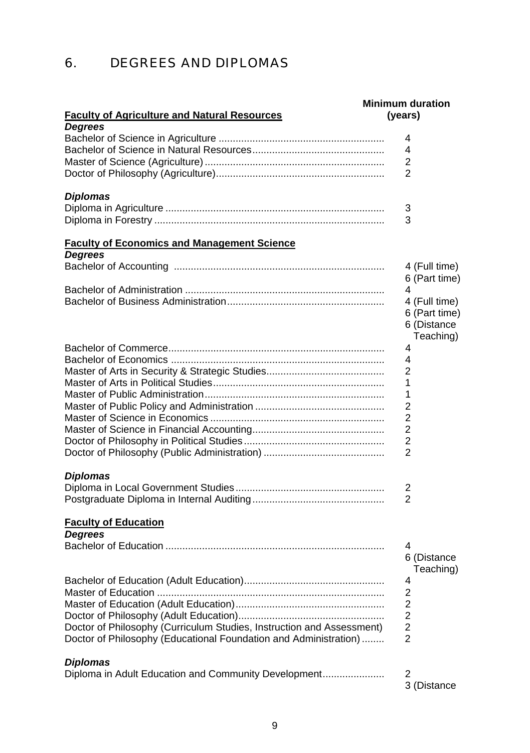# 6. DEGREES AND DIPLOMAS

| **Faculty of Agriculture and Natural Resources** | **Minimum duration (years)** |
|---|---|
| ***Degrees*** | |
| Bachelor of Science in Agriculture | 4 |
| Bachelor of Science in Natural Resources | 4 |
| Master of Science (Agriculture) | 2 |
| Doctor of Philosophy (Agriculture) | 2 |
| ***Diplomas*** | |
| Diploma in Agriculture | 3 |
| Diploma in Forestry | 3 |

| **Faculty of Economics and Management Science** | |
|---|---|
| ***Degrees*** | |
| Bachelor of Accounting | 4 (Full time)<br>6 (Part time) |
| Bachelor of Administration | 4 |
| Bachelor of Business Administration | 4 (Full time)<br>6 (Part time)<br>6 (Distance Teaching) |
| Bachelor of Commerce | 4 |
| Bachelor of Economics | 4 |
| Master of Arts in Security & Strategic Studies | 2 |
| Master of Arts in Political Studies | 1 |
| Master of Public Administration | 1 |
| Master of Public Policy and Administration | 2 |
| Master of Science in Economics | 2 |
| Master of Science in Financial Accounting | 2 |
| Doctor of Philosophy in Political Studies | 2 |
| Doctor of Philosophy (Public Administration) | 2 |
| ***Diplomas*** | |
| Diploma in Local Government Studies | 2 |
| Postgraduate Diploma in Internal Auditing | 2 |

| **Faculty of Education** | |
|---|---|
| ***Degrees*** | |
| Bachelor of Education | 4<br>6 (Distance Teaching) |
| Bachelor of Education (Adult Education) | 4 |
| Master of Education | 2 |
| Master of Education (Adult Education) | 2 |
| Doctor of Philosophy (Adult Education) | 2 |
| Doctor of Philosophy (Curriculum Studies, Instruction and Assessment) | 2 |
| Doctor of Philosophy (Educational Foundation and Administration) | 2 |
| ***Diplomas*** | |
| Diploma in Adult Education and Community Development | 2<br>3 (Distance |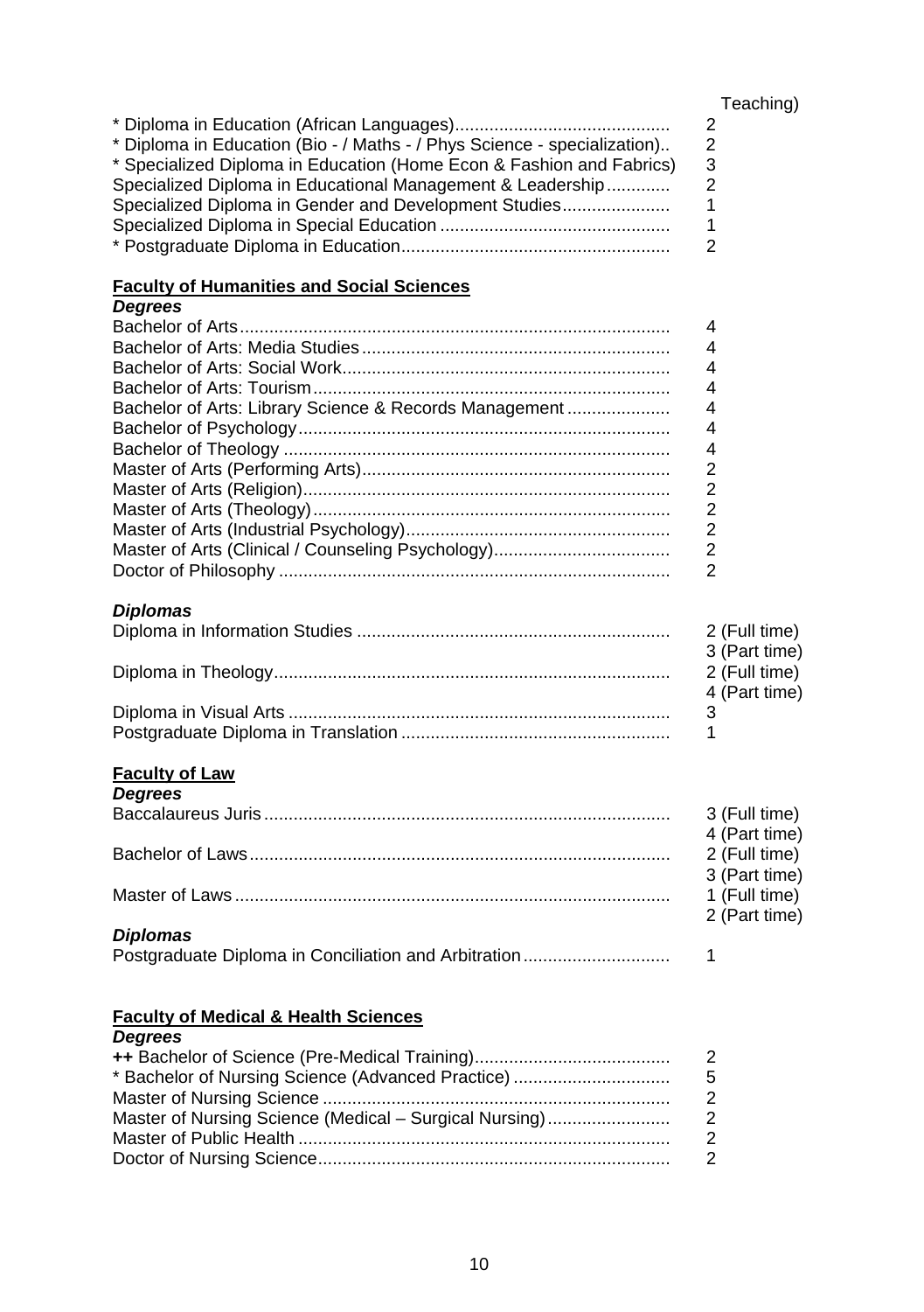| | Teaching) |
|---|---|
| * Diploma in Education (African Languages) | 2 |
| * Diploma in Education (Bio - / Maths - / Phys Science - specialization) | 2 |
| * Specialized Diploma in Education (Home Econ & Fashion and Fabrics) | 3 |
| Specialized Diploma in Educational Management & Leadership | 2 |
| Specialized Diploma in Gender and Development Studies | 1 |
| Specialized Diploma in Special Education | 1 |
| * Postgraduate Diploma in Education | 2 |

## Faculty of Humanities and Social Sciences

***Degrees***

| | |
|---|---|
| Bachelor of Arts | 4 |
| Bachelor of Arts: Media Studies | 4 |
| Bachelor of Arts: Social Work | 4 |
| Bachelor of Arts: Tourism | 4 |
| Bachelor of Arts: Library Science & Records Management | 4 |
| Bachelor of Psychology | 4 |
| Bachelor of Theology | 4 |
| Master of Arts (Performing Arts) | 2 |
| Master of Arts (Religion) | 2 |
| Master of Arts (Theology) | 2 |
| Master of Arts (Industrial Psychology) | 2 |
| Master of Arts (Clinical / Counseling Psychology) | 2 |
| Doctor of Philosophy | 2 |

***Diplomas***

| | |
|---|---|
| Diploma in Information Studies | 2 (Full time)<br>3 (Part time) |
| Diploma in Theology | 2 (Full time)<br>4 (Part time) |
| Diploma in Visual Arts | 3 |
| Postgraduate Diploma in Translation | 1 |

## Faculty of Law

***Degrees***

| | |
|---|---|
| Baccalaureus Juris | 3 (Full time)<br>4 (Part time) |
| Bachelor of Laws | 2 (Full time)<br>3 (Part time) |
| Master of Laws | 1 (Full time)<br>2 (Part time) |

***Diplomas***

| | |
|---|---|
| Postgraduate Diploma in Conciliation and Arbitration | 1 |

## Faculty of Medical & Health Sciences

***Degrees***

| | |
|---|---|
| **++** Bachelor of Science (Pre-Medical Training) | 2 |
| * Bachelor of Nursing Science (Advanced Practice) | 5 |
| Master of Nursing Science | 2 |
| Master of Nursing Science (Medical – Surgical Nursing) | 2 |
| Master of Public Health | 2 |
| Doctor of Nursing Science | 2 |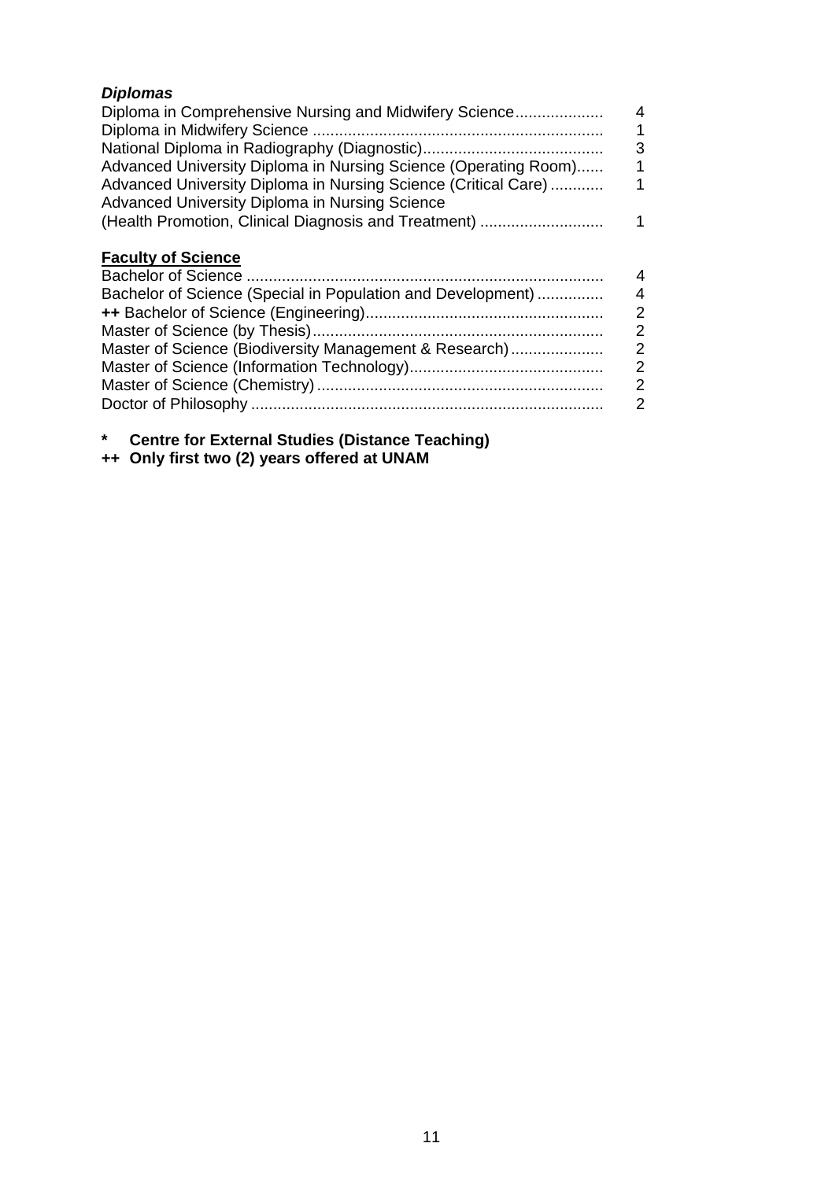***Diplomas***

| | |
|---|---|
| Diploma in Comprehensive Nursing and Midwifery Science | 4 |
| Diploma in Midwifery Science | 1 |
| National Diploma in Radiography (Diagnostic) | 3 |
| Advanced University Diploma in Nursing Science (Operating Room) | 1 |
| Advanced University Diploma in Nursing Science (Critical Care) | 1 |
| Advanced University Diploma in Nursing Science (Health Promotion, Clinical Diagnosis and Treatment) | 1 |

**Faculty of Science**

| | |
|---|---|
| Bachelor of Science | 4 |
| Bachelor of Science (Special in Population and Development) | 4 |
| **++** Bachelor of Science (Engineering) | 2 |
| Master of Science (by Thesis) | 2 |
| Master of Science (Biodiversity Management & Research) | 2 |
| Master of Science (Information Technology) | 2 |
| Master of Science (Chemistry) | 2 |
| Doctor of Philosophy | 2 |

**\* Centre for External Studies (Distance Teaching)**

**++ Only first two (2) years offered at UNAM**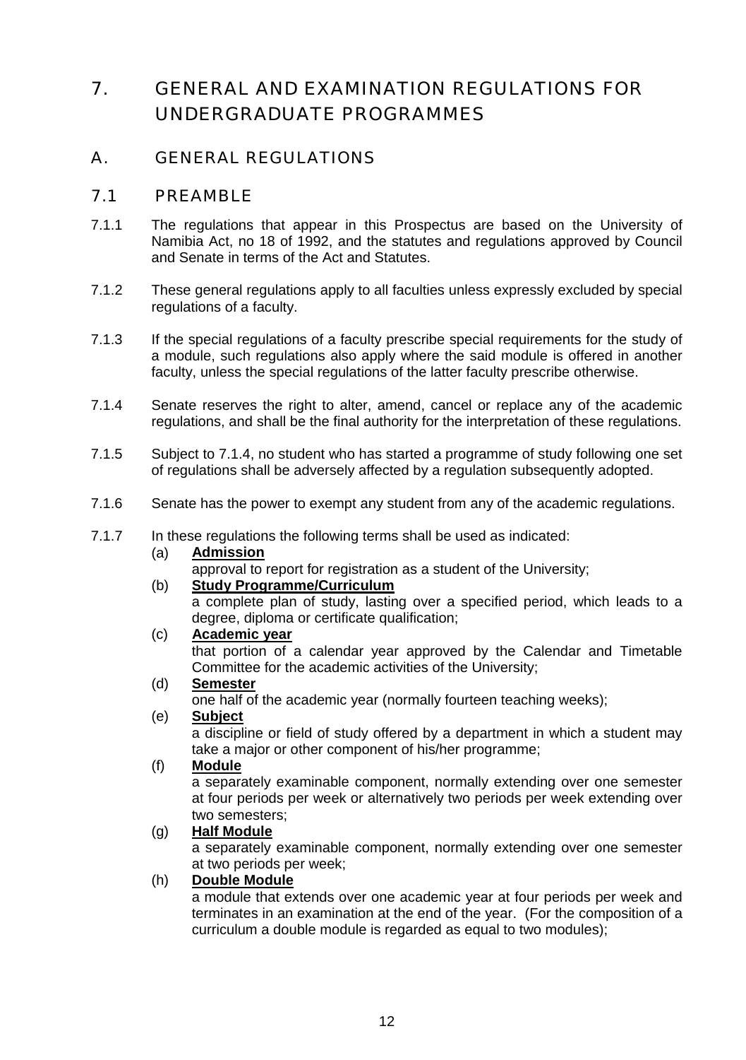# 7. GENERAL AND EXAMINATION REGULATIONS FOR UNDERGRADUATE PROGRAMMES

## A. GENERAL REGULATIONS

### 7.1 PREAMBLE

7.1.1 The regulations that appear in this Prospectus are based on the University of Namibia Act, no 18 of 1992, and the statutes and regulations approved by Council and Senate in terms of the Act and Statutes.

7.1.2 These general regulations apply to all faculties unless expressly excluded by special regulations of a faculty.

7.1.3 If the special regulations of a faculty prescribe special requirements for the study of a module, such regulations also apply where the said module is offered in another faculty, unless the special regulations of the latter faculty prescribe otherwise.

7.1.4 Senate reserves the right to alter, amend, cancel or replace any of the academic regulations, and shall be the final authority for the interpretation of these regulations.

7.1.5 Subject to 7.1.4, no student who has started a programme of study following one set of regulations shall be adversely affected by a regulation subsequently adopted.

7.1.6 Senate has the power to exempt any student from any of the academic regulations.

7.1.7 In these regulations the following terms shall be used as indicated:

(a) **Admission**
approval to report for registration as a student of the University;

(b) **Study Programme/Curriculum**
a complete plan of study, lasting over a specified period, which leads to a degree, diploma or certificate qualification;

(c) **Academic year**
that portion of a calendar year approved by the Calendar and Timetable Committee for the academic activities of the University;

(d) **Semester**
one half of the academic year (normally fourteen teaching weeks);

(e) **Subject**
a discipline or field of study offered by a department in which a student may take a major or other component of his/her programme;

(f) **Module**
a separately examinable component, normally extending over one semester at four periods per week or alternatively two periods per week extending over two semesters;

(g) **Half Module**
a separately examinable component, normally extending over one semester at two periods per week;

(h) **Double Module**
a module that extends over one academic year at four periods per week and terminates in an examination at the end of the year. (For the composition of a curriculum a double module is regarded as equal to two modules);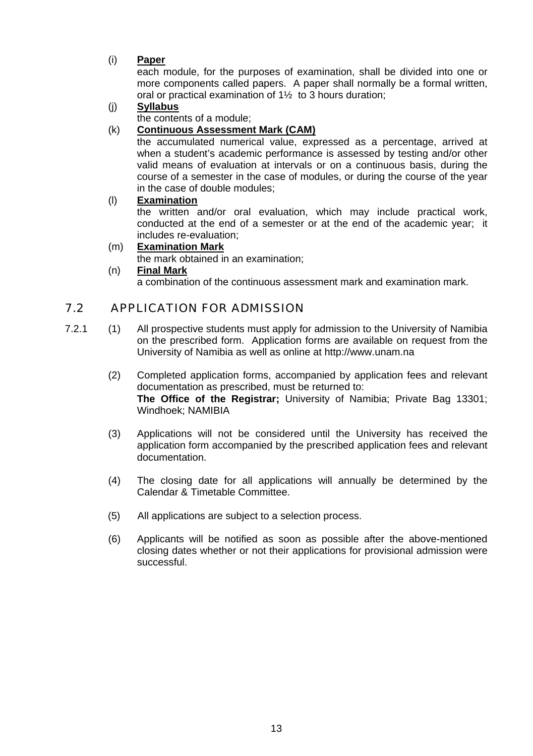(i) **<u>Paper</u>**
each module, for the purposes of examination, shall be divided into one or more components called papers. A paper shall normally be a formal written, oral or practical examination of 1½ to 3 hours duration;

(j) **<u>Syllabus</u>**
the contents of a module;

(k) **<u>Continuous Assessment Mark (CAM)</u>**
the accumulated numerical value, expressed as a percentage, arrived at when a student's academic performance is assessed by testing and/or other valid means of evaluation at intervals or on a continuous basis, during the course of a semester in the case of modules, or during the course of the year in the case of double modules;

(l) **<u>Examination</u>**
the written and/or oral evaluation, which may include practical work, conducted at the end of a semester or at the end of the academic year; it includes re-evaluation;

(m) **<u>Examination Mark</u>**
the mark obtained in an examination;

(n) **<u>Final Mark</u>**
a combination of the continuous assessment mark and examination mark.

## 7.2 APPLICATION FOR ADMISSION

7.2.1 (1) All prospective students must apply for admission to the University of Namibia on the prescribed form. Application forms are available on request from the University of Namibia as well as online at http://www.unam.na

(2) Completed application forms, accompanied by application fees and relevant documentation as prescribed, must be returned to:
**The Office of the Registrar;** University of Namibia; Private Bag 13301; Windhoek; NAMIBIA

(3) Applications will not be considered until the University has received the application form accompanied by the prescribed application fees and relevant documentation.

(4) The closing date for all applications will annually be determined by the Calendar & Timetable Committee.

(5) All applications are subject to a selection process.

(6) Applicants will be notified as soon as possible after the above-mentioned closing dates whether or not their applications for provisional admission were successful.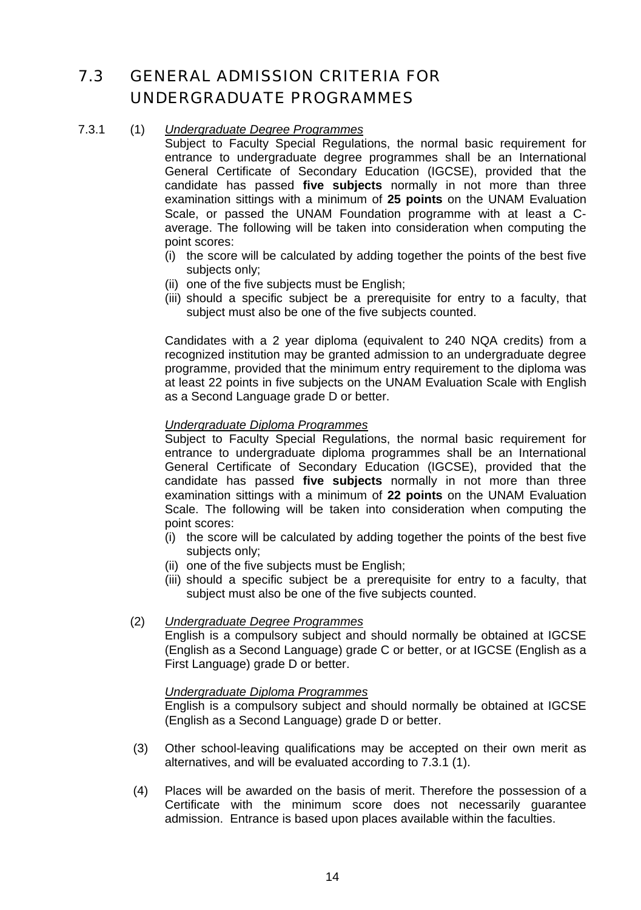## 7.3 GENERAL ADMISSION CRITERIA FOR UNDERGRADUATE PROGRAMMES

7.3.1 (1) *Undergraduate Degree Programmes*

Subject to Faculty Special Regulations, the normal basic requirement for entrance to undergraduate degree programmes shall be an International General Certificate of Secondary Education (IGCSE), provided that the candidate has passed **five subjects** normally in not more than three examination sittings with a minimum of **25 points** on the UNAM Evaluation Scale, or passed the UNAM Foundation programme with at least a C-average. The following will be taken into consideration when computing the point scores:

(i) the score will be calculated by adding together the points of the best five subjects only;
(ii) one of the five subjects must be English;
(iii) should a specific subject be a prerequisite for entry to a faculty, that subject must also be one of the five subjects counted.

Candidates with a 2 year diploma (equivalent to 240 NQA credits) from a recognized institution may be granted admission to an undergraduate degree programme, provided that the minimum entry requirement to the diploma was at least 22 points in five subjects on the UNAM Evaluation Scale with English as a Second Language grade D or better.

*Undergraduate Diploma Programmes*

Subject to Faculty Special Regulations, the normal basic requirement for entrance to undergraduate diploma programmes shall be an International General Certificate of Secondary Education (IGCSE), provided that the candidate has passed **five subjects** normally in not more than three examination sittings with a minimum of **22 points** on the UNAM Evaluation Scale. The following will be taken into consideration when computing the point scores:

(i) the score will be calculated by adding together the points of the best five subjects only;
(ii) one of the five subjects must be English;
(iii) should a specific subject be a prerequisite for entry to a faculty, that subject must also be one of the five subjects counted.

(2) *Undergraduate Degree Programmes*

English is a compulsory subject and should normally be obtained at IGCSE (English as a Second Language) grade C or better, or at IGCSE (English as a First Language) grade D or better.

*Undergraduate Diploma Programmes*

English is a compulsory subject and should normally be obtained at IGCSE (English as a Second Language) grade D or better.

(3) Other school-leaving qualifications may be accepted on their own merit as alternatives, and will be evaluated according to 7.3.1 (1).

(4) Places will be awarded on the basis of merit. Therefore the possession of a Certificate with the minimum score does not necessarily guarantee admission. Entrance is based upon places available within the faculties.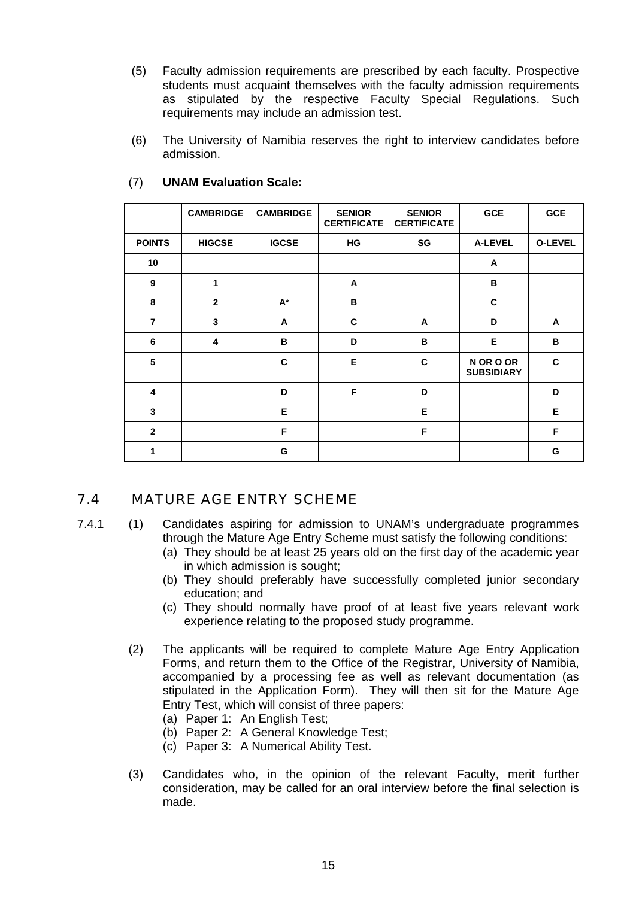(5) Faculty admission requirements are prescribed by each faculty. Prospective students must acquaint themselves with the faculty admission requirements as stipulated by the respective Faculty Special Regulations. Such requirements may include an admission test.

(6) The University of Namibia reserves the right to interview candidates before admission.

(7) **UNAM Evaluation Scale:**

| | **CAMBRIDGE** | **CAMBRIDGE** | **SENIOR CERTIFICATE** | **SENIOR CERTIFICATE** | **GCE** | **GCE** |
|---|---|---|---|---|---|---|
| **POINTS** | **HIGCSE** | **IGCSE** | **HG** | **SG** | **A-LEVEL** | **O-LEVEL** |
| **10** | | | | | **A** | |
| **9** | **1** | | **A** | | **B** | |
| **8** | **2** | **A*** | **B** | | **C** | |
| **7** | **3** | **A** | **C** | **A** | **D** | **A** |
| **6** | **4** | **B** | **D** | **B** | **E** | **B** |
| **5** | | **C** | **E** | **C** | **N OR O OR SUBSIDIARY** | **C** |
| **4** | | **D** | **F** | **D** | | **D** |
| **3** | | **E** | | **E** | | **E** |
| **2** | | **F** | | **F** | | **F** |
| **1** | | **G** | | | | **G** |

## 7.4 MATURE AGE ENTRY SCHEME

7.4.1 (1) Candidates aspiring for admission to UNAM's undergraduate programmes through the Mature Age Entry Scheme must satisfy the following conditions:

(a) They should be at least 25 years old on the first day of the academic year in which admission is sought;

(b) They should preferably have successfully completed junior secondary education; and

(c) They should normally have proof of at least five years relevant work experience relating to the proposed study programme.

(2) The applicants will be required to complete Mature Age Entry Application Forms, and return them to the Office of the Registrar, University of Namibia, accompanied by a processing fee as well as relevant documentation (as stipulated in the Application Form). They will then sit for the Mature Age Entry Test, which will consist of three papers:

(a) Paper 1: An English Test;

(b) Paper 2: A General Knowledge Test;

(c) Paper 3: A Numerical Ability Test.

(3) Candidates who, in the opinion of the relevant Faculty, merit further consideration, may be called for an oral interview before the final selection is made.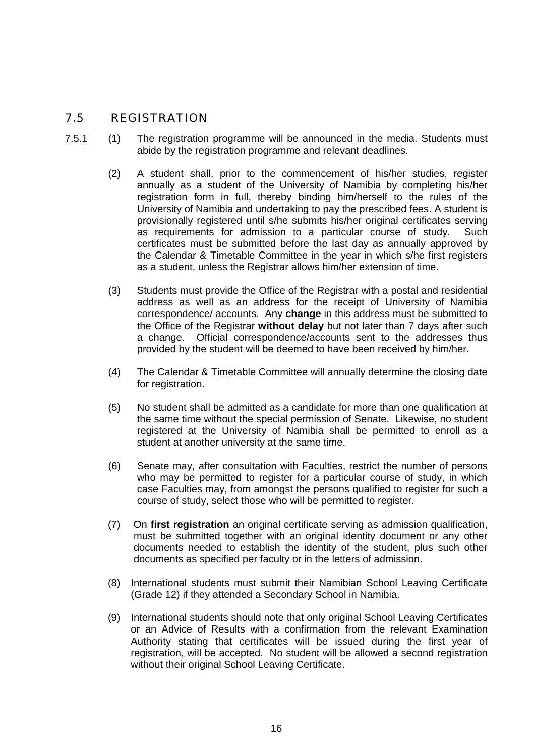## 7.5 REGISTRATION

7.5.1 (1) The registration programme will be announced in the media. Students must abide by the registration programme and relevant deadlines.

(2) A student shall, prior to the commencement of his/her studies, register annually as a student of the University of Namibia by completing his/her registration form in full, thereby binding him/herself to the rules of the University of Namibia and undertaking to pay the prescribed fees. A student is provisionally registered until s/he submits his/her original certificates serving as requirements for admission to a particular course of study. Such certificates must be submitted before the last day as annually approved by the Calendar & Timetable Committee in the year in which s/he first registers as a student, unless the Registrar allows him/her extension of time.

(3) Students must provide the Office of the Registrar with a postal and residential address as well as an address for the receipt of University of Namibia correspondence/ accounts. Any **change** in this address must be submitted to the Office of the Registrar **without delay** but not later than 7 days after such a change. Official correspondence/accounts sent to the addresses thus provided by the student will be deemed to have been received by him/her.

(4) The Calendar & Timetable Committee will annually determine the closing date for registration.

(5) No student shall be admitted as a candidate for more than one qualification at the same time without the special permission of Senate. Likewise, no student registered at the University of Namibia shall be permitted to enroll as a student at another university at the same time.

(6) Senate may, after consultation with Faculties, restrict the number of persons who may be permitted to register for a particular course of study, in which case Faculties may, from amongst the persons qualified to register for such a course of study, select those who will be permitted to register.

(7) On **first registration** an original certificate serving as admission qualification, must be submitted together with an original identity document or any other documents needed to establish the identity of the student, plus such other documents as specified per faculty or in the letters of admission.

(8) International students must submit their Namibian School Leaving Certificate (Grade 12) if they attended a Secondary School in Namibia.

(9) International students should note that only original School Leaving Certificates or an Advice of Results with a confirmation from the relevant Examination Authority stating that certificates will be issued during the first year of registration, will be accepted. No student will be allowed a second registration without their original School Leaving Certificate.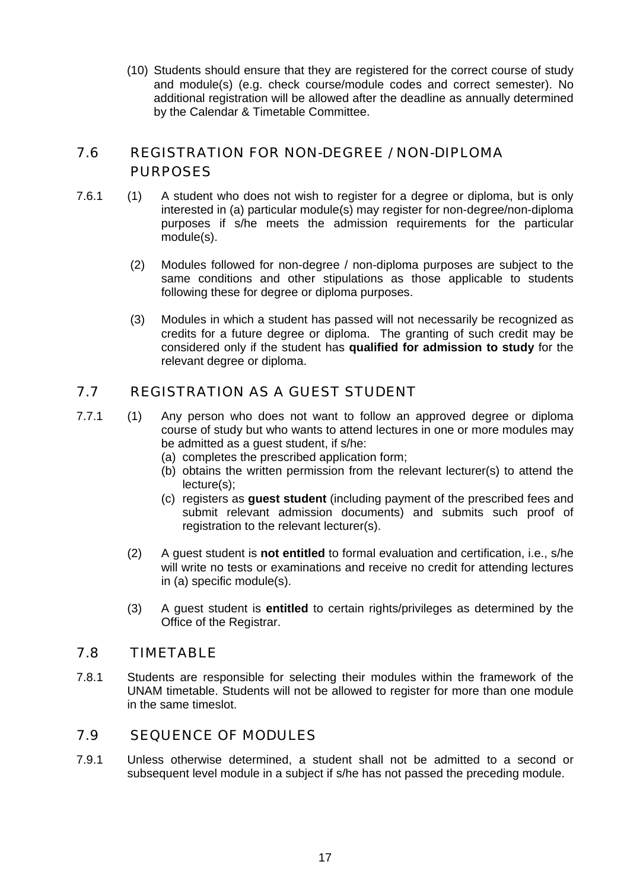(10) Students should ensure that they are registered for the correct course of study and module(s) (e.g. check course/module codes and correct semester). No additional registration will be allowed after the deadline as annually determined by the Calendar & Timetable Committee.

## 7.6 REGISTRATION FOR NON-DEGREE / NON-DIPLOMA PURPOSES

7.6.1 (1) A student who does not wish to register for a degree or diploma, but is only interested in (a) particular module(s) may register for non-degree/non-diploma purposes if s/he meets the admission requirements for the particular module(s).

(2) Modules followed for non-degree / non-diploma purposes are subject to the same conditions and other stipulations as those applicable to students following these for degree or diploma purposes.

(3) Modules in which a student has passed will not necessarily be recognized as credits for a future degree or diploma. The granting of such credit may be considered only if the student has **qualified for admission to study** for the relevant degree or diploma.

## 7.7 REGISTRATION AS A GUEST STUDENT

7.7.1 (1) Any person who does not want to follow an approved degree or diploma course of study but who wants to attend lectures in one or more modules may be admitted as a guest student, if s/he:

(a) completes the prescribed application form;
(b) obtains the written permission from the relevant lecturer(s) to attend the lecture(s);
(c) registers as **guest student** (including payment of the prescribed fees and submit relevant admission documents) and submits such proof of registration to the relevant lecturer(s).

(2) A guest student is **not entitled** to formal evaluation and certification, i.e., s/he will write no tests or examinations and receive no credit for attending lectures in (a) specific module(s).

(3) A guest student is **entitled** to certain rights/privileges as determined by the Office of the Registrar.

## 7.8 TIMETABLE

7.8.1 Students are responsible for selecting their modules within the framework of the UNAM timetable. Students will not be allowed to register for more than one module in the same timeslot.

## 7.9 SEQUENCE OF MODULES

7.9.1 Unless otherwise determined, a student shall not be admitted to a second or subsequent level module in a subject if s/he has not passed the preceding module.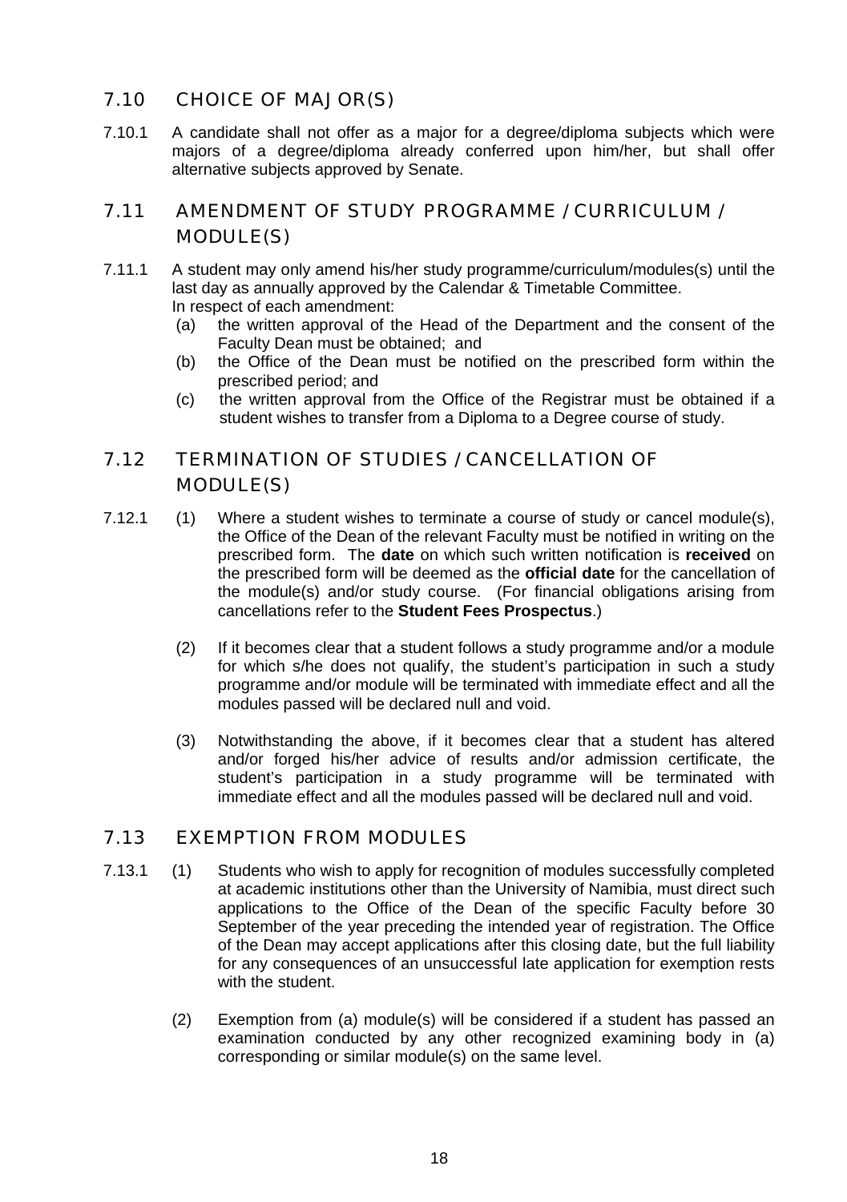## 7.10 CHOICE OF MAJOR(S)

7.10.1 A candidate shall not offer as a major for a degree/diploma subjects which were majors of a degree/diploma already conferred upon him/her, but shall offer alternative subjects approved by Senate.

## 7.11 AMENDMENT OF STUDY PROGRAMME / CURRICULUM / MODULE(S)

7.11.1 A student may only amend his/her study programme/curriculum/modules(s) until the last day as annually approved by the Calendar & Timetable Committee.
In respect of each amendment:

(a) the written approval of the Head of the Department and the consent of the Faculty Dean must be obtained; and
(b) the Office of the Dean must be notified on the prescribed form within the prescribed period; and
(c) the written approval from the Office of the Registrar must be obtained if a student wishes to transfer from a Diploma to a Degree course of study.

## 7.12 TERMINATION OF STUDIES / CANCELLATION OF MODULE(S)

7.12.1 (1) Where a student wishes to terminate a course of study or cancel module(s), the Office of the Dean of the relevant Faculty must be notified in writing on the prescribed form. The **date** on which such written notification is **received** on the prescribed form will be deemed as the **official date** for the cancellation of the module(s) and/or study course. (For financial obligations arising from cancellations refer to the **Student Fees Prospectus**.)

(2) If it becomes clear that a student follows a study programme and/or a module for which s/he does not qualify, the student's participation in such a study programme and/or module will be terminated with immediate effect and all the modules passed will be declared null and void.

(3) Notwithstanding the above, if it becomes clear that a student has altered and/or forged his/her advice of results and/or admission certificate, the student's participation in a study programme will be terminated with immediate effect and all the modules passed will be declared null and void.

## 7.13 EXEMPTION FROM MODULES

7.13.1 (1) Students who wish to apply for recognition of modules successfully completed at academic institutions other than the University of Namibia, must direct such applications to the Office of the Dean of the specific Faculty before 30 September of the year preceding the intended year of registration. The Office of the Dean may accept applications after this closing date, but the full liability for any consequences of an unsuccessful late application for exemption rests with the student.

(2) Exemption from (a) module(s) will be considered if a student has passed an examination conducted by any other recognized examining body in (a) corresponding or similar module(s) on the same level.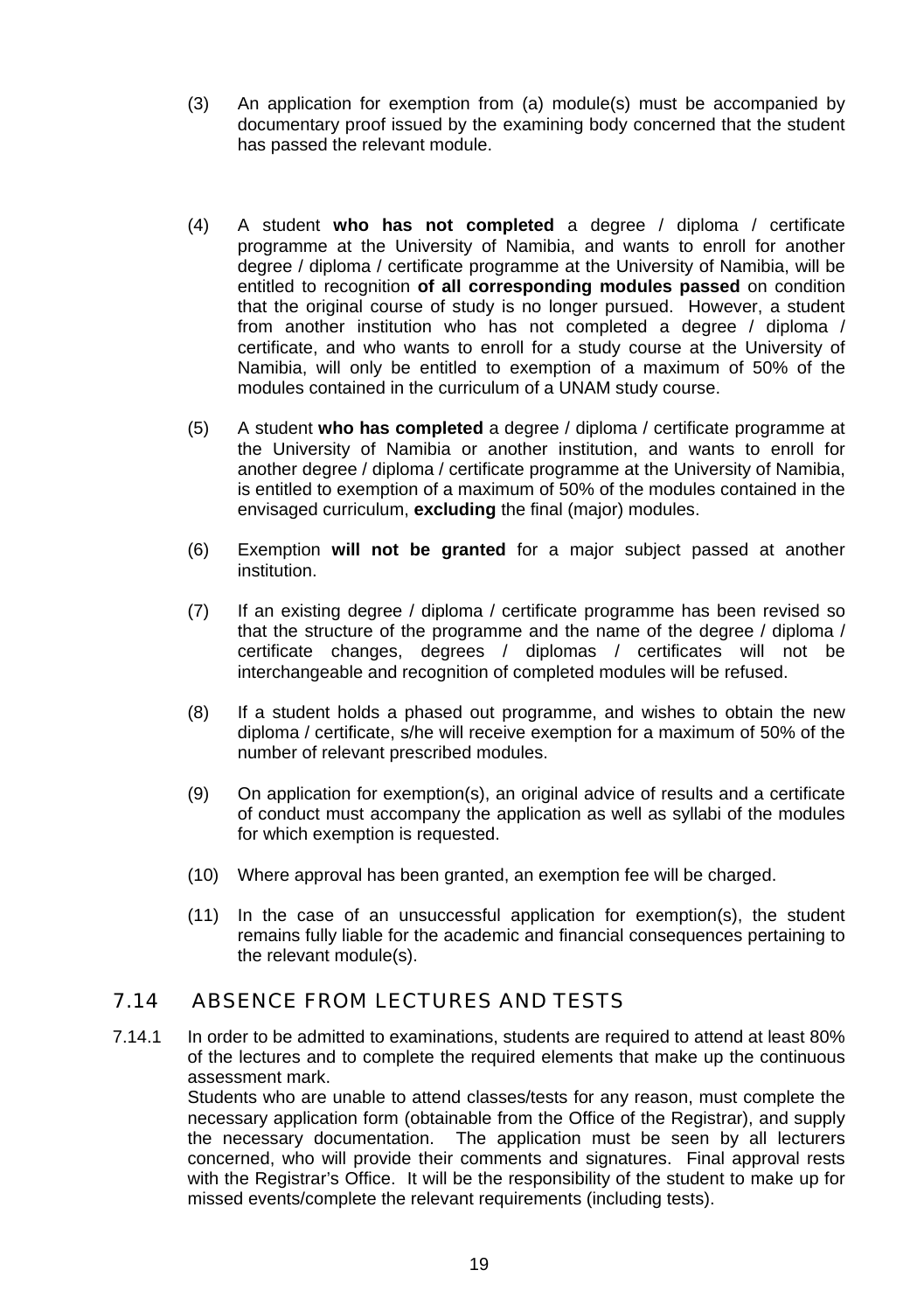(3) An application for exemption from (a) module(s) must be accompanied by documentary proof issued by the examining body concerned that the student has passed the relevant module.

(4) A student **who has not completed** a degree / diploma / certificate programme at the University of Namibia, and wants to enroll for another degree / diploma / certificate programme at the University of Namibia, will be entitled to recognition **of all corresponding modules passed** on condition that the original course of study is no longer pursued. However, a student from another institution who has not completed a degree / diploma / certificate, and who wants to enroll for a study course at the University of Namibia, will only be entitled to exemption of a maximum of 50% of the modules contained in the curriculum of a UNAM study course.

(5) A student **who has completed** a degree / diploma / certificate programme at the University of Namibia or another institution, and wants to enroll for another degree / diploma / certificate programme at the University of Namibia, is entitled to exemption of a maximum of 50% of the modules contained in the envisaged curriculum, **excluding** the final (major) modules.

(6) Exemption **will not be granted** for a major subject passed at another institution.

(7) If an existing degree / diploma / certificate programme has been revised so that the structure of the programme and the name of the degree / diploma / certificate changes, degrees / diplomas / certificates will not be interchangeable and recognition of completed modules will be refused.

(8) If a student holds a phased out programme, and wishes to obtain the new diploma / certificate, s/he will receive exemption for a maximum of 50% of the number of relevant prescribed modules.

(9) On application for exemption(s), an original advice of results and a certificate of conduct must accompany the application as well as syllabi of the modules for which exemption is requested.

(10) Where approval has been granted, an exemption fee will be charged.

(11) In the case of an unsuccessful application for exemption(s), the student remains fully liable for the academic and financial consequences pertaining to the relevant module(s).

## 7.14 ABSENCE FROM LECTURES AND TESTS

7.14.1 In order to be admitted to examinations, students are required to attend at least 80% of the lectures and to complete the required elements that make up the continuous assessment mark.
Students who are unable to attend classes/tests for any reason, must complete the necessary application form (obtainable from the Office of the Registrar), and supply the necessary documentation. The application must be seen by all lecturers concerned, who will provide their comments and signatures. Final approval rests with the Registrar's Office. It will be the responsibility of the student to make up for missed events/complete the relevant requirements (including tests).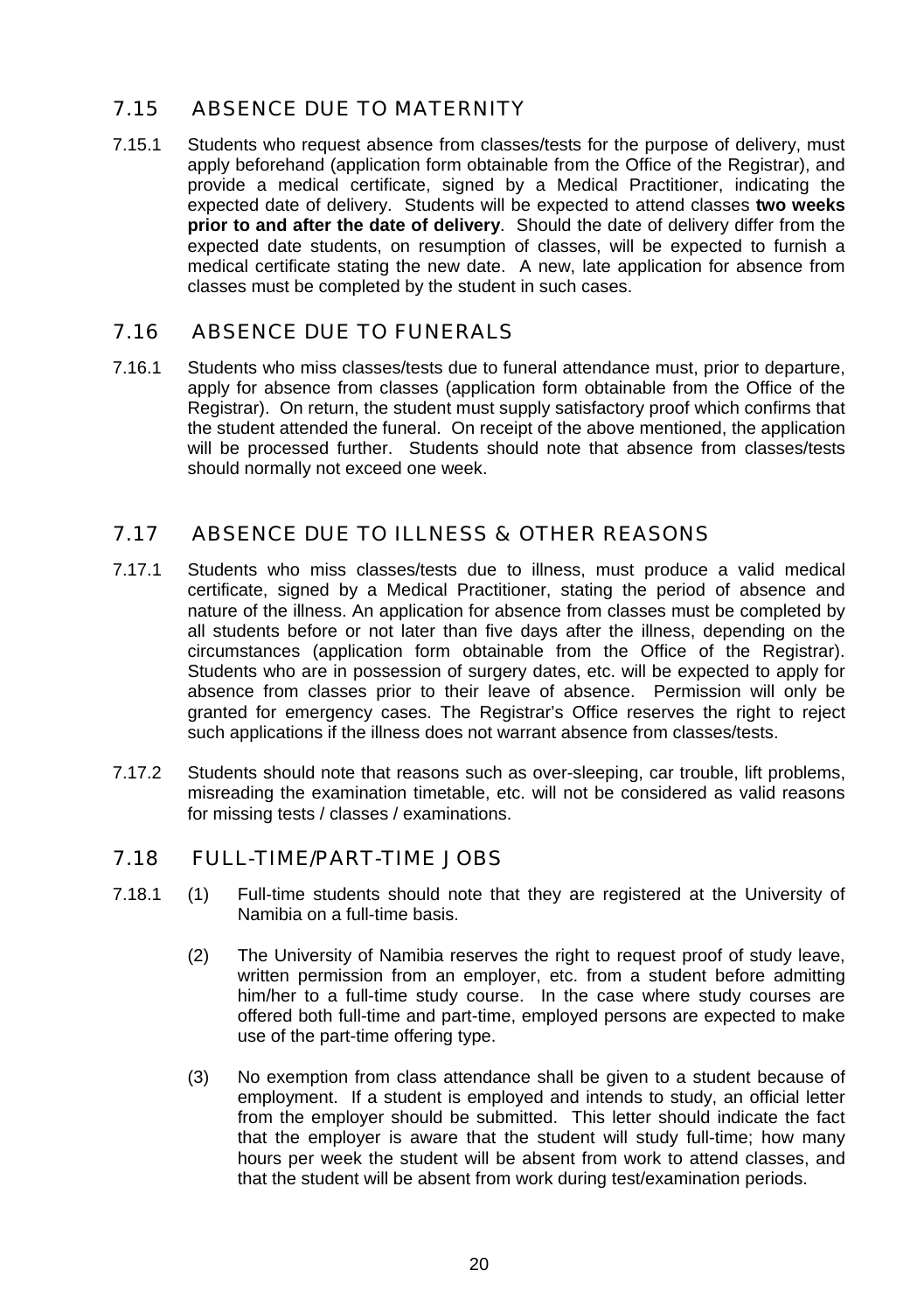## 7.15 ABSENCE DUE TO MATERNITY

7.15.1 Students who request absence from classes/tests for the purpose of delivery, must apply beforehand (application form obtainable from the Office of the Registrar), and provide a medical certificate, signed by a Medical Practitioner, indicating the expected date of delivery. Students will be expected to attend classes **two weeks prior to and after the date of delivery**. Should the date of delivery differ from the expected date students, on resumption of classes, will be expected to furnish a medical certificate stating the new date. A new, late application for absence from classes must be completed by the student in such cases.

## 7.16 ABSENCE DUE TO FUNERALS

7.16.1 Students who miss classes/tests due to funeral attendance must, prior to departure, apply for absence from classes (application form obtainable from the Office of the Registrar). On return, the student must supply satisfactory proof which confirms that the student attended the funeral. On receipt of the above mentioned, the application will be processed further. Students should note that absence from classes/tests should normally not exceed one week.

## 7.17 ABSENCE DUE TO ILLNESS & OTHER REASONS

7.17.1 Students who miss classes/tests due to illness, must produce a valid medical certificate, signed by a Medical Practitioner, stating the period of absence and nature of the illness. An application for absence from classes must be completed by all students before or not later than five days after the illness, depending on the circumstances (application form obtainable from the Office of the Registrar). Students who are in possession of surgery dates, etc. will be expected to apply for absence from classes prior to their leave of absence. Permission will only be granted for emergency cases. The Registrar's Office reserves the right to reject such applications if the illness does not warrant absence from classes/tests.

7.17.2 Students should note that reasons such as over-sleeping, car trouble, lift problems, misreading the examination timetable, etc. will not be considered as valid reasons for missing tests / classes / examinations.

## 7.18 FULL-TIME/PART-TIME JOBS

7.18.1 (1) Full-time students should note that they are registered at the University of Namibia on a full-time basis.

(2) The University of Namibia reserves the right to request proof of study leave, written permission from an employer, etc. from a student before admitting him/her to a full-time study course. In the case where study courses are offered both full-time and part-time, employed persons are expected to make use of the part-time offering type.

(3) No exemption from class attendance shall be given to a student because of employment. If a student is employed and intends to study, an official letter from the employer should be submitted. This letter should indicate the fact that the employer is aware that the student will study full-time; how many hours per week the student will be absent from work to attend classes, and that the student will be absent from work during test/examination periods.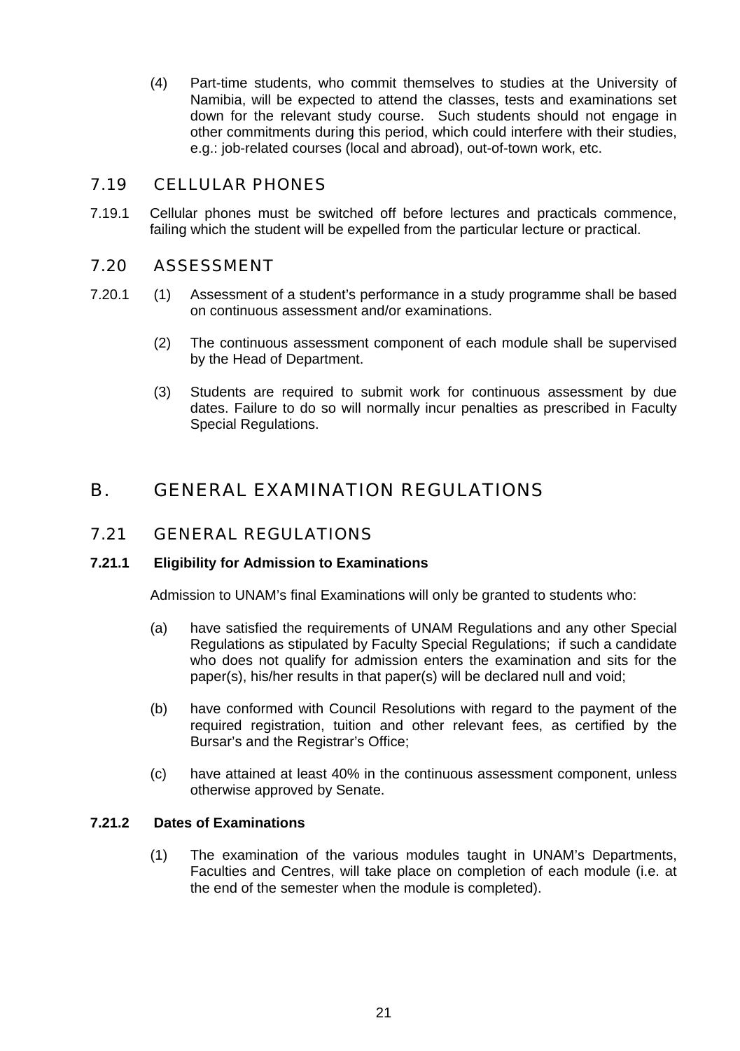(4) Part-time students, who commit themselves to studies at the University of Namibia, will be expected to attend the classes, tests and examinations set down for the relevant study course. Such students should not engage in other commitments during this period, which could interfere with their studies, e.g.: job-related courses (local and abroad), out-of-town work, etc.

## 7.19 CELLULAR PHONES

7.19.1 Cellular phones must be switched off before lectures and practicals commence, failing which the student will be expelled from the particular lecture or practical.

## 7.20 ASSESSMENT

7.20.1 (1) Assessment of a student's performance in a study programme shall be based on continuous assessment and/or examinations.

(2) The continuous assessment component of each module shall be supervised by the Head of Department.

(3) Students are required to submit work for continuous assessment by due dates. Failure to do so will normally incur penalties as prescribed in Faculty Special Regulations.

# B. GENERAL EXAMINATION REGULATIONS

## 7.21 GENERAL REGULATIONS

### 7.21.1 Eligibility for Admission to Examinations

Admission to UNAM's final Examinations will only be granted to students who:

(a) have satisfied the requirements of UNAM Regulations and any other Special Regulations as stipulated by Faculty Special Regulations; if such a candidate who does not qualify for admission enters the examination and sits for the paper(s), his/her results in that paper(s) will be declared null and void;

(b) have conformed with Council Resolutions with regard to the payment of the required registration, tuition and other relevant fees, as certified by the Bursar's and the Registrar's Office;

(c) have attained at least 40% in the continuous assessment component, unless otherwise approved by Senate.

### 7.21.2 Dates of Examinations

(1) The examination of the various modules taught in UNAM's Departments, Faculties and Centres, will take place on completion of each module (i.e. at the end of the semester when the module is completed).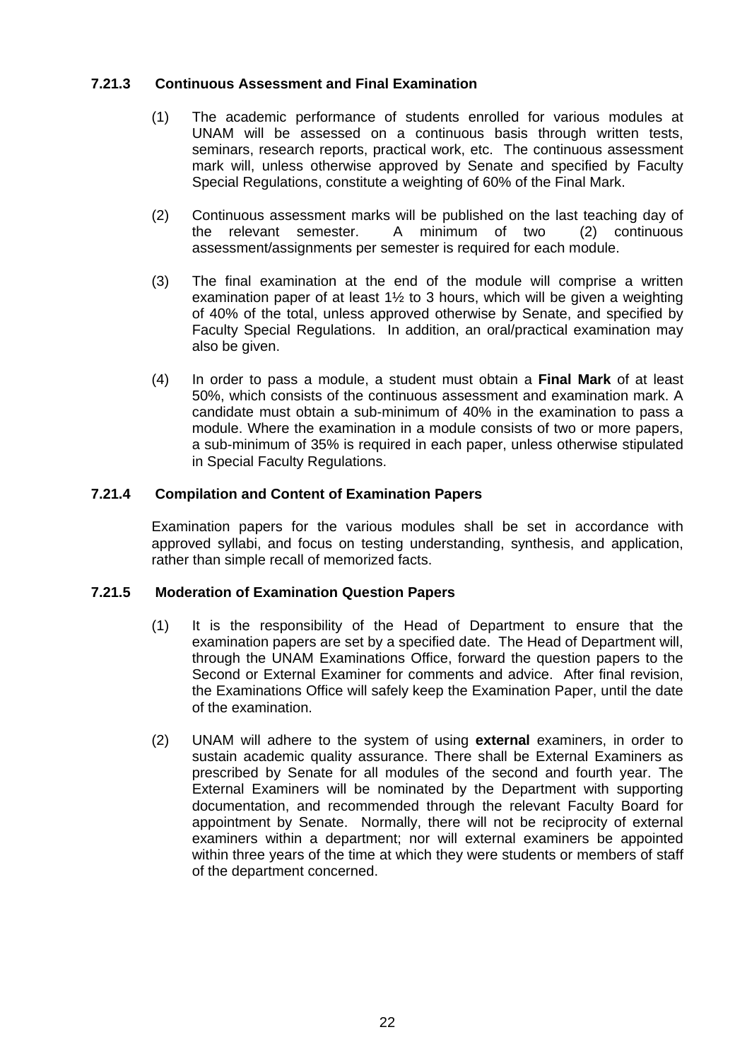### 7.21.3 Continuous Assessment and Final Examination

(1) The academic performance of students enrolled for various modules at UNAM will be assessed on a continuous basis through written tests, seminars, research reports, practical work, etc. The continuous assessment mark will, unless otherwise approved by Senate and specified by Faculty Special Regulations, constitute a weighting of 60% of the Final Mark.

(2) Continuous assessment marks will be published on the last teaching day of the relevant semester. A minimum of two (2) continuous assessment/assignments per semester is required for each module.

(3) The final examination at the end of the module will comprise a written examination paper of at least 1½ to 3 hours, which will be given a weighting of 40% of the total, unless approved otherwise by Senate, and specified by Faculty Special Regulations. In addition, an oral/practical examination may also be given.

(4) In order to pass a module, a student must obtain a **Final Mark** of at least 50%, which consists of the continuous assessment and examination mark. A candidate must obtain a sub-minimum of 40% in the examination to pass a module. Where the examination in a module consists of two or more papers, a sub-minimum of 35% is required in each paper, unless otherwise stipulated in Special Faculty Regulations.

### 7.21.4 Compilation and Content of Examination Papers

Examination papers for the various modules shall be set in accordance with approved syllabi, and focus on testing understanding, synthesis, and application, rather than simple recall of memorized facts.

### 7.21.5 Moderation of Examination Question Papers

(1) It is the responsibility of the Head of Department to ensure that the examination papers are set by a specified date. The Head of Department will, through the UNAM Examinations Office, forward the question papers to the Second or External Examiner for comments and advice. After final revision, the Examinations Office will safely keep the Examination Paper, until the date of the examination.

(2) UNAM will adhere to the system of using **external** examiners, in order to sustain academic quality assurance. There shall be External Examiners as prescribed by Senate for all modules of the second and fourth year. The External Examiners will be nominated by the Department with supporting documentation, and recommended through the relevant Faculty Board for appointment by Senate. Normally, there will not be reciprocity of external examiners within a department; nor will external examiners be appointed within three years of the time at which they were students or members of staff of the department concerned.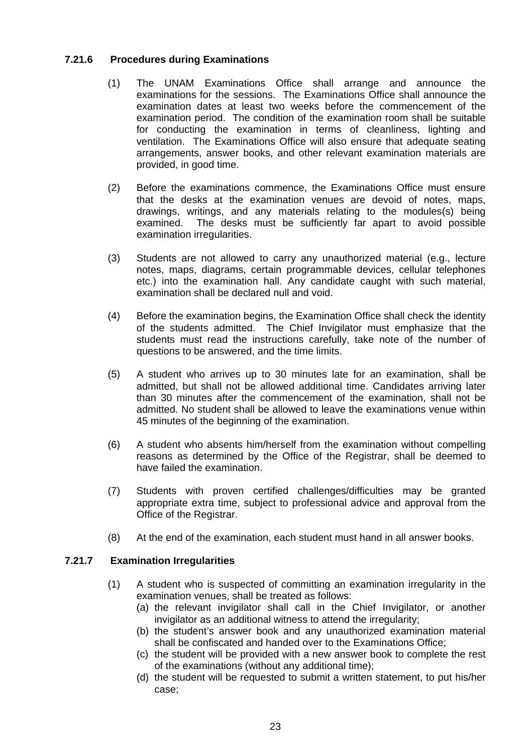### 7.21.6 Procedures during Examinations

(1) The UNAM Examinations Office shall arrange and announce the examinations for the sessions. The Examinations Office shall announce the examination dates at least two weeks before the commencement of the examination period. The condition of the examination room shall be suitable for conducting the examination in terms of cleanliness, lighting and ventilation. The Examinations Office will also ensure that adequate seating arrangements, answer books, and other relevant examination materials are provided, in good time.

(2) Before the examinations commence, the Examinations Office must ensure that the desks at the examination venues are devoid of notes, maps, drawings, writings, and any materials relating to the modules(s) being examined. The desks must be sufficiently far apart to avoid possible examination irregularities.

(3) Students are not allowed to carry any unauthorized material (e.g., lecture notes, maps, diagrams, certain programmable devices, cellular telephones etc.) into the examination hall. Any candidate caught with such material, examination shall be declared null and void.

(4) Before the examination begins, the Examination Office shall check the identity of the students admitted. The Chief Invigilator must emphasize that the students must read the instructions carefully, take note of the number of questions to be answered, and the time limits.

(5) A student who arrives up to 30 minutes late for an examination, shall be admitted, but shall not be allowed additional time. Candidates arriving later than 30 minutes after the commencement of the examination, shall not be admitted. No student shall be allowed to leave the examinations venue within 45 minutes of the beginning of the examination.

(6) A student who absents him/herself from the examination without compelling reasons as determined by the Office of the Registrar, shall be deemed to have failed the examination.

(7) Students with proven certified challenges/difficulties may be granted appropriate extra time, subject to professional advice and approval from the Office of the Registrar.

(8) At the end of the examination, each student must hand in all answer books.

### 7.21.7 Examination Irregularities

(1) A student who is suspected of committing an examination irregularity in the examination venues, shall be treated as follows:
   (a) the relevant invigilator shall call in the Chief Invigilator, or another invigilator as an additional witness to attend the irregularity;
   (b) the student's answer book and any unauthorized examination material shall be confiscated and handed over to the Examinations Office;
   (c) the student will be provided with a new answer book to complete the rest of the examinations (without any additional time);
   (d) the student will be requested to submit a written statement, to put his/her case;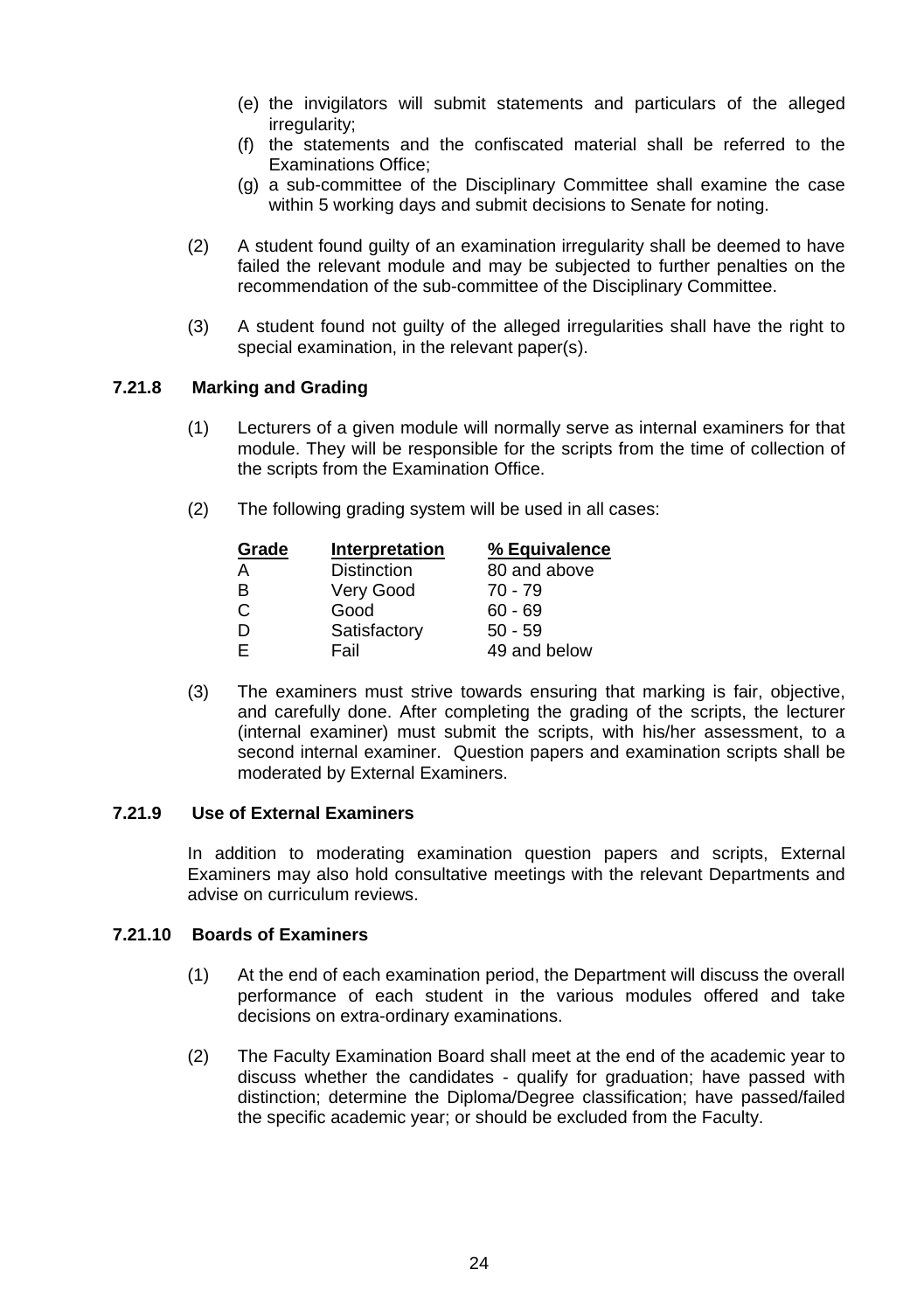(e) the invigilators will submit statements and particulars of the alleged irregularity;

(f) the statements and the confiscated material shall be referred to the Examinations Office;

(g) a sub-committee of the Disciplinary Committee shall examine the case within 5 working days and submit decisions to Senate for noting.

(2) A student found guilty of an examination irregularity shall be deemed to have failed the relevant module and may be subjected to further penalties on the recommendation of the sub-committee of the Disciplinary Committee.

(3) A student found not guilty of the alleged irregularities shall have the right to special examination, in the relevant paper(s).

### 7.21.8 Marking and Grading

(1) Lecturers of a given module will normally serve as internal examiners for that module. They will be responsible for the scripts from the time of collection of the scripts from the Examination Office.

(2) The following grading system will be used in all cases:

| Grade | Interpretation | % Equivalence |
|---|---|---|
| A | Distinction | 80 and above |
| B | Very Good | 70 - 79 |
| C | Good | 60 - 69 |
| D | Satisfactory | 50 - 59 |
| E | Fail | 49 and below |

(3) The examiners must strive towards ensuring that marking is fair, objective, and carefully done. After completing the grading of the scripts, the lecturer (internal examiner) must submit the scripts, with his/her assessment, to a second internal examiner. Question papers and examination scripts shall be moderated by External Examiners.

### 7.21.9 Use of External Examiners

In addition to moderating examination question papers and scripts, External Examiners may also hold consultative meetings with the relevant Departments and advise on curriculum reviews.

### 7.21.10 Boards of Examiners

(1) At the end of each examination period, the Department will discuss the overall performance of each student in the various modules offered and take decisions on extra-ordinary examinations.

(2) The Faculty Examination Board shall meet at the end of the academic year to discuss whether the candidates - qualify for graduation; have passed with distinction; determine the Diploma/Degree classification; have passed/failed the specific academic year; or should be excluded from the Faculty.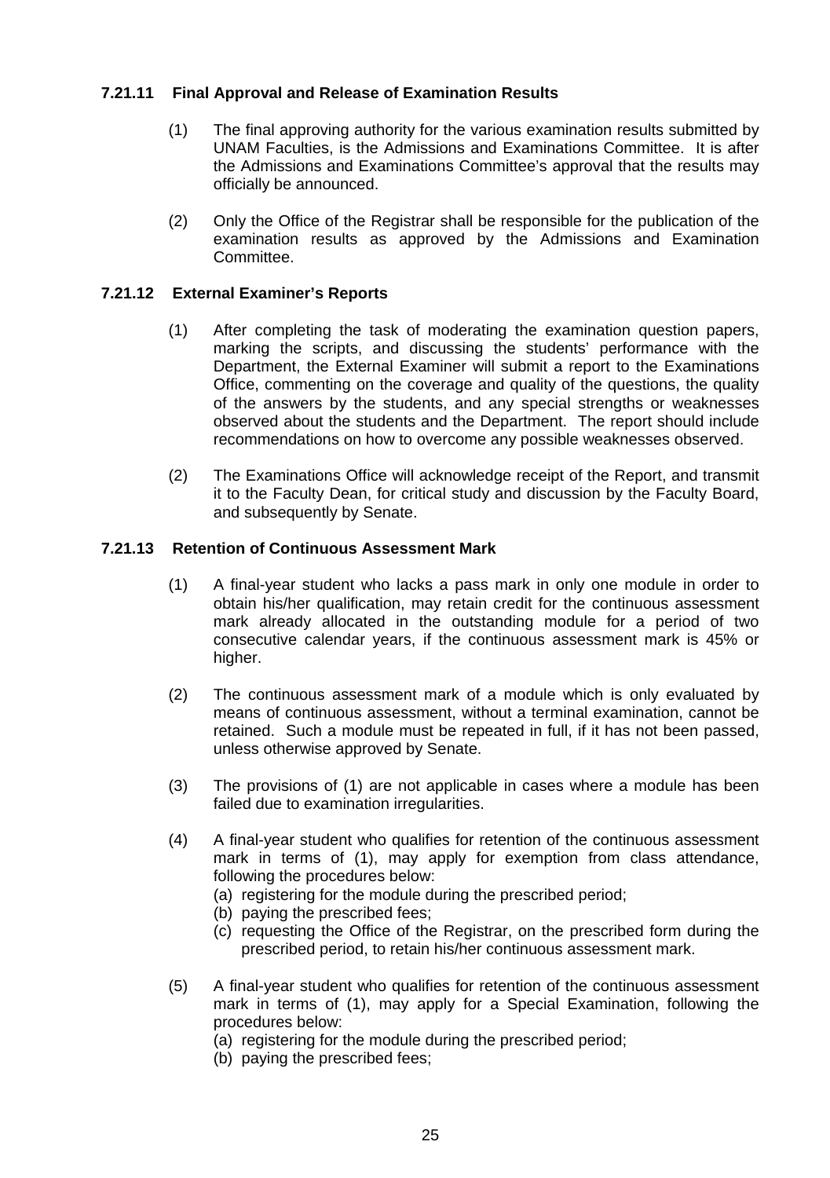### 7.21.11 Final Approval and Release of Examination Results

(1) The final approving authority for the various examination results submitted by UNAM Faculties, is the Admissions and Examinations Committee. It is after the Admissions and Examinations Committee's approval that the results may officially be announced.

(2) Only the Office of the Registrar shall be responsible for the publication of the examination results as approved by the Admissions and Examination Committee.

### 7.21.12 External Examiner's Reports

(1) After completing the task of moderating the examination question papers, marking the scripts, and discussing the students' performance with the Department, the External Examiner will submit a report to the Examinations Office, commenting on the coverage and quality of the questions, the quality of the answers by the students, and any special strengths or weaknesses observed about the students and the Department. The report should include recommendations on how to overcome any possible weaknesses observed.

(2) The Examinations Office will acknowledge receipt of the Report, and transmit it to the Faculty Dean, for critical study and discussion by the Faculty Board, and subsequently by Senate.

### 7.21.13 Retention of Continuous Assessment Mark

(1) A final-year student who lacks a pass mark in only one module in order to obtain his/her qualification, may retain credit for the continuous assessment mark already allocated in the outstanding module for a period of two consecutive calendar years, if the continuous assessment mark is 45% or higher.

(2) The continuous assessment mark of a module which is only evaluated by means of continuous assessment, without a terminal examination, cannot be retained. Such a module must be repeated in full, if it has not been passed, unless otherwise approved by Senate.

(3) The provisions of (1) are not applicable in cases where a module has been failed due to examination irregularities.

(4) A final-year student who qualifies for retention of the continuous assessment mark in terms of (1), may apply for exemption from class attendance, following the procedures below:
   (a) registering for the module during the prescribed period;
   (b) paying the prescribed fees;
   (c) requesting the Office of the Registrar, on the prescribed form during the prescribed period, to retain his/her continuous assessment mark.

(5) A final-year student who qualifies for retention of the continuous assessment mark in terms of (1), may apply for a Special Examination, following the procedures below:
   (a) registering for the module during the prescribed period;
   (b) paying the prescribed fees;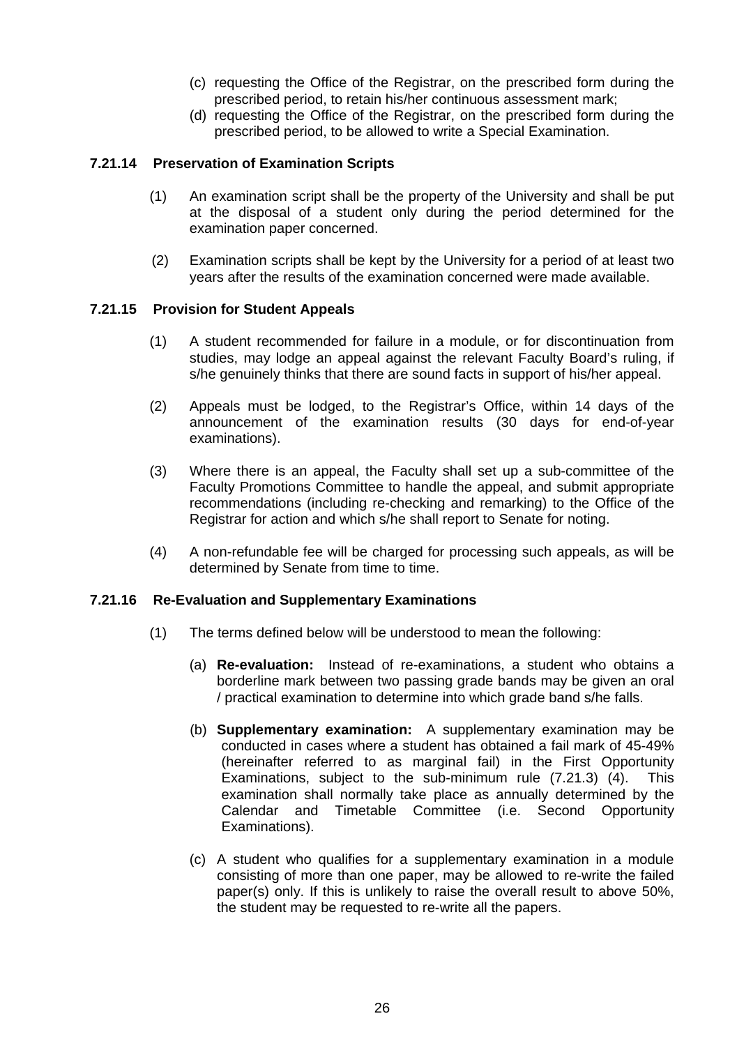(c) requesting the Office of the Registrar, on the prescribed form during the prescribed period, to retain his/her continuous assessment mark;
(d) requesting the Office of the Registrar, on the prescribed form during the prescribed period, to be allowed to write a Special Examination.

### 7.21.14 Preservation of Examination Scripts

(1) An examination script shall be the property of the University and shall be put at the disposal of a student only during the period determined for the examination paper concerned.

(2) Examination scripts shall be kept by the University for a period of at least two years after the results of the examination concerned were made available.

### 7.21.15 Provision for Student Appeals

(1) A student recommended for failure in a module, or for discontinuation from studies, may lodge an appeal against the relevant Faculty Board's ruling, if s/he genuinely thinks that there are sound facts in support of his/her appeal.

(2) Appeals must be lodged, to the Registrar's Office, within 14 days of the announcement of the examination results (30 days for end-of-year examinations).

(3) Where there is an appeal, the Faculty shall set up a sub-committee of the Faculty Promotions Committee to handle the appeal, and submit appropriate recommendations (including re-checking and remarking) to the Office of the Registrar for action and which s/he shall report to Senate for noting.

(4) A non-refundable fee will be charged for processing such appeals, as will be determined by Senate from time to time.

### 7.21.16 Re-Evaluation and Supplementary Examinations

(1) The terms defined below will be understood to mean the following:

(a) **Re-evaluation:** Instead of re-examinations, a student who obtains a borderline mark between two passing grade bands may be given an oral / practical examination to determine into which grade band s/he falls.

(b) **Supplementary examination:** A supplementary examination may be conducted in cases where a student has obtained a fail mark of 45-49% (hereinafter referred to as marginal fail) in the First Opportunity Examinations, subject to the sub-minimum rule (7.21.3) (4). This examination shall normally take place as annually determined by the Calendar and Timetable Committee (i.e. Second Opportunity Examinations).

(c) A student who qualifies for a supplementary examination in a module consisting of more than one paper, may be allowed to re-write the failed paper(s) only. If this is unlikely to raise the overall result to above 50%, the student may be requested to re-write all the papers.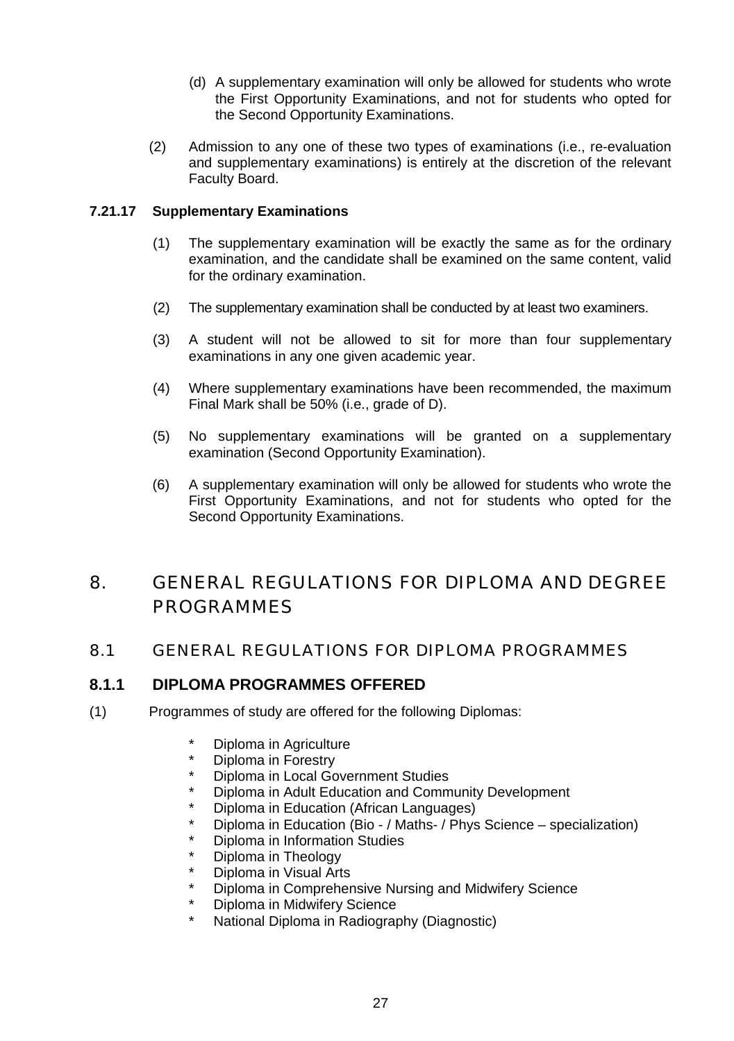(d) A supplementary examination will only be allowed for students who wrote the First Opportunity Examinations, and not for students who opted for the Second Opportunity Examinations.

(2) Admission to any one of these two types of examinations (i.e., re-evaluation and supplementary examinations) is entirely at the discretion of the relevant Faculty Board.

**7.21.17 Supplementary Examinations**

(1) The supplementary examination will be exactly the same as for the ordinary examination, and the candidate shall be examined on the same content, valid for the ordinary examination.

(2) The supplementary examination shall be conducted by at least two examiners.

(3) A student will not be allowed to sit for more than four supplementary examinations in any one given academic year.

(4) Where supplementary examinations have been recommended, the maximum Final Mark shall be 50% (i.e., grade of D).

(5) No supplementary examinations will be granted on a supplementary examination (Second Opportunity Examination).

(6) A supplementary examination will only be allowed for students who wrote the First Opportunity Examinations, and not for students who opted for the Second Opportunity Examinations.

# 8. GENERAL REGULATIONS FOR DIPLOMA AND DEGREE PROGRAMMES

## 8.1 GENERAL REGULATIONS FOR DIPLOMA PROGRAMMES

### 8.1.1 DIPLOMA PROGRAMMES OFFERED

(1) Programmes of study are offered for the following Diplomas:

* Diploma in Agriculture
* Diploma in Forestry
* Diploma in Local Government Studies
* Diploma in Adult Education and Community Development
* Diploma in Education (African Languages)
* Diploma in Education (Bio - / Maths- / Phys Science – specialization)
* Diploma in Information Studies
* Diploma in Theology
* Diploma in Visual Arts
* Diploma in Comprehensive Nursing and Midwifery Science
* Diploma in Midwifery Science
* National Diploma in Radiography (Diagnostic)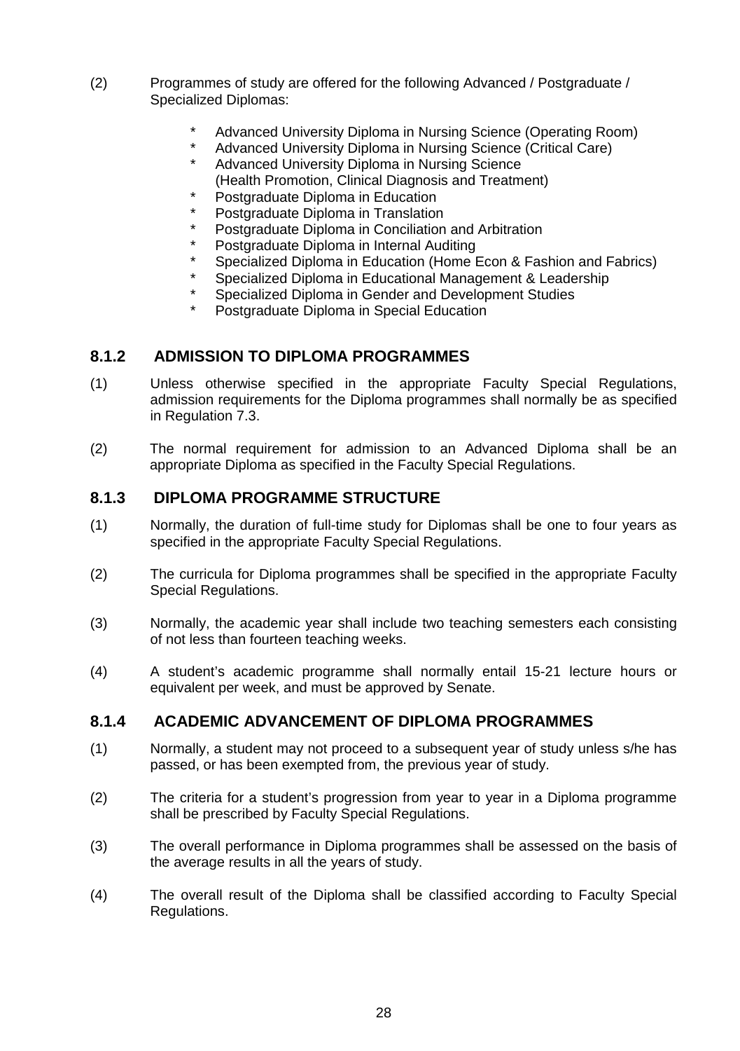(2) Programmes of study are offered for the following Advanced / Postgraduate / Specialized Diplomas:

- Advanced University Diploma in Nursing Science (Operating Room)
- Advanced University Diploma in Nursing Science (Critical Care)
- Advanced University Diploma in Nursing Science (Health Promotion, Clinical Diagnosis and Treatment)
- Postgraduate Diploma in Education
- Postgraduate Diploma in Translation
- Postgraduate Diploma in Conciliation and Arbitration
- Postgraduate Diploma in Internal Auditing
- Specialized Diploma in Education (Home Econ & Fashion and Fabrics)
- Specialized Diploma in Educational Management & Leadership
- Specialized Diploma in Gender and Development Studies
- Postgraduate Diploma in Special Education

### 8.1.2 ADMISSION TO DIPLOMA PROGRAMMES

(1) Unless otherwise specified in the appropriate Faculty Special Regulations, admission requirements for the Diploma programmes shall normally be as specified in Regulation 7.3.

(2) The normal requirement for admission to an Advanced Diploma shall be an appropriate Diploma as specified in the Faculty Special Regulations.

### 8.1.3 DIPLOMA PROGRAMME STRUCTURE

(1) Normally, the duration of full-time study for Diplomas shall be one to four years as specified in the appropriate Faculty Special Regulations.

(2) The curricula for Diploma programmes shall be specified in the appropriate Faculty Special Regulations.

(3) Normally, the academic year shall include two teaching semesters each consisting of not less than fourteen teaching weeks.

(4) A student's academic programme shall normally entail 15-21 lecture hours or equivalent per week, and must be approved by Senate.

### 8.1.4 ACADEMIC ADVANCEMENT OF DIPLOMA PROGRAMMES

(1) Normally, a student may not proceed to a subsequent year of study unless s/he has passed, or has been exempted from, the previous year of study.

(2) The criteria for a student's progression from year to year in a Diploma programme shall be prescribed by Faculty Special Regulations.

(3) The overall performance in Diploma programmes shall be assessed on the basis of the average results in all the years of study.

(4) The overall result of the Diploma shall be classified according to Faculty Special Regulations.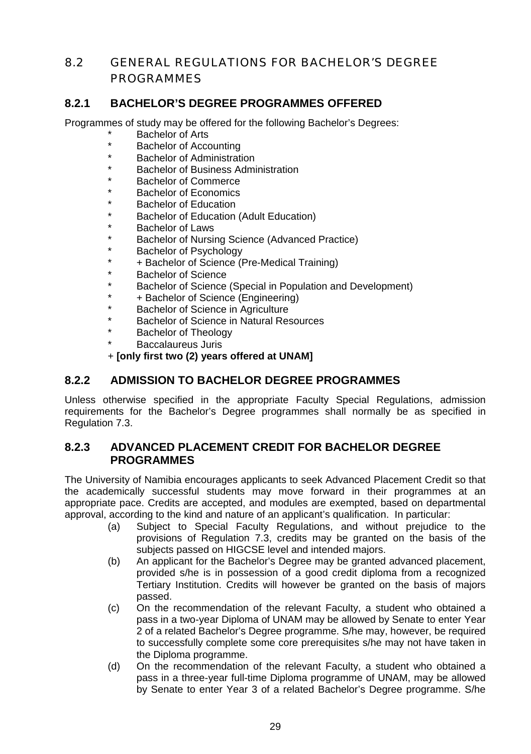## 8.2 GENERAL REGULATIONS FOR BACHELOR'S DEGREE PROGRAMMES

### 8.2.1 BACHELOR'S DEGREE PROGRAMMES OFFERED

Programmes of study may be offered for the following Bachelor's Degrees:

- Bachelor of Arts
- Bachelor of Accounting
- Bachelor of Administration
- Bachelor of Business Administration
- Bachelor of Commerce
- Bachelor of Economics
- Bachelor of Education
- Bachelor of Education (Adult Education)
- Bachelor of Laws
- Bachelor of Nursing Science (Advanced Practice)
- Bachelor of Psychology
- + Bachelor of Science (Pre-Medical Training)
- Bachelor of Science
- Bachelor of Science (Special in Population and Development)
- + Bachelor of Science (Engineering)
- Bachelor of Science in Agriculture
- Bachelor of Science in Natural Resources
- Bachelor of Theology
- Baccalaureus Juris

+ **[only first two (2) years offered at UNAM]**

### 8.2.2 ADMISSION TO BACHELOR DEGREE PROGRAMMES

Unless otherwise specified in the appropriate Faculty Special Regulations, admission requirements for the Bachelor's Degree programmes shall normally be as specified in Regulation 7.3.

### 8.2.3 ADVANCED PLACEMENT CREDIT FOR BACHELOR DEGREE PROGRAMMES

The University of Namibia encourages applicants to seek Advanced Placement Credit so that the academically successful students may move forward in their programmes at an appropriate pace. Credits are accepted, and modules are exempted, based on departmental approval, according to the kind and nature of an applicant's qualification. In particular:

(a) Subject to Special Faculty Regulations, and without prejudice to the provisions of Regulation 7.3, credits may be granted on the basis of the subjects passed on HIGCSE level and intended majors.

(b) An applicant for the Bachelor's Degree may be granted advanced placement, provided s/he is in possession of a good credit diploma from a recognized Tertiary Institution. Credits will however be granted on the basis of majors passed.

(c) On the recommendation of the relevant Faculty, a student who obtained a pass in a two-year Diploma of UNAM may be allowed by Senate to enter Year 2 of a related Bachelor's Degree programme. S/he may, however, be required to successfully complete some core prerequisites s/he may not have taken in the Diploma programme.

(d) On the recommendation of the relevant Faculty, a student who obtained a pass in a three-year full-time Diploma programme of UNAM, may be allowed by Senate to enter Year 3 of a related Bachelor's Degree programme. S/he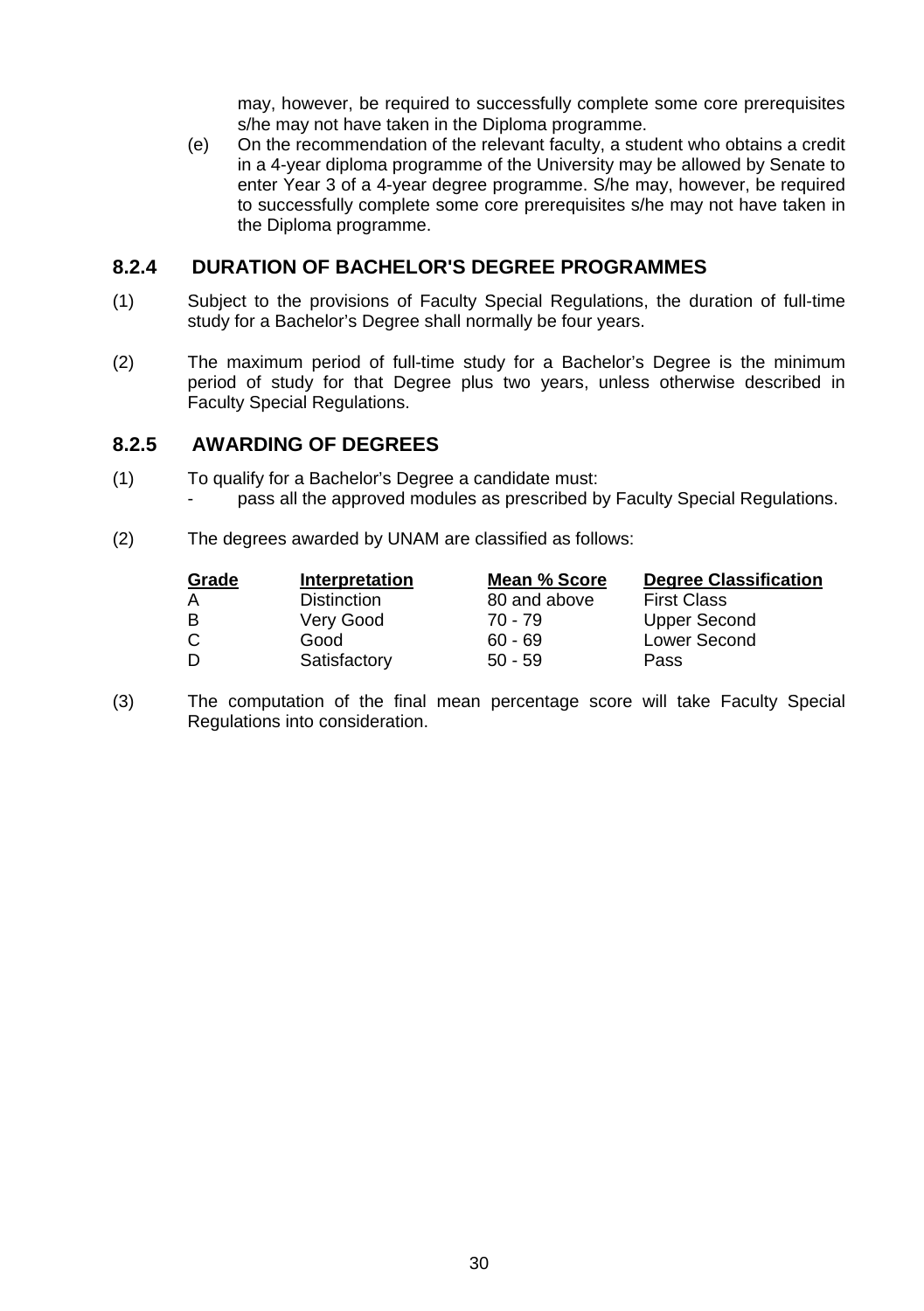may, however, be required to successfully complete some core prerequisites s/he may not have taken in the Diploma programme.

(e) On the recommendation of the relevant faculty, a student who obtains a credit in a 4-year diploma programme of the University may be allowed by Senate to enter Year 3 of a 4-year degree programme. S/he may, however, be required to successfully complete some core prerequisites s/he may not have taken in the Diploma programme.

### 8.2.4 DURATION OF BACHELOR'S DEGREE PROGRAMMES

(1) Subject to the provisions of Faculty Special Regulations, the duration of full-time study for a Bachelor's Degree shall normally be four years.

(2) The maximum period of full-time study for a Bachelor's Degree is the minimum period of study for that Degree plus two years, unless otherwise described in Faculty Special Regulations.

### 8.2.5 AWARDING OF DEGREES

(1) To qualify for a Bachelor's Degree a candidate must:
- pass all the approved modules as prescribed by Faculty Special Regulations.

(2) The degrees awarded by UNAM are classified as follows:

| Grade | Interpretation | Mean % Score | Degree Classification |
|---|---|---|---|
| A | Distinction | 80 and above | First Class |
| B | Very Good | 70 - 79 | Upper Second |
| C | Good | 60 - 69 | Lower Second |
| D | Satisfactory | 50 - 59 | Pass |

(3) The computation of the final mean percentage score will take Faculty Special Regulations into consideration.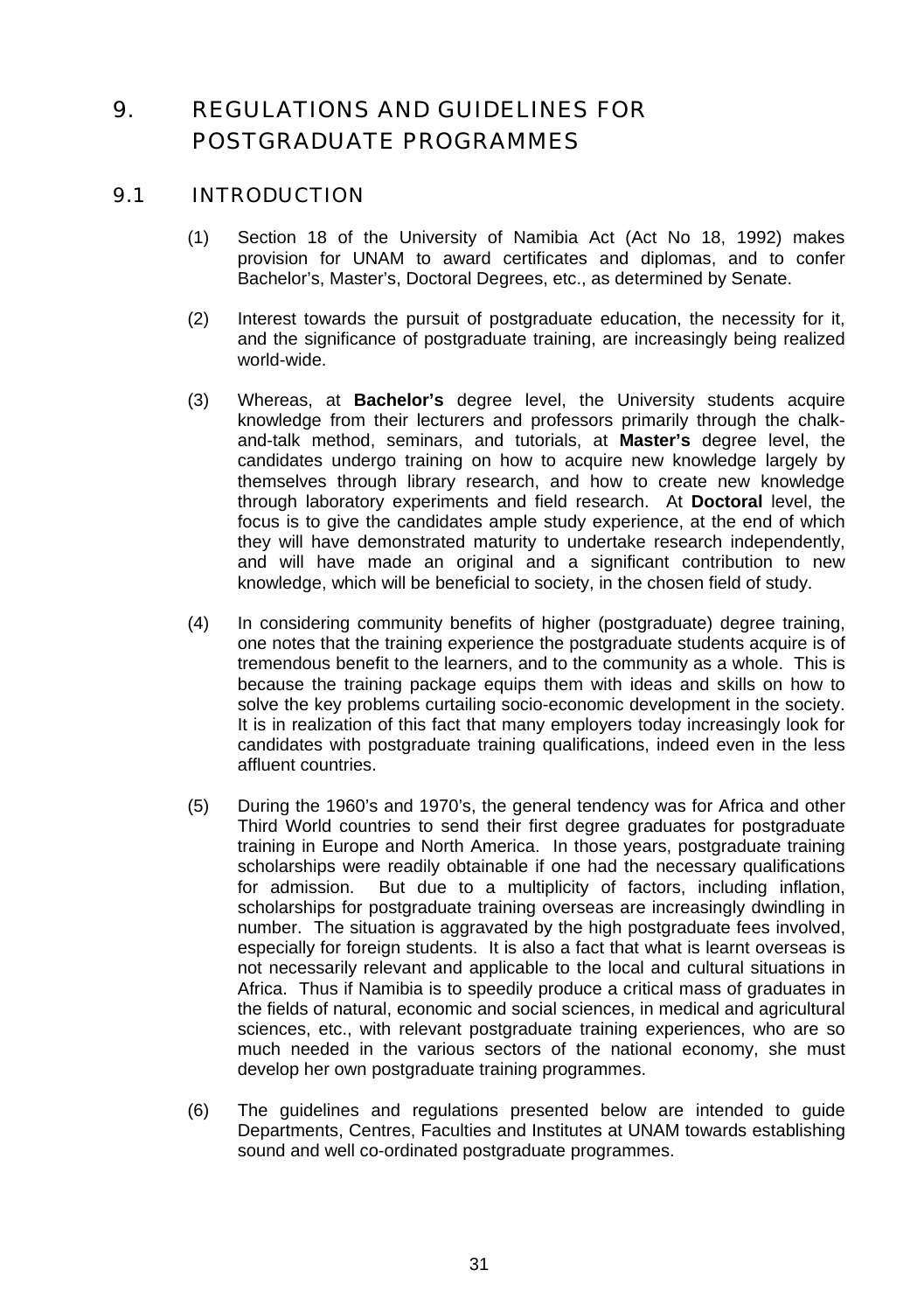# 9. REGULATIONS AND GUIDELINES FOR POSTGRADUATE PROGRAMMES

## 9.1 INTRODUCTION

(1) Section 18 of the University of Namibia Act (Act No 18, 1992) makes provision for UNAM to award certificates and diplomas, and to confer Bachelor's, Master's, Doctoral Degrees, etc., as determined by Senate.

(2) Interest towards the pursuit of postgraduate education, the necessity for it, and the significance of postgraduate training, are increasingly being realized world-wide.

(3) Whereas, at **Bachelor's** degree level, the University students acquire knowledge from their lecturers and professors primarily through the chalk-and-talk method, seminars, and tutorials, at **Master's** degree level, the candidates undergo training on how to acquire new knowledge largely by themselves through library research, and how to create new knowledge through laboratory experiments and field research. At **Doctoral** level, the focus is to give the candidates ample study experience, at the end of which they will have demonstrated maturity to undertake research independently, and will have made an original and a significant contribution to new knowledge, which will be beneficial to society, in the chosen field of study.

(4) In considering community benefits of higher (postgraduate) degree training, one notes that the training experience the postgraduate students acquire is of tremendous benefit to the learners, and to the community as a whole. This is because the training package equips them with ideas and skills on how to solve the key problems curtailing socio-economic development in the society. It is in realization of this fact that many employers today increasingly look for candidates with postgraduate training qualifications, indeed even in the less affluent countries.

(5) During the 1960's and 1970's, the general tendency was for Africa and other Third World countries to send their first degree graduates for postgraduate training in Europe and North America. In those years, postgraduate training scholarships were readily obtainable if one had the necessary qualifications for admission. But due to a multiplicity of factors, including inflation, scholarships for postgraduate training overseas are increasingly dwindling in number. The situation is aggravated by the high postgraduate fees involved, especially for foreign students. It is also a fact that what is learnt overseas is not necessarily relevant and applicable to the local and cultural situations in Africa. Thus if Namibia is to speedily produce a critical mass of graduates in the fields of natural, economic and social sciences, in medical and agricultural sciences, etc., with relevant postgraduate training experiences, who are so much needed in the various sectors of the national economy, she must develop her own postgraduate training programmes.

(6) The guidelines and regulations presented below are intended to guide Departments, Centres, Faculties and Institutes at UNAM towards establishing sound and well co-ordinated postgraduate programmes.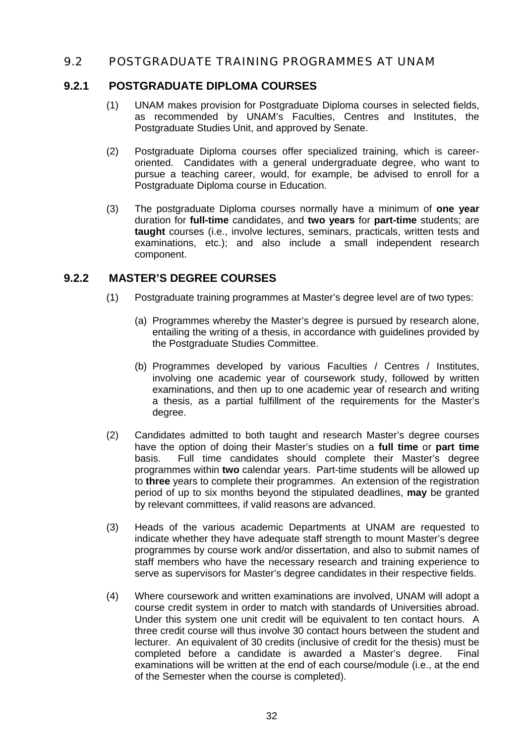## 9.2 POSTGRADUATE TRAINING PROGRAMMES AT UNAM

### 9.2.1 POSTGRADUATE DIPLOMA COURSES

(1) UNAM makes provision for Postgraduate Diploma courses in selected fields, as recommended by UNAM's Faculties, Centres and Institutes, the Postgraduate Studies Unit, and approved by Senate.

(2) Postgraduate Diploma courses offer specialized training, which is career-oriented. Candidates with a general undergraduate degree, who want to pursue a teaching career, would, for example, be advised to enroll for a Postgraduate Diploma course in Education.

(3) The postgraduate Diploma courses normally have a minimum of **one year** duration for **full-time** candidates, and **two years** for **part-time** students; are **taught** courses (i.e., involve lectures, seminars, practicals, written tests and examinations, etc.); and also include a small independent research component.

### 9.2.2 MASTER'S DEGREE COURSES

(1) Postgraduate training programmes at Master's degree level are of two types:

(a) Programmes whereby the Master's degree is pursued by research alone, entailing the writing of a thesis, in accordance with guidelines provided by the Postgraduate Studies Committee.

(b) Programmes developed by various Faculties / Centres / Institutes, involving one academic year of coursework study, followed by written examinations, and then up to one academic year of research and writing a thesis, as a partial fulfillment of the requirements for the Master's degree.

(2) Candidates admitted to both taught and research Master's degree courses have the option of doing their Master's studies on a **full time** or **part time** basis. Full time candidates should complete their Master's degree programmes within **two** calendar years. Part-time students will be allowed up to **three** years to complete their programmes. An extension of the registration period of up to six months beyond the stipulated deadlines, **may** be granted by relevant committees, if valid reasons are advanced.

(3) Heads of the various academic Departments at UNAM are requested to indicate whether they have adequate staff strength to mount Master's degree programmes by course work and/or dissertation, and also to submit names of staff members who have the necessary research and training experience to serve as supervisors for Master's degree candidates in their respective fields.

(4) Where coursework and written examinations are involved, UNAM will adopt a course credit system in order to match with standards of Universities abroad. Under this system one unit credit will be equivalent to ten contact hours. A three credit course will thus involve 30 contact hours between the student and lecturer. An equivalent of 30 credits (inclusive of credit for the thesis) must be completed before a candidate is awarded a Master's degree. Final examinations will be written at the end of each course/module (i.e., at the end of the Semester when the course is completed).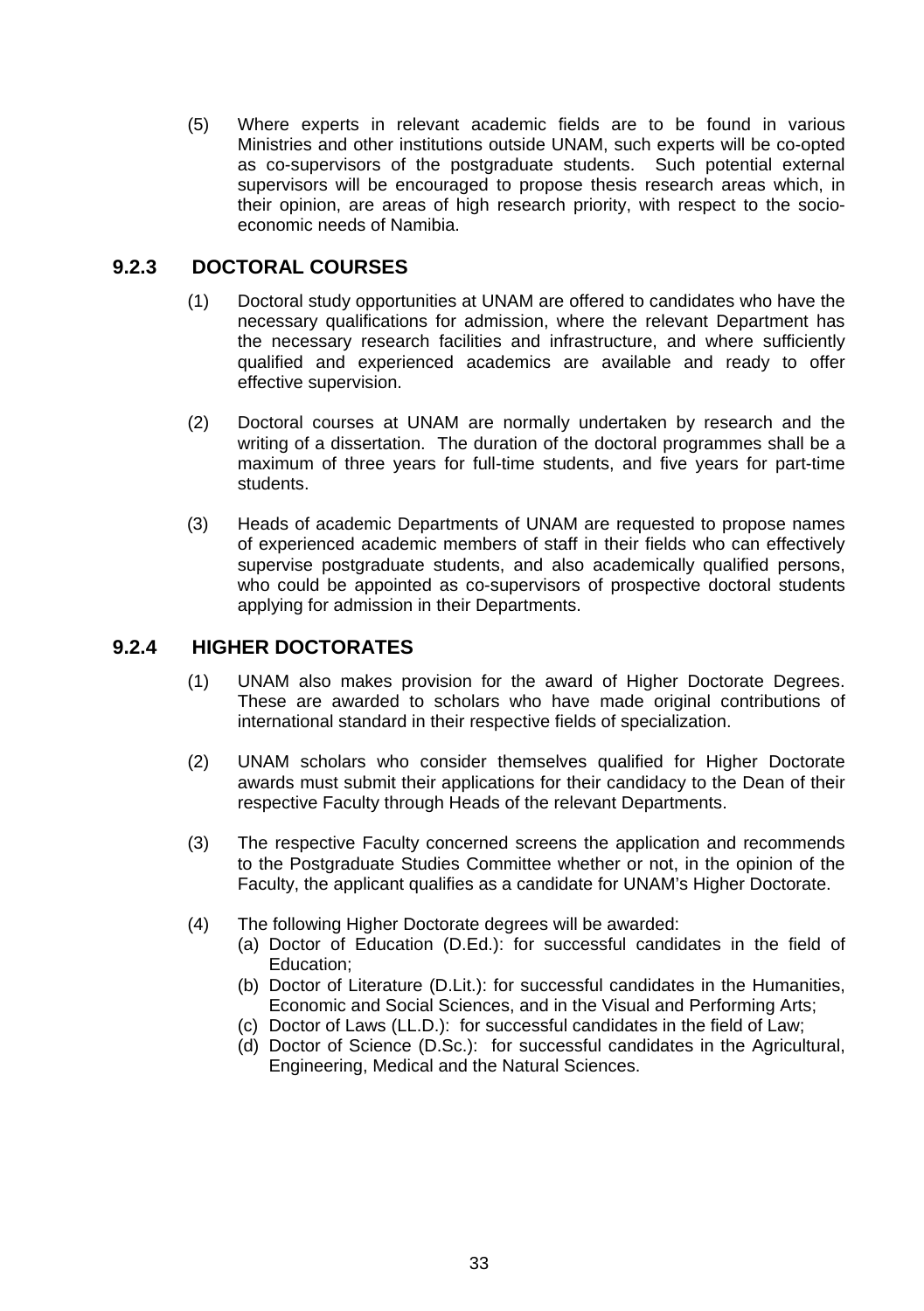(5) Where experts in relevant academic fields are to be found in various Ministries and other institutions outside UNAM, such experts will be co-opted as co-supervisors of the postgraduate students. Such potential external supervisors will be encouraged to propose thesis research areas which, in their opinion, are areas of high research priority, with respect to the socio-economic needs of Namibia.

### 9.2.3 DOCTORAL COURSES

(1) Doctoral study opportunities at UNAM are offered to candidates who have the necessary qualifications for admission, where the relevant Department has the necessary research facilities and infrastructure, and where sufficiently qualified and experienced academics are available and ready to offer effective supervision.

(2) Doctoral courses at UNAM are normally undertaken by research and the writing of a dissertation. The duration of the doctoral programmes shall be a maximum of three years for full-time students, and five years for part-time students.

(3) Heads of academic Departments of UNAM are requested to propose names of experienced academic members of staff in their fields who can effectively supervise postgraduate students, and also academically qualified persons, who could be appointed as co-supervisors of prospective doctoral students applying for admission in their Departments.

### 9.2.4 HIGHER DOCTORATES

(1) UNAM also makes provision for the award of Higher Doctorate Degrees. These are awarded to scholars who have made original contributions of international standard in their respective fields of specialization.

(2) UNAM scholars who consider themselves qualified for Higher Doctorate awards must submit their applications for their candidacy to the Dean of their respective Faculty through Heads of the relevant Departments.

(3) The respective Faculty concerned screens the application and recommends to the Postgraduate Studies Committee whether or not, in the opinion of the Faculty, the applicant qualifies as a candidate for UNAM's Higher Doctorate.

(4) The following Higher Doctorate degrees will be awarded:
   (a) Doctor of Education (D.Ed.): for successful candidates in the field of Education;
   (b) Doctor of Literature (D.Lit.): for successful candidates in the Humanities, Economic and Social Sciences, and in the Visual and Performing Arts;
   (c) Doctor of Laws (LL.D.): for successful candidates in the field of Law;
   (d) Doctor of Science (D.Sc.): for successful candidates in the Agricultural, Engineering, Medical and the Natural Sciences.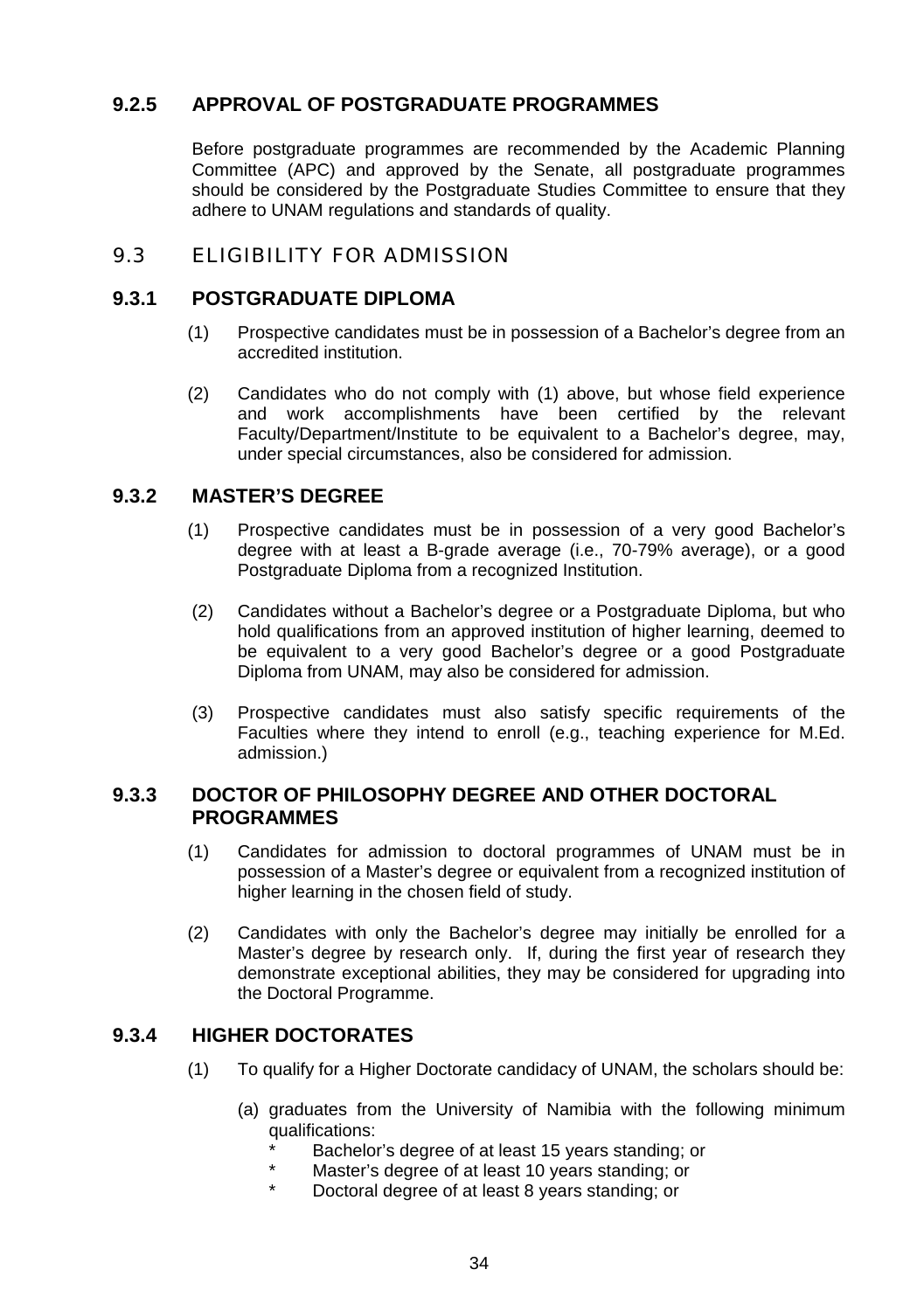### 9.2.5 APPROVAL OF POSTGRADUATE PROGRAMMES

Before postgraduate programmes are recommended by the Academic Planning Committee (APC) and approved by the Senate, all postgraduate programmes should be considered by the Postgraduate Studies Committee to ensure that they adhere to UNAM regulations and standards of quality.

## 9.3 ELIGIBILITY FOR ADMISSION

### 9.3.1 POSTGRADUATE DIPLOMA

(1) Prospective candidates must be in possession of a Bachelor's degree from an accredited institution.

(2) Candidates who do not comply with (1) above, but whose field experience and work accomplishments have been certified by the relevant Faculty/Department/Institute to be equivalent to a Bachelor's degree, may, under special circumstances, also be considered for admission.

### 9.3.2 MASTER'S DEGREE

(1) Prospective candidates must be in possession of a very good Bachelor's degree with at least a B-grade average (i.e., 70-79% average), or a good Postgraduate Diploma from a recognized Institution.

(2) Candidates without a Bachelor's degree or a Postgraduate Diploma, but who hold qualifications from an approved institution of higher learning, deemed to be equivalent to a very good Bachelor's degree or a good Postgraduate Diploma from UNAM, may also be considered for admission.

(3) Prospective candidates must also satisfy specific requirements of the Faculties where they intend to enroll (e.g., teaching experience for M.Ed. admission.)

### 9.3.3 DOCTOR OF PHILOSOPHY DEGREE AND OTHER DOCTORAL PROGRAMMES

(1) Candidates for admission to doctoral programmes of UNAM must be in possession of a Master's degree or equivalent from a recognized institution of higher learning in the chosen field of study.

(2) Candidates with only the Bachelor's degree may initially be enrolled for a Master's degree by research only. If, during the first year of research they demonstrate exceptional abilities, they may be considered for upgrading into the Doctoral Programme.

### 9.3.4 HIGHER DOCTORATES

(1) To qualify for a Higher Doctorate candidacy of UNAM, the scholars should be:

(a) graduates from the University of Namibia with the following minimum qualifications:

- Bachelor's degree of at least 15 years standing; or
- Master's degree of at least 10 years standing; or
- Doctoral degree of at least 8 years standing; or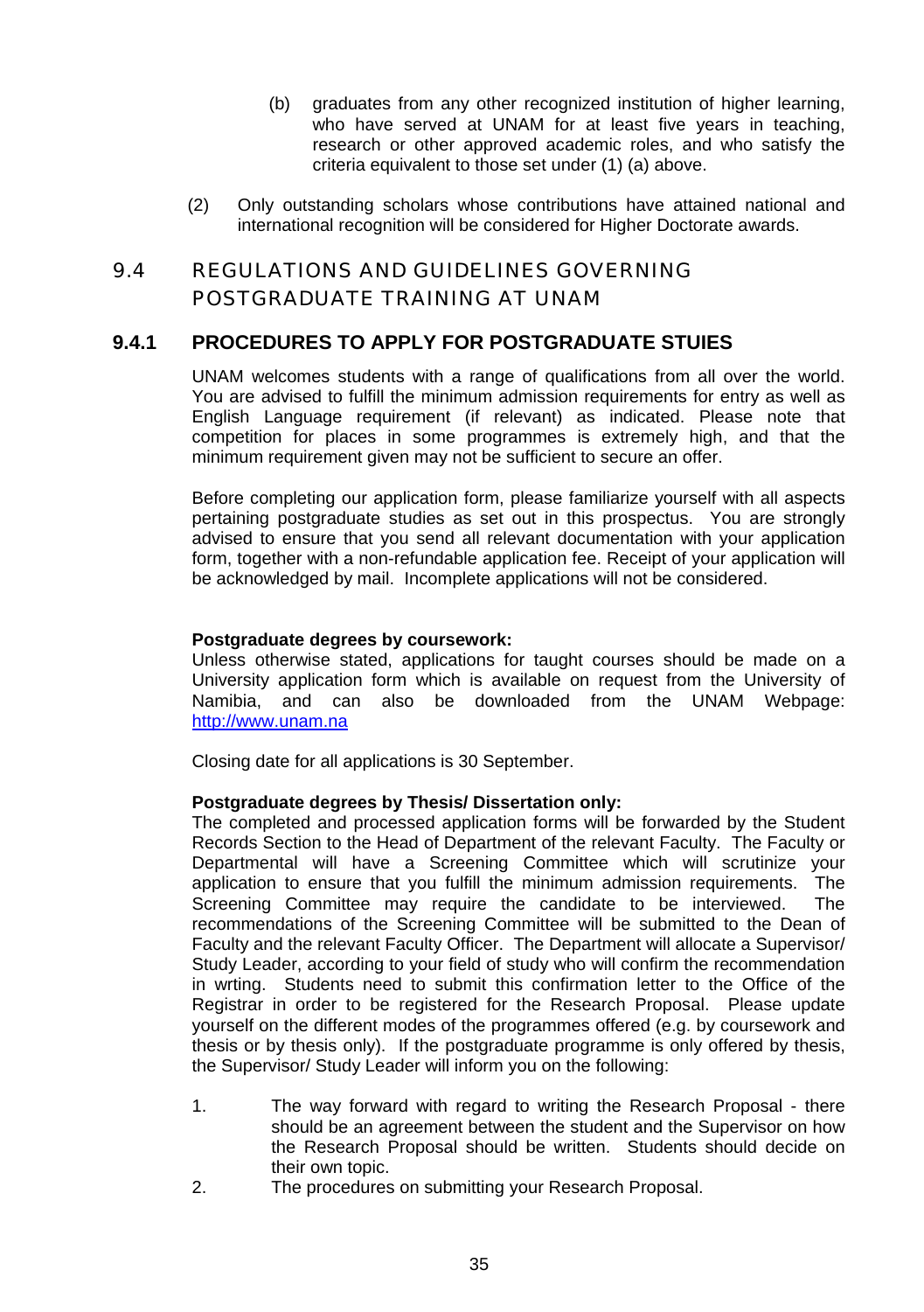(b) graduates from any other recognized institution of higher learning, who have served at UNAM for at least five years in teaching, research or other approved academic roles, and who satisfy the criteria equivalent to those set under (1) (a) above.

(2) Only outstanding scholars whose contributions have attained national and international recognition will be considered for Higher Doctorate awards.

## 9.4 REGULATIONS AND GUIDELINES GOVERNING POSTGRADUATE TRAINING AT UNAM

### 9.4.1 PROCEDURES TO APPLY FOR POSTGRADUATE STUIES

UNAM welcomes students with a range of qualifications from all over the world. You are advised to fulfill the minimum admission requirements for entry as well as English Language requirement (if relevant) as indicated. Please note that competition for places in some programmes is extremely high, and that the minimum requirement given may not be sufficient to secure an offer.

Before completing our application form, please familiarize yourself with all aspects pertaining postgraduate studies as set out in this prospectus. You are strongly advised to ensure that you send all relevant documentation with your application form, together with a non-refundable application fee. Receipt of your application will be acknowledged by mail. Incomplete applications will not be considered.

**Postgraduate degrees by coursework:**
Unless otherwise stated, applications for taught courses should be made on a University application form which is available on request from the University of Namibia, and can also be downloaded from the UNAM Webpage: http://www.unam.na

Closing date for all applications is 30 September.

**Postgraduate degrees by Thesis/ Dissertation only:**
The completed and processed application forms will be forwarded by the Student Records Section to the Head of Department of the relevant Faculty. The Faculty or Departmental will have a Screening Committee which will scrutinize your application to ensure that you fulfill the minimum admission requirements. The Screening Committee may require the candidate to be interviewed. The recommendations of the Screening Committee will be submitted to the Dean of Faculty and the relevant Faculty Officer. The Department will allocate a Supervisor/ Study Leader, according to your field of study who will confirm the recommendation in wrting. Students need to submit this confirmation letter to the Office of the Registrar in order to be registered for the Research Proposal. Please update yourself on the different modes of the programmes offered (e.g. by coursework and thesis or by thesis only). If the postgraduate programme is only offered by thesis, the Supervisor/ Study Leader will inform you on the following:

1. The way forward with regard to writing the Research Proposal - there should be an agreement between the student and the Supervisor on how the Research Proposal should be written. Students should decide on their own topic.
2. The procedures on submitting your Research Proposal.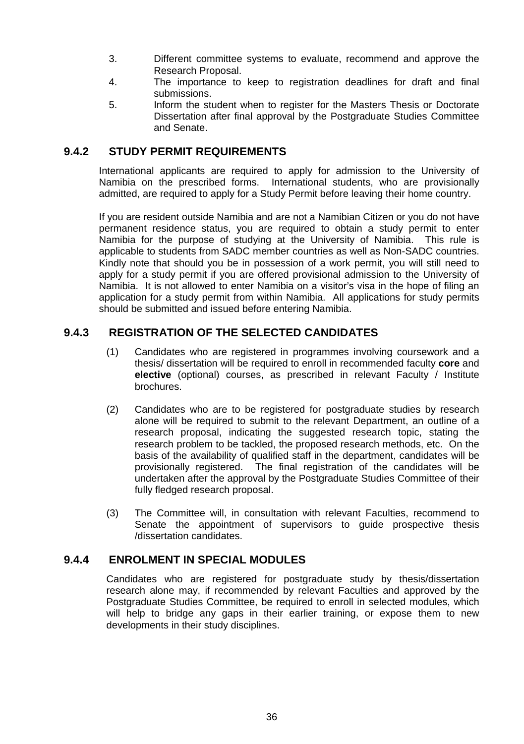3. Different committee systems to evaluate, recommend and approve the Research Proposal.
4. The importance to keep to registration deadlines for draft and final submissions.
5. Inform the student when to register for the Masters Thesis or Doctorate Dissertation after final approval by the Postgraduate Studies Committee and Senate.

### 9.4.2 STUDY PERMIT REQUIREMENTS

International applicants are required to apply for admission to the University of Namibia on the prescribed forms. International students, who are provisionally admitted, are required to apply for a Study Permit before leaving their home country.

If you are resident outside Namibia and are not a Namibian Citizen or you do not have permanent residence status, you are required to obtain a study permit to enter Namibia for the purpose of studying at the University of Namibia. This rule is applicable to students from SADC member countries as well as Non-SADC countries. Kindly note that should you be in possession of a work permit, you will still need to apply for a study permit if you are offered provisional admission to the University of Namibia. It is not allowed to enter Namibia on a visitor's visa in the hope of filing an application for a study permit from within Namibia. All applications for study permits should be submitted and issued before entering Namibia.

### 9.4.3 REGISTRATION OF THE SELECTED CANDIDATES

(1) Candidates who are registered in programmes involving coursework and a thesis/ dissertation will be required to enroll in recommended faculty **core** and **elective** (optional) courses, as prescribed in relevant Faculty / Institute brochures.

(2) Candidates who are to be registered for postgraduate studies by research alone will be required to submit to the relevant Department, an outline of a research proposal, indicating the suggested research topic, stating the research problem to be tackled, the proposed research methods, etc. On the basis of the availability of qualified staff in the department, candidates will be provisionally registered. The final registration of the candidates will be undertaken after the approval by the Postgraduate Studies Committee of their fully fledged research proposal.

(3) The Committee will, in consultation with relevant Faculties, recommend to Senate the appointment of supervisors to guide prospective thesis /dissertation candidates.

### 9.4.4 ENROLMENT IN SPECIAL MODULES

Candidates who are registered for postgraduate study by thesis/dissertation research alone may, if recommended by relevant Faculties and approved by the Postgraduate Studies Committee, be required to enroll in selected modules, which will help to bridge any gaps in their earlier training, or expose them to new developments in their study disciplines.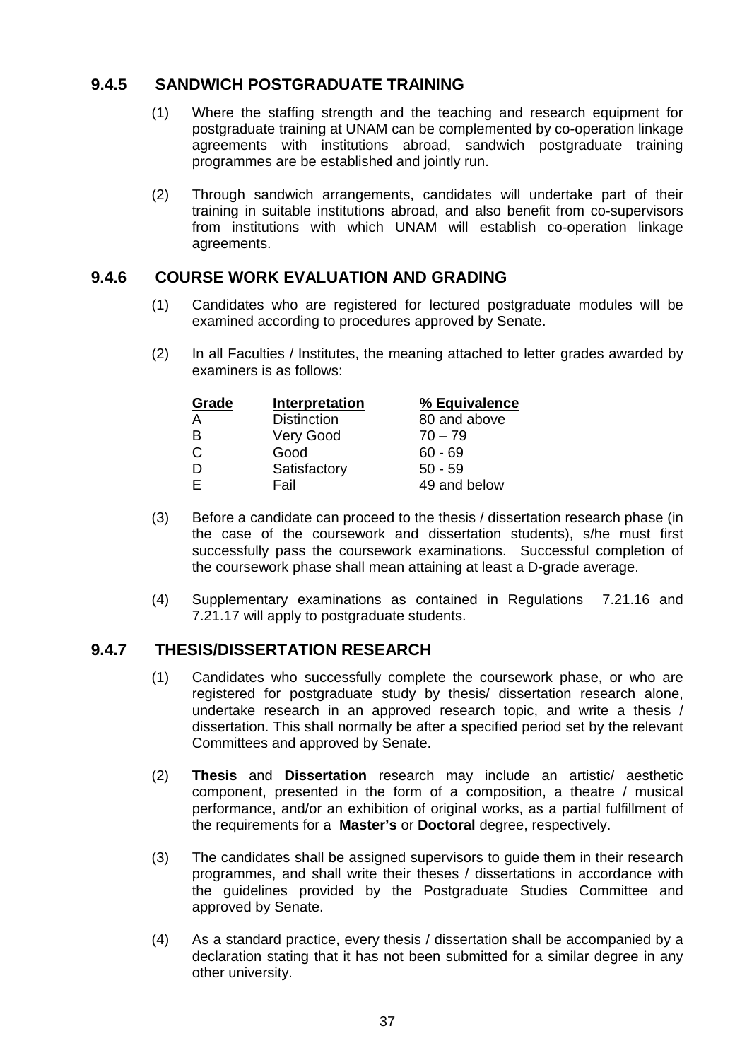### 9.4.5 SANDWICH POSTGRADUATE TRAINING

(1) Where the staffing strength and the teaching and research equipment for postgraduate training at UNAM can be complemented by co-operation linkage agreements with institutions abroad, sandwich postgraduate training programmes are be established and jointly run.

(2) Through sandwich arrangements, candidates will undertake part of their training in suitable institutions abroad, and also benefit from co-supervisors from institutions with which UNAM will establish co-operation linkage agreements.

### 9.4.6 COURSE WORK EVALUATION AND GRADING

(1) Candidates who are registered for lectured postgraduate modules will be examined according to procedures approved by Senate.

(2) In all Faculties / Institutes, the meaning attached to letter grades awarded by examiners is as follows:

| Grade | Interpretation | % Equivalence |
|---|---|---|
| A | Distinction | 80 and above |
| B | Very Good | 70 – 79 |
| C | Good | 60 - 69 |
| D | Satisfactory | 50 - 59 |
| E | Fail | 49 and below |

(3) Before a candidate can proceed to the thesis / dissertation research phase (in the case of the coursework and dissertation students), s/he must first successfully pass the coursework examinations. Successful completion of the coursework phase shall mean attaining at least a D-grade average.

(4) Supplementary examinations as contained in Regulations 7.21.16 and 7.21.17 will apply to postgraduate students.

### 9.4.7 THESIS/DISSERTATION RESEARCH

(1) Candidates who successfully complete the coursework phase, or who are registered for postgraduate study by thesis/ dissertation research alone, undertake research in an approved research topic, and write a thesis / dissertation. This shall normally be after a specified period set by the relevant Committees and approved by Senate.

(2) **Thesis** and **Dissertation** research may include an artistic/ aesthetic component, presented in the form of a composition, a theatre / musical performance, and/or an exhibition of original works, as a partial fulfillment of the requirements for a **Master's** or **Doctoral** degree, respectively.

(3) The candidates shall be assigned supervisors to guide them in their research programmes, and shall write their theses / dissertations in accordance with the guidelines provided by the Postgraduate Studies Committee and approved by Senate.

(4) As a standard practice, every thesis / dissertation shall be accompanied by a declaration stating that it has not been submitted for a similar degree in any other university.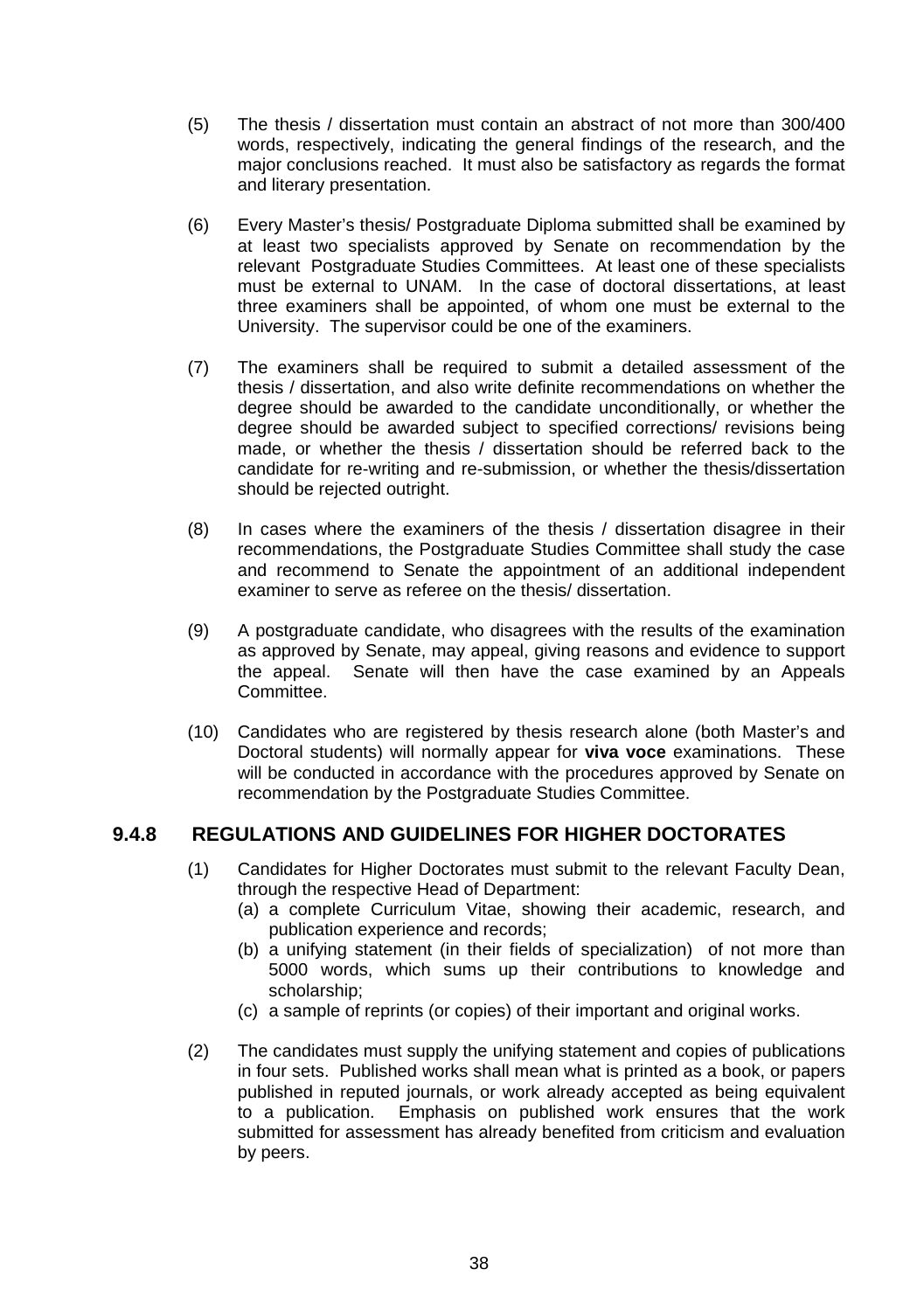(5) The thesis / dissertation must contain an abstract of not more than 300/400 words, respectively, indicating the general findings of the research, and the major conclusions reached. It must also be satisfactory as regards the format and literary presentation.

(6) Every Master's thesis/ Postgraduate Diploma submitted shall be examined by at least two specialists approved by Senate on recommendation by the relevant Postgraduate Studies Committees. At least one of these specialists must be external to UNAM. In the case of doctoral dissertations, at least three examiners shall be appointed, of whom one must be external to the University. The supervisor could be one of the examiners.

(7) The examiners shall be required to submit a detailed assessment of the thesis / dissertation, and also write definite recommendations on whether the degree should be awarded to the candidate unconditionally, or whether the degree should be awarded subject to specified corrections/ revisions being made, or whether the thesis / dissertation should be referred back to the candidate for re-writing and re-submission, or whether the thesis/dissertation should be rejected outright.

(8) In cases where the examiners of the thesis / dissertation disagree in their recommendations, the Postgraduate Studies Committee shall study the case and recommend to Senate the appointment of an additional independent examiner to serve as referee on the thesis/ dissertation.

(9) A postgraduate candidate, who disagrees with the results of the examination as approved by Senate, may appeal, giving reasons and evidence to support the appeal. Senate will then have the case examined by an Appeals Committee.

(10) Candidates who are registered by thesis research alone (both Master's and Doctoral students) will normally appear for **viva voce** examinations. These will be conducted in accordance with the procedures approved by Senate on recommendation by the Postgraduate Studies Committee.

### 9.4.8 REGULATIONS AND GUIDELINES FOR HIGHER DOCTORATES

(1) Candidates for Higher Doctorates must submit to the relevant Faculty Dean, through the respective Head of Department:
   (a) a complete Curriculum Vitae, showing their academic, research, and publication experience and records;
   (b) a unifying statement (in their fields of specialization) of not more than 5000 words, which sums up their contributions to knowledge and scholarship;
   (c) a sample of reprints (or copies) of their important and original works.

(2) The candidates must supply the unifying statement and copies of publications in four sets. Published works shall mean what is printed as a book, or papers published in reputed journals, or work already accepted as being equivalent to a publication. Emphasis on published work ensures that the work submitted for assessment has already benefited from criticism and evaluation by peers.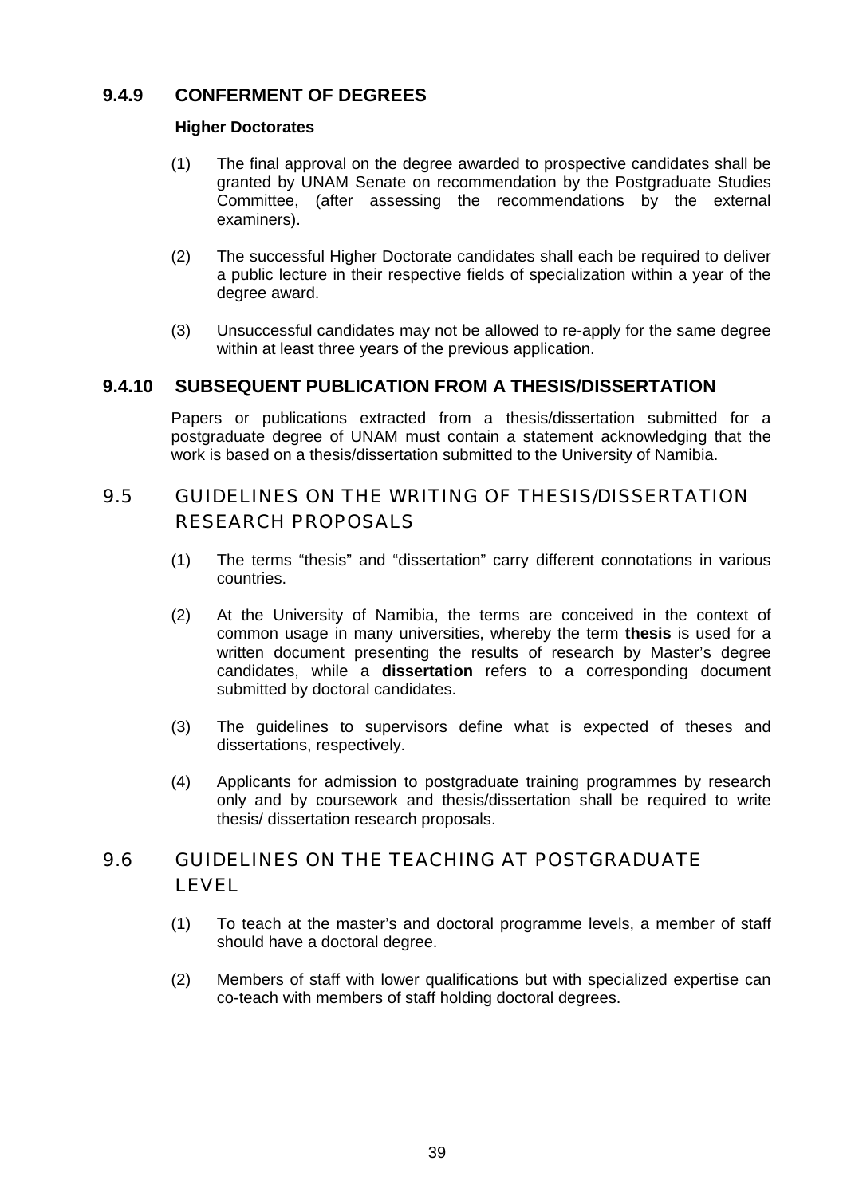### 9.4.9 CONFERMENT OF DEGREES

**Higher Doctorates**

(1) The final approval on the degree awarded to prospective candidates shall be granted by UNAM Senate on recommendation by the Postgraduate Studies Committee, (after assessing the recommendations by the external examiners).

(2) The successful Higher Doctorate candidates shall each be required to deliver a public lecture in their respective fields of specialization within a year of the degree award.

(3) Unsuccessful candidates may not be allowed to re-apply for the same degree within at least three years of the previous application.

### 9.4.10 SUBSEQUENT PUBLICATION FROM A THESIS/DISSERTATION

Papers or publications extracted from a thesis/dissertation submitted for a postgraduate degree of UNAM must contain a statement acknowledging that the work is based on a thesis/dissertation submitted to the University of Namibia.

## 9.5 GUIDELINES ON THE WRITING OF THESIS/DISSERTATION RESEARCH PROPOSALS

(1) The terms "thesis" and "dissertation" carry different connotations in various countries.

(2) At the University of Namibia, the terms are conceived in the context of common usage in many universities, whereby the term **thesis** is used for a written document presenting the results of research by Master's degree candidates, while a **dissertation** refers to a corresponding document submitted by doctoral candidates.

(3) The guidelines to supervisors define what is expected of theses and dissertations, respectively.

(4) Applicants for admission to postgraduate training programmes by research only and by coursework and thesis/dissertation shall be required to write thesis/ dissertation research proposals.

## 9.6 GUIDELINES ON THE TEACHING AT POSTGRADUATE LEVEL

(1) To teach at the master's and doctoral programme levels, a member of staff should have a doctoral degree.

(2) Members of staff with lower qualifications but with specialized expertise can co-teach with members of staff holding doctoral degrees.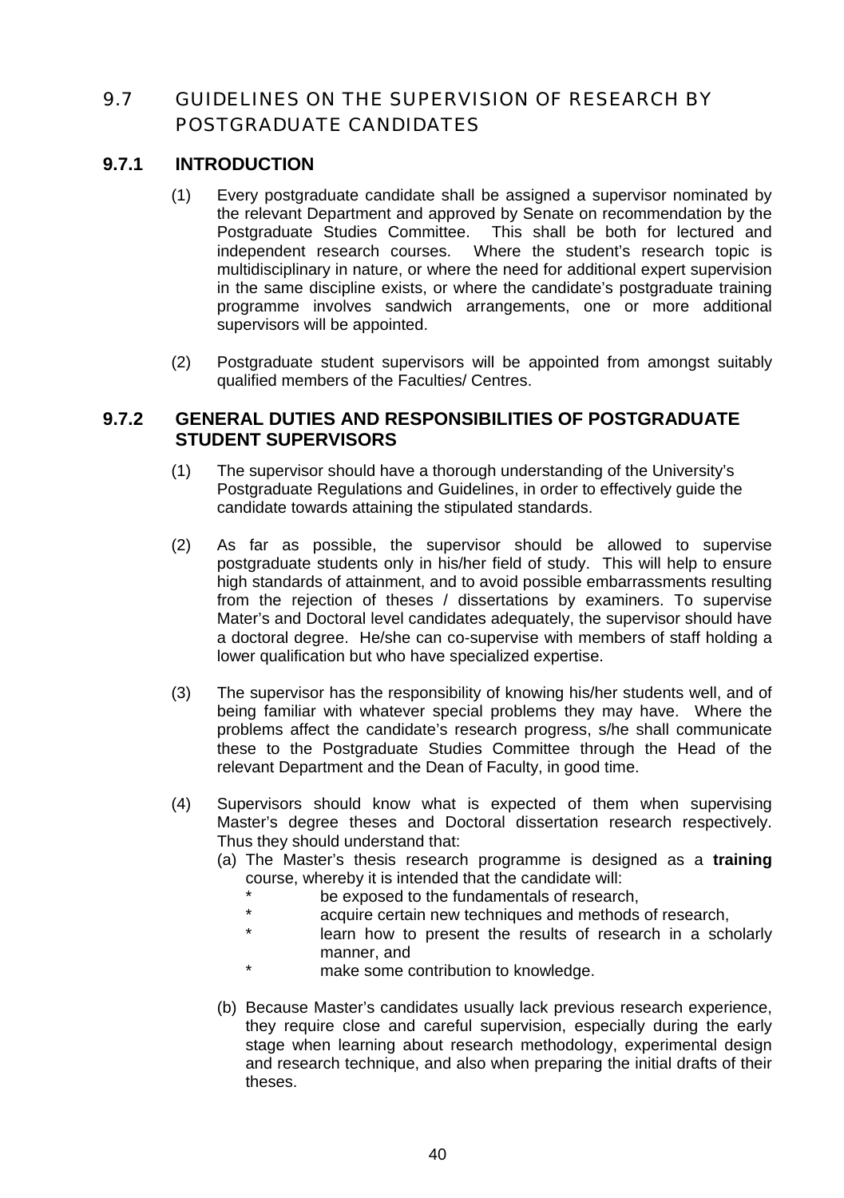## 9.7 GUIDELINES ON THE SUPERVISION OF RESEARCH BY POSTGRADUATE CANDIDATES

### 9.7.1 INTRODUCTION

(1) Every postgraduate candidate shall be assigned a supervisor nominated by the relevant Department and approved by Senate on recommendation by the Postgraduate Studies Committee. This shall be both for lectured and independent research courses. Where the student's research topic is multidisciplinary in nature, or where the need for additional expert supervision in the same discipline exists, or where the candidate's postgraduate training programme involves sandwich arrangements, one or more additional supervisors will be appointed.

(2) Postgraduate student supervisors will be appointed from amongst suitably qualified members of the Faculties/ Centres.

### 9.7.2 GENERAL DUTIES AND RESPONSIBILITIES OF POSTGRADUATE STUDENT SUPERVISORS

(1) The supervisor should have a thorough understanding of the University's Postgraduate Regulations and Guidelines, in order to effectively guide the candidate towards attaining the stipulated standards.

(2) As far as possible, the supervisor should be allowed to supervise postgraduate students only in his/her field of study. This will help to ensure high standards of attainment, and to avoid possible embarrassments resulting from the rejection of theses / dissertations by examiners. To supervise Mater's and Doctoral level candidates adequately, the supervisor should have a doctoral degree. He/she can co-supervise with members of staff holding a lower qualification but who have specialized expertise.

(3) The supervisor has the responsibility of knowing his/her students well, and of being familiar with whatever special problems they may have. Where the problems affect the candidate's research progress, s/he shall communicate these to the Postgraduate Studies Committee through the Head of the relevant Department and the Dean of Faculty, in good time.

(4) Supervisors should know what is expected of them when supervising Master's degree theses and Doctoral dissertation research respectively. Thus they should understand that:

(a) The Master's thesis research programme is designed as a **training** course, whereby it is intended that the candidate will:

- be exposed to the fundamentals of research,
- acquire certain new techniques and methods of research,
- learn how to present the results of research in a scholarly manner, and
- make some contribution to knowledge.

(b) Because Master's candidates usually lack previous research experience, they require close and careful supervision, especially during the early stage when learning about research methodology, experimental design and research technique, and also when preparing the initial drafts of their theses.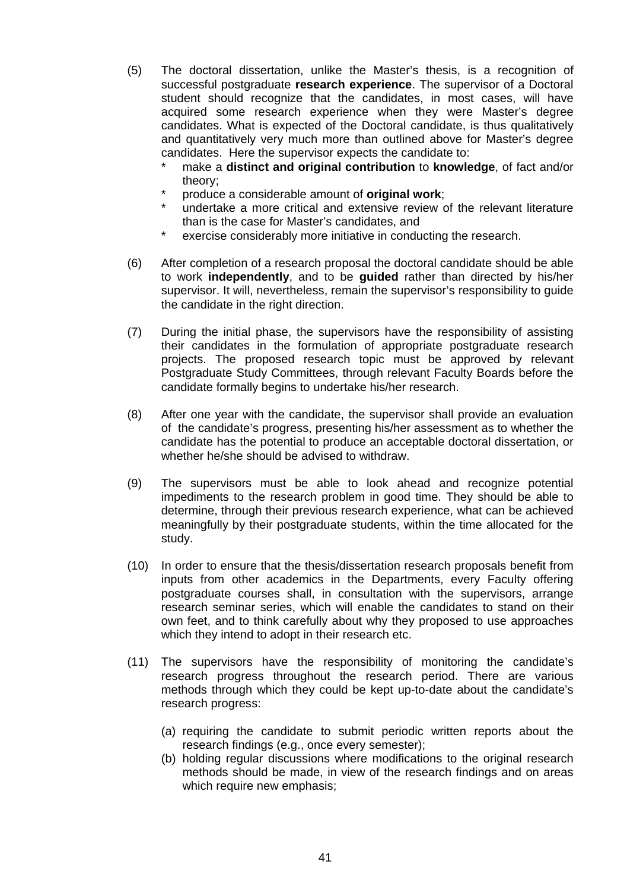(5) The doctoral dissertation, unlike the Master's thesis, is a recognition of successful postgraduate **research experience**. The supervisor of a Doctoral student should recognize that the candidates, in most cases, will have acquired some research experience when they were Master's degree candidates. What is expected of the Doctoral candidate, is thus qualitatively and quantitatively very much more than outlined above for Master's degree candidates. Here the supervisor expects the candidate to:

- make a **distinct and original contribution** to **knowledge**, of fact and/or theory;
- produce a considerable amount of **original work**;
- undertake a more critical and extensive review of the relevant literature than is the case for Master's candidates, and
- exercise considerably more initiative in conducting the research.

(6) After completion of a research proposal the doctoral candidate should be able to work **independently**, and to be **guided** rather than directed by his/her supervisor. It will, nevertheless, remain the supervisor's responsibility to guide the candidate in the right direction.

(7) During the initial phase, the supervisors have the responsibility of assisting their candidates in the formulation of appropriate postgraduate research projects. The proposed research topic must be approved by relevant Postgraduate Study Committees, through relevant Faculty Boards before the candidate formally begins to undertake his/her research.

(8) After one year with the candidate, the supervisor shall provide an evaluation of the candidate's progress, presenting his/her assessment as to whether the candidate has the potential to produce an acceptable doctoral dissertation, or whether he/she should be advised to withdraw.

(9) The supervisors must be able to look ahead and recognize potential impediments to the research problem in good time. They should be able to determine, through their previous research experience, what can be achieved meaningfully by their postgraduate students, within the time allocated for the study.

(10) In order to ensure that the thesis/dissertation research proposals benefit from inputs from other academics in the Departments, every Faculty offering postgraduate courses shall, in consultation with the supervisors, arrange research seminar series, which will enable the candidates to stand on their own feet, and to think carefully about why they proposed to use approaches which they intend to adopt in their research etc.

(11) The supervisors have the responsibility of monitoring the candidate's research progress throughout the research period. There are various methods through which they could be kept up-to-date about the candidate's research progress:

(a) requiring the candidate to submit periodic written reports about the research findings (e.g., once every semester);

(b) holding regular discussions where modifications to the original research methods should be made, in view of the research findings and on areas which require new emphasis;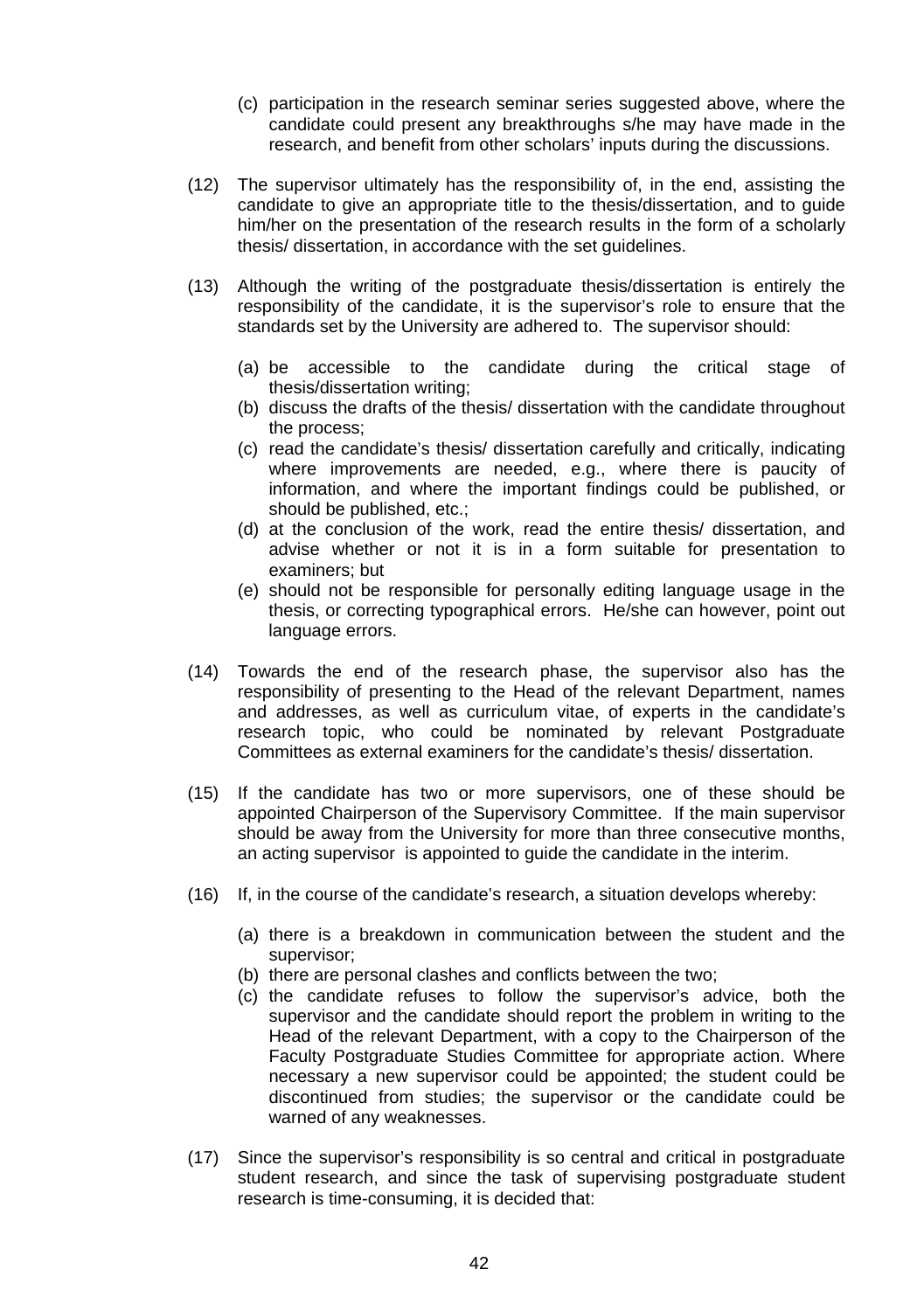(c) participation in the research seminar series suggested above, where the candidate could present any breakthroughs s/he may have made in the research, and benefit from other scholars' inputs during the discussions.

(12) The supervisor ultimately has the responsibility of, in the end, assisting the candidate to give an appropriate title to the thesis/dissertation, and to guide him/her on the presentation of the research results in the form of a scholarly thesis/ dissertation, in accordance with the set guidelines.

(13) Although the writing of the postgraduate thesis/dissertation is entirely the responsibility of the candidate, it is the supervisor's role to ensure that the standards set by the University are adhered to. The supervisor should:

(a) be accessible to the candidate during the critical stage of thesis/dissertation writing;
(b) discuss the drafts of the thesis/ dissertation with the candidate throughout the process;
(c) read the candidate's thesis/ dissertation carefully and critically, indicating where improvements are needed, e.g., where there is paucity of information, and where the important findings could be published, or should be published, etc.;
(d) at the conclusion of the work, read the entire thesis/ dissertation, and advise whether or not it is in a form suitable for presentation to examiners; but
(e) should not be responsible for personally editing language usage in the thesis, or correcting typographical errors. He/she can however, point out language errors.

(14) Towards the end of the research phase, the supervisor also has the responsibility of presenting to the Head of the relevant Department, names and addresses, as well as curriculum vitae, of experts in the candidate's research topic, who could be nominated by relevant Postgraduate Committees as external examiners for the candidate's thesis/ dissertation.

(15) If the candidate has two or more supervisors, one of these should be appointed Chairperson of the Supervisory Committee. If the main supervisor should be away from the University for more than three consecutive months, an acting supervisor is appointed to guide the candidate in the interim.

(16) If, in the course of the candidate's research, a situation develops whereby:

(a) there is a breakdown in communication between the student and the supervisor;
(b) there are personal clashes and conflicts between the two;
(c) the candidate refuses to follow the supervisor's advice, both the supervisor and the candidate should report the problem in writing to the Head of the relevant Department, with a copy to the Chairperson of the Faculty Postgraduate Studies Committee for appropriate action. Where necessary a new supervisor could be appointed; the student could be discontinued from studies; the supervisor or the candidate could be warned of any weaknesses.

(17) Since the supervisor's responsibility is so central and critical in postgraduate student research, and since the task of supervising postgraduate student research is time-consuming, it is decided that: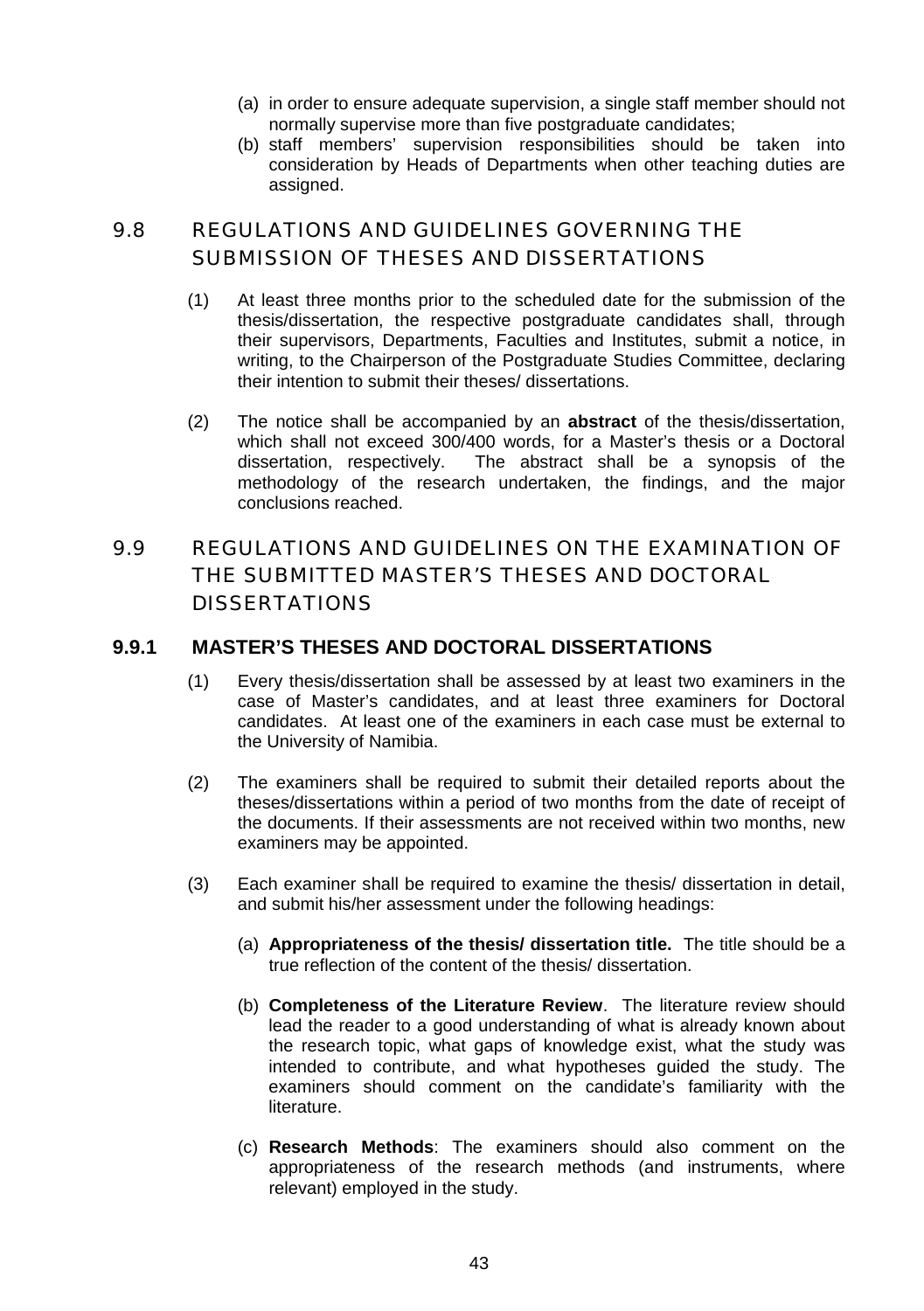(a) in order to ensure adequate supervision, a single staff member should not normally supervise more than five postgraduate candidates;

(b) staff members' supervision responsibilities should be taken into consideration by Heads of Departments when other teaching duties are assigned.

## 9.8 REGULATIONS AND GUIDELINES GOVERNING THE SUBMISSION OF THESES AND DISSERTATIONS

(1) At least three months prior to the scheduled date for the submission of the thesis/dissertation, the respective postgraduate candidates shall, through their supervisors, Departments, Faculties and Institutes, submit a notice, in writing, to the Chairperson of the Postgraduate Studies Committee, declaring their intention to submit their theses/ dissertations.

(2) The notice shall be accompanied by an **abstract** of the thesis/dissertation, which shall not exceed 300/400 words, for a Master's thesis or a Doctoral dissertation, respectively. The abstract shall be a synopsis of the methodology of the research undertaken, the findings, and the major conclusions reached.

## 9.9 REGULATIONS AND GUIDELINES ON THE EXAMINATION OF THE SUBMITTED MASTER'S THESES AND DOCTORAL DISSERTATIONS

### 9.9.1 MASTER'S THESES AND DOCTORAL DISSERTATIONS

(1) Every thesis/dissertation shall be assessed by at least two examiners in the case of Master's candidates, and at least three examiners for Doctoral candidates. At least one of the examiners in each case must be external to the University of Namibia.

(2) The examiners shall be required to submit their detailed reports about the theses/dissertations within a period of two months from the date of receipt of the documents. If their assessments are not received within two months, new examiners may be appointed.

(3) Each examiner shall be required to examine the thesis/ dissertation in detail, and submit his/her assessment under the following headings:

(a) **Appropriateness of the thesis/ dissertation title.** The title should be a true reflection of the content of the thesis/ dissertation.

(b) **Completeness of the Literature Review**. The literature review should lead the reader to a good understanding of what is already known about the research topic, what gaps of knowledge exist, what the study was intended to contribute, and what hypotheses guided the study. The examiners should comment on the candidate's familiarity with the literature.

(c) **Research Methods**: The examiners should also comment on the appropriateness of the research methods (and instruments, where relevant) employed in the study.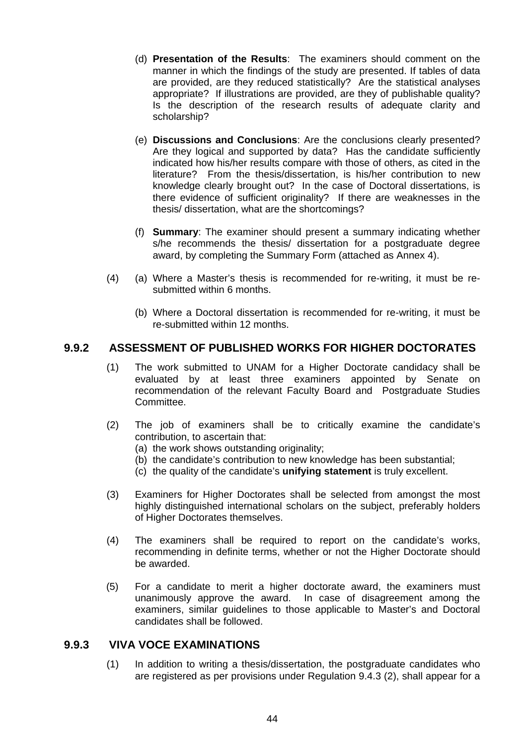(d) **Presentation of the Results**: The examiners should comment on the manner in which the findings of the study are presented. If tables of data are provided, are they reduced statistically? Are the statistical analyses appropriate? If illustrations are provided, are they of publishable quality? Is the description of the research results of adequate clarity and scholarship?

(e) **Discussions and Conclusions**: Are the conclusions clearly presented? Are they logical and supported by data? Has the candidate sufficiently indicated how his/her results compare with those of others, as cited in the literature? From the thesis/dissertation, is his/her contribution to new knowledge clearly brought out? In the case of Doctoral dissertations, is there evidence of sufficient originality? If there are weaknesses in the thesis/ dissertation, what are the shortcomings?

(f) **Summary**: The examiner should present a summary indicating whether s/he recommends the thesis/ dissertation for a postgraduate degree award, by completing the Summary Form (attached as Annex 4).

(4) (a) Where a Master's thesis is recommended for re-writing, it must be re-submitted within 6 months.

(b) Where a Doctoral dissertation is recommended for re-writing, it must be re-submitted within 12 months.

## 9.9.2 ASSESSMENT OF PUBLISHED WORKS FOR HIGHER DOCTORATES

(1) The work submitted to UNAM for a Higher Doctorate candidacy shall be evaluated by at least three examiners appointed by Senate on recommendation of the relevant Faculty Board and Postgraduate Studies Committee.

(2) The job of examiners shall be to critically examine the candidate's contribution, to ascertain that:
(a) the work shows outstanding originality;
(b) the candidate's contribution to new knowledge has been substantial;
(c) the quality of the candidate's **unifying statement** is truly excellent.

(3) Examiners for Higher Doctorates shall be selected from amongst the most highly distinguished international scholars on the subject, preferably holders of Higher Doctorates themselves.

(4) The examiners shall be required to report on the candidate's works, recommending in definite terms, whether or not the Higher Doctorate should be awarded.

(5) For a candidate to merit a higher doctorate award, the examiners must unanimously approve the award. In case of disagreement among the examiners, similar guidelines to those applicable to Master's and Doctoral candidates shall be followed.

## 9.9.3 VIVA VOCE EXAMINATIONS

(1) In addition to writing a thesis/dissertation, the postgraduate candidates who are registered as per provisions under Regulation 9.4.3 (2), shall appear for a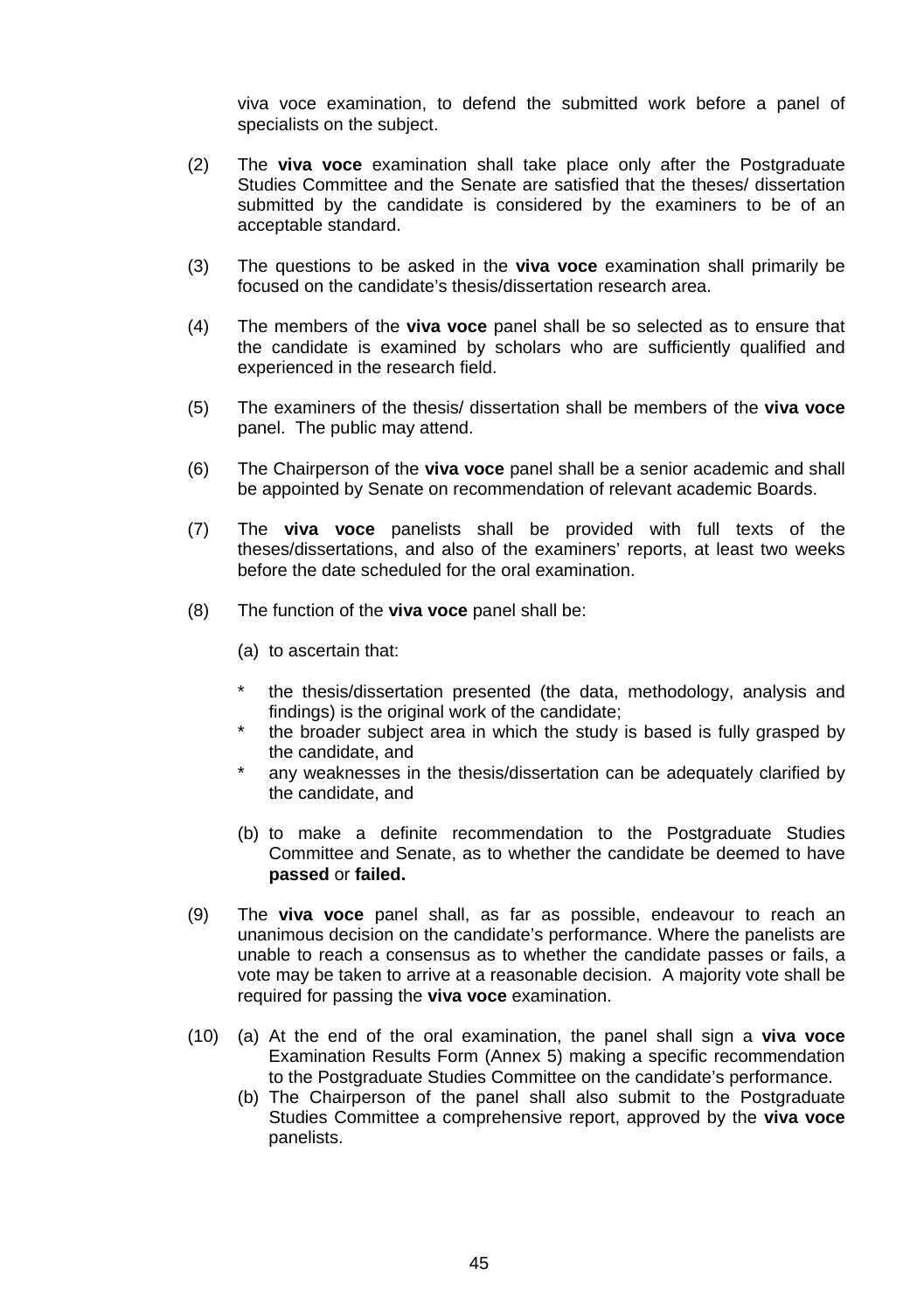viva voce examination, to defend the submitted work before a panel of specialists on the subject.

(2) The **viva voce** examination shall take place only after the Postgraduate Studies Committee and the Senate are satisfied that the theses/ dissertation submitted by the candidate is considered by the examiners to be of an acceptable standard.

(3) The questions to be asked in the **viva voce** examination shall primarily be focused on the candidate's thesis/dissertation research area.

(4) The members of the **viva voce** panel shall be so selected as to ensure that the candidate is examined by scholars who are sufficiently qualified and experienced in the research field.

(5) The examiners of the thesis/ dissertation shall be members of the **viva voce** panel. The public may attend.

(6) The Chairperson of the **viva voce** panel shall be a senior academic and shall be appointed by Senate on recommendation of relevant academic Boards.

(7) The **viva voce** panelists shall be provided with full texts of the theses/dissertations, and also of the examiners' reports, at least two weeks before the date scheduled for the oral examination.

(8) The function of the **viva voce** panel shall be:

(a) to ascertain that:

* the thesis/dissertation presented (the data, methodology, analysis and findings) is the original work of the candidate;
* the broader subject area in which the study is based is fully grasped by the candidate, and
* any weaknesses in the thesis/dissertation can be adequately clarified by the candidate, and

(b) to make a definite recommendation to the Postgraduate Studies Committee and Senate, as to whether the candidate be deemed to have **passed** or **failed.**

(9) The **viva voce** panel shall, as far as possible, endeavour to reach an unanimous decision on the candidate's performance. Where the panelists are unable to reach a consensus as to whether the candidate passes or fails, a vote may be taken to arrive at a reasonable decision. A majority vote shall be required for passing the **viva voce** examination.

(10) (a) At the end of the oral examination, the panel shall sign a **viva voce** Examination Results Form (Annex 5) making a specific recommendation to the Postgraduate Studies Committee on the candidate's performance.

(b) The Chairperson of the panel shall also submit to the Postgraduate Studies Committee a comprehensive report, approved by the **viva voce** panelists.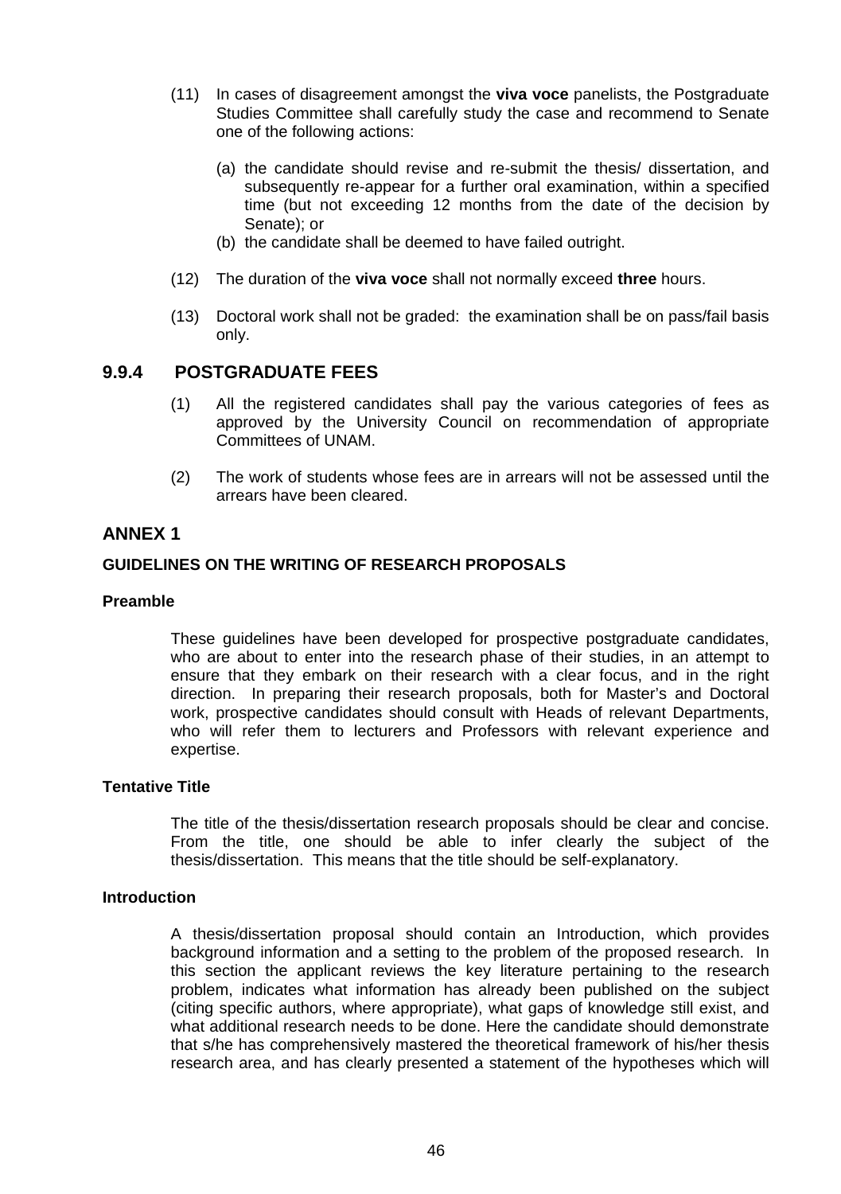(11) In cases of disagreement amongst the **viva voce** panelists, the Postgraduate Studies Committee shall carefully study the case and recommend to Senate one of the following actions:

   (a) the candidate should revise and re-submit the thesis/ dissertation, and subsequently re-appear for a further oral examination, within a specified time (but not exceeding 12 months from the date of the decision by Senate); or
   
   (b) the candidate shall be deemed to have failed outright.

(12) The duration of the **viva voce** shall not normally exceed **three** hours.

(13) Doctoral work shall not be graded: the examination shall be on pass/fail basis only.

## 9.9.4 POSTGRADUATE FEES

(1) All the registered candidates shall pay the various categories of fees as approved by the University Council on recommendation of appropriate Committees of UNAM.

(2) The work of students whose fees are in arrears will not be assessed until the arrears have been cleared.

## ANNEX 1

### GUIDELINES ON THE WRITING OF RESEARCH PROPOSALS

**Preamble**

These guidelines have been developed for prospective postgraduate candidates, who are about to enter into the research phase of their studies, in an attempt to ensure that they embark on their research with a clear focus, and in the right direction. In preparing their research proposals, both for Master's and Doctoral work, prospective candidates should consult with Heads of relevant Departments, who will refer them to lecturers and Professors with relevant experience and expertise.

**Tentative Title**

The title of the thesis/dissertation research proposals should be clear and concise. From the title, one should be able to infer clearly the subject of the thesis/dissertation. This means that the title should be self-explanatory.

**Introduction**

A thesis/dissertation proposal should contain an Introduction, which provides background information and a setting to the problem of the proposed research. In this section the applicant reviews the key literature pertaining to the research problem, indicates what information has already been published on the subject (citing specific authors, where appropriate), what gaps of knowledge still exist, and what additional research needs to be done. Here the candidate should demonstrate that s/he has comprehensively mastered the theoretical framework of his/her thesis research area, and has clearly presented a statement of the hypotheses which will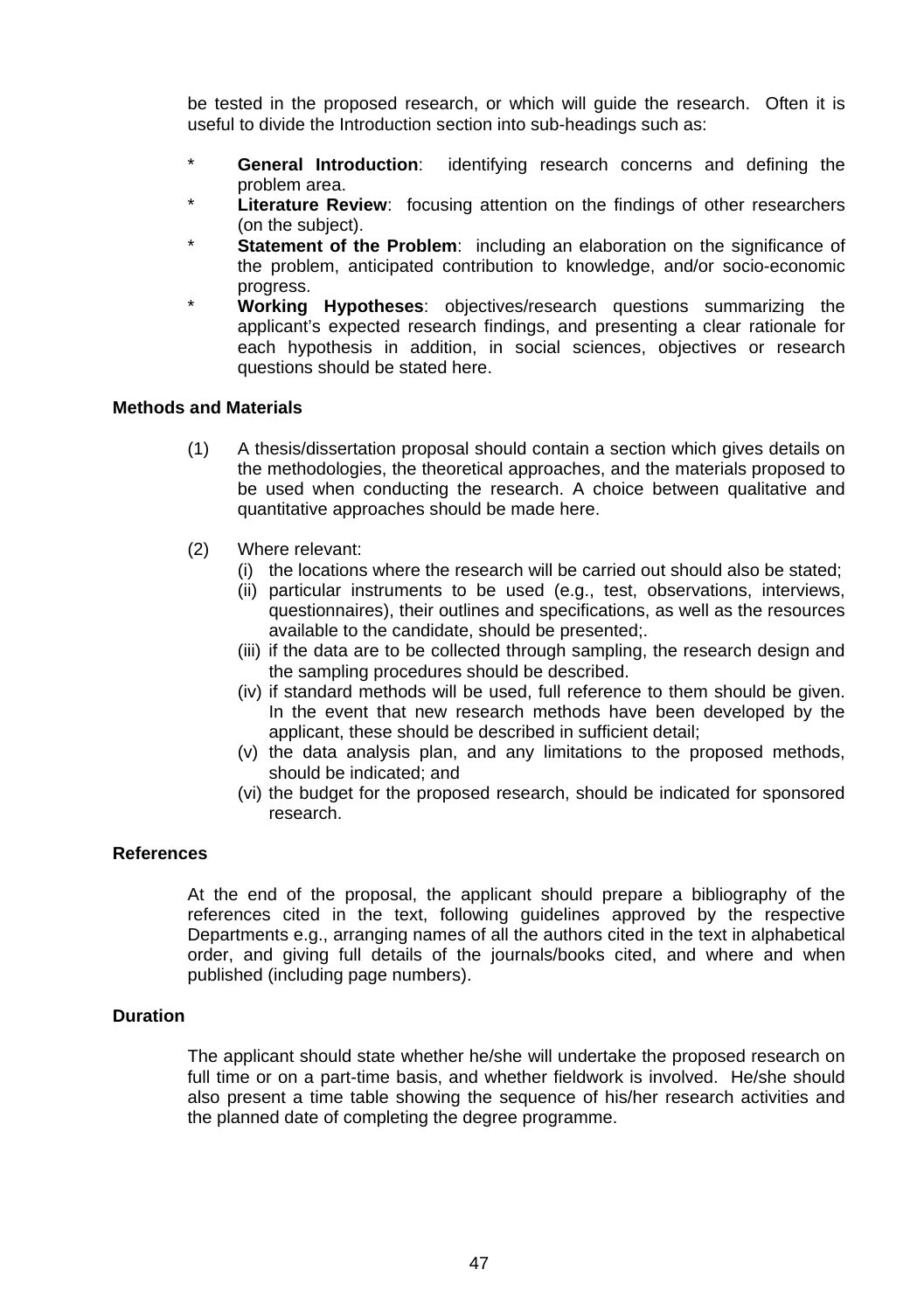be tested in the proposed research, or which will guide the research. Often it is useful to divide the Introduction section into sub-headings such as:

* **General Introduction**: identifying research concerns and defining the problem area.
* **Literature Review**: focusing attention on the findings of other researchers (on the subject).
* **Statement of the Problem**: including an elaboration on the significance of the problem, anticipated contribution to knowledge, and/or socio-economic progress.
* **Working Hypotheses**: objectives/research questions summarizing the applicant's expected research findings, and presenting a clear rationale for each hypothesis in addition, in social sciences, objectives or research questions should be stated here.

**Methods and Materials**

(1) A thesis/dissertation proposal should contain a section which gives details on the methodologies, the theoretical approaches, and the materials proposed to be used when conducting the research. A choice between qualitative and quantitative approaches should be made here.

(2) Where relevant:
  (i) the locations where the research will be carried out should also be stated;
  (ii) particular instruments to be used (e.g., test, observations, interviews, questionnaires), their outlines and specifications, as well as the resources available to the candidate, should be presented;.
  (iii) if the data are to be collected through sampling, the research design and the sampling procedures should be described.
  (iv) if standard methods will be used, full reference to them should be given. In the event that new research methods have been developed by the applicant, these should be described in sufficient detail;
  (v) the data analysis plan, and any limitations to the proposed methods, should be indicated; and
  (vi) the budget for the proposed research, should be indicated for sponsored research.

**References**

At the end of the proposal, the applicant should prepare a bibliography of the references cited in the text, following guidelines approved by the respective Departments e.g., arranging names of all the authors cited in the text in alphabetical order, and giving full details of the journals/books cited, and where and when published (including page numbers).

**Duration**

The applicant should state whether he/she will undertake the proposed research on full time or on a part-time basis, and whether fieldwork is involved. He/she should also present a time table showing the sequence of his/her research activities and the planned date of completing the degree programme.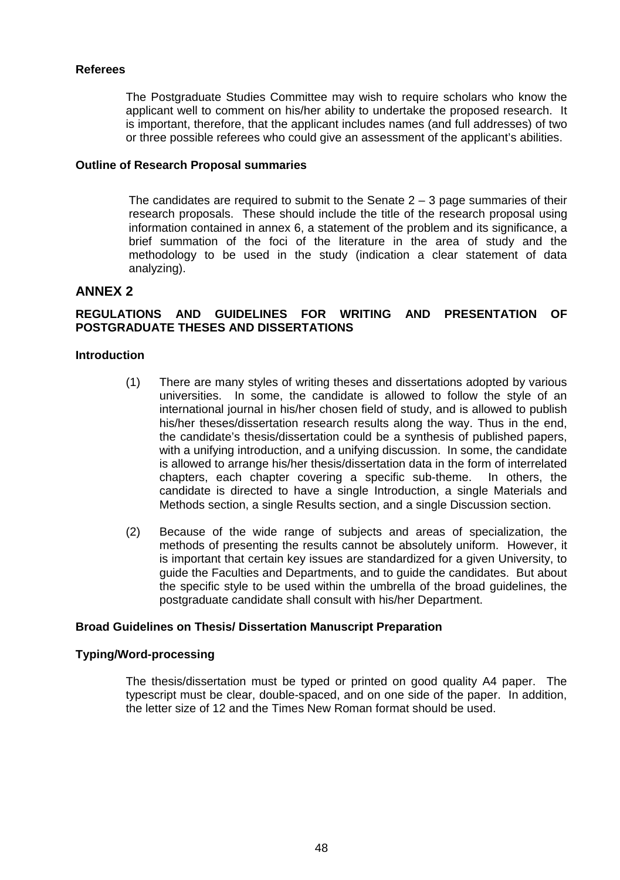**Referees**

The Postgraduate Studies Committee may wish to require scholars who know the applicant well to comment on his/her ability to undertake the proposed research. It is important, therefore, that the applicant includes names (and full addresses) of two or three possible referees who could give an assessment of the applicant's abilities.

**Outline of Research Proposal summaries**

The candidates are required to submit to the Senate 2 – 3 page summaries of their research proposals. These should include the title of the research proposal using information contained in annex 6, a statement of the problem and its significance, a brief summation of the foci of the literature in the area of study and the methodology to be used in the study (indication a clear statement of data analyzing).

## ANNEX 2

### REGULATIONS AND GUIDELINES FOR WRITING AND PRESENTATION OF POSTGRADUATE THESES AND DISSERTATIONS

**Introduction**

(1) There are many styles of writing theses and dissertations adopted by various universities. In some, the candidate is allowed to follow the style of an international journal in his/her chosen field of study, and is allowed to publish his/her theses/dissertation research results along the way. Thus in the end, the candidate's thesis/dissertation could be a synthesis of published papers, with a unifying introduction, and a unifying discussion. In some, the candidate is allowed to arrange his/her thesis/dissertation data in the form of interrelated chapters, each chapter covering a specific sub-theme. In others, the candidate is directed to have a single Introduction, a single Materials and Methods section, a single Results section, and a single Discussion section.

(2) Because of the wide range of subjects and areas of specialization, the methods of presenting the results cannot be absolutely uniform. However, it is important that certain key issues are standardized for a given University, to guide the Faculties and Departments, and to guide the candidates. But about the specific style to be used within the umbrella of the broad guidelines, the postgraduate candidate shall consult with his/her Department.

**Broad Guidelines on Thesis/ Dissertation Manuscript Preparation**

**Typing/Word-processing**

The thesis/dissertation must be typed or printed on good quality A4 paper. The typescript must be clear, double-spaced, and on one side of the paper. In addition, the letter size of 12 and the Times New Roman format should be used.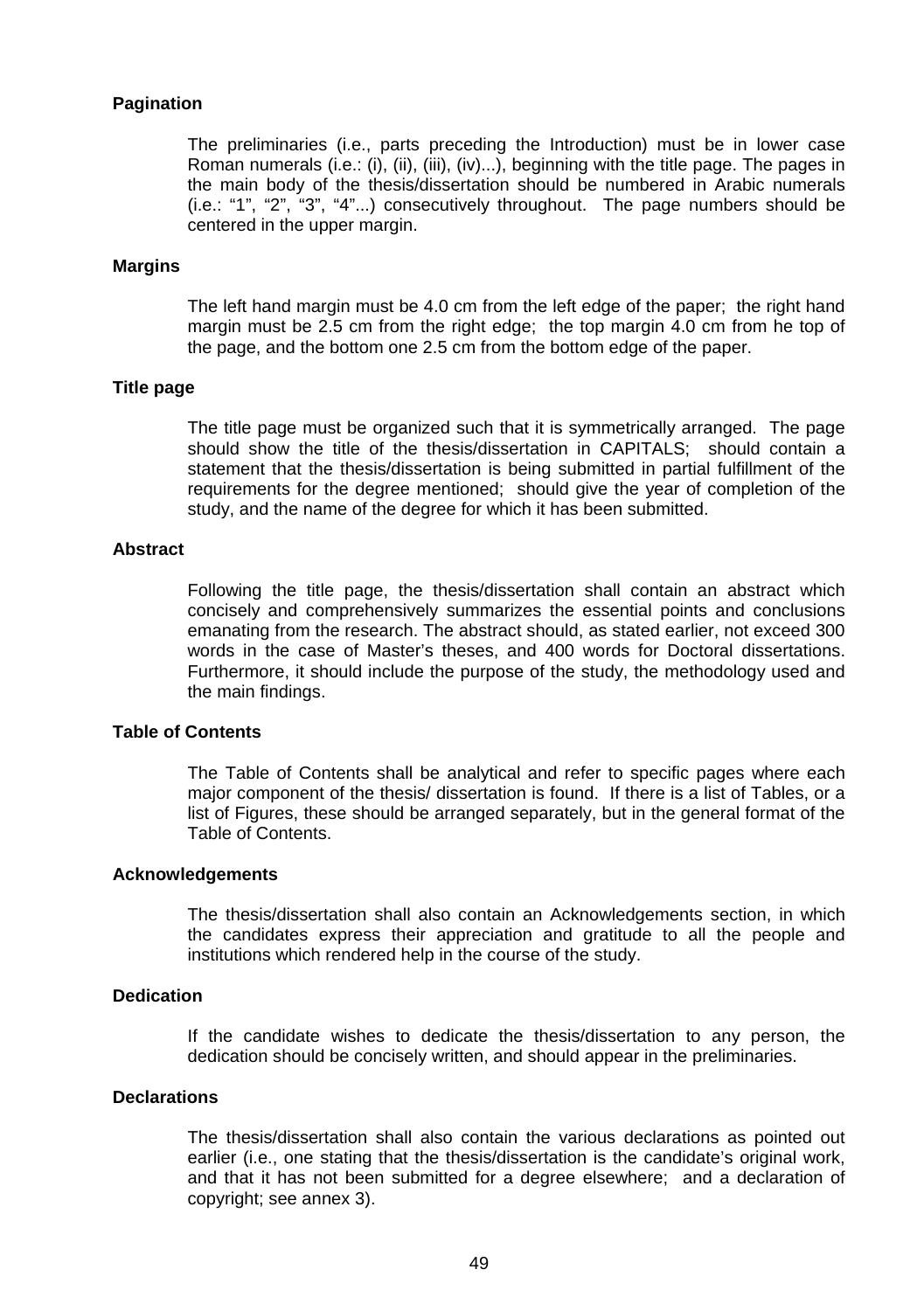**Pagination**

The preliminaries (i.e., parts preceding the Introduction) must be in lower case Roman numerals (i.e.: (i), (ii), (iii), (iv)...), beginning with the title page. The pages in the main body of the thesis/dissertation should be numbered in Arabic numerals (i.e.: "1", "2", "3", "4"...) consecutively throughout. The page numbers should be centered in the upper margin.

**Margins**

The left hand margin must be 4.0 cm from the left edge of the paper; the right hand margin must be 2.5 cm from the right edge; the top margin 4.0 cm from he top of the page, and the bottom one 2.5 cm from the bottom edge of the paper.

**Title page**

The title page must be organized such that it is symmetrically arranged. The page should show the title of the thesis/dissertation in CAPITALS; should contain a statement that the thesis/dissertation is being submitted in partial fulfillment of the requirements for the degree mentioned; should give the year of completion of the study, and the name of the degree for which it has been submitted.

**Abstract**

Following the title page, the thesis/dissertation shall contain an abstract which concisely and comprehensively summarizes the essential points and conclusions emanating from the research. The abstract should, as stated earlier, not exceed 300 words in the case of Master's theses, and 400 words for Doctoral dissertations. Furthermore, it should include the purpose of the study, the methodology used and the main findings.

**Table of Contents**

The Table of Contents shall be analytical and refer to specific pages where each major component of the thesis/ dissertation is found. If there is a list of Tables, or a list of Figures, these should be arranged separately, but in the general format of the Table of Contents.

**Acknowledgements**

The thesis/dissertation shall also contain an Acknowledgements section, in which the candidates express their appreciation and gratitude to all the people and institutions which rendered help in the course of the study.

**Dedication**

If the candidate wishes to dedicate the thesis/dissertation to any person, the dedication should be concisely written, and should appear in the preliminaries.

**Declarations**

The thesis/dissertation shall also contain the various declarations as pointed out earlier (i.e., one stating that the thesis/dissertation is the candidate's original work, and that it has not been submitted for a degree elsewhere; and a declaration of copyright; see annex 3).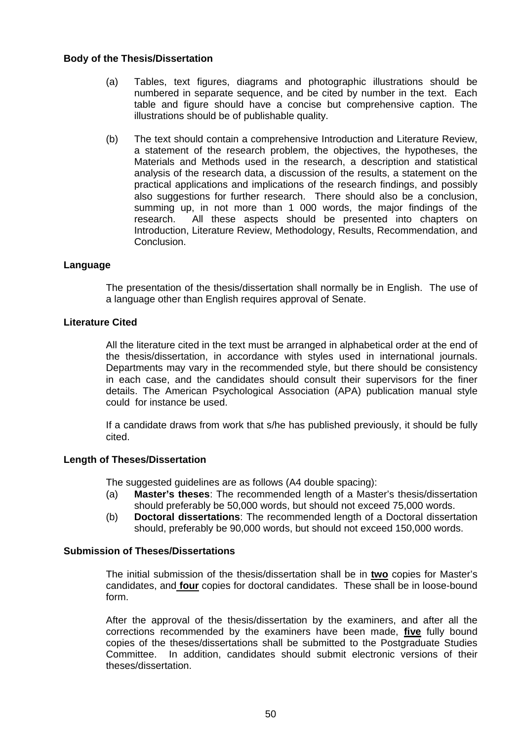**Body of the Thesis/Dissertation**

(a) Tables, text figures, diagrams and photographic illustrations should be numbered in separate sequence, and be cited by number in the text. Each table and figure should have a concise but comprehensive caption. The illustrations should be of publishable quality.

(b) The text should contain a comprehensive Introduction and Literature Review, a statement of the research problem, the objectives, the hypotheses, the Materials and Methods used in the research, a description and statistical analysis of the research data, a discussion of the results, a statement on the practical applications and implications of the research findings, and possibly also suggestions for further research. There should also be a conclusion, summing up, in not more than 1 000 words, the major findings of the research. All these aspects should be presented into chapters on Introduction, Literature Review, Methodology, Results, Recommendation, and Conclusion.

**Language**

The presentation of the thesis/dissertation shall normally be in English. The use of a language other than English requires approval of Senate.

**Literature Cited**

All the literature cited in the text must be arranged in alphabetical order at the end of the thesis/dissertation, in accordance with styles used in international journals. Departments may vary in the recommended style, but there should be consistency in each case, and the candidates should consult their supervisors for the finer details. The American Psychological Association (APA) publication manual style could for instance be used.

If a candidate draws from work that s/he has published previously, it should be fully cited.

**Length of Theses/Dissertation**

The suggested guidelines are as follows (A4 double spacing):

(a) **Master's theses**: The recommended length of a Master's thesis/dissertation should preferably be 50,000 words, but should not exceed 75,000 words.

(b) **Doctoral dissertations**: The recommended length of a Doctoral dissertation should, preferably be 90,000 words, but should not exceed 150,000 words.

**Submission of Theses/Dissertations**

The initial submission of the thesis/dissertation shall be in **two** copies for Master's candidates, and **four** copies for doctoral candidates. These shall be in loose-bound form.

After the approval of the thesis/dissertation by the examiners, and after all the corrections recommended by the examiners have been made, **five** fully bound copies of the theses/dissertations shall be submitted to the Postgraduate Studies Committee. In addition, candidates should submit electronic versions of their theses/dissertation.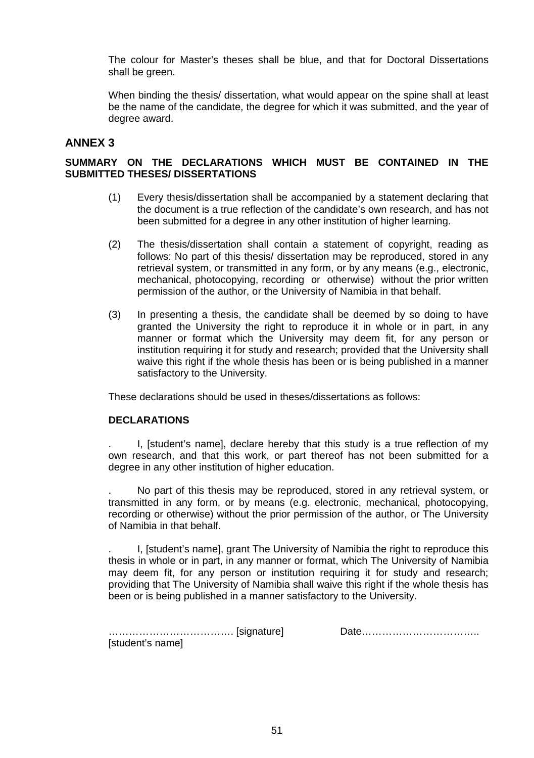The colour for Master's theses shall be blue, and that for Doctoral Dissertations shall be green.

When binding the thesis/ dissertation, what would appear on the spine shall at least be the name of the candidate, the degree for which it was submitted, and the year of degree award.

## ANNEX 3

### SUMMARY ON THE DECLARATIONS WHICH MUST BE CONTAINED IN THE SUBMITTED THESES/ DISSERTATIONS

(1) Every thesis/dissertation shall be accompanied by a statement declaring that the document is a true reflection of the candidate's own research, and has not been submitted for a degree in any other institution of higher learning.

(2) The thesis/dissertation shall contain a statement of copyright, reading as follows: No part of this thesis/ dissertation may be reproduced, stored in any retrieval system, or transmitted in any form, or by any means (e.g., electronic, mechanical, photocopying, recording or otherwise) without the prior written permission of the author, or the University of Namibia in that behalf.

(3) In presenting a thesis, the candidate shall be deemed by so doing to have granted the University the right to reproduce it in whole or in part, in any manner or format which the University may deem fit, for any person or institution requiring it for study and research; provided that the University shall waive this right if the whole thesis has been or is being published in a manner satisfactory to the University.

These declarations should be used in theses/dissertations as follows:

**DECLARATIONS**

. I, [student's name], declare hereby that this study is a true reflection of my own research, and that this work, or part thereof has not been submitted for a degree in any other institution of higher education.

. No part of this thesis may be reproduced, stored in any retrieval system, or transmitted in any form, or by means (e.g. electronic, mechanical, photocopying, recording or otherwise) without the prior permission of the author, or The University of Namibia in that behalf.

. I, [student's name], grant The University of Namibia the right to reproduce this thesis in whole or in part, in any manner or format, which The University of Namibia may deem fit, for any person or institution requiring it for study and research; providing that The University of Namibia shall waive this right if the whole thesis has been or is being published in a manner satisfactory to the University.

……………………………… [signature] Date……………………………..
[student's name]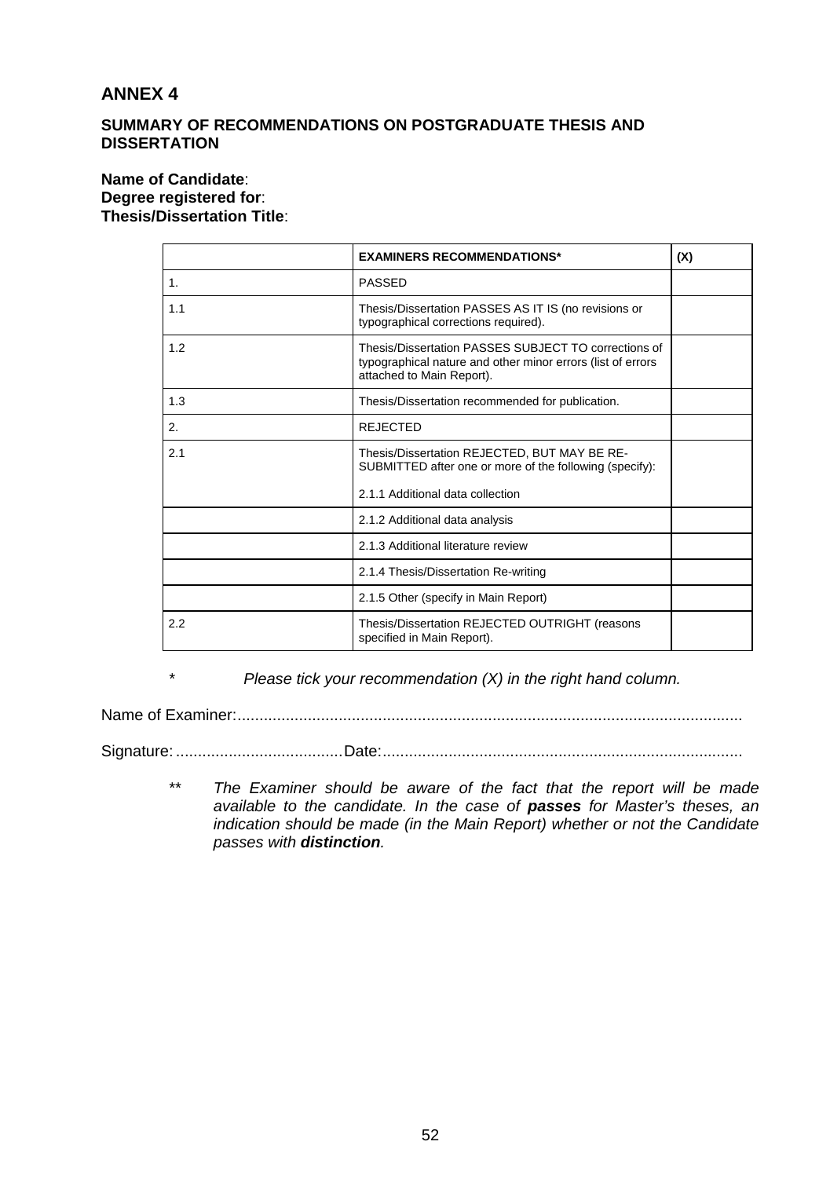# ANNEX 4

## SUMMARY OF RECOMMENDATIONS ON POSTGRADUATE THESIS AND DISSERTATION

**Name of Candidate**:
**Degree registered for**:
**Thesis/Dissertation Title**:

| | **EXAMINERS RECOMMENDATIONS*** | **(X)** |
|---|---|---|
| 1. | PASSED | |
| 1.1 | Thesis/Dissertation PASSES AS IT IS (no revisions or typographical corrections required). | |
| 1.2 | Thesis/Dissertation PASSES SUBJECT TO corrections of typographical nature and other minor errors (list of errors attached to Main Report). | |
| 1.3 | Thesis/Dissertation recommended for publication. | |
| 2. | REJECTED | |
| 2.1 | Thesis/Dissertation REJECTED, BUT MAY BE RE-SUBMITTED after one or more of the following (specify):<br><br>2.1.1 Additional data collection | |
| | 2.1.2 Additional data analysis | |
| | 2.1.3 Additional literature review | |
| | 2.1.4 Thesis/Dissertation Re-writing | |
| | 2.1.5 Other (specify in Main Report) | |
| 2.2 | Thesis/Dissertation REJECTED OUTRIGHT (reasons specified in Main Report). | |

\* *Please tick your recommendation (X) in the right hand column.*

Name of Examiner:.................................................................................................................

Signature: ......................................Date:..................................................................................

\*\* *The Examiner should be aware of the fact that the report will be made available to the candidate. In the case of **passes** for Master's theses, an indication should be made (in the Main Report) whether or not the Candidate passes with **distinction**.*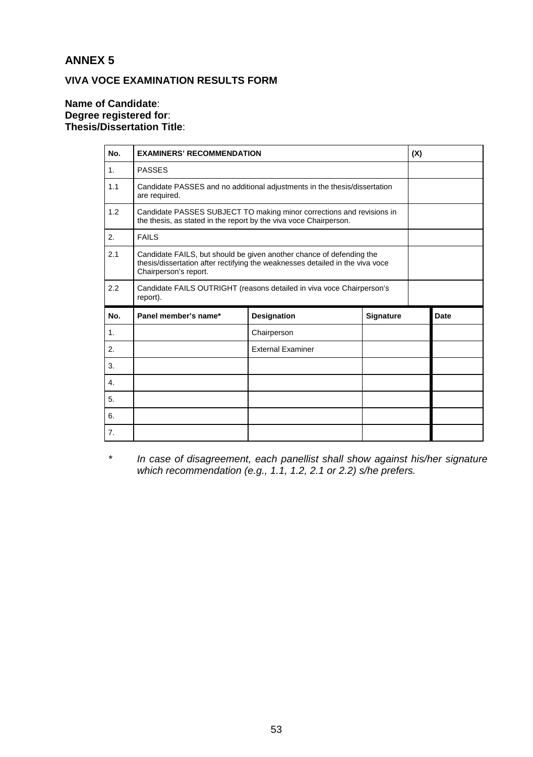# ANNEX 5

### VIVA VOCE EXAMINATION RESULTS FORM

**Name of Candidate**:
**Degree registered for**:
**Thesis/Dissertation Title**:

| No. | EXAMINERS' RECOMMENDATION | (X) |
|---|---|---|
| 1. | PASSES | |
| 1.1 | Candidate PASSES and no additional adjustments in the thesis/dissertation are required. | |
| 1.2 | Candidate PASSES SUBJECT TO making minor corrections and revisions in the thesis, as stated in the report by the viva voce Chairperson. | |
| 2. | FAILS | |
| 2.1 | Candidate FAILS, but should be given another chance of defending the thesis/dissertation after rectifying the weaknesses detailed in the viva voce Chairperson's report. | |
| 2.2 | Candidate FAILS OUTRIGHT (reasons detailed in viva voce Chairperson's report). | |

| No. | Panel member's name* | Designation | Signature | Date |
|---|---|---|---|---|
| 1. | | Chairperson | | |
| 2. | | External Examiner | | |
| 3. | | | | |
| 4. | | | | |
| 5. | | | | |
| 6. | | | | |
| 7. | | | | |

\* *In case of disagreement, each panellist shall show against his/her signature which recommendation (e.g., 1.1, 1.2, 2.1 or 2.2) s/he prefers.*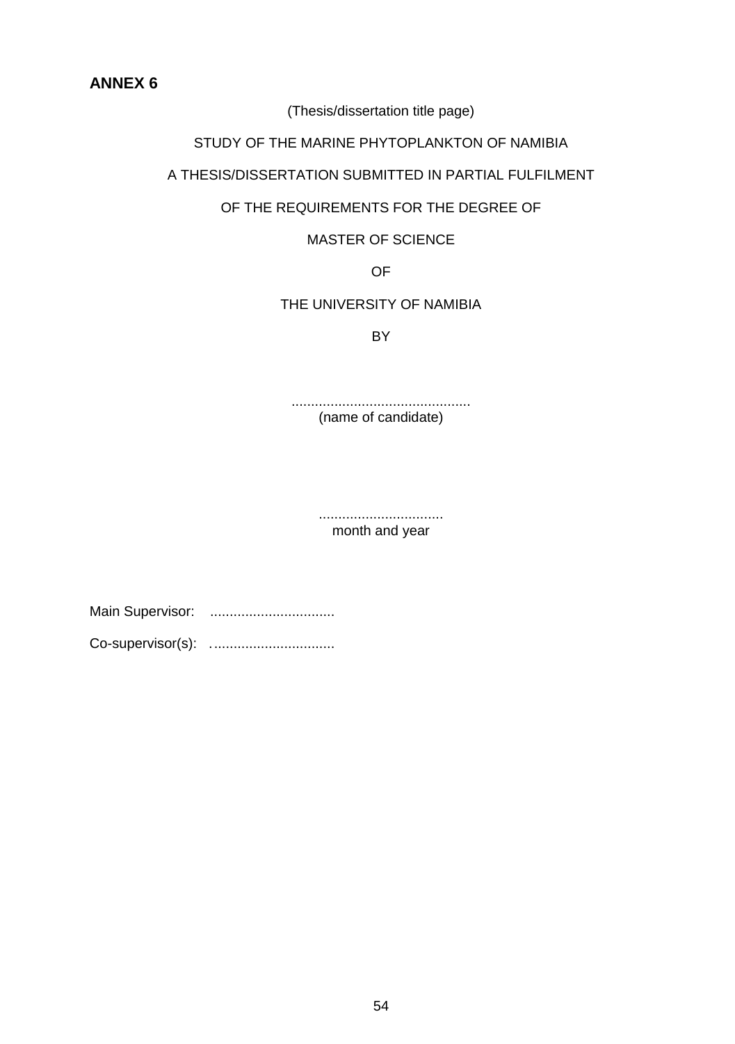## ANNEX 6

(Thesis/dissertation title page)

STUDY OF THE MARINE PHYTOPLANKTON OF NAMIBIA

A THESIS/DISSERTATION SUBMITTED IN PARTIAL FULFILMENT

OF THE REQUIREMENTS FOR THE DEGREE OF

MASTER OF SCIENCE

OF

THE UNIVERSITY OF NAMIBIA

BY

.............................................
(name of candidate)

................................
month and year

Main Supervisor: ................................

Co-supervisor(s): …..............................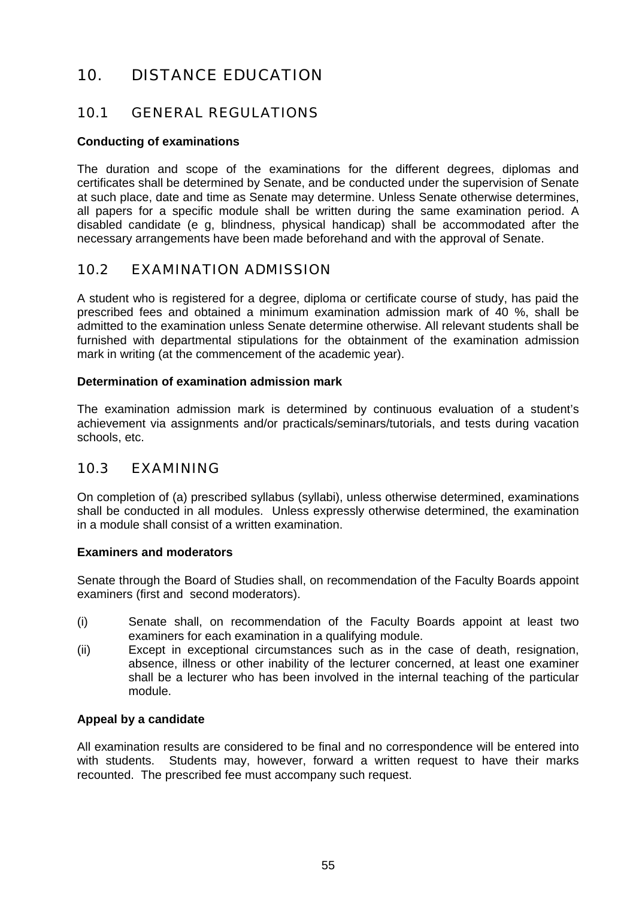# 10. DISTANCE EDUCATION

## 10.1 GENERAL REGULATIONS

**Conducting of examinations**

The duration and scope of the examinations for the different degrees, diplomas and certificates shall be determined by Senate, and be conducted under the supervision of Senate at such place, date and time as Senate may determine. Unless Senate otherwise determines, all papers for a specific module shall be written during the same examination period. A disabled candidate (e g, blindness, physical handicap) shall be accommodated after the necessary arrangements have been made beforehand and with the approval of Senate.

## 10.2 EXAMINATION ADMISSION

A student who is registered for a degree, diploma or certificate course of study, has paid the prescribed fees and obtained a minimum examination admission mark of 40 %, shall be admitted to the examination unless Senate determine otherwise. All relevant students shall be furnished with departmental stipulations for the obtainment of the examination admission mark in writing (at the commencement of the academic year).

**Determination of examination admission mark**

The examination admission mark is determined by continuous evaluation of a student's achievement via assignments and/or practicals/seminars/tutorials, and tests during vacation schools, etc.

## 10.3 EXAMINING

On completion of (a) prescribed syllabus (syllabi), unless otherwise determined, examinations shall be conducted in all modules. Unless expressly otherwise determined, the examination in a module shall consist of a written examination.

**Examiners and moderators**

Senate through the Board of Studies shall, on recommendation of the Faculty Boards appoint examiners (first and second moderators).

(i) Senate shall, on recommendation of the Faculty Boards appoint at least two examiners for each examination in a qualifying module.

(ii) Except in exceptional circumstances such as in the case of death, resignation, absence, illness or other inability of the lecturer concerned, at least one examiner shall be a lecturer who has been involved in the internal teaching of the particular module.

**Appeal by a candidate**

All examination results are considered to be final and no correspondence will be entered into with students. Students may, however, forward a written request to have their marks recounted. The prescribed fee must accompany such request.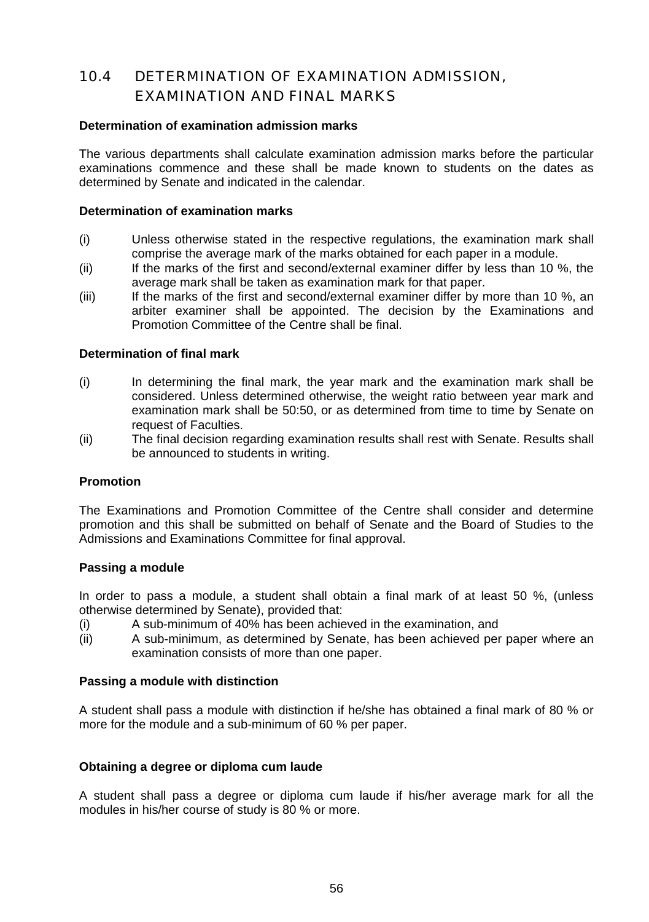## 10.4 DETERMINATION OF EXAMINATION ADMISSION, EXAMINATION AND FINAL MARKS

**Determination of examination admission marks**

The various departments shall calculate examination admission marks before the particular examinations commence and these shall be made known to students on the dates as determined by Senate and indicated in the calendar.

**Determination of examination marks**

(i) Unless otherwise stated in the respective regulations, the examination mark shall comprise the average mark of the marks obtained for each paper in a module.

(ii) If the marks of the first and second/external examiner differ by less than 10 %, the average mark shall be taken as examination mark for that paper.

(iii) If the marks of the first and second/external examiner differ by more than 10 %, an arbiter examiner shall be appointed. The decision by the Examinations and Promotion Committee of the Centre shall be final.

**Determination of final mark**

(i) In determining the final mark, the year mark and the examination mark shall be considered. Unless determined otherwise, the weight ratio between year mark and examination mark shall be 50:50, or as determined from time to time by Senate on request of Faculties.

(ii) The final decision regarding examination results shall rest with Senate. Results shall be announced to students in writing.

**Promotion**

The Examinations and Promotion Committee of the Centre shall consider and determine promotion and this shall be submitted on behalf of Senate and the Board of Studies to the Admissions and Examinations Committee for final approval.

**Passing a module**

In order to pass a module, a student shall obtain a final mark of at least 50 %, (unless otherwise determined by Senate), provided that:

(i) A sub-minimum of 40% has been achieved in the examination, and

(ii) A sub-minimum, as determined by Senate, has been achieved per paper where an examination consists of more than one paper.

**Passing a module with distinction**

A student shall pass a module with distinction if he/she has obtained a final mark of 80 % or more for the module and a sub-minimum of 60 % per paper.

**Obtaining a degree or diploma cum laude**

A student shall pass a degree or diploma cum laude if his/her average mark for all the modules in his/her course of study is 80 % or more.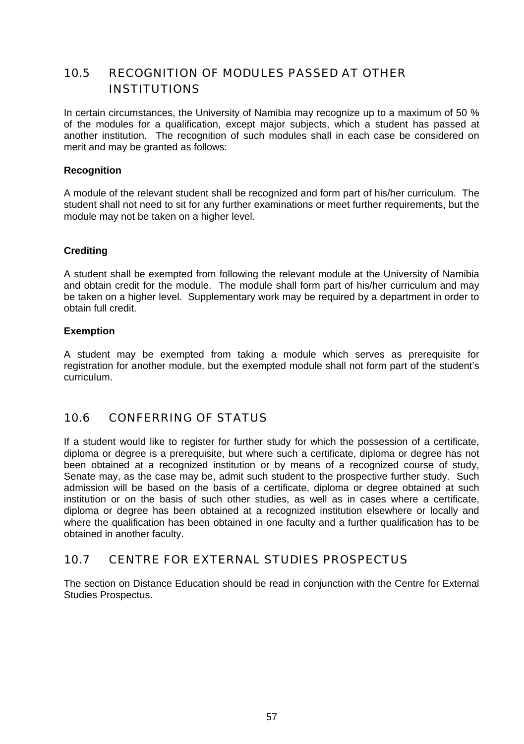## 10.5 RECOGNITION OF MODULES PASSED AT OTHER INSTITUTIONS

In certain circumstances, the University of Namibia may recognize up to a maximum of 50 % of the modules for a qualification, except major subjects, which a student has passed at another institution. The recognition of such modules shall in each case be considered on merit and may be granted as follows:

**Recognition**

A module of the relevant student shall be recognized and form part of his/her curriculum. The student shall not need to sit for any further examinations or meet further requirements, but the module may not be taken on a higher level.

**Crediting**

A student shall be exempted from following the relevant module at the University of Namibia and obtain credit for the module. The module shall form part of his/her curriculum and may be taken on a higher level. Supplementary work may be required by a department in order to obtain full credit.

**Exemption**

A student may be exempted from taking a module which serves as prerequisite for registration for another module, but the exempted module shall not form part of the student's curriculum.

## 10.6 CONFERRING OF STATUS

If a student would like to register for further study for which the possession of a certificate, diploma or degree is a prerequisite, but where such a certificate, diploma or degree has not been obtained at a recognized institution or by means of a recognized course of study, Senate may, as the case may be, admit such student to the prospective further study. Such admission will be based on the basis of a certificate, diploma or degree obtained at such institution or on the basis of such other studies, as well as in cases where a certificate, diploma or degree has been obtained at a recognized institution elsewhere or locally and where the qualification has been obtained in one faculty and a further qualification has to be obtained in another faculty.

## 10.7 CENTRE FOR EXTERNAL STUDIES PROSPECTUS

The section on Distance Education should be read in conjunction with the Centre for External Studies Prospectus.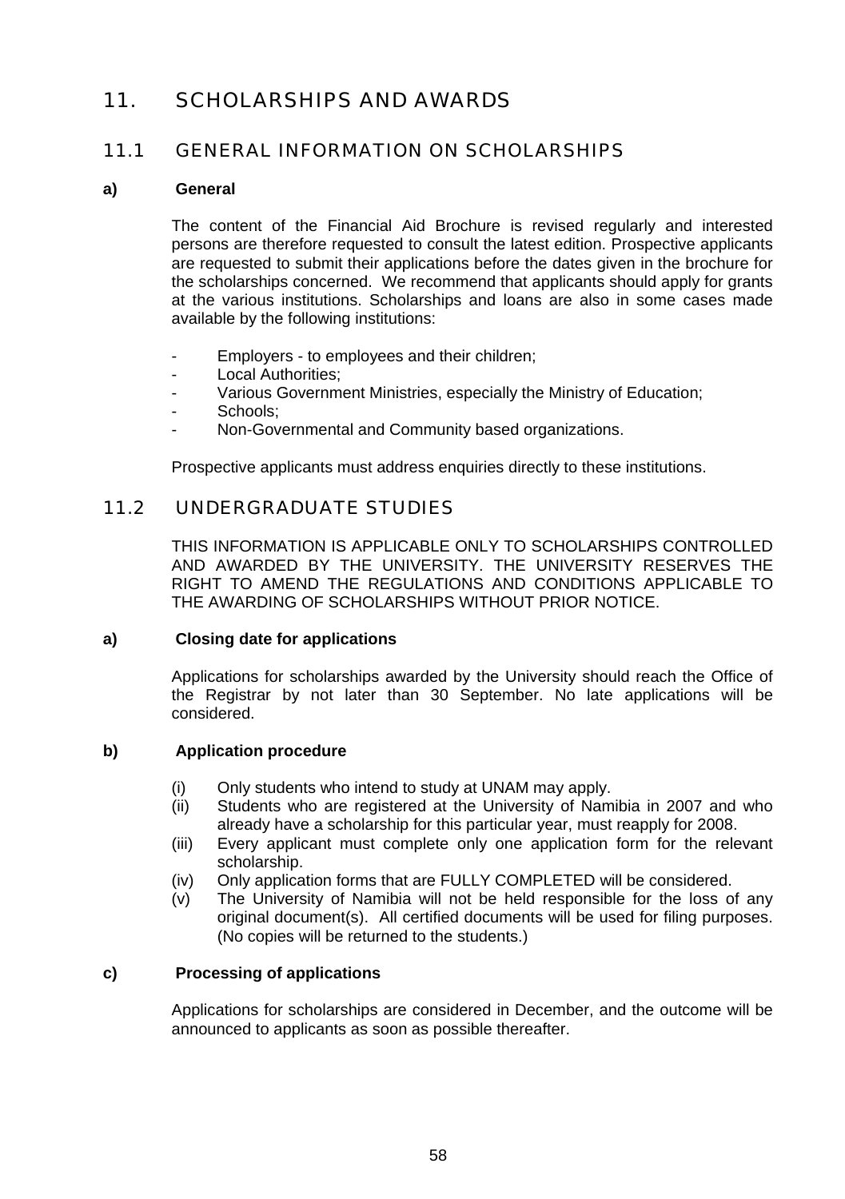# 11. SCHOLARSHIPS AND AWARDS

## 11.1 GENERAL INFORMATION ON SCHOLARSHIPS

**a) General**

The content of the Financial Aid Brochure is revised regularly and interested persons are therefore requested to consult the latest edition. Prospective applicants are requested to submit their applications before the dates given in the brochure for the scholarships concerned. We recommend that applicants should apply for grants at the various institutions. Scholarships and loans are also in some cases made available by the following institutions:

- Employers - to employees and their children;
- Local Authorities;
- Various Government Ministries, especially the Ministry of Education;
- Schools;
- Non-Governmental and Community based organizations.

Prospective applicants must address enquiries directly to these institutions.

## 11.2 UNDERGRADUATE STUDIES

THIS INFORMATION IS APPLICABLE ONLY TO SCHOLARSHIPS CONTROLLED AND AWARDED BY THE UNIVERSITY. THE UNIVERSITY RESERVES THE RIGHT TO AMEND THE REGULATIONS AND CONDITIONS APPLICABLE TO THE AWARDING OF SCHOLARSHIPS WITHOUT PRIOR NOTICE.

**a) Closing date for applications**

Applications for scholarships awarded by the University should reach the Office of the Registrar by not later than 30 September. No late applications will be considered.

**b) Application procedure**

(i) Only students who intend to study at UNAM may apply.
(ii) Students who are registered at the University of Namibia in 2007 and who already have a scholarship for this particular year, must reapply for 2008.
(iii) Every applicant must complete only one application form for the relevant scholarship.
(iv) Only application forms that are FULLY COMPLETED will be considered.
(v) The University of Namibia will not be held responsible for the loss of any original document(s). All certified documents will be used for filing purposes. (No copies will be returned to the students.)

**c) Processing of applications**

Applications for scholarships are considered in December, and the outcome will be announced to applicants as soon as possible thereafter.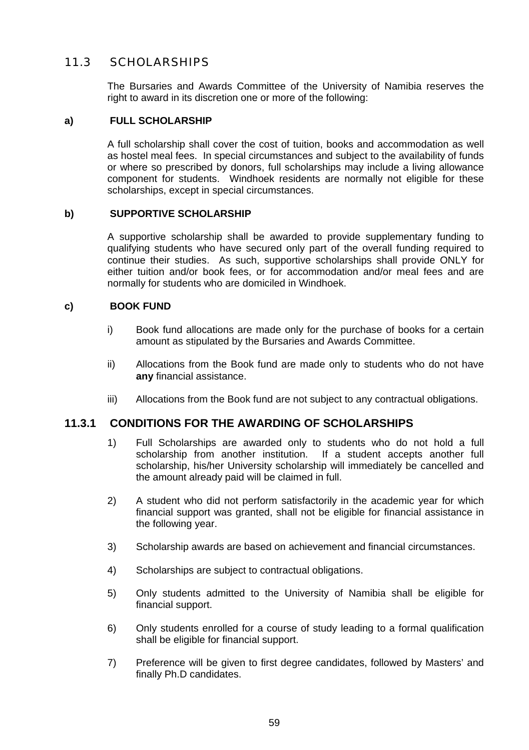## 11.3 SCHOLARSHIPS

The Bursaries and Awards Committee of the University of Namibia reserves the right to award in its discretion one or more of the following:

**a) FULL SCHOLARSHIP**

A full scholarship shall cover the cost of tuition, books and accommodation as well as hostel meal fees. In special circumstances and subject to the availability of funds or where so prescribed by donors, full scholarships may include a living allowance component for students. Windhoek residents are normally not eligible for these scholarships, except in special circumstances.

**b) SUPPORTIVE SCHOLARSHIP**

A supportive scholarship shall be awarded to provide supplementary funding to qualifying students who have secured only part of the overall funding required to continue their studies. As such, supportive scholarships shall provide ONLY for either tuition and/or book fees, or for accommodation and/or meal fees and are normally for students who are domiciled in Windhoek.

**c) BOOK FUND**

i) Book fund allocations are made only for the purchase of books for a certain amount as stipulated by the Bursaries and Awards Committee.

ii) Allocations from the Book fund are made only to students who do not have **any** financial assistance.

iii) Allocations from the Book fund are not subject to any contractual obligations.

### 11.3.1 CONDITIONS FOR THE AWARDING OF SCHOLARSHIPS

1) Full Scholarships are awarded only to students who do not hold a full scholarship from another institution. If a student accepts another full scholarship, his/her University scholarship will immediately be cancelled and the amount already paid will be claimed in full.

2) A student who did not perform satisfactorily in the academic year for which financial support was granted, shall not be eligible for financial assistance in the following year.

3) Scholarship awards are based on achievement and financial circumstances.

4) Scholarships are subject to contractual obligations.

5) Only students admitted to the University of Namibia shall be eligible for financial support.

6) Only students enrolled for a course of study leading to a formal qualification shall be eligible for financial support.

7) Preference will be given to first degree candidates, followed by Masters' and finally Ph.D candidates.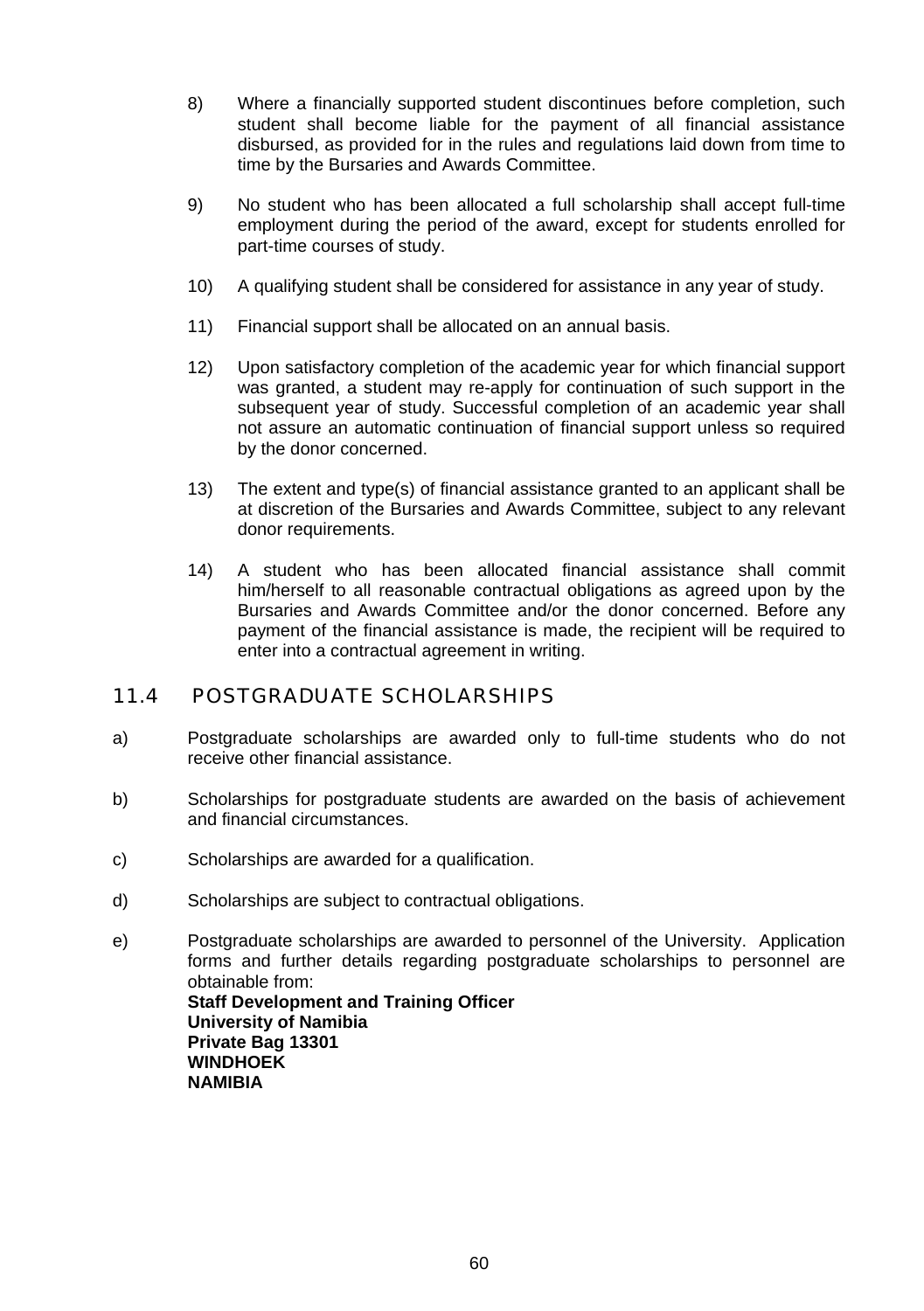8) Where a financially supported student discontinues before completion, such student shall become liable for the payment of all financial assistance disbursed, as provided for in the rules and regulations laid down from time to time by the Bursaries and Awards Committee.

9) No student who has been allocated a full scholarship shall accept full-time employment during the period of the award, except for students enrolled for part-time courses of study.

10) A qualifying student shall be considered for assistance in any year of study.

11) Financial support shall be allocated on an annual basis.

12) Upon satisfactory completion of the academic year for which financial support was granted, a student may re-apply for continuation of such support in the subsequent year of study. Successful completion of an academic year shall not assure an automatic continuation of financial support unless so required by the donor concerned.

13) The extent and type(s) of financial assistance granted to an applicant shall be at discretion of the Bursaries and Awards Committee, subject to any relevant donor requirements.

14) A student who has been allocated financial assistance shall commit him/herself to all reasonable contractual obligations as agreed upon by the Bursaries and Awards Committee and/or the donor concerned. Before any payment of the financial assistance is made, the recipient will be required to enter into a contractual agreement in writing.

## 11.4 POSTGRADUATE SCHOLARSHIPS

a) Postgraduate scholarships are awarded only to full-time students who do not receive other financial assistance.

b) Scholarships for postgraduate students are awarded on the basis of achievement and financial circumstances.

c) Scholarships are awarded for a qualification.

d) Scholarships are subject to contractual obligations.

e) Postgraduate scholarships are awarded to personnel of the University. Application forms and further details regarding postgraduate scholarships to personnel are obtainable from:
**Staff Development and Training Officer**
**University of Namibia**
**Private Bag 13301**
**WINDHOEK**
**NAMIBIA**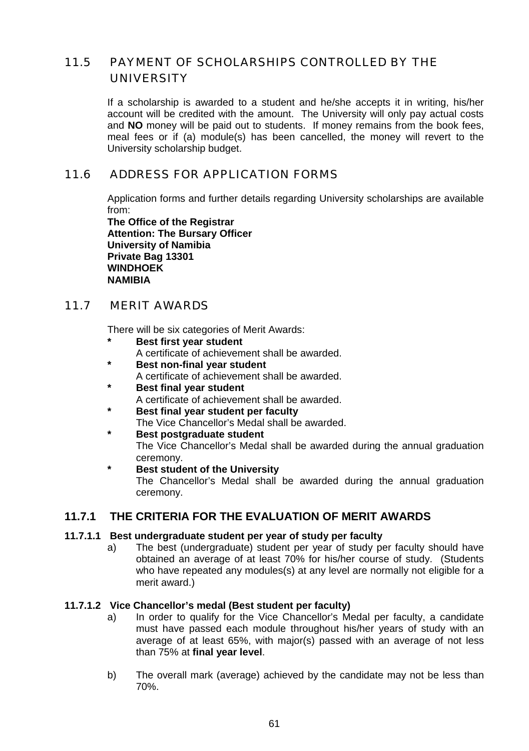## 11.5 PAYMENT OF SCHOLARSHIPS CONTROLLED BY THE UNIVERSITY

If a scholarship is awarded to a student and he/she accepts it in writing, his/her account will be credited with the amount. The University will only pay actual costs and **NO** money will be paid out to students. If money remains from the book fees, meal fees or if (a) module(s) has been cancelled, the money will revert to the University scholarship budget.

## 11.6 ADDRESS FOR APPLICATION FORMS

Application forms and further details regarding University scholarships are available from:
**The Office of the Registrar**
**Attention: The Bursary Officer**
**University of Namibia**
**Private Bag 13301**
**WINDHOEK**
**NAMIBIA**

## 11.7 MERIT AWARDS

There will be six categories of Merit Awards:

* **Best first year student**
  A certificate of achievement shall be awarded.
* **Best non-final year student**
  A certificate of achievement shall be awarded.
* **Best final year student**
  A certificate of achievement shall be awarded.
* **Best final year student per faculty**
  The Vice Chancellor's Medal shall be awarded.
* **Best postgraduate student**
  The Vice Chancellor's Medal shall be awarded during the annual graduation ceremony.
* **Best student of the University**
  The Chancellor's Medal shall be awarded during the annual graduation ceremony.

### 11.7.1 THE CRITERIA FOR THE EVALUATION OF MERIT AWARDS

#### 11.7.1.1 Best undergraduate student per year of study per faculty

a) The best (undergraduate) student per year of study per faculty should have obtained an average of at least 70% for his/her course of study. (Students who have repeated any modules(s) at any level are normally not eligible for a merit award.)

#### 11.7.1.2 Vice Chancellor's medal (Best student per faculty)

a) In order to qualify for the Vice Chancellor's Medal per faculty, a candidate must have passed each module throughout his/her years of study with an average of at least 65%, with major(s) passed with an average of not less than 75% at **final year level**.

b) The overall mark (average) achieved by the candidate may not be less than 70%.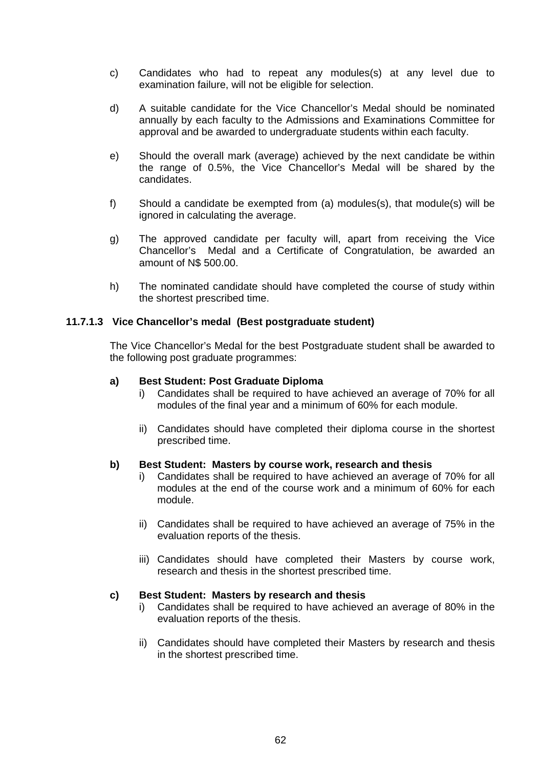c) Candidates who had to repeat any modules(s) at any level due to examination failure, will not be eligible for selection.

d) A suitable candidate for the Vice Chancellor's Medal should be nominated annually by each faculty to the Admissions and Examinations Committee for approval and be awarded to undergraduate students within each faculty.

e) Should the overall mark (average) achieved by the next candidate be within the range of 0.5%, the Vice Chancellor's Medal will be shared by the candidates.

f) Should a candidate be exempted from (a) modules(s), that module(s) will be ignored in calculating the average.

g) The approved candidate per faculty will, apart from receiving the Vice Chancellor's Medal and a Certificate of Congratulation, be awarded an amount of N$ 500.00.

h) The nominated candidate should have completed the course of study within the shortest prescribed time.

#### 11.7.1.3 Vice Chancellor's medal (Best postgraduate student)

The Vice Chancellor's Medal for the best Postgraduate student shall be awarded to the following post graduate programmes:

**a) Best Student: Post Graduate Diploma**

i) Candidates shall be required to have achieved an average of 70% for all modules of the final year and a minimum of 60% for each module.

ii) Candidates should have completed their diploma course in the shortest prescribed time.

**b) Best Student: Masters by course work, research and thesis**

i) Candidates shall be required to have achieved an average of 70% for all modules at the end of the course work and a minimum of 60% for each module.

ii) Candidates shall be required to have achieved an average of 75% in the evaluation reports of the thesis.

iii) Candidates should have completed their Masters by course work, research and thesis in the shortest prescribed time.

**c) Best Student: Masters by research and thesis**

i) Candidates shall be required to have achieved an average of 80% in the evaluation reports of the thesis.

ii) Candidates should have completed their Masters by research and thesis in the shortest prescribed time.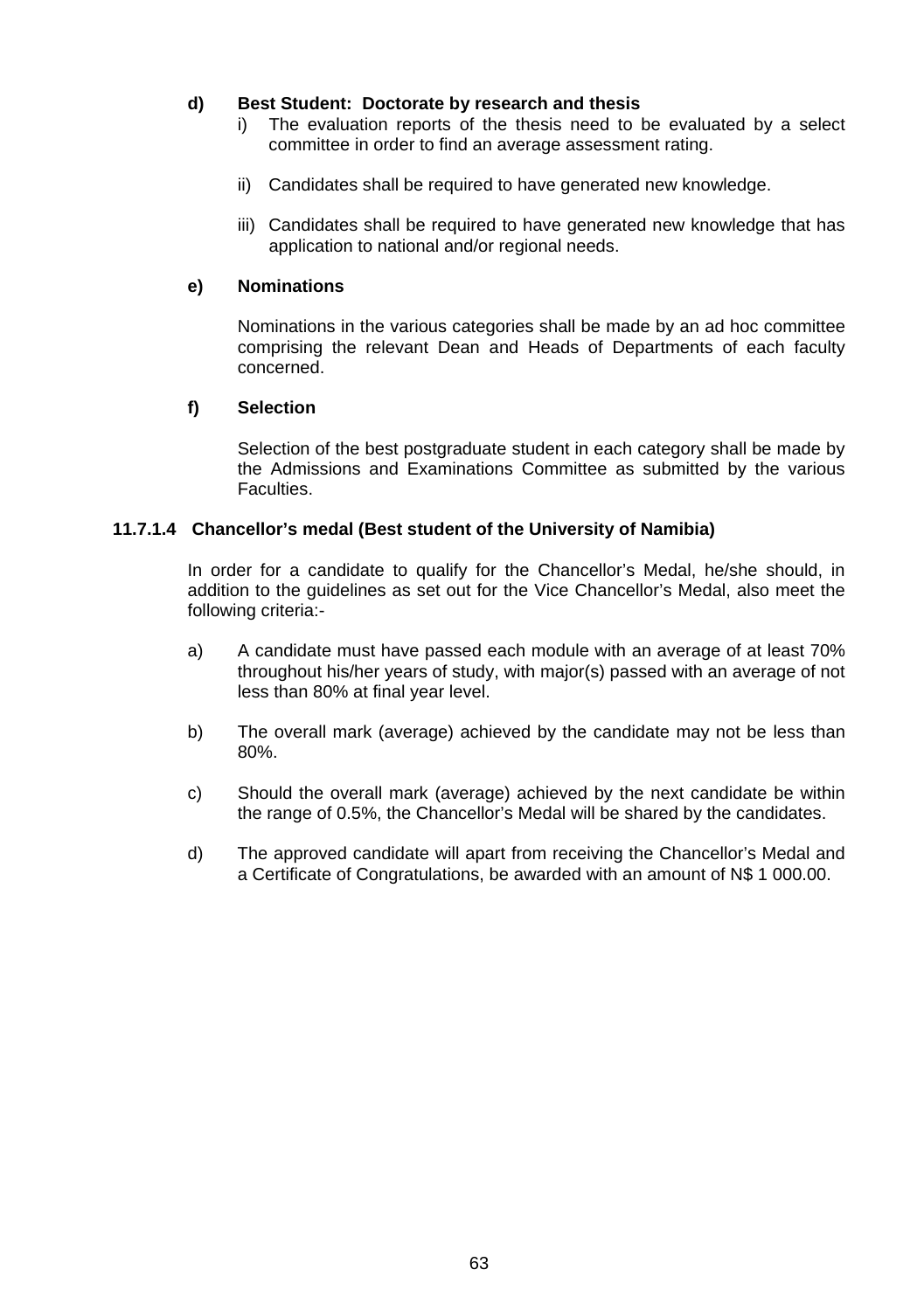**d) Best Student: Doctorate by research and thesis**

i) The evaluation reports of the thesis need to be evaluated by a select committee in order to find an average assessment rating.

ii) Candidates shall be required to have generated new knowledge.

iii) Candidates shall be required to have generated new knowledge that has application to national and/or regional needs.

**e) Nominations**

Nominations in the various categories shall be made by an ad hoc committee comprising the relevant Dean and Heads of Departments of each faculty concerned.

**f) Selection**

Selection of the best postgraduate student in each category shall be made by the Admissions and Examinations Committee as submitted by the various Faculties.

**11.7.1.4 Chancellor's medal (Best student of the University of Namibia)**

In order for a candidate to qualify for the Chancellor's Medal, he/she should, in addition to the guidelines as set out for the Vice Chancellor's Medal, also meet the following criteria:-

a) A candidate must have passed each module with an average of at least 70% throughout his/her years of study, with major(s) passed with an average of not less than 80% at final year level.

b) The overall mark (average) achieved by the candidate may not be less than 80%.

c) Should the overall mark (average) achieved by the next candidate be within the range of 0.5%, the Chancellor's Medal will be shared by the candidates.

d) The approved candidate will apart from receiving the Chancellor's Medal and a Certificate of Congratulations, be awarded with an amount of N$ 1 000.00.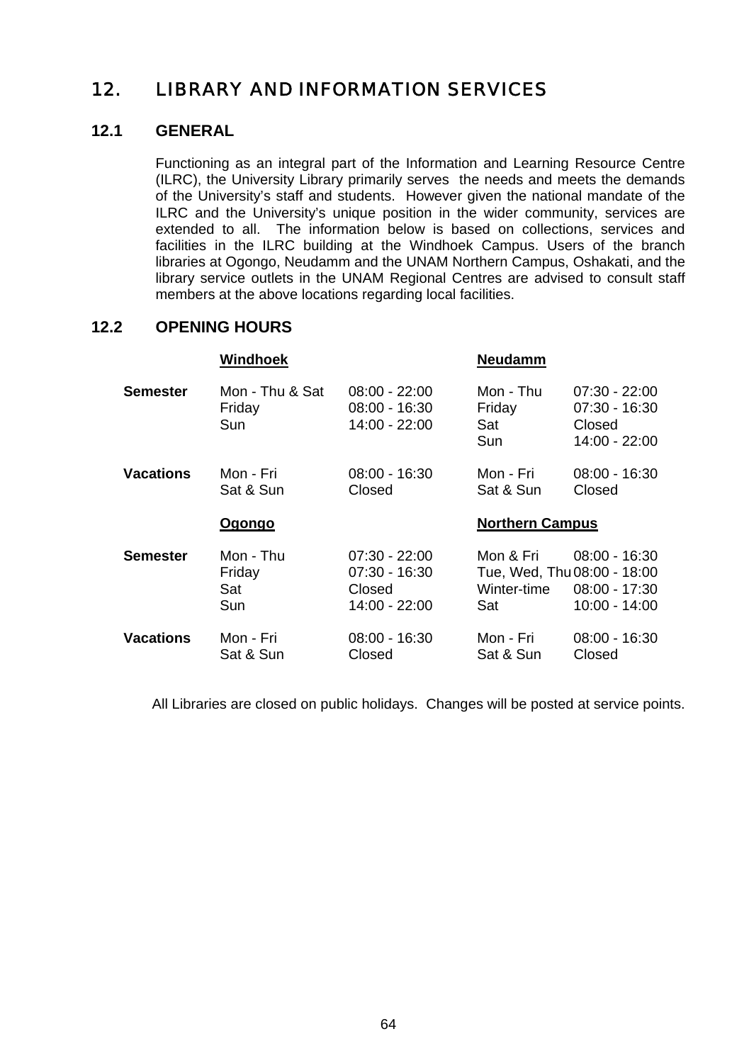# 12. LIBRARY AND INFORMATION SERVICES

## 12.1 GENERAL

Functioning as an integral part of the Information and Learning Resource Centre (ILRC), the University Library primarily serves the needs and meets the demands of the University's staff and students. However given the national mandate of the ILRC and the University's unique position in the wider community, services are extended to all. The information below is based on collections, services and facilities in the ILRC building at the Windhoek Campus. Users of the branch libraries at Ogongo, Neudamm and the UNAM Northern Campus, Oshakati, and the library service outlets in the UNAM Regional Centres are advised to consult staff members at the above locations regarding local facilities.

## 12.2 OPENING HOURS

| | **Windhoek** | | **Neudamm** | |
|---|---|---|---|---|
| **Semester** | Mon - Thu & Sat | 08:00 - 22:00 | Mon - Thu | 07:30 - 22:00 |
| | Friday | 08:00 - 16:30 | Friday | 07:30 - 16:30 |
| | Sun | 14:00 - 22:00 | Sat | Closed |
| | | | Sun | 14:00 - 22:00 |
| **Vacations** | Mon - Fri | 08:00 - 16:30 | Mon - Fri | 08:00 - 16:30 |
| | Sat & Sun | Closed | Sat & Sun | Closed |
| | **Ogongo** | | **Northern Campus** | |
| **Semester** | Mon - Thu | 07:30 - 22:00 | Mon & Fri | 08:00 - 16:30 |
| | Friday | 07:30 - 16:30 | Tue, Wed, Thu | 08:00 - 18:00 |
| | Sat | Closed | Winter-time | 08:00 - 17:30 |
| | Sun | 14:00 - 22:00 | Sat | 10:00 - 14:00 |
| **Vacations** | Mon - Fri | 08:00 - 16:30 | Mon - Fri | 08:00 - 16:30 |
| | Sat & Sun | Closed | Sat & Sun | Closed |

All Libraries are closed on public holidays. Changes will be posted at service points.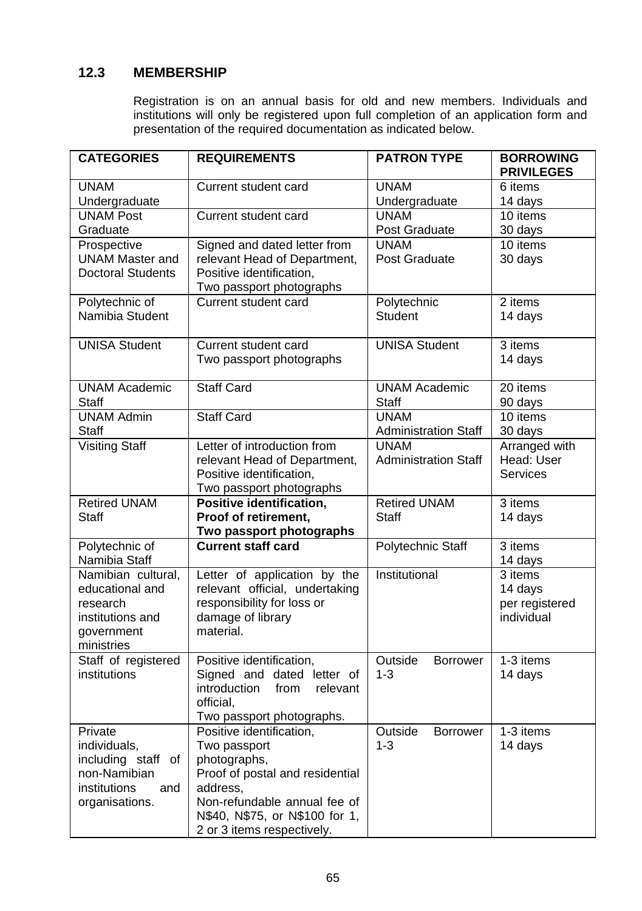## 12.3 MEMBERSHIP

Registration is on an annual basis for old and new members. Individuals and institutions will only be registered upon full completion of an application form and presentation of the required documentation as indicated below.

| CATEGORIES | REQUIREMENTS | PATRON TYPE | BORROWING PRIVILEGES |
|---|---|---|---|
| UNAM Undergraduate | Current student card | UNAM Undergraduate | 6 items<br>14 days |
| UNAM Post Graduate | Current student card | UNAM Post Graduate | 10 items<br>30 days |
| Prospective UNAM Master and Doctoral Students | Signed and dated letter from relevant Head of Department, Positive identification, Two passport photographs | UNAM Post Graduate | 10 items<br>30 days |
| Polytechnic of Namibia Student | Current student card | Polytechnic Student | 2 items<br>14 days |
| UNISA Student | Current student card<br>Two passport photographs | UNISA Student | 3 items<br>14 days |
| UNAM Academic Staff | Staff Card | UNAM Academic Staff | 20 items<br>90 days |
| UNAM Admin Staff | Staff Card | UNAM Administration Staff | 10 items<br>30 days |
| Visiting Staff | Letter of introduction from relevant Head of Department, Positive identification, Two passport photographs | UNAM Administration Staff | Arranged with Head: User Services |
| Retired UNAM Staff | **Positive identification, Proof of retirement, Two passport photographs** | Retired UNAM Staff | 3 items<br>14 days |
| Polytechnic of Namibia Staff | **Current staff card** | Polytechnic Staff | 3 items<br>14 days |
| Namibian cultural, educational and research institutions and government ministries | Letter of application by the relevant official, undertaking responsibility for loss or damage of library material. | Institutional | 3 items<br>14 days<br>per registered individual |
| Staff of registered institutions | Positive identification, Signed and dated letter of introduction from relevant official, Two passport photographs. | Outside Borrower 1-3 | 1-3 items<br>14 days |
| Private individuals, including staff of non-Namibian institutions and organisations. | Positive identification, Two passport photographs, Proof of postal and residential address, Non-refundable annual fee of N$40, N$75, or N$100 for 1, 2 or 3 items respectively. | Outside Borrower 1-3 | 1-3 items<br>14 days |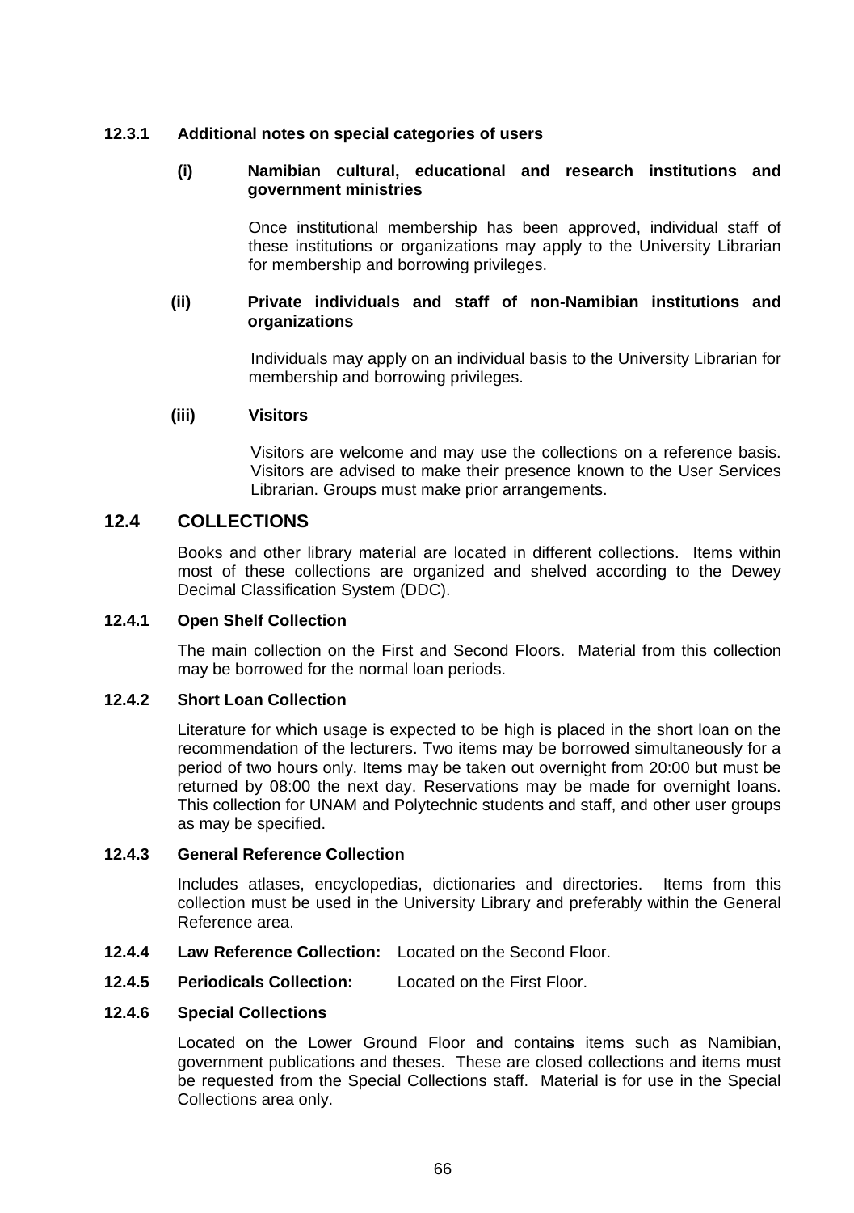#### 12.3.1 Additional notes on special categories of users

**(i) Namibian cultural, educational and research institutions and government ministries**

Once institutional membership has been approved, individual staff of these institutions or organizations may apply to the University Librarian for membership and borrowing privileges.

**(ii) Private individuals and staff of non-Namibian institutions and organizations**

Individuals may apply on an individual basis to the University Librarian for membership and borrowing privileges.

**(iii) Visitors**

Visitors are welcome and may use the collections on a reference basis. Visitors are advised to make their presence known to the User Services Librarian. Groups must make prior arrangements.

## 12.4 COLLECTIONS

Books and other library material are located in different collections. Items within most of these collections are organized and shelved according to the Dewey Decimal Classification System (DDC).

#### 12.4.1 Open Shelf Collection

The main collection on the First and Second Floors. Material from this collection may be borrowed for the normal loan periods.

#### 12.4.2 Short Loan Collection

Literature for which usage is expected to be high is placed in the short loan on the recommendation of the lecturers. Two items may be borrowed simultaneously for a period of two hours only. Items may be taken out overnight from 20:00 but must be returned by 08:00 the next day. Reservations may be made for overnight loans. This collection for UNAM and Polytechnic students and staff, and other user groups as may be specified.

#### 12.4.3 General Reference Collection

Includes atlases, encyclopedias, dictionaries and directories. Items from this collection must be used in the University Library and preferably within the General Reference area.

**12.4.4 Law Reference Collection:** Located on the Second Floor.

**12.4.5 Periodicals Collection:** Located on the First Floor.

#### 12.4.6 Special Collections

Located on the Lower Ground Floor and contains items such as Namibian, government publications and theses. These are closed collections and items must be requested from the Special Collections staff. Material is for use in the Special Collections area only.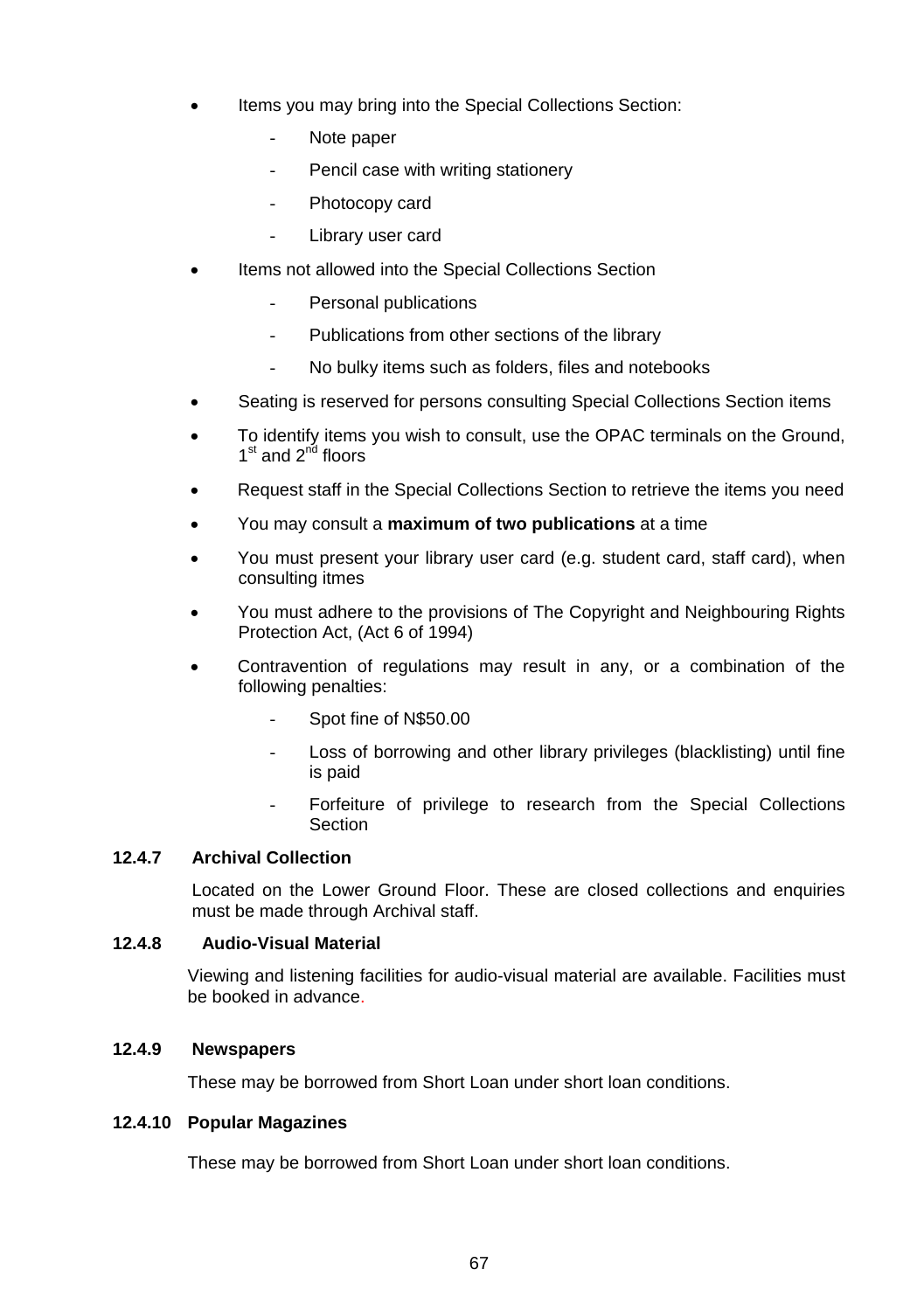- Items you may bring into the Special Collections Section:
    - Note paper
    - Pencil case with writing stationery
    - Photocopy card
    - Library user card
- Items not allowed into the Special Collections Section
    - Personal publications
    - Publications from other sections of the library
    - No bulky items such as folders, files and notebooks
- Seating is reserved for persons consulting Special Collections Section items
- To identify items you wish to consult, use the OPAC terminals on the Ground, 1st and 2nd floors
- Request staff in the Special Collections Section to retrieve the items you need
- You may consult a **maximum of two publications** at a time
- You must present your library user card (e.g. student card, staff card), when consulting itmes
- You must adhere to the provisions of The Copyright and Neighbouring Rights Protection Act, (Act 6 of 1994)
- Contravention of regulations may result in any, or a combination of the following penalties:
    - Spot fine of N$50.00
    - Loss of borrowing and other library privileges (blacklisting) until fine is paid
    - Forfeiture of privilege to research from the Special Collections Section

### 12.4.7 Archival Collection

Located on the Lower Ground Floor. These are closed collections and enquiries must be made through Archival staff.

### 12.4.8 Audio-Visual Material

Viewing and listening facilities for audio-visual material are available. Facilities must be booked in advance.

### 12.4.9 Newspapers

These may be borrowed from Short Loan under short loan conditions.

### 12.4.10 Popular Magazines

These may be borrowed from Short Loan under short loan conditions.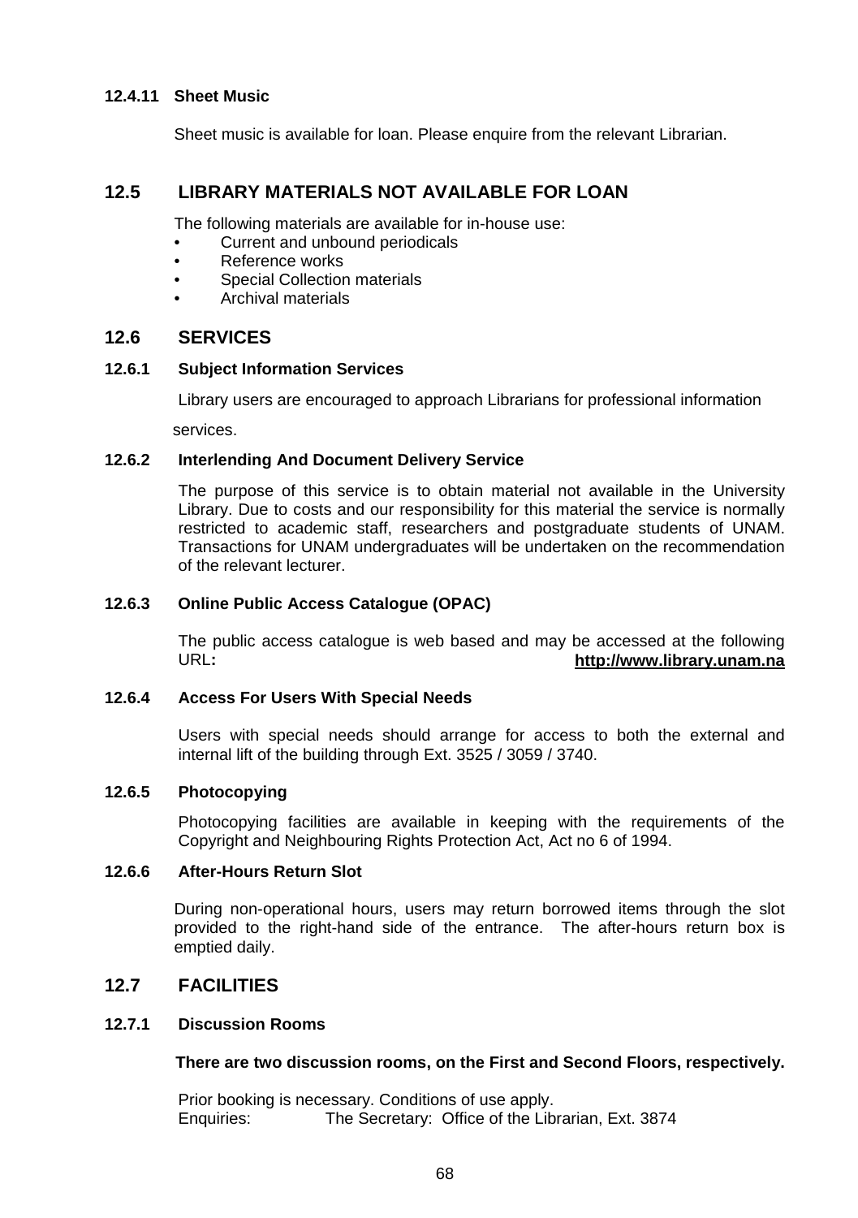#### 12.4.11 Sheet Music

Sheet music is available for loan. Please enquire from the relevant Librarian.

## 12.5 LIBRARY MATERIALS NOT AVAILABLE FOR LOAN

The following materials are available for in-house use:

- Current and unbound periodicals
- Reference works
- Special Collection materials
- Archival materials

## 12.6 SERVICES

### 12.6.1 Subject Information Services

Library users are encouraged to approach Librarians for professional information services.

### 12.6.2 Interlending And Document Delivery Service

The purpose of this service is to obtain material not available in the University Library. Due to costs and our responsibility for this material the service is normally restricted to academic staff, researchers and postgraduate students of UNAM. Transactions for UNAM undergraduates will be undertaken on the recommendation of the relevant lecturer.

### 12.6.3 Online Public Access Catalogue (OPAC)

The public access catalogue is web based and may be accessed at the following URL**:** **http://www.library.unam.na**

### 12.6.4 Access For Users With Special Needs

Users with special needs should arrange for access to both the external and internal lift of the building through Ext. 3525 / 3059 / 3740.

### 12.6.5 Photocopying

Photocopying facilities are available in keeping with the requirements of the Copyright and Neighbouring Rights Protection Act, Act no 6 of 1994.

### 12.6.6 After-Hours Return Slot

During non-operational hours, users may return borrowed items through the slot provided to the right-hand side of the entrance. The after-hours return box is emptied daily.

## 12.7 FACILITIES

### 12.7.1 Discussion Rooms

**There are two discussion rooms, on the First and Second Floors, respectively.**

Prior booking is necessary. Conditions of use apply.
Enquiries: The Secretary: Office of the Librarian, Ext. 3874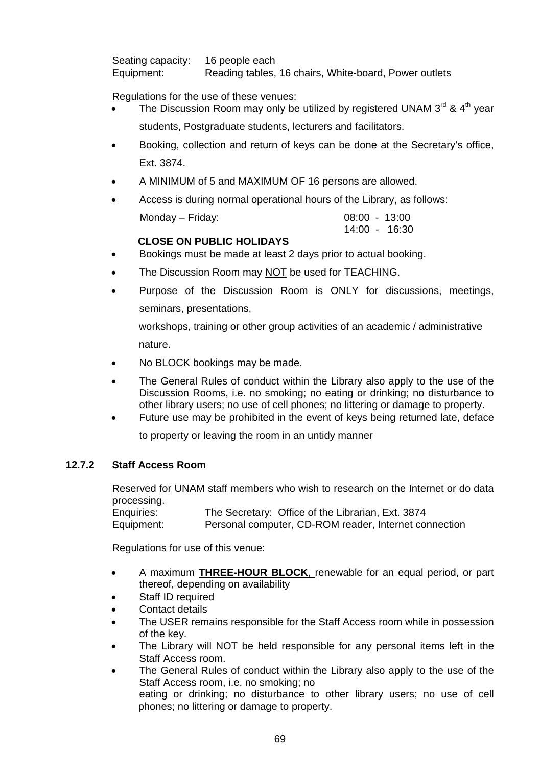Seating capacity: 16 people each
Equipment: Reading tables, 16 chairs, White-board, Power outlets

Regulations for the use of these venues:

- The Discussion Room may only be utilized by registered UNAM 3rd & 4th year students, Postgraduate students, lecturers and facilitators.
- Booking, collection and return of keys can be done at the Secretary's office, Ext. 3874.
- A MINIMUM of 5 and MAXIMUM OF 16 persons are allowed.
- Access is during normal operational hours of the Library, as follows:

  Monday – Friday: 08:00 - 13:00
  14:00 - 16:30

  **CLOSE ON PUBLIC HOLIDAYS**
- Bookings must be made at least 2 days prior to actual booking.
- The Discussion Room may NOT be used for TEACHING.
- Purpose of the Discussion Room is ONLY for discussions, meetings, seminars, presentations,

  workshops, training or other group activities of an academic / administrative nature.
- No BLOCK bookings may be made.
- The General Rules of conduct within the Library also apply to the use of the Discussion Rooms, i.e. no smoking; no eating or drinking; no disturbance to other library users; no use of cell phones; no littering or damage to property.
- Future use may be prohibited in the event of keys being returned late, deface to property or leaving the room in an untidy manner

### 12.7.2 Staff Access Room

Reserved for UNAM staff members who wish to research on the Internet or do data processing.
Enquiries: The Secretary: Office of the Librarian, Ext. 3874
Equipment: Personal computer, CD-ROM reader, Internet connection

Regulations for use of this venue:

- A maximum **THREE-HOUR BLOCK**, renewable for an equal period, or part thereof, depending on availability
- Staff ID required
- Contact details
- The USER remains responsible for the Staff Access room while in possession of the key.
- The Library will NOT be held responsible for any personal items left in the Staff Access room.
- The General Rules of conduct within the Library also apply to the use of the Staff Access room, i.e. no smoking; no eating or drinking; no disturbance to other library users; no use of cell phones; no littering or damage to property.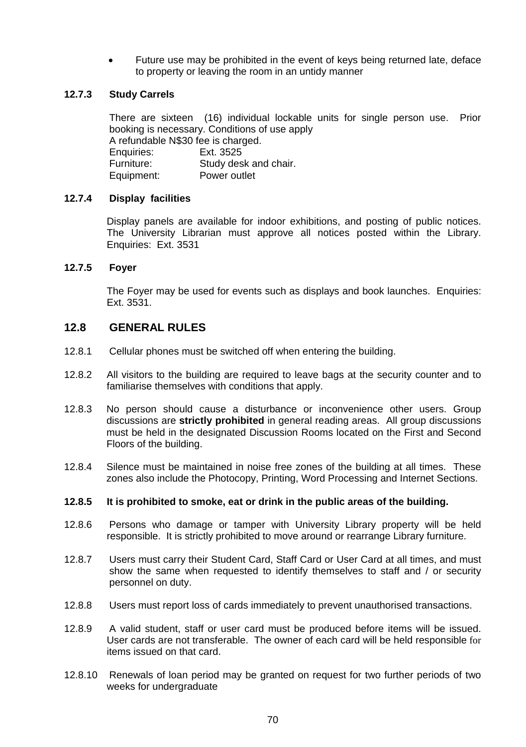- Future use may be prohibited in the event of keys being returned late, deface to property or leaving the room in an untidy manner

### 12.7.3 Study Carrels

There are sixteen (16) individual lockable units for single person use. Prior booking is necessary. Conditions of use apply
A refundable N$30 fee is charged.

Enquiries: Ext. 3525
Furniture: Study desk and chair.
Equipment: Power outlet

### 12.7.4 Display facilities

Display panels are available for indoor exhibitions, and posting of public notices. The University Librarian must approve all notices posted within the Library. Enquiries: Ext. 3531

### 12.7.5 Foyer

The Foyer may be used for events such as displays and book launches. Enquiries: Ext. 3531.

## 12.8 GENERAL RULES

12.8.1 Cellular phones must be switched off when entering the building.

12.8.2 All visitors to the building are required to leave bags at the security counter and to familiarise themselves with conditions that apply.

12.8.3 No person should cause a disturbance or inconvenience other users. Group discussions are **strictly prohibited** in general reading areas. All group discussions must be held in the designated Discussion Rooms located on the First and Second Floors of the building.

12.8.4 Silence must be maintained in noise free zones of the building at all times. These zones also include the Photocopy, Printing, Word Processing and Internet Sections.

**12.8.5 It is prohibited to smoke, eat or drink in the public areas of the building.**

12.8.6 Persons who damage or tamper with University Library property will be held responsible. It is strictly prohibited to move around or rearrange Library furniture.

12.8.7 Users must carry their Student Card, Staff Card or User Card at all times, and must show the same when requested to identify themselves to staff and / or security personnel on duty.

12.8.8 Users must report loss of cards immediately to prevent unauthorised transactions.

12.8.9 A valid student, staff or user card must be produced before items will be issued. User cards are not transferable. The owner of each card will be held responsible for items issued on that card.

12.8.10 Renewals of loan period may be granted on request for two further periods of two weeks for undergraduate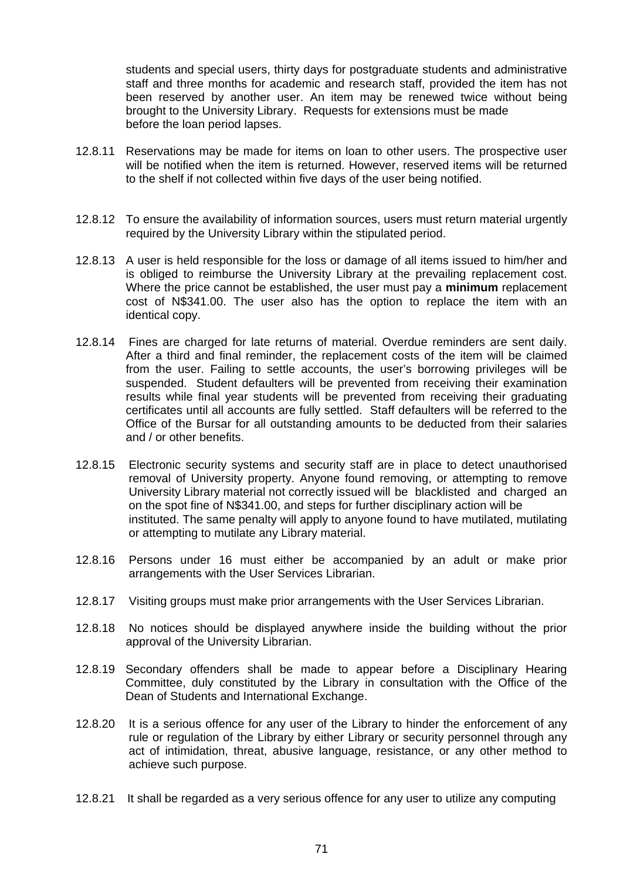students and special users, thirty days for postgraduate students and administrative staff and three months for academic and research staff, provided the item has not been reserved by another user. An item may be renewed twice without being brought to the University Library. Requests for extensions must be made before the loan period lapses.

12.8.11 Reservations may be made for items on loan to other users. The prospective user will be notified when the item is returned. However, reserved items will be returned to the shelf if not collected within five days of the user being notified.

12.8.12 To ensure the availability of information sources, users must return material urgently required by the University Library within the stipulated period.

12.8.13 A user is held responsible for the loss or damage of all items issued to him/her and is obliged to reimburse the University Library at the prevailing replacement cost. Where the price cannot be established, the user must pay a **minimum** replacement cost of N$341.00. The user also has the option to replace the item with an identical copy.

12.8.14 Fines are charged for late returns of material. Overdue reminders are sent daily. After a third and final reminder, the replacement costs of the item will be claimed from the user. Failing to settle accounts, the user's borrowing privileges will be suspended. Student defaulters will be prevented from receiving their examination results while final year students will be prevented from receiving their graduating certificates until all accounts are fully settled. Staff defaulters will be referred to the Office of the Bursar for all outstanding amounts to be deducted from their salaries and / or other benefits.

12.8.15 Electronic security systems and security staff are in place to detect unauthorised removal of University property. Anyone found removing, or attempting to remove University Library material not correctly issued will be blacklisted and charged an on the spot fine of N$341.00, and steps for further disciplinary action will be instituted. The same penalty will apply to anyone found to have mutilated, mutilating or attempting to mutilate any Library material.

12.8.16 Persons under 16 must either be accompanied by an adult or make prior arrangements with the User Services Librarian.

12.8.17 Visiting groups must make prior arrangements with the User Services Librarian.

12.8.18 No notices should be displayed anywhere inside the building without the prior approval of the University Librarian.

12.8.19 Secondary offenders shall be made to appear before a Disciplinary Hearing Committee, duly constituted by the Library in consultation with the Office of the Dean of Students and International Exchange.

12.8.20 It is a serious offence for any user of the Library to hinder the enforcement of any rule or regulation of the Library by either Library or security personnel through any act of intimidation, threat, abusive language, resistance, or any other method to achieve such purpose.

12.8.21 It shall be regarded as a very serious offence for any user to utilize any computing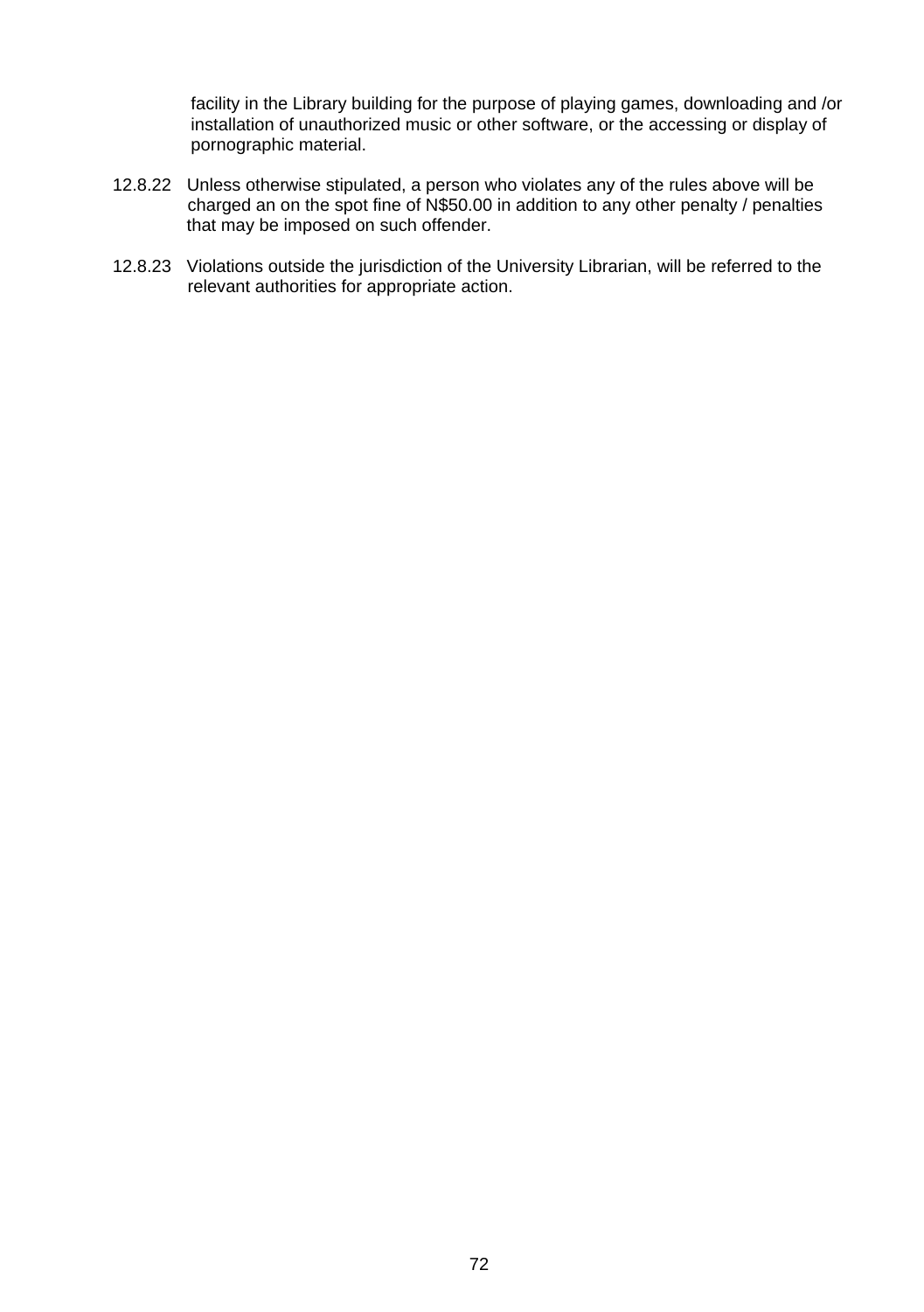facility in the Library building for the purpose of playing games, downloading and /or installation of unauthorized music or other software, or the accessing or display of pornographic material.

12.8.22 Unless otherwise stipulated, a person who violates any of the rules above will be charged an on the spot fine of N$50.00 in addition to any other penalty / penalties that may be imposed on such offender.

12.8.23 Violations outside the jurisdiction of the University Librarian, will be referred to the relevant authorities for appropriate action.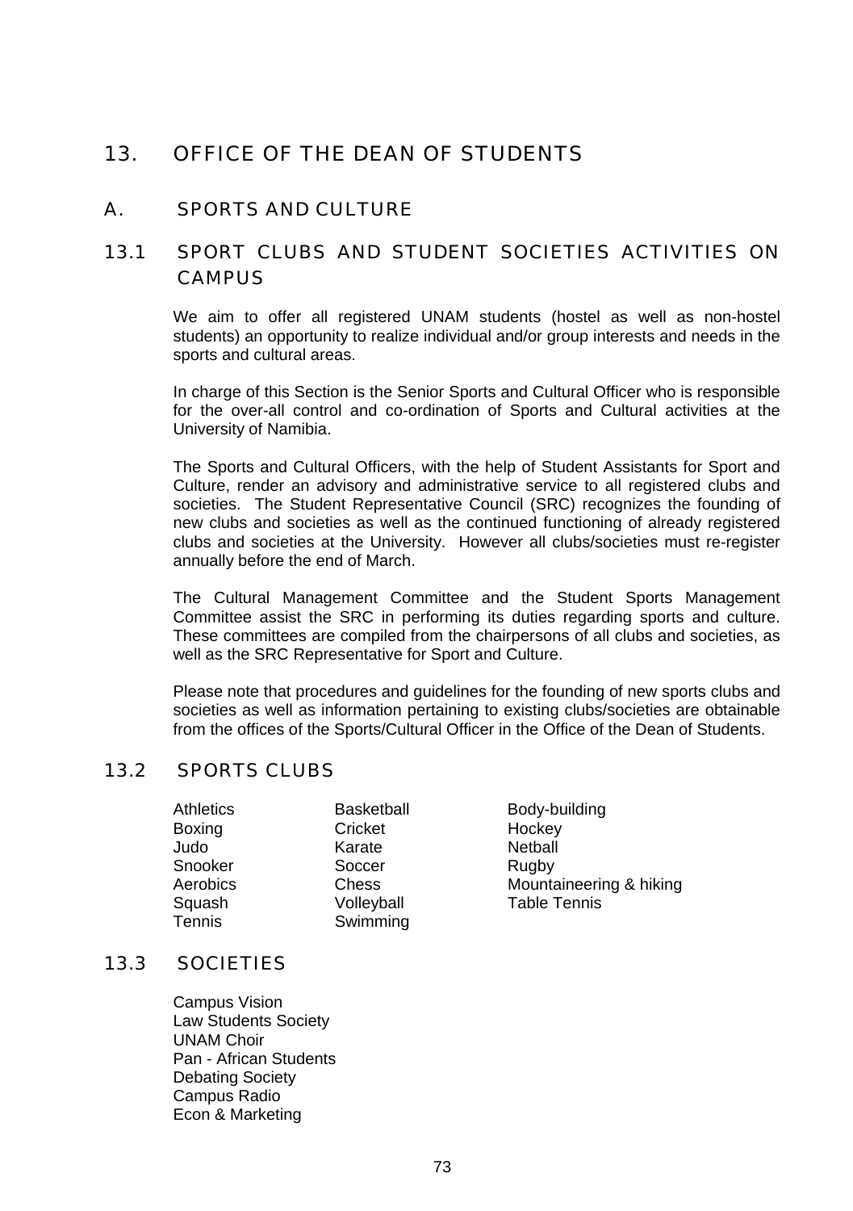# 13. OFFICE OF THE DEAN OF STUDENTS

## A. SPORTS AND CULTURE

## 13.1 SPORT CLUBS AND STUDENT SOCIETIES ACTIVITIES ON CAMPUS

We aim to offer all registered UNAM students (hostel as well as non-hostel students) an opportunity to realize individual and/or group interests and needs in the sports and cultural areas.

In charge of this Section is the Senior Sports and Cultural Officer who is responsible for the over-all control and co-ordination of Sports and Cultural activities at the University of Namibia.

The Sports and Cultural Officers, with the help of Student Assistants for Sport and Culture, render an advisory and administrative service to all registered clubs and societies. The Student Representative Council (SRC) recognizes the founding of new clubs and societies as well as the continued functioning of already registered clubs and societies at the University. However all clubs/societies must re-register annually before the end of March.

The Cultural Management Committee and the Student Sports Management Committee assist the SRC in performing its duties regarding sports and culture. These committees are compiled from the chairpersons of all clubs and societies, as well as the SRC Representative for Sport and Culture.

Please note that procedures and guidelines for the founding of new sports clubs and societies as well as information pertaining to existing clubs/societies are obtainable from the offices of the Sports/Cultural Officer in the Office of the Dean of Students.

## 13.2 SPORTS CLUBS

| | | |
|---|---|---|
| Athletics | Basketball | Body-building |
| Boxing | Cricket | Hockey |
| Judo | Karate | Netball |
| Snooker | Soccer | Rugby |
| Aerobics | Chess | Mountaineering & hiking |
| Squash | Volleyball | Table Tennis |
| Tennis | Swimming | |

## 13.3 SOCIETIES

Campus Vision
Law Students Society
UNAM Choir
Pan - African Students
Debating Society
Campus Radio
Econ & Marketing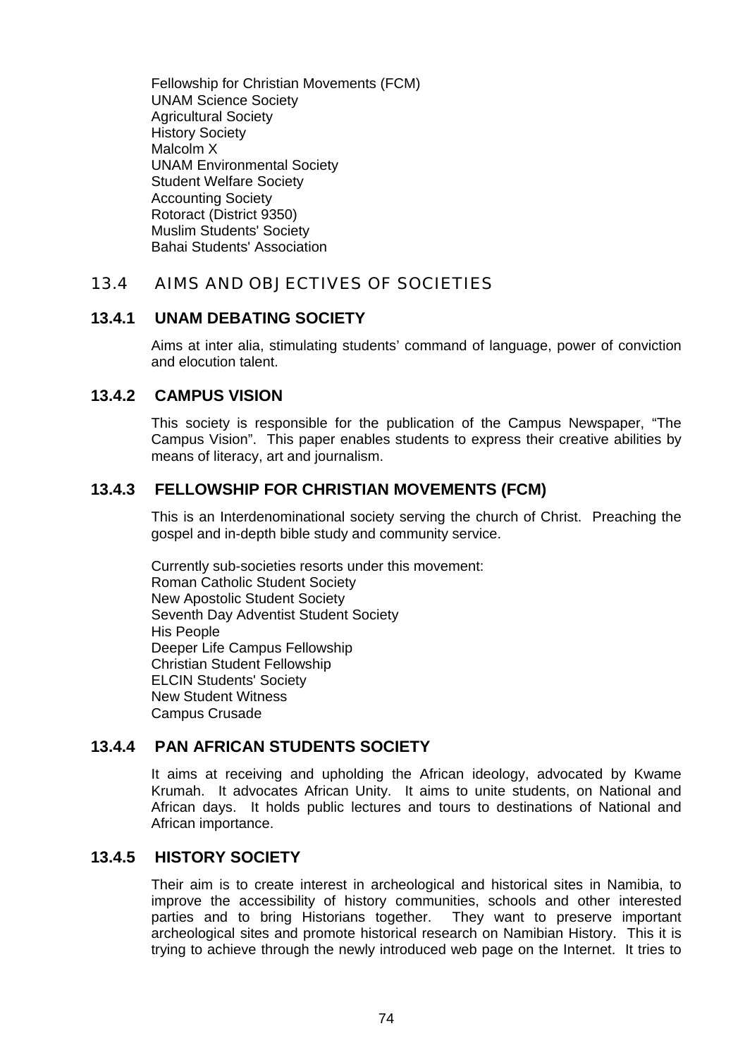Fellowship for Christian Movements (FCM)
UNAM Science Society
Agricultural Society
History Society
Malcolm X
UNAM Environmental Society
Student Welfare Society
Accounting Society
Rotoract (District 9350)
Muslim Students' Society
Bahai Students' Association

## 13.4 AIMS AND OBJECTIVES OF SOCIETIES

### 13.4.1 UNAM DEBATING SOCIETY

Aims at inter alia, stimulating students' command of language, power of conviction and elocution talent.

### 13.4.2 CAMPUS VISION

This society is responsible for the publication of the Campus Newspaper, "The Campus Vision". This paper enables students to express their creative abilities by means of literacy, art and journalism.

### 13.4.3 FELLOWSHIP FOR CHRISTIAN MOVEMENTS (FCM)

This is an Interdenominational society serving the church of Christ. Preaching the gospel and in-depth bible study and community service.

Currently sub-societies resorts under this movement:
Roman Catholic Student Society
New Apostolic Student Society
Seventh Day Adventist Student Society
His People
Deeper Life Campus Fellowship
Christian Student Fellowship
ELCIN Students' Society
New Student Witness
Campus Crusade

### 13.4.4 PAN AFRICAN STUDENTS SOCIETY

It aims at receiving and upholding the African ideology, advocated by Kwame Krumah. It advocates African Unity. It aims to unite students, on National and African days. It holds public lectures and tours to destinations of National and African importance.

### 13.4.5 HISTORY SOCIETY

Their aim is to create interest in archeological and historical sites in Namibia, to improve the accessibility of history communities, schools and other interested parties and to bring Historians together. They want to preserve important archeological sites and promote historical research on Namibian History. This it is trying to achieve through the newly introduced web page on the Internet. It tries to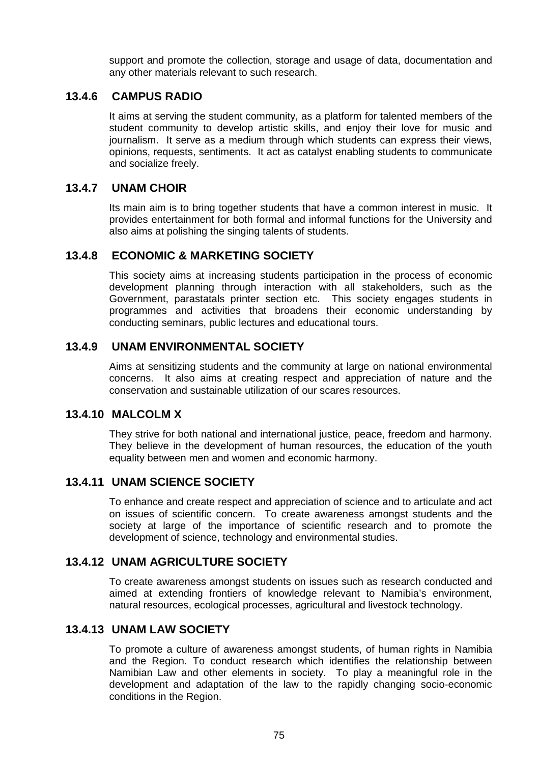support and promote the collection, storage and usage of data, documentation and any other materials relevant to such research.

### 13.4.6 CAMPUS RADIO

It aims at serving the student community, as a platform for talented members of the student community to develop artistic skills, and enjoy their love for music and journalism. It serve as a medium through which students can express their views, opinions, requests, sentiments. It act as catalyst enabling students to communicate and socialize freely.

### 13.4.7 UNAM CHOIR

Its main aim is to bring together students that have a common interest in music. It provides entertainment for both formal and informal functions for the University and also aims at polishing the singing talents of students.

### 13.4.8 ECONOMIC & MARKETING SOCIETY

This society aims at increasing students participation in the process of economic development planning through interaction with all stakeholders, such as the Government, parastatals printer section etc. This society engages students in programmes and activities that broadens their economic understanding by conducting seminars, public lectures and educational tours.

### 13.4.9 UNAM ENVIRONMENTAL SOCIETY

Aims at sensitizing students and the community at large on national environmental concerns. It also aims at creating respect and appreciation of nature and the conservation and sustainable utilization of our scares resources.

### 13.4.10 MALCOLM X

They strive for both national and international justice, peace, freedom and harmony. They believe in the development of human resources, the education of the youth equality between men and women and economic harmony.

### 13.4.11 UNAM SCIENCE SOCIETY

To enhance and create respect and appreciation of science and to articulate and act on issues of scientific concern. To create awareness amongst students and the society at large of the importance of scientific research and to promote the development of science, technology and environmental studies.

### 13.4.12 UNAM AGRICULTURE SOCIETY

To create awareness amongst students on issues such as research conducted and aimed at extending frontiers of knowledge relevant to Namibia's environment, natural resources, ecological processes, agricultural and livestock technology.

### 13.4.13 UNAM LAW SOCIETY

To promote a culture of awareness amongst students, of human rights in Namibia and the Region. To conduct research which identifies the relationship between Namibian Law and other elements in society. To play a meaningful role in the development and adaptation of the law to the rapidly changing socio-economic conditions in the Region.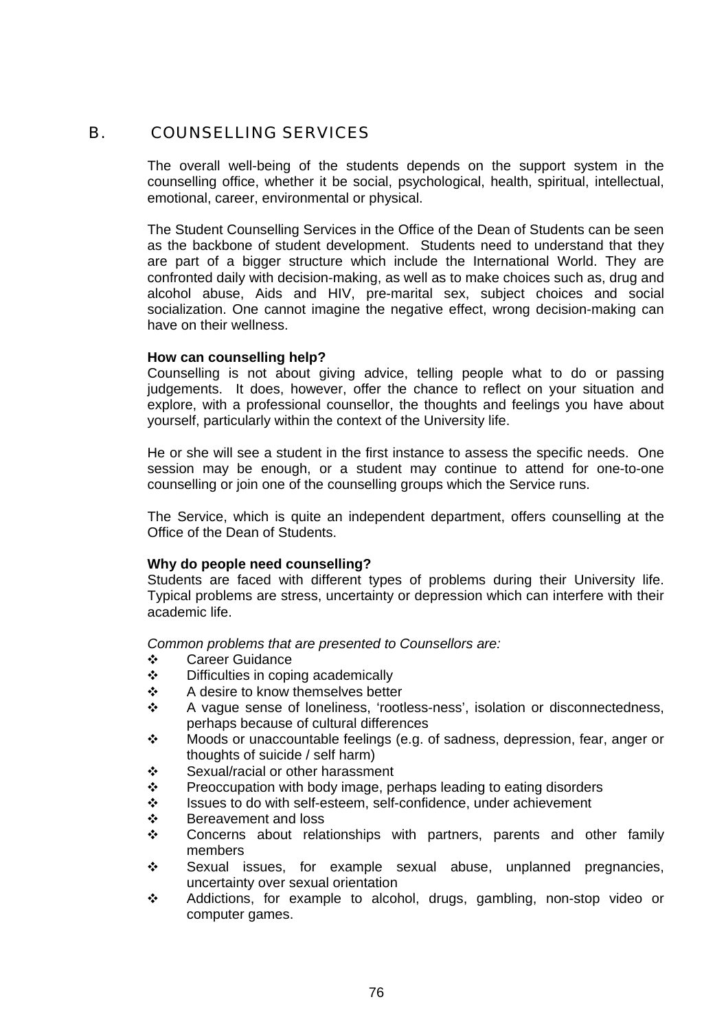## B. COUNSELLING SERVICES

The overall well-being of the students depends on the support system in the counselling office, whether it be social, psychological, health, spiritual, intellectual, emotional, career, environmental or physical.

The Student Counselling Services in the Office of the Dean of Students can be seen as the backbone of student development. Students need to understand that they are part of a bigger structure which include the International World. They are confronted daily with decision-making, as well as to make choices such as, drug and alcohol abuse, Aids and HIV, pre-marital sex, subject choices and social socialization. One cannot imagine the negative effect, wrong decision-making can have on their wellness.

**How can counselling help?**
Counselling is not about giving advice, telling people what to do or passing judgements. It does, however, offer the chance to reflect on your situation and explore, with a professional counsellor, the thoughts and feelings you have about yourself, particularly within the context of the University life.

He or she will see a student in the first instance to assess the specific needs. One session may be enough, or a student may continue to attend for one-to-one counselling or join one of the counselling groups which the Service runs.

The Service, which is quite an independent department, offers counselling at the Office of the Dean of Students.

**Why do people need counselling?**
Students are faced with different types of problems during their University life. Typical problems are stress, uncertainty or depression which can interfere with their academic life.

*Common problems that are presented to Counsellors are:*

- Career Guidance
- Difficulties in coping academically
- A desire to know themselves better
- A vague sense of loneliness, 'rootless-ness', isolation or disconnectedness, perhaps because of cultural differences
- Moods or unaccountable feelings (e.g. of sadness, depression, fear, anger or thoughts of suicide / self harm)
- Sexual/racial or other harassment
- Preoccupation with body image, perhaps leading to eating disorders
- Issues to do with self-esteem, self-confidence, under achievement
- Bereavement and loss
- Concerns about relationships with partners, parents and other family members
- Sexual issues, for example sexual abuse, unplanned pregnancies, uncertainty over sexual orientation
- Addictions, for example to alcohol, drugs, gambling, non-stop video or computer games.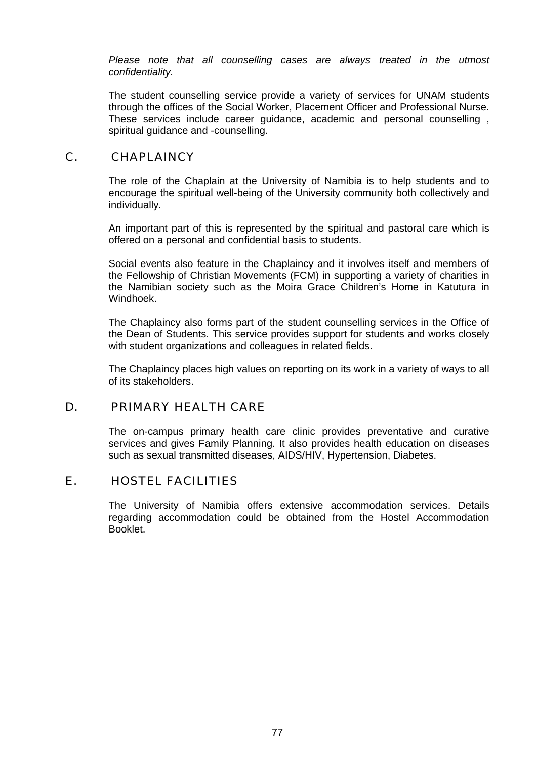*Please note that all counselling cases are always treated in the utmost confidentiality.*

The student counselling service provide a variety of services for UNAM students through the offices of the Social Worker, Placement Officer and Professional Nurse. These services include career guidance, academic and personal counselling , spiritual guidance and -counselling.

## C. CHAPLAINCY

The role of the Chaplain at the University of Namibia is to help students and to encourage the spiritual well-being of the University community both collectively and individually.

An important part of this is represented by the spiritual and pastoral care which is offered on a personal and confidential basis to students.

Social events also feature in the Chaplaincy and it involves itself and members of the Fellowship of Christian Movements (FCM) in supporting a variety of charities in the Namibian society such as the Moira Grace Children's Home in Katutura in Windhoek.

The Chaplaincy also forms part of the student counselling services in the Office of the Dean of Students. This service provides support for students and works closely with student organizations and colleagues in related fields.

The Chaplaincy places high values on reporting on its work in a variety of ways to all of its stakeholders.

## D. PRIMARY HEALTH CARE

The on-campus primary health care clinic provides preventative and curative services and gives Family Planning. It also provides health education on diseases such as sexual transmitted diseases, AIDS/HIV, Hypertension, Diabetes.

## E. HOSTEL FACILITIES

The University of Namibia offers extensive accommodation services. Details regarding accommodation could be obtained from the Hostel Accommodation Booklet.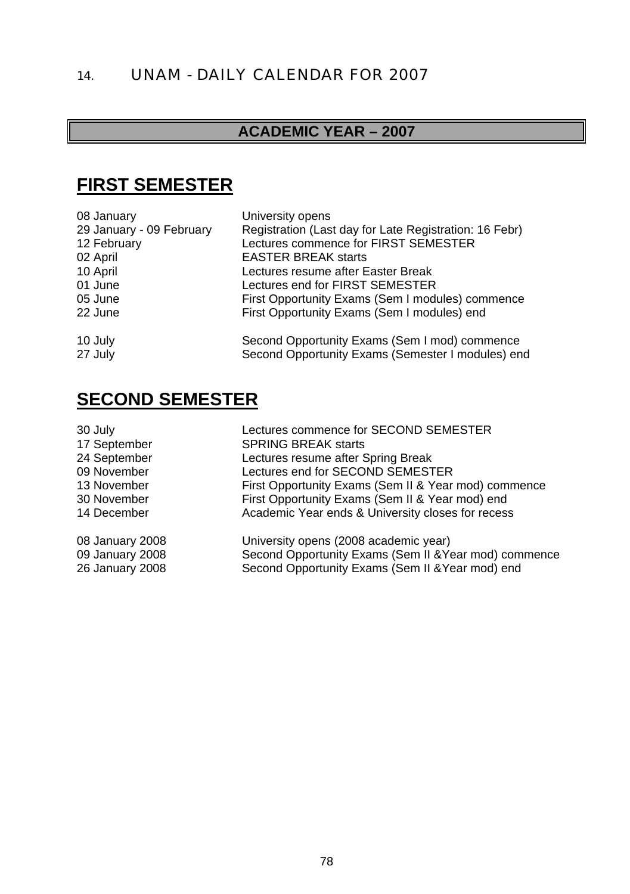## 14. UNAM - DAILY CALENDAR FOR 2007

**ACADEMIC YEAR – 2007**

# FIRST SEMESTER

| | |
|---|---|
| 08 January | University opens |
| 29 January - 09 February | Registration (Last day for Late Registration: 16 Febr) |
| 12 February | Lectures commence for FIRST SEMESTER |
| 02 April | EASTER BREAK starts |
| 10 April | Lectures resume after Easter Break |
| 01 June | Lectures end for FIRST SEMESTER |
| 05 June | First Opportunity Exams (Sem I modules) commence |
| 22 June | First Opportunity Exams (Sem I modules) end |
| 10 July | Second Opportunity Exams (Sem I mod) commence |
| 27 July | Second Opportunity Exams (Semester I modules) end |

# SECOND SEMESTER

| | |
|---|---|
| 30 July | Lectures commence for SECOND SEMESTER |
| 17 September | SPRING BREAK starts |
| 24 September | Lectures resume after Spring Break |
| 09 November | Lectures end for SECOND SEMESTER |
| 13 November | First Opportunity Exams (Sem II & Year mod) commence |
| 30 November | First Opportunity Exams (Sem II & Year mod) end |
| 14 December | Academic Year ends & University closes for recess |
| 08 January 2008 | University opens (2008 academic year) |
| 09 January 2008 | Second Opportunity Exams (Sem II &Year mod) commence |
| 26 January 2008 | Second Opportunity Exams (Sem II &Year mod) end |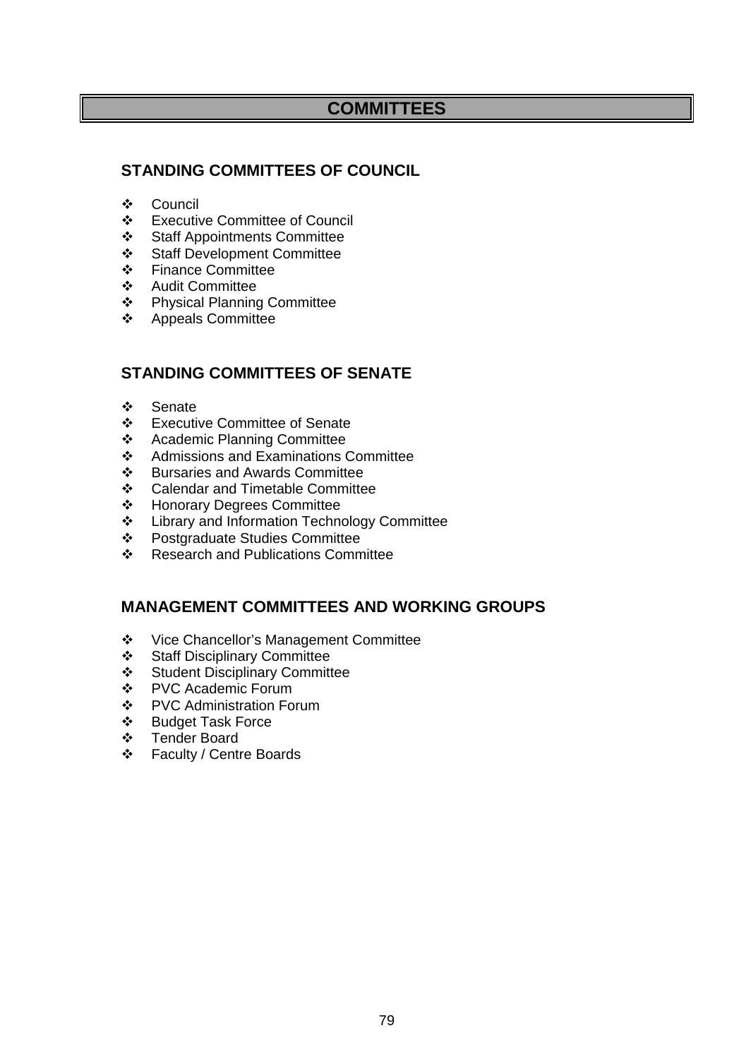# COMMITTEES

## STANDING COMMITTEES OF COUNCIL

- Council
- Executive Committee of Council
- Staff Appointments Committee
- Staff Development Committee
- Finance Committee
- Audit Committee
- Physical Planning Committee
- Appeals Committee

## STANDING COMMITTEES OF SENATE

- Senate
- Executive Committee of Senate
- Academic Planning Committee
- Admissions and Examinations Committee
- Bursaries and Awards Committee
- Calendar and Timetable Committee
- Honorary Degrees Committee
- Library and Information Technology Committee
- Postgraduate Studies Committee
- Research and Publications Committee

## MANAGEMENT COMMITTEES AND WORKING GROUPS

- Vice Chancellor's Management Committee
- Staff Disciplinary Committee
- Student Disciplinary Committee
- PVC Academic Forum
- PVC Administration Forum
- Budget Task Force
- Tender Board
- Faculty / Centre Boards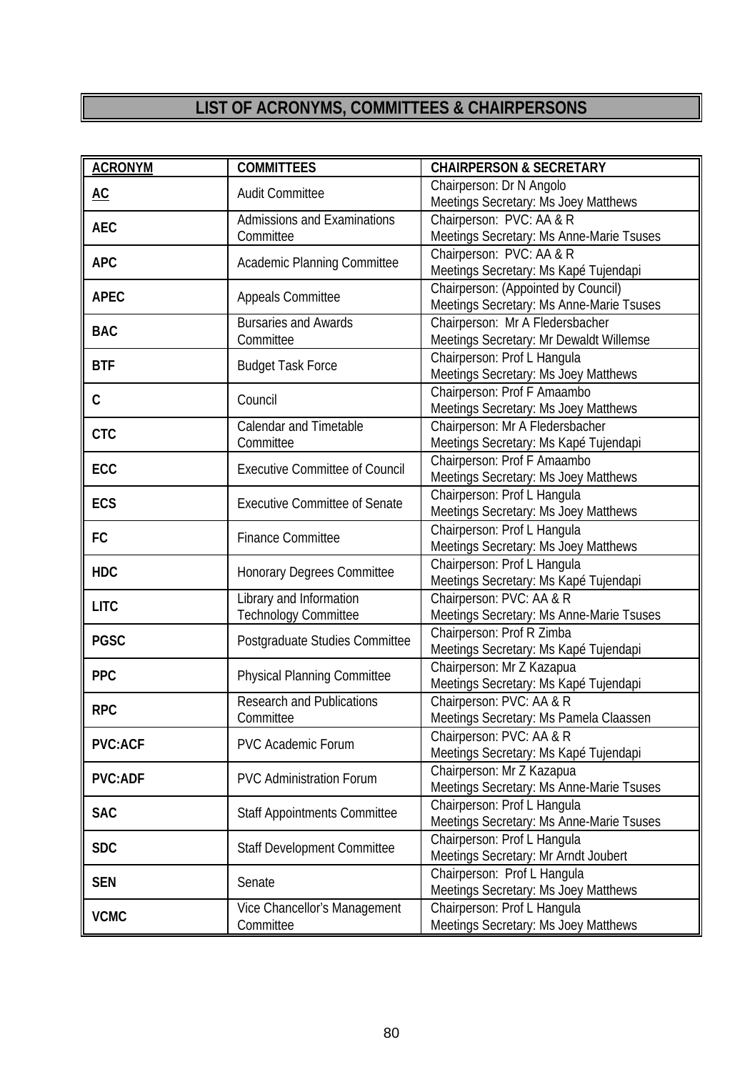## LIST OF ACRONYMS, COMMITTEES & CHAIRPERSONS

| ACRONYM | COMMITTEES | CHAIRPERSON & SECRETARY |
|---|---|---|
| **AC** | Audit Committee | Chairperson: Dr N Angolo<br>Meetings Secretary: Ms Joey Matthews |
| **AEC** | Admissions and Examinations Committee | Chairperson: PVC: AA & R<br>Meetings Secretary: Ms Anne-Marie Tsuses |
| **APC** | Academic Planning Committee | Chairperson: PVC: AA & R<br>Meetings Secretary: Ms Kapé Tujendapi |
| **APEC** | Appeals Committee | Chairperson: (Appointed by Council)<br>Meetings Secretary: Ms Anne-Marie Tsuses |
| **BAC** | Bursaries and Awards Committee | Chairperson: Mr A Fledersbacher<br>Meetings Secretary: Mr Dewaldt Willemse |
| **BTF** | Budget Task Force | Chairperson: Prof L Hangula<br>Meetings Secretary: Ms Joey Matthews |
| **C** | Council | Chairperson: Prof F Amaambo<br>Meetings Secretary: Ms Joey Matthews |
| **CTC** | Calendar and Timetable Committee | Chairperson: Mr A Fledersbacher<br>Meetings Secretary: Ms Kapé Tujendapi |
| **ECC** | Executive Committee of Council | Chairperson: Prof F Amaambo<br>Meetings Secretary: Ms Joey Matthews |
| **ECS** | Executive Committee of Senate | Chairperson: Prof L Hangula<br>Meetings Secretary: Ms Joey Matthews |
| **FC** | Finance Committee | Chairperson: Prof L Hangula<br>Meetings Secretary: Ms Joey Matthews |
| **HDC** | Honorary Degrees Committee | Chairperson: Prof L Hangula<br>Meetings Secretary: Ms Kapé Tujendapi |
| **LITC** | Library and Information Technology Committee | Chairperson: PVC: AA & R<br>Meetings Secretary: Ms Anne-Marie Tsuses |
| **PGSC** | Postgraduate Studies Committee | Chairperson: Prof R Zimba<br>Meetings Secretary: Ms Kapé Tujendapi |
| **PPC** | Physical Planning Committee | Chairperson: Mr Z Kazapua<br>Meetings Secretary: Ms Kapé Tujendapi |
| **RPC** | Research and Publications Committee | Chairperson: PVC: AA & R<br>Meetings Secretary: Ms Pamela Claassen |
| **PVC:ACF** | PVC Academic Forum | Chairperson: PVC: AA & R<br>Meetings Secretary: Ms Kapé Tujendapi |
| **PVC:ADF** | PVC Administration Forum | Chairperson: Mr Z Kazapua<br>Meetings Secretary: Ms Anne-Marie Tsuses |
| **SAC** | Staff Appointments Committee | Chairperson: Prof L Hangula<br>Meetings Secretary: Ms Anne-Marie Tsuses |
| **SDC** | Staff Development Committee | Chairperson: Prof L Hangula<br>Meetings Secretary: Mr Arndt Joubert |
| **SEN** | Senate | Chairperson: Prof L Hangula<br>Meetings Secretary: Ms Joey Matthews |
| **VCMC** | Vice Chancellor's Management Committee | Chairperson: Prof L Hangula<br>Meetings Secretary: Ms Joey Matthews |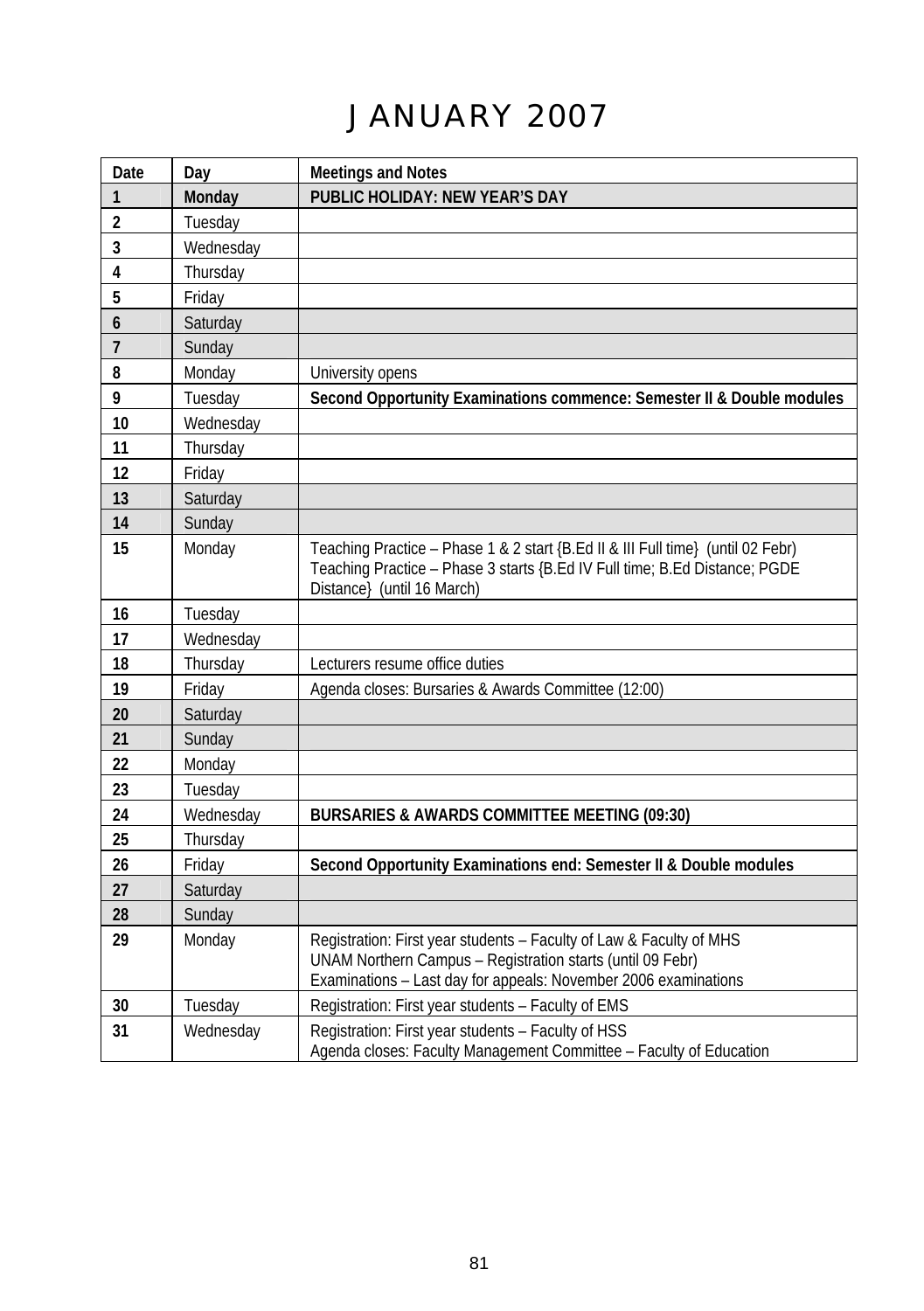# JANUARY 2007

| Date | Day | Meetings and Notes |
|---|---|---|
| **1** | **Monday** | **PUBLIC HOLIDAY: NEW YEAR'S DAY** |
| **2** | Tuesday | |
| **3** | Wednesday | |
| **4** | Thursday | |
| **5** | Friday | |
| **6** | Saturday | |
| **7** | Sunday | |
| **8** | Monday | University opens |
| **9** | Tuesday | **Second Opportunity Examinations commence: Semester II & Double modules** |
| **10** | Wednesday | |
| **11** | Thursday | |
| **12** | Friday | |
| **13** | Saturday | |
| **14** | Sunday | |
| **15** | Monday | Teaching Practice – Phase 1 & 2 start {B.Ed II & III Full time} (until 02 Febr)<br>Teaching Practice – Phase 3 starts {B.Ed IV Full time; B.Ed Distance; PGDE Distance} (until 16 March) |
| **16** | Tuesday | |
| **17** | Wednesday | |
| **18** | Thursday | Lecturers resume office duties |
| **19** | Friday | Agenda closes: Bursaries & Awards Committee (12:00) |
| **20** | Saturday | |
| **21** | Sunday | |
| **22** | Monday | |
| **23** | Tuesday | |
| **24** | Wednesday | **BURSARIES & AWARDS COMMITTEE MEETING (09:30)** |
| **25** | Thursday | |
| **26** | Friday | **Second Opportunity Examinations end: Semester II & Double modules** |
| **27** | Saturday | |
| **28** | Sunday | |
| **29** | Monday | Registration: First year students – Faculty of Law & Faculty of MHS<br>UNAM Northern Campus – Registration starts (until 09 Febr)<br>Examinations – Last day for appeals: November 2006 examinations |
| **30** | Tuesday | Registration: First year students – Faculty of EMS |
| **31** | Wednesday | Registration: First year students – Faculty of HSS<br>Agenda closes: Faculty Management Committee – Faculty of Education |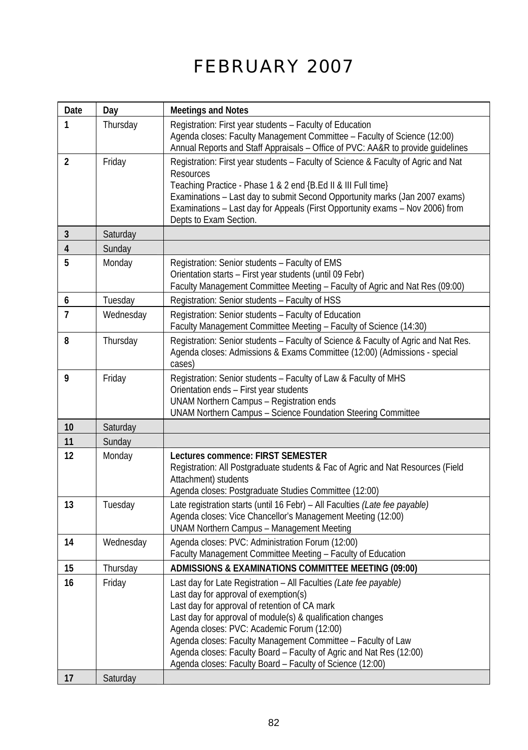# FEBRUARY 2007

| Date | Day | Meetings and Notes |
|---|---|---|
| **1** | Thursday | Registration: First year students – Faculty of Education<br>Agenda closes: Faculty Management Committee – Faculty of Science (12:00)<br>Annual Reports and Staff Appraisals – Office of PVC: AA&R to provide guidelines |
| **2** | Friday | Registration: First year students – Faculty of Science & Faculty of Agric and Nat Resources<br>Teaching Practice - Phase 1 & 2 end {B.Ed II & III Full time}<br>Examinations – Last day to submit Second Opportunity marks (Jan 2007 exams)<br>Examinations – Last day for Appeals (First Opportunity exams – Nov 2006) from Depts to Exam Section. |
| **3** | Saturday | |
| **4** | Sunday | |
| **5** | Monday | Registration: Senior students – Faculty of EMS<br>Orientation starts – First year students (until 09 Febr)<br>Faculty Management Committee Meeting – Faculty of Agric and Nat Res (09:00) |
| **6** | Tuesday | Registration: Senior students – Faculty of HSS |
| **7** | Wednesday | Registration: Senior students – Faculty of Education<br>Faculty Management Committee Meeting – Faculty of Science (14:30) |
| **8** | Thursday | Registration: Senior students – Faculty of Science & Faculty of Agric and Nat Res.<br>Agenda closes: Admissions & Exams Committee (12:00) (Admissions - special cases) |
| **9** | Friday | Registration: Senior students – Faculty of Law & Faculty of MHS<br>Orientation ends – First year students<br>UNAM Northern Campus – Registration ends<br>UNAM Northern Campus – Science Foundation Steering Committee |
| **10** | Saturday | |
| **11** | Sunday | |
| **12** | Monday | **Lectures commence: FIRST SEMESTER**<br>Registration: All Postgraduate students & Fac of Agric and Nat Resources (Field Attachment) students<br>Agenda closes: Postgraduate Studies Committee (12:00) |
| **13** | Tuesday | Late registration starts (until 16 Febr) – All Faculties *(Late fee payable)*<br>Agenda closes: Vice Chancellor's Management Meeting (12:00)<br>UNAM Northern Campus – Management Meeting |
| **14** | Wednesday | Agenda closes: PVC: Administration Forum (12:00)<br>Faculty Management Committee Meeting – Faculty of Education |
| **15** | Thursday | **ADMISSIONS & EXAMINATIONS COMMITTEE MEETING (09:00)** |
| **16** | Friday | Last day for Late Registration – All Faculties *(Late fee payable)*<br>Last day for approval of exemption(s)<br>Last day for approval of retention of CA mark<br>Last day for approval of module(s) & qualification changes<br>Agenda closes: PVC: Academic Forum (12:00)<br>Agenda closes: Faculty Management Committee – Faculty of Law<br>Agenda closes: Faculty Board – Faculty of Agric and Nat Res (12:00)<br>Agenda closes: Faculty Board – Faculty of Science (12:00) |
| **17** | Saturday | |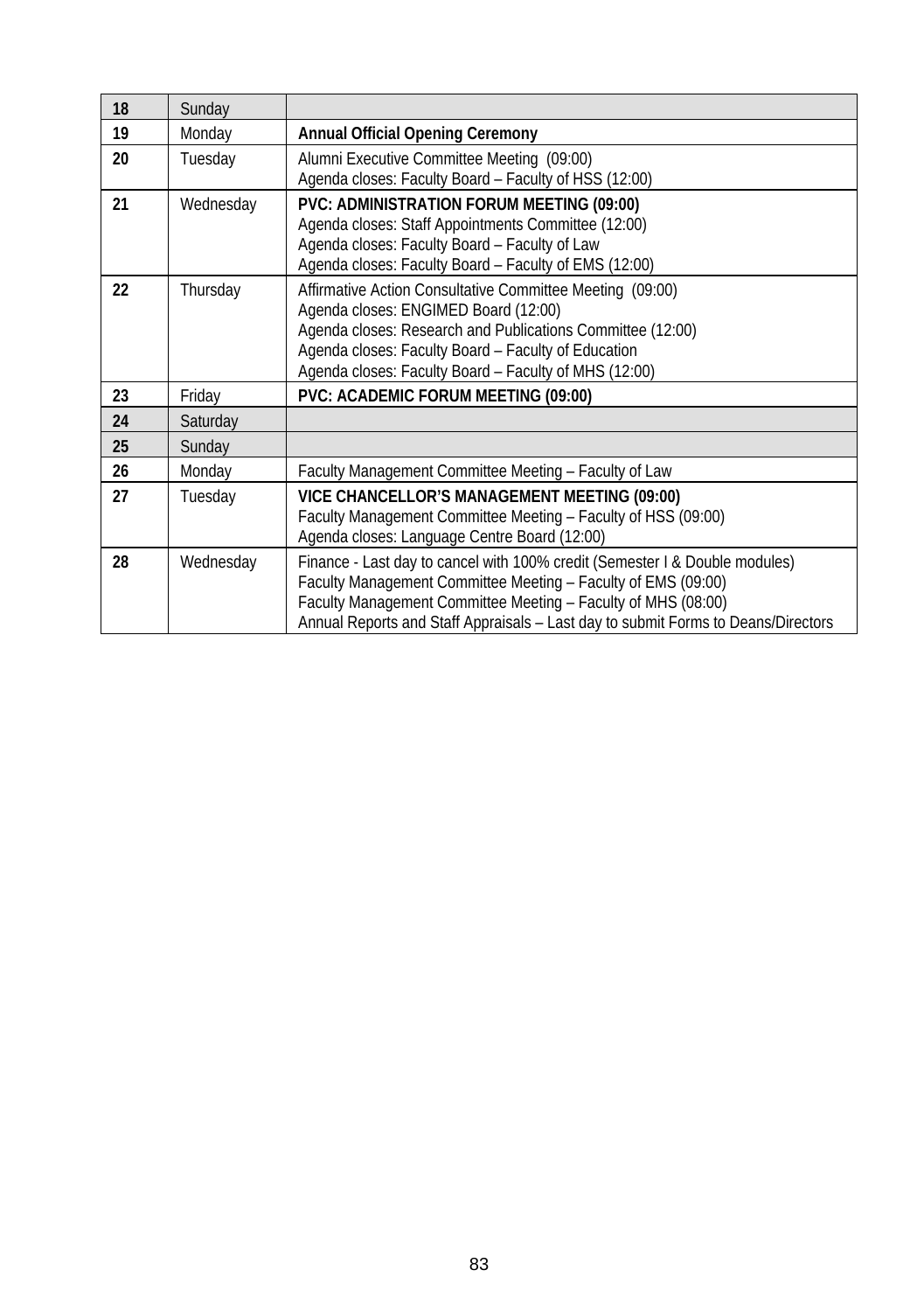| 18 | Sunday | |
|---|---|---|
| 19 | Monday | **Annual Official Opening Ceremony** |
| 20 | Tuesday | Alumni Executive Committee Meeting (09:00)<br>Agenda closes: Faculty Board – Faculty of HSS (12:00) |
| 21 | Wednesday | **PVC: ADMINISTRATION FORUM MEETING (09:00)**<br>Agenda closes: Staff Appointments Committee (12:00)<br>Agenda closes: Faculty Board – Faculty of Law<br>Agenda closes: Faculty Board – Faculty of EMS (12:00) |
| 22 | Thursday | Affirmative Action Consultative Committee Meeting (09:00)<br>Agenda closes: ENGIMED Board (12:00)<br>Agenda closes: Research and Publications Committee (12:00)<br>Agenda closes: Faculty Board – Faculty of Education<br>Agenda closes: Faculty Board – Faculty of MHS (12:00) |
| 23 | Friday | **PVC: ACADEMIC FORUM MEETING (09:00)** |
| 24 | Saturday | |
| 25 | Sunday | |
| 26 | Monday | Faculty Management Committee Meeting – Faculty of Law |
| 27 | Tuesday | **VICE CHANCELLOR'S MANAGEMENT MEETING (09:00)**<br>Faculty Management Committee Meeting – Faculty of HSS (09:00)<br>Agenda closes: Language Centre Board (12:00) |
| 28 | Wednesday | Finance - Last day to cancel with 100% credit (Semester I & Double modules)<br>Faculty Management Committee Meeting – Faculty of EMS (09:00)<br>Faculty Management Committee Meeting – Faculty of MHS (08:00)<br>Annual Reports and Staff Appraisals – Last day to submit Forms to Deans/Directors |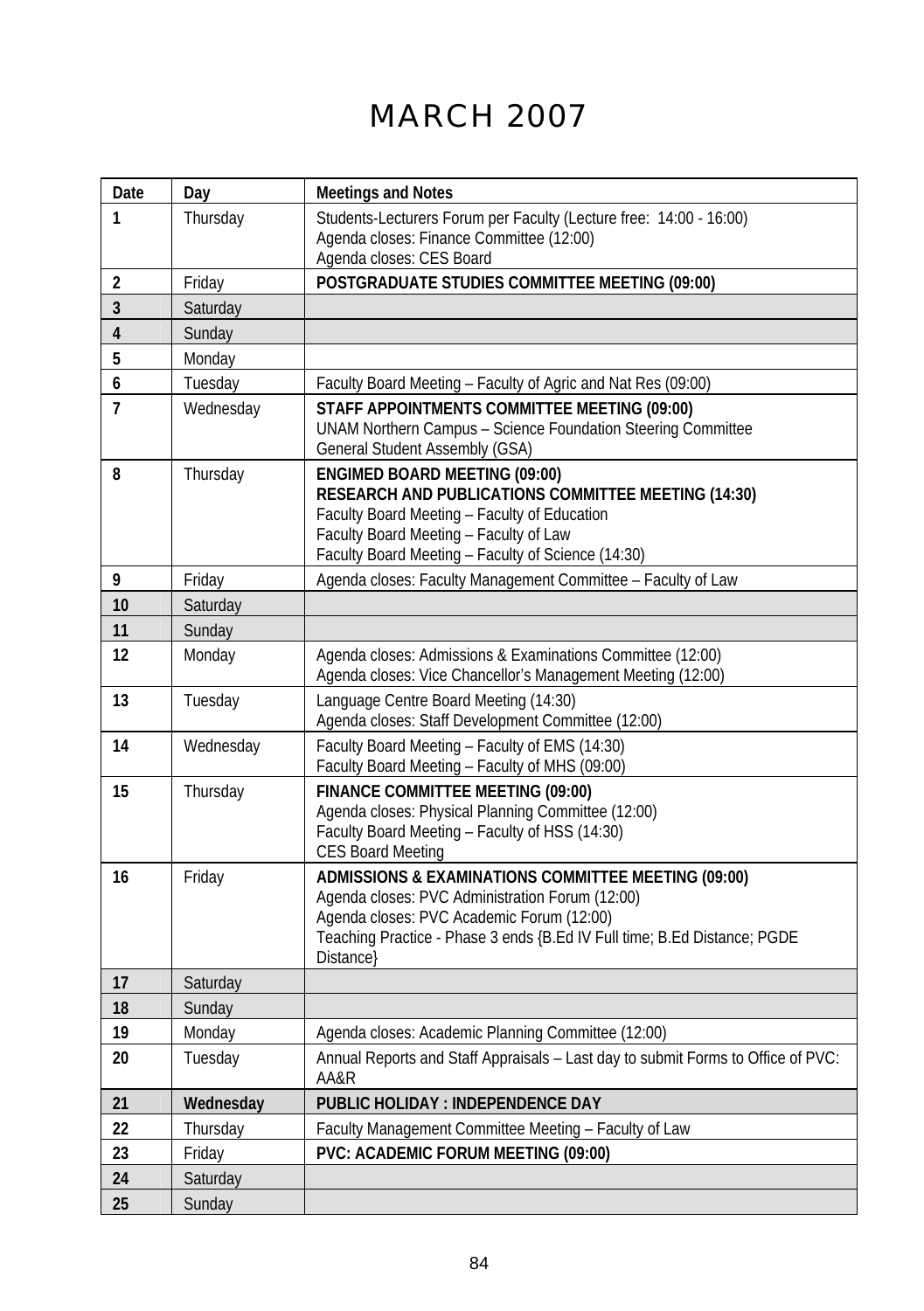# MARCH 2007

| Date | Day | Meetings and Notes |
|---|---|---|
| 1 | Thursday | Students-Lecturers Forum per Faculty (Lecture free: 14:00 - 16:00)<br>Agenda closes: Finance Committee (12:00)<br>Agenda closes: CES Board |
| 2 | Friday | **POSTGRADUATE STUDIES COMMITTEE MEETING (09:00)** |
| 3 | Saturday | |
| 4 | Sunday | |
| 5 | Monday | |
| 6 | Tuesday | Faculty Board Meeting – Faculty of Agric and Nat Res (09:00) |
| 7 | Wednesday | **STAFF APPOINTMENTS COMMITTEE MEETING (09:00)**<br>UNAM Northern Campus – Science Foundation Steering Committee<br>General Student Assembly (GSA) |
| 8 | Thursday | **ENGIMED BOARD MEETING (09:00)**<br>**RESEARCH AND PUBLICATIONS COMMITTEE MEETING (14:30)**<br>Faculty Board Meeting – Faculty of Education<br>Faculty Board Meeting – Faculty of Law<br>Faculty Board Meeting – Faculty of Science (14:30) |
| 9 | Friday | Agenda closes: Faculty Management Committee – Faculty of Law |
| 10 | Saturday | |
| 11 | Sunday | |
| 12 | Monday | Agenda closes: Admissions & Examinations Committee (12:00)<br>Agenda closes: Vice Chancellor's Management Meeting (12:00) |
| 13 | Tuesday | Language Centre Board Meeting (14:30)<br>Agenda closes: Staff Development Committee (12:00) |
| 14 | Wednesday | Faculty Board Meeting – Faculty of EMS (14:30)<br>Faculty Board Meeting – Faculty of MHS (09:00) |
| 15 | Thursday | **FINANCE COMMITTEE MEETING (09:00)**<br>Agenda closes: Physical Planning Committee (12:00)<br>Faculty Board Meeting – Faculty of HSS (14:30)<br>CES Board Meeting |
| 16 | Friday | **ADMISSIONS & EXAMINATIONS COMMITTEE MEETING (09:00)**<br>Agenda closes: PVC Administration Forum (12:00)<br>Agenda closes: PVC Academic Forum (12:00)<br>Teaching Practice - Phase 3 ends {B.Ed IV Full time; B.Ed Distance; PGDE Distance} |
| 17 | Saturday | |
| 18 | Sunday | |
| 19 | Monday | Agenda closes: Academic Planning Committee (12:00) |
| 20 | Tuesday | Annual Reports and Staff Appraisals – Last day to submit Forms to Office of PVC: AA&R |
| **21** | **Wednesday** | **PUBLIC HOLIDAY : INDEPENDENCE DAY** |
| 22 | Thursday | Faculty Management Committee Meeting – Faculty of Law |
| 23 | Friday | **PVC: ACADEMIC FORUM MEETING (09:00)** |
| 24 | Saturday | |
| 25 | Sunday | |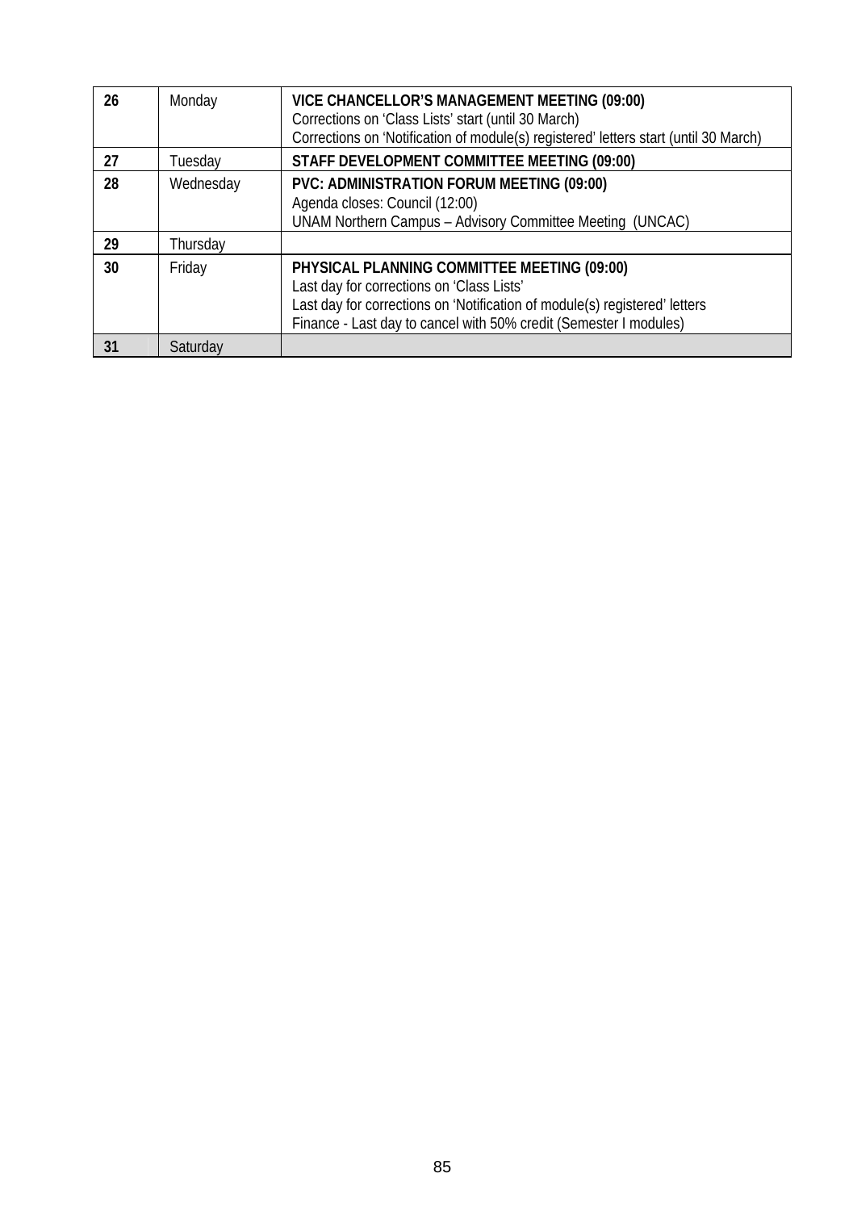| 26 | Monday | **VICE CHANCELLOR'S MANAGEMENT MEETING (09:00)**<br>Corrections on 'Class Lists' start (until 30 March)<br>Corrections on 'Notification of module(s) registered' letters start (until 30 March) |
|---|---|---|
| 27 | Tuesday | **STAFF DEVELOPMENT COMMITTEE MEETING (09:00)** |
| 28 | Wednesday | **PVC: ADMINISTRATION FORUM MEETING (09:00)**<br>Agenda closes: Council (12:00)<br>UNAM Northern Campus – Advisory Committee Meeting (UNCAC) |
| 29 | Thursday | |
| 30 | Friday | **PHYSICAL PLANNING COMMITTEE MEETING (09:00)**<br>Last day for corrections on 'Class Lists'<br>Last day for corrections on 'Notification of module(s) registered' letters<br>Finance - Last day to cancel with 50% credit (Semester I modules) |
| 31 | Saturday | |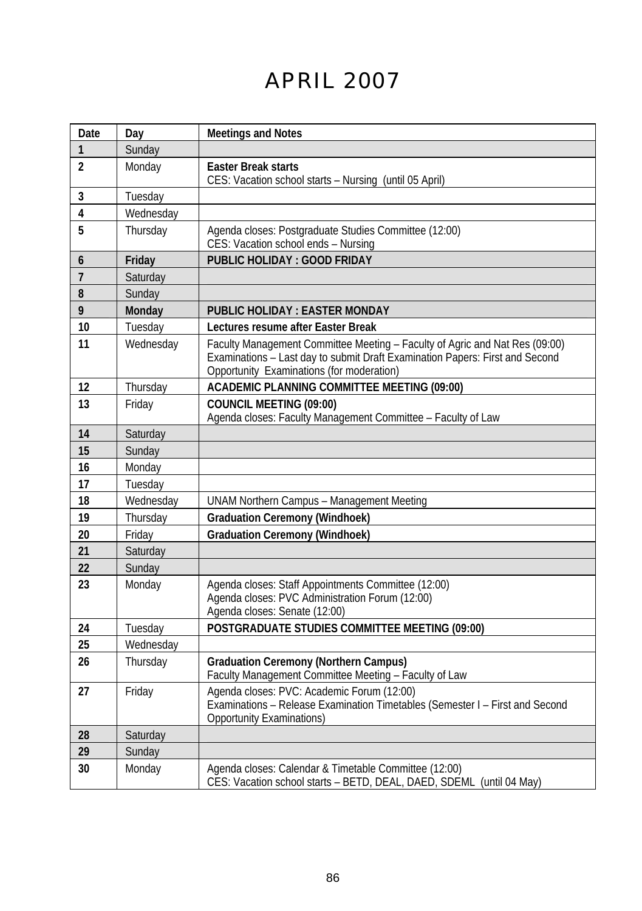# APRIL 2007

| Date | Day | Meetings and Notes |
|---|---|---|
| 1 | Sunday | |
| 2 | Monday | **Easter Break starts**<br>CES: Vacation school starts – Nursing (until 05 April) |
| 3 | Tuesday | |
| 4 | Wednesday | |
| 5 | Thursday | Agenda closes: Postgraduate Studies Committee (12:00)<br>CES: Vacation school ends – Nursing |
| 6 | **Friday** | **PUBLIC HOLIDAY : GOOD FRIDAY** |
| 7 | Saturday | |
| 8 | Sunday | |
| 9 | **Monday** | **PUBLIC HOLIDAY : EASTER MONDAY** |
| 10 | Tuesday | **Lectures resume after Easter Break** |
| 11 | Wednesday | Faculty Management Committee Meeting – Faculty of Agric and Nat Res (09:00)<br>Examinations – Last day to submit Draft Examination Papers: First and Second Opportunity Examinations (for moderation) |
| 12 | Thursday | **ACADEMIC PLANNING COMMITTEE MEETING (09:00)** |
| 13 | Friday | **COUNCIL MEETING (09:00)**<br>Agenda closes: Faculty Management Committee – Faculty of Law |
| 14 | Saturday | |
| 15 | Sunday | |
| 16 | Monday | |
| 17 | Tuesday | |
| 18 | Wednesday | UNAM Northern Campus – Management Meeting |
| 19 | Thursday | **Graduation Ceremony (Windhoek)** |
| 20 | Friday | **Graduation Ceremony (Windhoek)** |
| 21 | Saturday | |
| 22 | Sunday | |
| 23 | Monday | Agenda closes: Staff Appointments Committee (12:00)<br>Agenda closes: PVC Administration Forum (12:00)<br>Agenda closes: Senate (12:00) |
| 24 | Tuesday | **POSTGRADUATE STUDIES COMMITTEE MEETING (09:00)** |
| 25 | Wednesday | |
| 26 | Thursday | **Graduation Ceremony (Northern Campus)**<br>Faculty Management Committee Meeting – Faculty of Law |
| 27 | Friday | Agenda closes: PVC: Academic Forum (12:00)<br>Examinations – Release Examination Timetables (Semester I – First and Second Opportunity Examinations) |
| 28 | Saturday | |
| 29 | Sunday | |
| 30 | Monday | Agenda closes: Calendar & Timetable Committee (12:00)<br>CES: Vacation school starts – BETD, DEAL, DAED, SDEML (until 04 May) |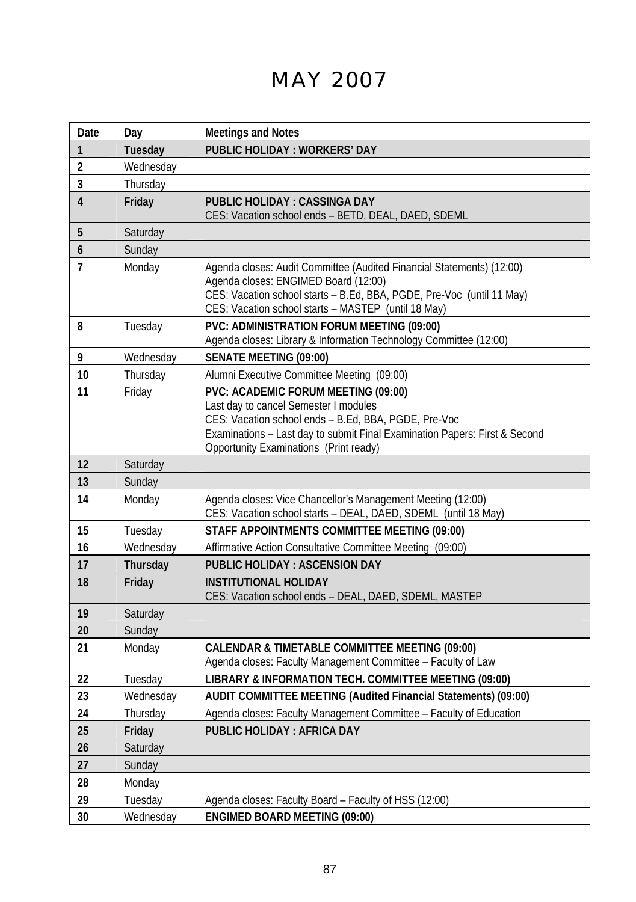# MAY 2007

| Date | Day | Meetings and Notes |
|---|---|---|
| **1** | **Tuesday** | **PUBLIC HOLIDAY : WORKERS' DAY** |
| **2** | Wednesday | |
| **3** | Thursday | |
| **4** | **Friday** | **PUBLIC HOLIDAY : CASSINGA DAY**<br>CES: Vacation school ends – BETD, DEAL, DAED, SDEML |
| **5** | Saturday | |
| **6** | Sunday | |
| **7** | Monday | Agenda closes: Audit Committee (Audited Financial Statements) (12:00)<br>Agenda closes: ENGIMED Board (12:00)<br>CES: Vacation school starts – B.Ed, BBA, PGDE, Pre-Voc (until 11 May)<br>CES: Vacation school starts – MASTEP (until 18 May) |
| **8** | Tuesday | **PVC: ADMINISTRATION FORUM MEETING (09:00)**<br>Agenda closes: Library & Information Technology Committee (12:00) |
| **9** | Wednesday | **SENATE MEETING (09:00)** |
| **10** | Thursday | Alumni Executive Committee Meeting (09:00) |
| **11** | Friday | **PVC: ACADEMIC FORUM MEETING (09:00)**<br>Last day to cancel Semester I modules<br>CES: Vacation school ends – B.Ed, BBA, PGDE, Pre-Voc<br>Examinations – Last day to submit Final Examination Papers: First & Second Opportunity Examinations (Print ready) |
| **12** | Saturday | |
| **13** | Sunday | |
| **14** | Monday | Agenda closes: Vice Chancellor's Management Meeting (12:00)<br>CES: Vacation school starts – DEAL, DAED, SDEML (until 18 May) |
| **15** | Tuesday | **STAFF APPOINTMENTS COMMITTEE MEETING (09:00)** |
| **16** | Wednesday | Affirmative Action Consultative Committee Meeting (09:00) |
| **17** | **Thursday** | **PUBLIC HOLIDAY : ASCENSION DAY** |
| **18** | **Friday** | **INSTITUTIONAL HOLIDAY**<br>CES: Vacation school ends – DEAL, DAED, SDEML, MASTEP |
| **19** | Saturday | |
| **20** | Sunday | |
| **21** | Monday | **CALENDAR & TIMETABLE COMMITTEE MEETING (09:00)**<br>Agenda closes: Faculty Management Committee – Faculty of Law |
| **22** | Tuesday | **LIBRARY & INFORMATION TECH. COMMITTEE MEETING (09:00)** |
| **23** | Wednesday | **AUDIT COMMITTEE MEETING (Audited Financial Statements) (09:00)** |
| **24** | Thursday | Agenda closes: Faculty Management Committee – Faculty of Education |
| **25** | **Friday** | **PUBLIC HOLIDAY : AFRICA DAY** |
| **26** | Saturday | |
| **27** | Sunday | |
| **28** | Monday | |
| **29** | Tuesday | Agenda closes: Faculty Board – Faculty of HSS (12:00) |
| **30** | Wednesday | **ENGIMED BOARD MEETING (09:00)** |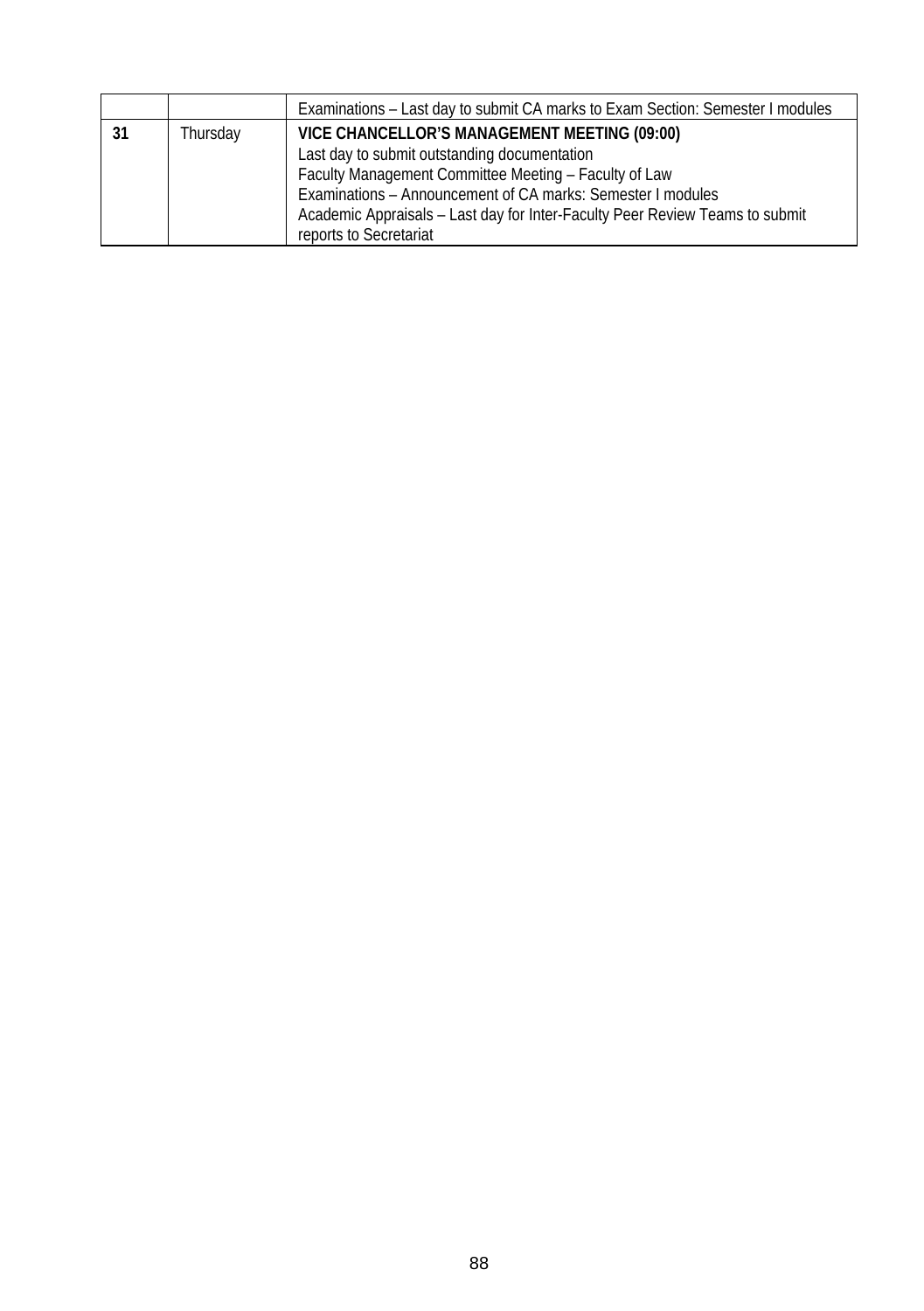| | | |
|---|---|---|
| | | Examinations – Last day to submit CA marks to Exam Section: Semester I modules |
| **31** | Thursday | **VICE CHANCELLOR'S MANAGEMENT MEETING (09:00)**<br>Last day to submit outstanding documentation<br>Faculty Management Committee Meeting – Faculty of Law<br>Examinations – Announcement of CA marks: Semester I modules<br>Academic Appraisals – Last day for Inter-Faculty Peer Review Teams to submit reports to Secretariat |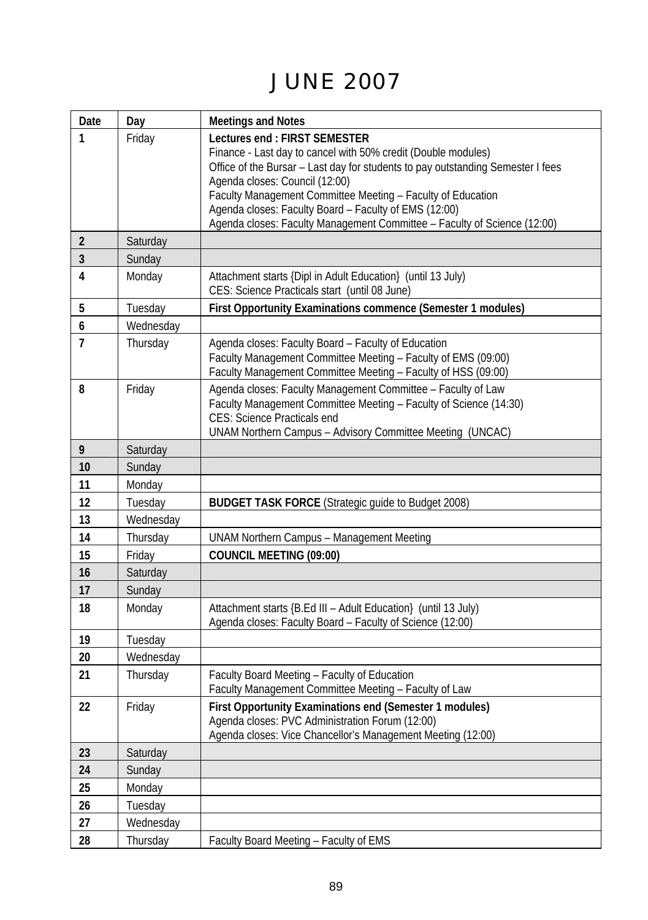# JUNE 2007

| Date | Day | Meetings and Notes |
|---|---|---|
| 1 | Friday | **Lectures end : FIRST SEMESTER**<br>Finance - Last day to cancel with 50% credit (Double modules)<br>Office of the Bursar – Last day for students to pay outstanding Semester I fees<br>Agenda closes: Council (12:00)<br>Faculty Management Committee Meeting – Faculty of Education<br>Agenda closes: Faculty Board – Faculty of EMS (12:00)<br>Agenda closes: Faculty Management Committee – Faculty of Science (12:00) |
| 2 | Saturday | |
| 3 | Sunday | |
| 4 | Monday | Attachment starts {Dipl in Adult Education} (until 13 July)<br>CES: Science Practicals start (until 08 June) |
| 5 | Tuesday | **First Opportunity Examinations commence (Semester 1 modules)** |
| 6 | Wednesday | |
| 7 | Thursday | Agenda closes: Faculty Board – Faculty of Education<br>Faculty Management Committee Meeting – Faculty of EMS (09:00)<br>Faculty Management Committee Meeting – Faculty of HSS (09:00) |
| 8 | Friday | Agenda closes: Faculty Management Committee – Faculty of Law<br>Faculty Management Committee Meeting – Faculty of Science (14:30)<br>CES: Science Practicals end<br>UNAM Northern Campus – Advisory Committee Meeting (UNCAC) |
| 9 | Saturday | |
| 10 | Sunday | |
| 11 | Monday | |
| 12 | Tuesday | **BUDGET TASK FORCE** (Strategic guide to Budget 2008) |
| 13 | Wednesday | |
| 14 | Thursday | UNAM Northern Campus – Management Meeting |
| 15 | Friday | **COUNCIL MEETING (09:00)** |
| 16 | Saturday | |
| 17 | Sunday | |
| 18 | Monday | Attachment starts {B.Ed III – Adult Education} (until 13 July)<br>Agenda closes: Faculty Board – Faculty of Science (12:00) |
| 19 | Tuesday | |
| 20 | Wednesday | |
| 21 | Thursday | Faculty Board Meeting – Faculty of Education<br>Faculty Management Committee Meeting – Faculty of Law |
| 22 | Friday | **First Opportunity Examinations end (Semester 1 modules)**<br>Agenda closes: PVC Administration Forum (12:00)<br>Agenda closes: Vice Chancellor's Management Meeting (12:00) |
| 23 | Saturday | |
| 24 | Sunday | |
| 25 | Monday | |
| 26 | Tuesday | |
| 27 | Wednesday | |
| 28 | Thursday | Faculty Board Meeting – Faculty of EMS |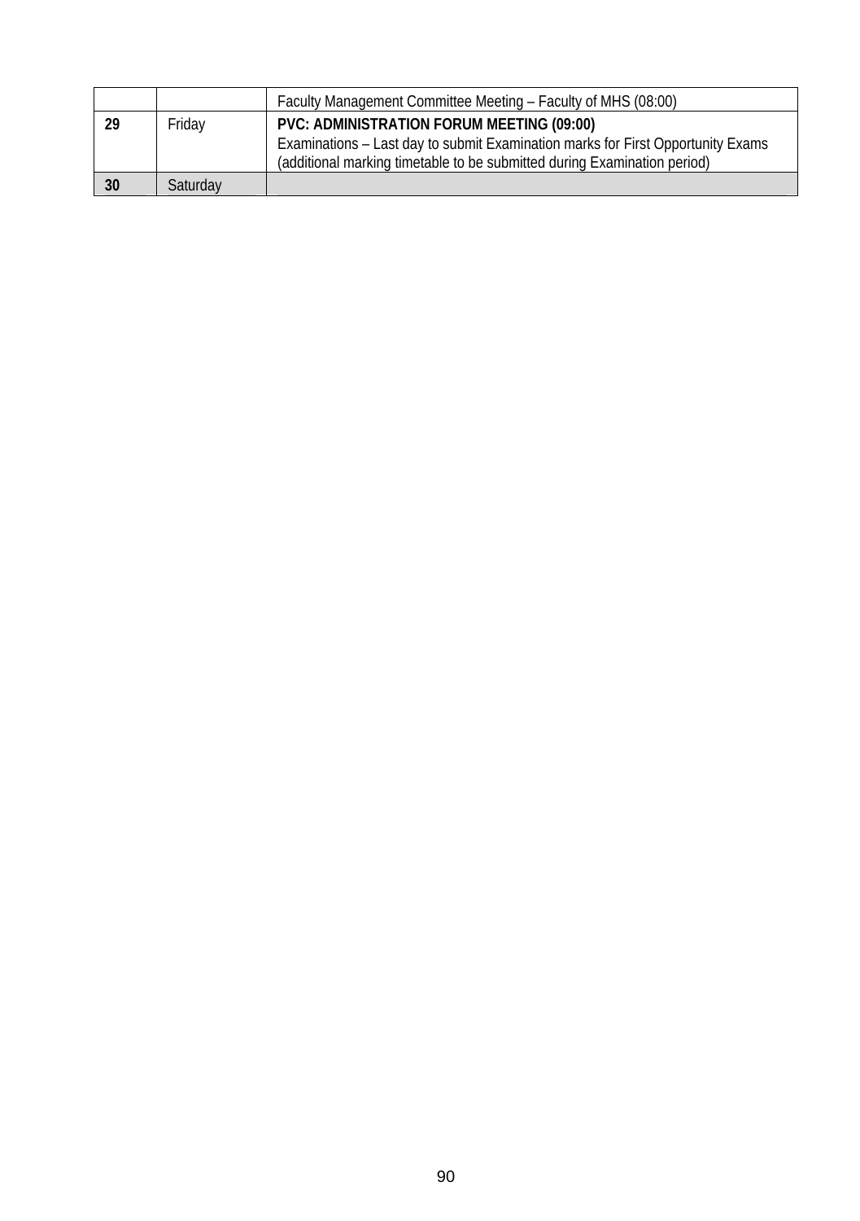| | | |
|---|---|---|
| | | Faculty Management Committee Meeting – Faculty of MHS (08:00) |
| **29** | Friday | **PVC: ADMINISTRATION FORUM MEETING (09:00)**<br>Examinations – Last day to submit Examination marks for First Opportunity Exams (additional marking timetable to be submitted during Examination period) |
| **30** | Saturday | |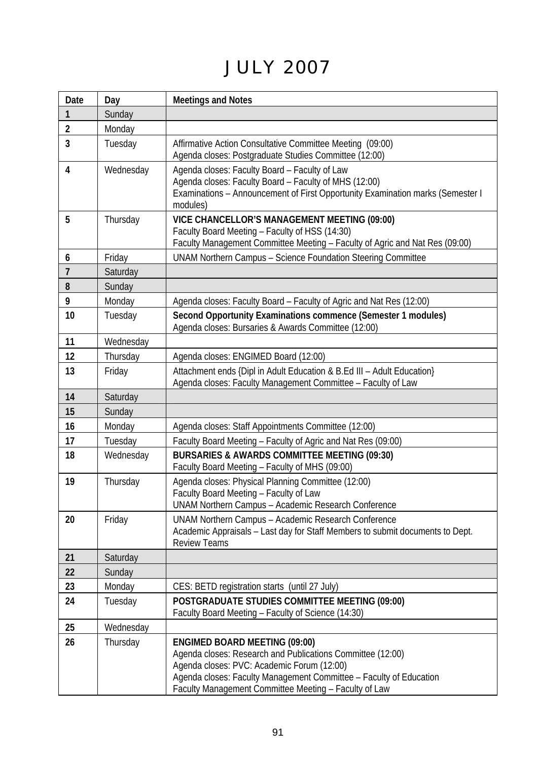# JULY 2007

| Date | Day | Meetings and Notes |
|---|---|---|
| 1 | Sunday | |
| 2 | Monday | |
| 3 | Tuesday | Affirmative Action Consultative Committee Meeting (09:00)<br>Agenda closes: Postgraduate Studies Committee (12:00) |
| 4 | Wednesday | Agenda closes: Faculty Board – Faculty of Law<br>Agenda closes: Faculty Board – Faculty of MHS (12:00)<br>Examinations – Announcement of First Opportunity Examination marks (Semester I modules) |
| 5 | Thursday | **VICE CHANCELLOR'S MANAGEMENT MEETING (09:00)**<br>Faculty Board Meeting – Faculty of HSS (14:30)<br>Faculty Management Committee Meeting – Faculty of Agric and Nat Res (09:00) |
| 6 | Friday | UNAM Northern Campus – Science Foundation Steering Committee |
| 7 | Saturday | |
| 8 | Sunday | |
| 9 | Monday | Agenda closes: Faculty Board – Faculty of Agric and Nat Res (12:00) |
| 10 | Tuesday | **Second Opportunity Examinations commence (Semester 1 modules)**<br>Agenda closes: Bursaries & Awards Committee (12:00) |
| 11 | Wednesday | |
| 12 | Thursday | Agenda closes: ENGIMED Board (12:00) |
| 13 | Friday | Attachment ends {Dipl in Adult Education & B.Ed III – Adult Education}<br>Agenda closes: Faculty Management Committee – Faculty of Law |
| 14 | Saturday | |
| 15 | Sunday | |
| 16 | Monday | Agenda closes: Staff Appointments Committee (12:00) |
| 17 | Tuesday | Faculty Board Meeting – Faculty of Agric and Nat Res (09:00) |
| 18 | Wednesday | **BURSARIES & AWARDS COMMITTEE MEETING (09:30)**<br>Faculty Board Meeting – Faculty of MHS (09:00) |
| 19 | Thursday | Agenda closes: Physical Planning Committee (12:00)<br>Faculty Board Meeting – Faculty of Law<br>UNAM Northern Campus – Academic Research Conference |
| 20 | Friday | UNAM Northern Campus – Academic Research Conference<br>Academic Appraisals – Last day for Staff Members to submit documents to Dept. Review Teams |
| 21 | Saturday | |
| 22 | Sunday | |
| 23 | Monday | CES: BETD registration starts (until 27 July) |
| 24 | Tuesday | **POSTGRADUATE STUDIES COMMITTEE MEETING (09:00)**<br>Faculty Board Meeting – Faculty of Science (14:30) |
| 25 | Wednesday | |
| 26 | Thursday | **ENGIMED BOARD MEETING (09:00)**<br>Agenda closes: Research and Publications Committee (12:00)<br>Agenda closes: PVC: Academic Forum (12:00)<br>Agenda closes: Faculty Management Committee – Faculty of Education<br>Faculty Management Committee Meeting – Faculty of Law |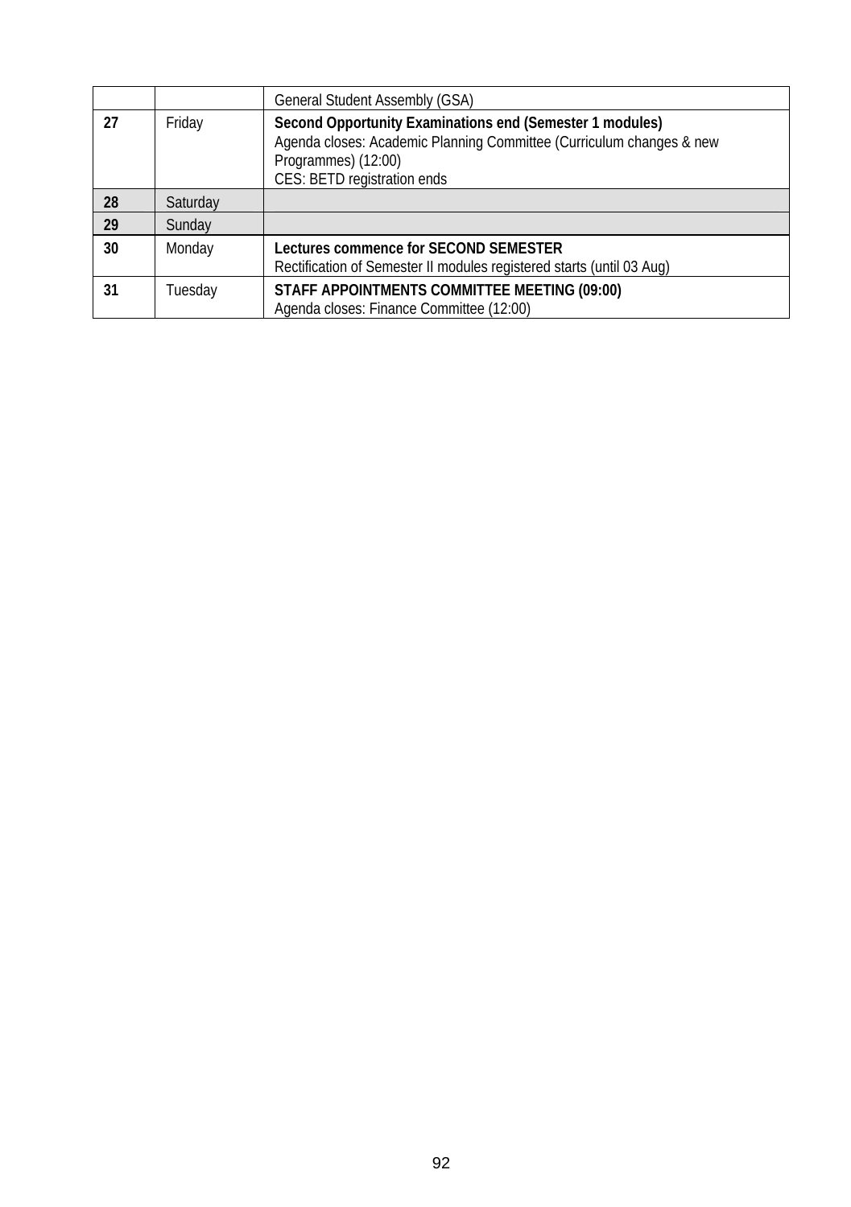| | | |
|---|---|---|
| | | General Student Assembly (GSA) |
| 27 | Friday | **Second Opportunity Examinations end (Semester 1 modules)**<br>Agenda closes: Academic Planning Committee (Curriculum changes & new Programmes) (12:00)<br>CES: BETD registration ends |
| 28 | Saturday | |
| 29 | Sunday | |
| 30 | Monday | **Lectures commence for SECOND SEMESTER**<br>Rectification of Semester II modules registered starts (until 03 Aug) |
| 31 | Tuesday | **STAFF APPOINTMENTS COMMITTEE MEETING (09:00)**<br>Agenda closes: Finance Committee (12:00) |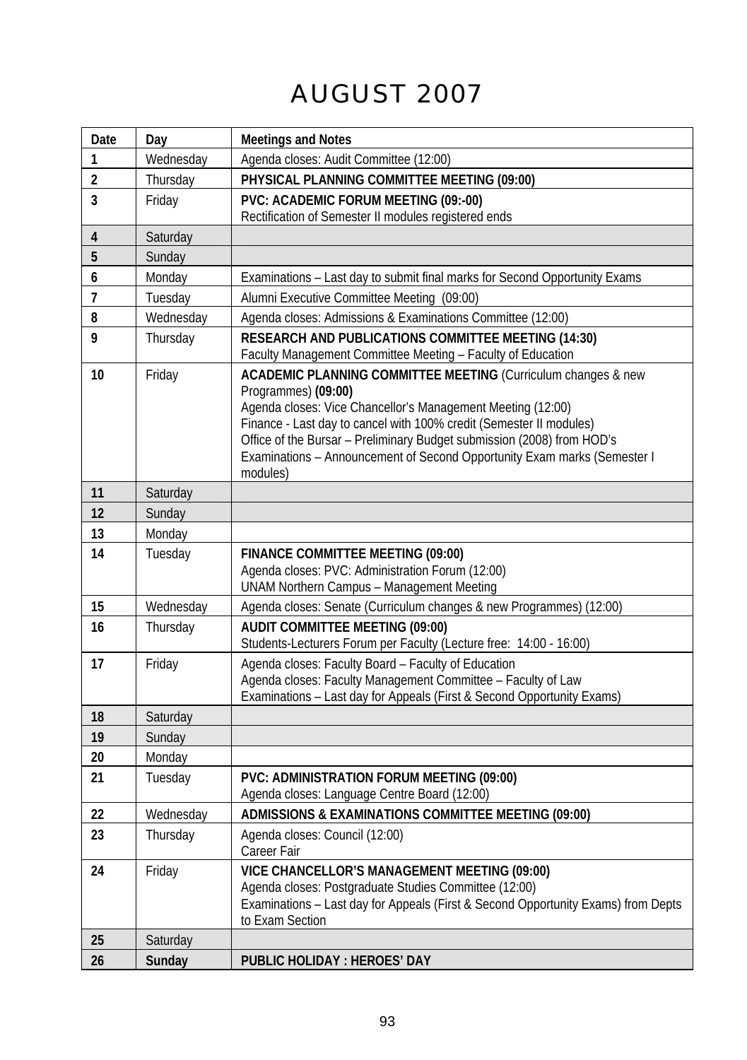# AUGUST 2007

| Date | Day | Meetings and Notes |
|---|---|---|
| 1 | Wednesday | Agenda closes: Audit Committee (12:00) |
| 2 | Thursday | **PHYSICAL PLANNING COMMITTEE MEETING (09:00)** |
| 3 | Friday | **PVC: ACADEMIC FORUM MEETING (09:-00)**<br>Rectification of Semester II modules registered ends |
| 4 | Saturday | |
| 5 | Sunday | |
| 6 | Monday | Examinations – Last day to submit final marks for Second Opportunity Exams |
| 7 | Tuesday | Alumni Executive Committee Meeting (09:00) |
| 8 | Wednesday | Agenda closes: Admissions & Examinations Committee (12:00) |
| 9 | Thursday | **RESEARCH AND PUBLICATIONS COMMITTEE MEETING (14:30)**<br>Faculty Management Committee Meeting – Faculty of Education |
| 10 | Friday | **ACADEMIC PLANNING COMMITTEE MEETING** (Curriculum changes & new Programmes) **(09:00)**<br>Agenda closes: Vice Chancellor's Management Meeting (12:00)<br>Finance - Last day to cancel with 100% credit (Semester II modules)<br>Office of the Bursar – Preliminary Budget submission (2008) from HOD's<br>Examinations – Announcement of Second Opportunity Exam marks (Semester I modules) |
| 11 | Saturday | |
| 12 | Sunday | |
| 13 | Monday | |
| 14 | Tuesday | **FINANCE COMMITTEE MEETING (09:00)**<br>Agenda closes: PVC: Administration Forum (12:00)<br>UNAM Northern Campus – Management Meeting |
| 15 | Wednesday | Agenda closes: Senate (Curriculum changes & new Programmes) (12:00) |
| 16 | Thursday | **AUDIT COMMITTEE MEETING (09:00)**<br>Students-Lecturers Forum per Faculty (Lecture free: 14:00 - 16:00) |
| 17 | Friday | Agenda closes: Faculty Board – Faculty of Education<br>Agenda closes: Faculty Management Committee – Faculty of Law<br>Examinations – Last day for Appeals (First & Second Opportunity Exams) |
| 18 | Saturday | |
| 19 | Sunday | |
| 20 | Monday | |
| 21 | Tuesday | **PVC: ADMINISTRATION FORUM MEETING (09:00)**<br>Agenda closes: Language Centre Board (12:00) |
| 22 | Wednesday | **ADMISSIONS & EXAMINATIONS COMMITTEE MEETING (09:00)** |
| 23 | Thursday | Agenda closes: Council (12:00)<br>Career Fair |
| 24 | Friday | **VICE CHANCELLOR'S MANAGEMENT MEETING (09:00)**<br>Agenda closes: Postgraduate Studies Committee (12:00)<br>Examinations – Last day for Appeals (First & Second Opportunity Exams) from Depts to Exam Section |
| 25 | Saturday | |
| 26 | **Sunday** | **PUBLIC HOLIDAY : HEROES' DAY** |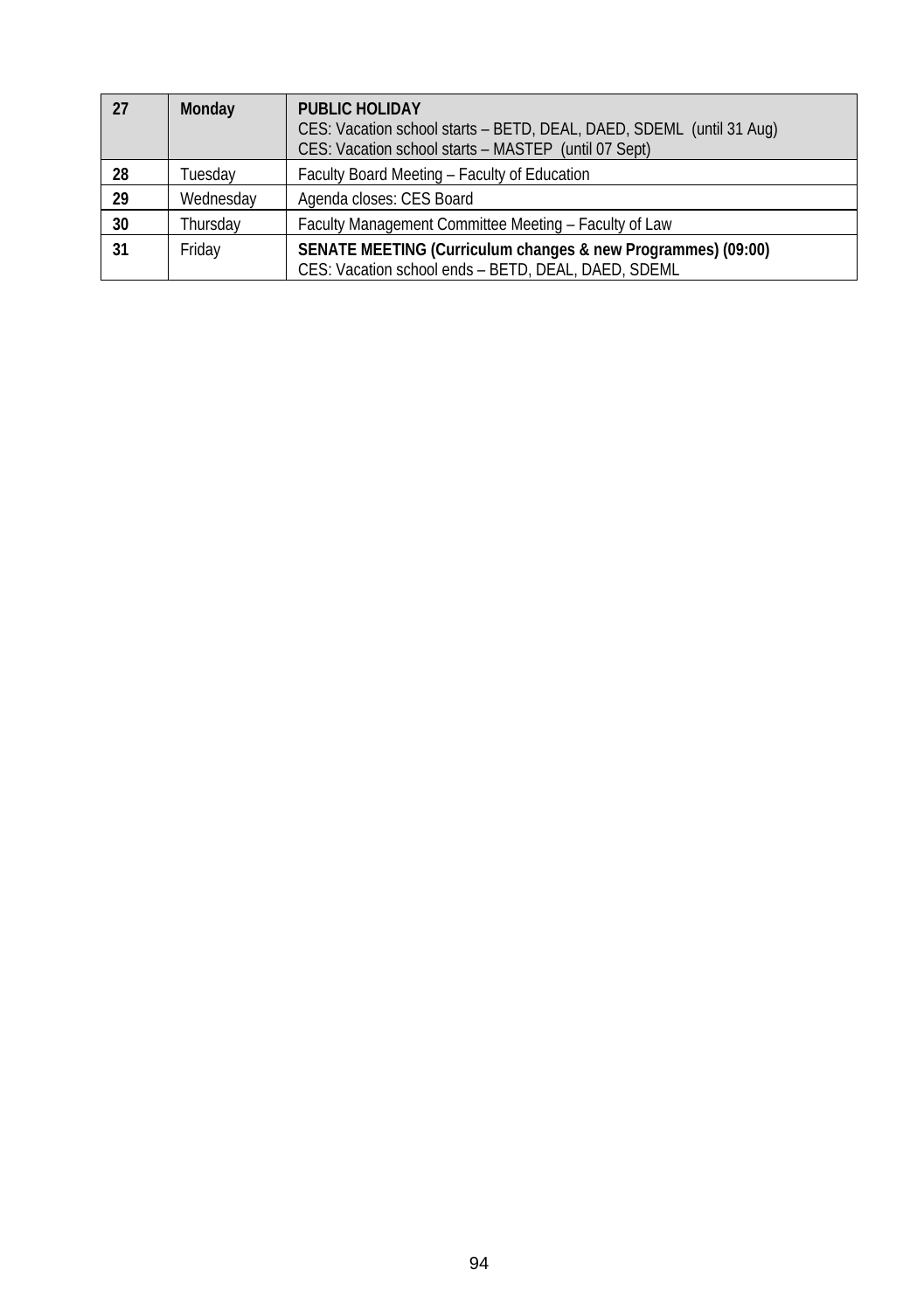| 27 | **Monday** | **PUBLIC HOLIDAY**<br>CES: Vacation school starts – BETD, DEAL, DAED, SDEML (until 31 Aug)<br>CES: Vacation school starts – MASTEP (until 07 Sept) |
|---|---|---|
| **28** | Tuesday | Faculty Board Meeting – Faculty of Education |
| **29** | Wednesday | Agenda closes: CES Board |
| **30** | Thursday | Faculty Management Committee Meeting – Faculty of Law |
| **31** | Friday | **SENATE MEETING (Curriculum changes & new Programmes) (09:00)**<br>CES: Vacation school ends – BETD, DEAL, DAED, SDEML |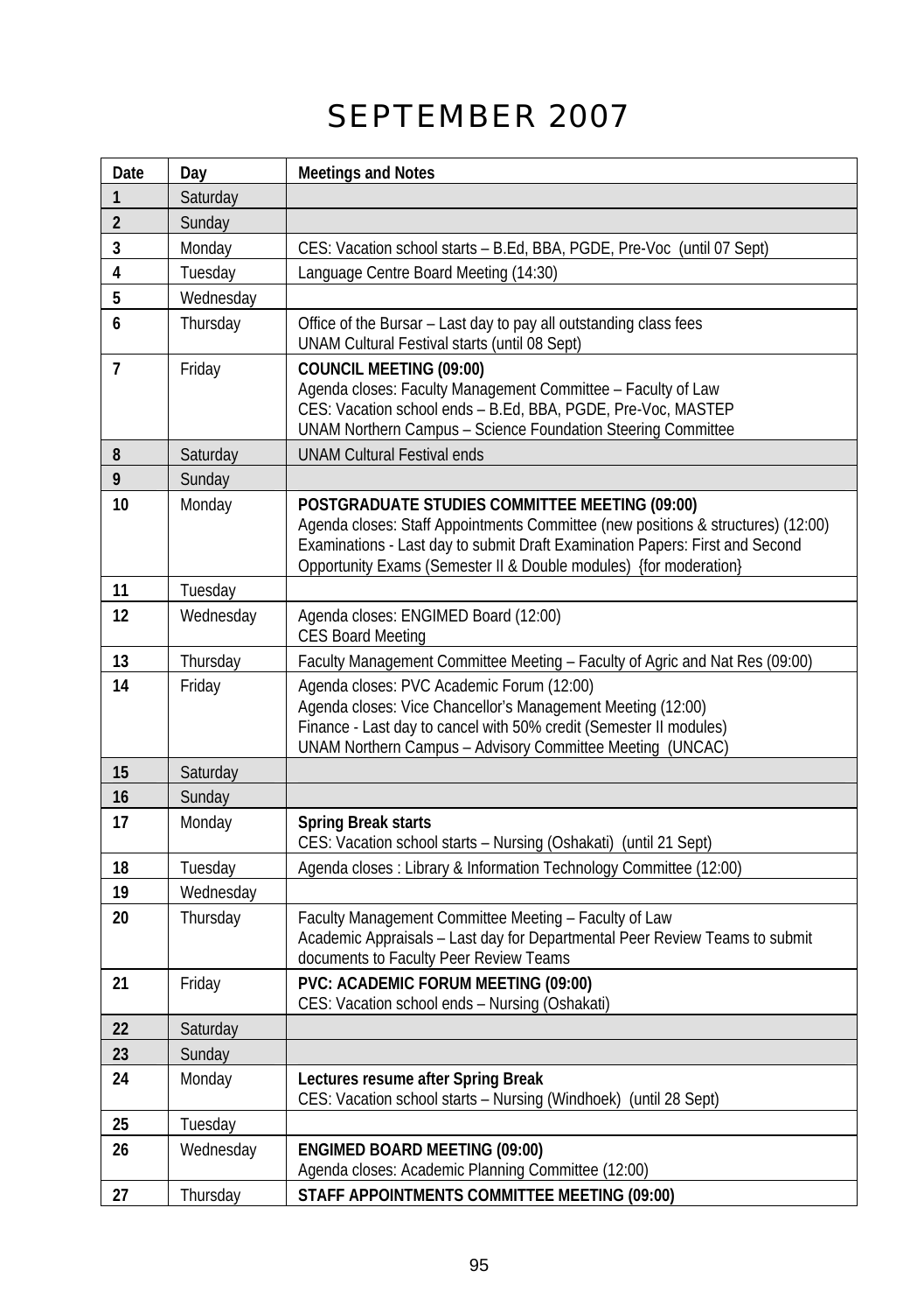# SEPTEMBER 2007

| Date | Day | Meetings and Notes |
|---|---|---|
| **1** | Saturday | |
| **2** | Sunday | |
| **3** | Monday | CES: Vacation school starts – B.Ed, BBA, PGDE, Pre-Voc (until 07 Sept) |
| **4** | Tuesday | Language Centre Board Meeting (14:30) |
| **5** | Wednesday | |
| **6** | Thursday | Office of the Bursar – Last day to pay all outstanding class fees<br>UNAM Cultural Festival starts (until 08 Sept) |
| **7** | Friday | **COUNCIL MEETING (09:00)**<br>Agenda closes: Faculty Management Committee – Faculty of Law<br>CES: Vacation school ends – B.Ed, BBA, PGDE, Pre-Voc, MASTEP<br>UNAM Northern Campus – Science Foundation Steering Committee |
| **8** | Saturday | UNAM Cultural Festival ends |
| **9** | Sunday | |
| **10** | Monday | **POSTGRADUATE STUDIES COMMITTEE MEETING (09:00)**<br>Agenda closes: Staff Appointments Committee (new positions & structures) (12:00)<br>Examinations - Last day to submit Draft Examination Papers: First and Second Opportunity Exams (Semester II & Double modules) {for moderation} |
| **11** | Tuesday | |
| **12** | Wednesday | Agenda closes: ENGIMED Board (12:00)<br>CES Board Meeting |
| **13** | Thursday | Faculty Management Committee Meeting – Faculty of Agric and Nat Res (09:00) |
| **14** | Friday | Agenda closes: PVC Academic Forum (12:00)<br>Agenda closes: Vice Chancellor's Management Meeting (12:00)<br>Finance - Last day to cancel with 50% credit (Semester II modules)<br>UNAM Northern Campus – Advisory Committee Meeting (UNCAC) |
| **15** | Saturday | |
| **16** | Sunday | |
| **17** | Monday | **Spring Break starts**<br>CES: Vacation school starts – Nursing (Oshakati) (until 21 Sept) |
| **18** | Tuesday | Agenda closes : Library & Information Technology Committee (12:00) |
| **19** | Wednesday | |
| **20** | Thursday | Faculty Management Committee Meeting – Faculty of Law<br>Academic Appraisals – Last day for Departmental Peer Review Teams to submit documents to Faculty Peer Review Teams |
| **21** | Friday | **PVC: ACADEMIC FORUM MEETING (09:00)**<br>CES: Vacation school ends – Nursing (Oshakati) |
| **22** | Saturday | |
| **23** | Sunday | |
| **24** | Monday | **Lectures resume after Spring Break**<br>CES: Vacation school starts – Nursing (Windhoek) (until 28 Sept) |
| **25** | Tuesday | |
| **26** | Wednesday | **ENGIMED BOARD MEETING (09:00)**<br>Agenda closes: Academic Planning Committee (12:00) |
| **27** | Thursday | **STAFF APPOINTMENTS COMMITTEE MEETING (09:00)** |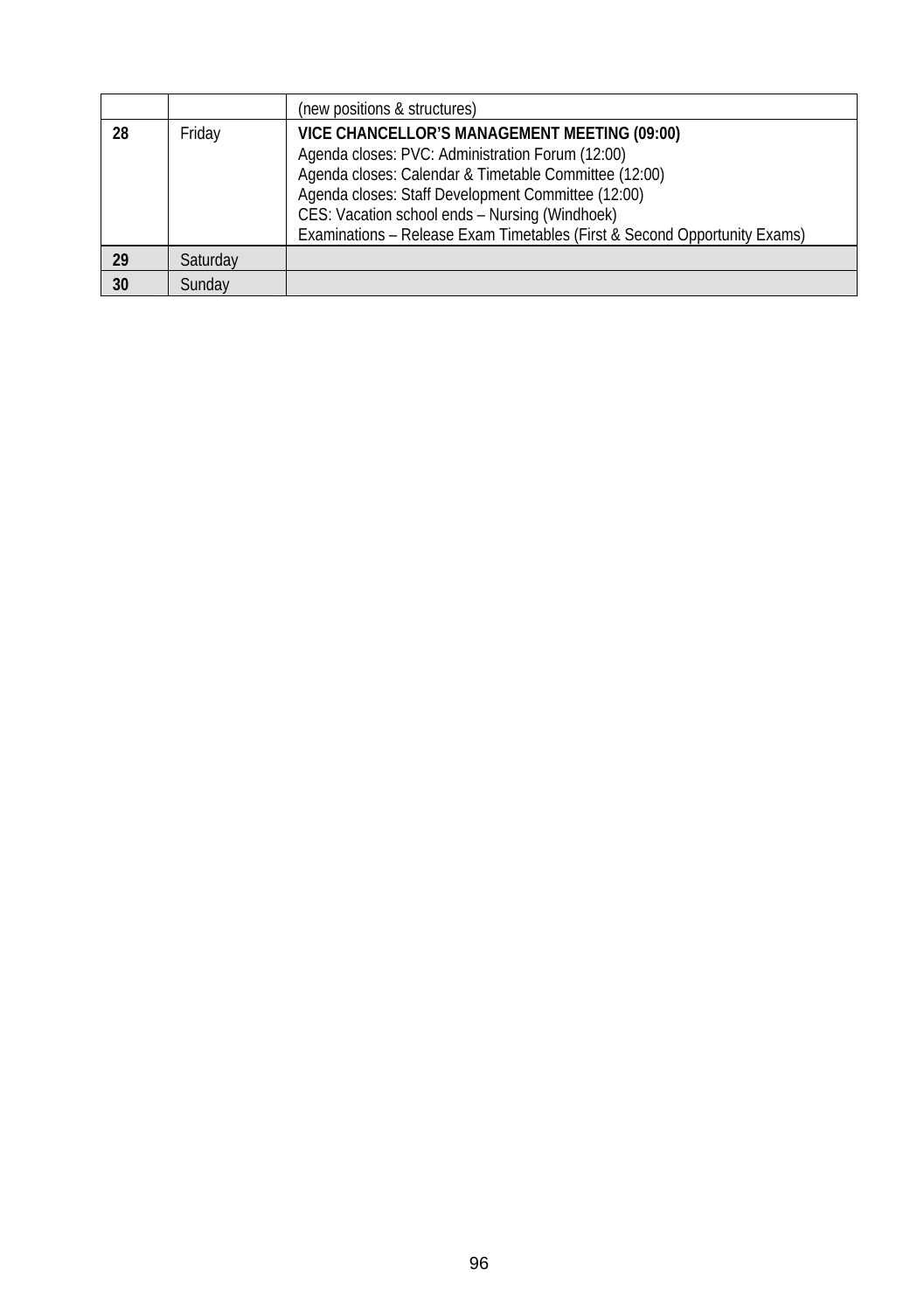| | | |
|---|---|---|
| | | (new positions & structures) |
| **28** | Friday | **VICE CHANCELLOR'S MANAGEMENT MEETING (09:00)**<br>Agenda closes: PVC: Administration Forum (12:00)<br>Agenda closes: Calendar & Timetable Committee (12:00)<br>Agenda closes: Staff Development Committee (12:00)<br>CES: Vacation school ends – Nursing (Windhoek)<br>Examinations – Release Exam Timetables (First & Second Opportunity Exams) |
| **29** | Saturday | |
| **30** | Sunday | |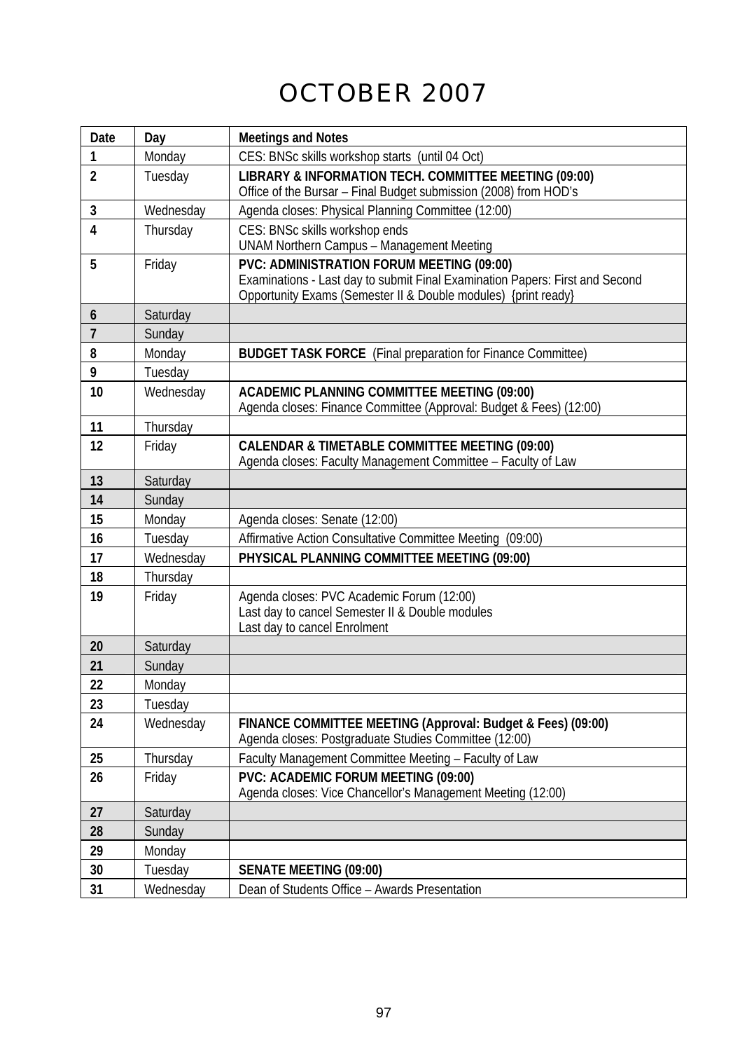# OCTOBER 2007

| Date | Day | Meetings and Notes |
|---|---|---|
| 1 | Monday | CES: BNSc skills workshop starts (until 04 Oct) |
| 2 | Tuesday | **LIBRARY & INFORMATION TECH. COMMITTEE MEETING (09:00)**<br>Office of the Bursar – Final Budget submission (2008) from HOD's |
| 3 | Wednesday | Agenda closes: Physical Planning Committee (12:00) |
| 4 | Thursday | CES: BNSc skills workshop ends<br>UNAM Northern Campus – Management Meeting |
| 5 | Friday | **PVC: ADMINISTRATION FORUM MEETING (09:00)**<br>Examinations - Last day to submit Final Examination Papers: First and Second Opportunity Exams (Semester II & Double modules) {print ready} |
| 6 | Saturday | |
| 7 | Sunday | |
| 8 | Monday | **BUDGET TASK FORCE** (Final preparation for Finance Committee) |
| 9 | Tuesday | |
| 10 | Wednesday | **ACADEMIC PLANNING COMMITTEE MEETING (09:00)**<br>Agenda closes: Finance Committee (Approval: Budget & Fees) (12:00) |
| 11 | Thursday | |
| 12 | Friday | **CALENDAR & TIMETABLE COMMITTEE MEETING (09:00)**<br>Agenda closes: Faculty Management Committee – Faculty of Law |
| 13 | Saturday | |
| 14 | Sunday | |
| 15 | Monday | Agenda closes: Senate (12:00) |
| 16 | Tuesday | Affirmative Action Consultative Committee Meeting (09:00) |
| 17 | Wednesday | **PHYSICAL PLANNING COMMITTEE MEETING (09:00)** |
| 18 | Thursday | |
| 19 | Friday | Agenda closes: PVC Academic Forum (12:00)<br>Last day to cancel Semester II & Double modules<br>Last day to cancel Enrolment |
| 20 | Saturday | |
| 21 | Sunday | |
| 22 | Monday | |
| 23 | Tuesday | |
| 24 | Wednesday | **FINANCE COMMITTEE MEETING (Approval: Budget & Fees) (09:00)**<br>Agenda closes: Postgraduate Studies Committee (12:00) |
| 25 | Thursday | Faculty Management Committee Meeting – Faculty of Law |
| 26 | Friday | **PVC: ACADEMIC FORUM MEETING (09:00)**<br>Agenda closes: Vice Chancellor's Management Meeting (12:00) |
| 27 | Saturday | |
| 28 | Sunday | |
| 29 | Monday | |
| 30 | Tuesday | **SENATE MEETING (09:00)** |
| 31 | Wednesday | Dean of Students Office – Awards Presentation |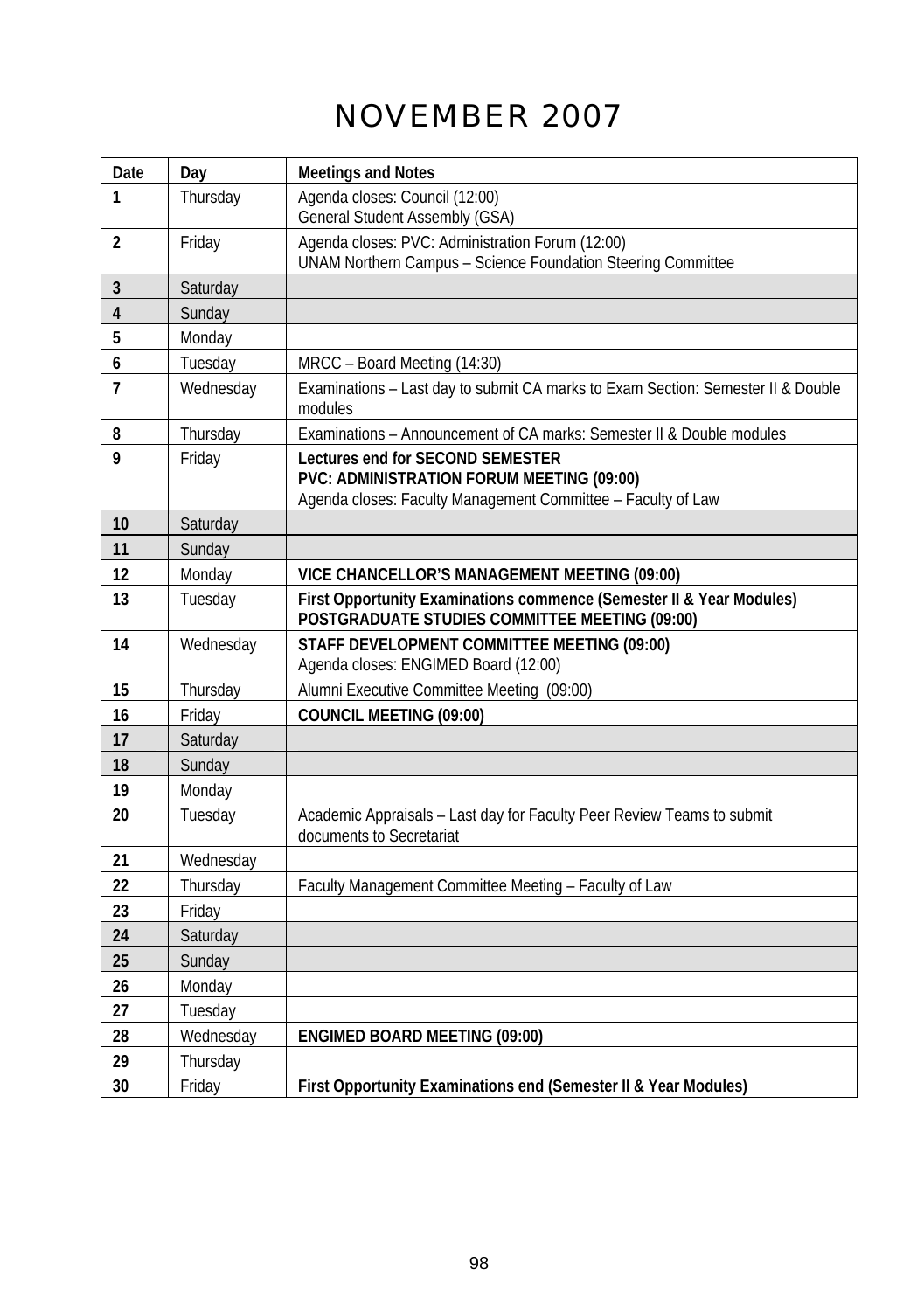# NOVEMBER 2007

| Date | Day | Meetings and Notes |
|---|---|---|
| 1 | Thursday | Agenda closes: Council (12:00)<br>General Student Assembly (GSA) |
| 2 | Friday | Agenda closes: PVC: Administration Forum (12:00)<br>UNAM Northern Campus – Science Foundation Steering Committee |
| 3 | Saturday | |
| 4 | Sunday | |
| 5 | Monday | |
| 6 | Tuesday | MRCC – Board Meeting (14:30) |
| 7 | Wednesday | Examinations – Last day to submit CA marks to Exam Section: Semester II & Double modules |
| 8 | Thursday | Examinations – Announcement of CA marks: Semester II & Double modules |
| 9 | Friday | **Lectures end for SECOND SEMESTER**<br>**PVC: ADMINISTRATION FORUM MEETING (09:00)**<br>Agenda closes: Faculty Management Committee – Faculty of Law |
| 10 | Saturday | |
| 11 | Sunday | |
| 12 | Monday | **VICE CHANCELLOR'S MANAGEMENT MEETING (09:00)** |
| 13 | Tuesday | **First Opportunity Examinations commence (Semester II & Year Modules)**<br>**POSTGRADUATE STUDIES COMMITTEE MEETING (09:00)** |
| 14 | Wednesday | **STAFF DEVELOPMENT COMMITTEE MEETING (09:00)**<br>Agenda closes: ENGIMED Board (12:00) |
| 15 | Thursday | Alumni Executive Committee Meeting (09:00) |
| 16 | Friday | **COUNCIL MEETING (09:00)** |
| 17 | Saturday | |
| 18 | Sunday | |
| 19 | Monday | |
| 20 | Tuesday | Academic Appraisals – Last day for Faculty Peer Review Teams to submit documents to Secretariat |
| 21 | Wednesday | |
| 22 | Thursday | Faculty Management Committee Meeting – Faculty of Law |
| 23 | Friday | |
| 24 | Saturday | |
| 25 | Sunday | |
| 26 | Monday | |
| 27 | Tuesday | |
| 28 | Wednesday | **ENGIMED BOARD MEETING (09:00)** |
| 29 | Thursday | |
| 30 | Friday | **First Opportunity Examinations end (Semester II & Year Modules)** |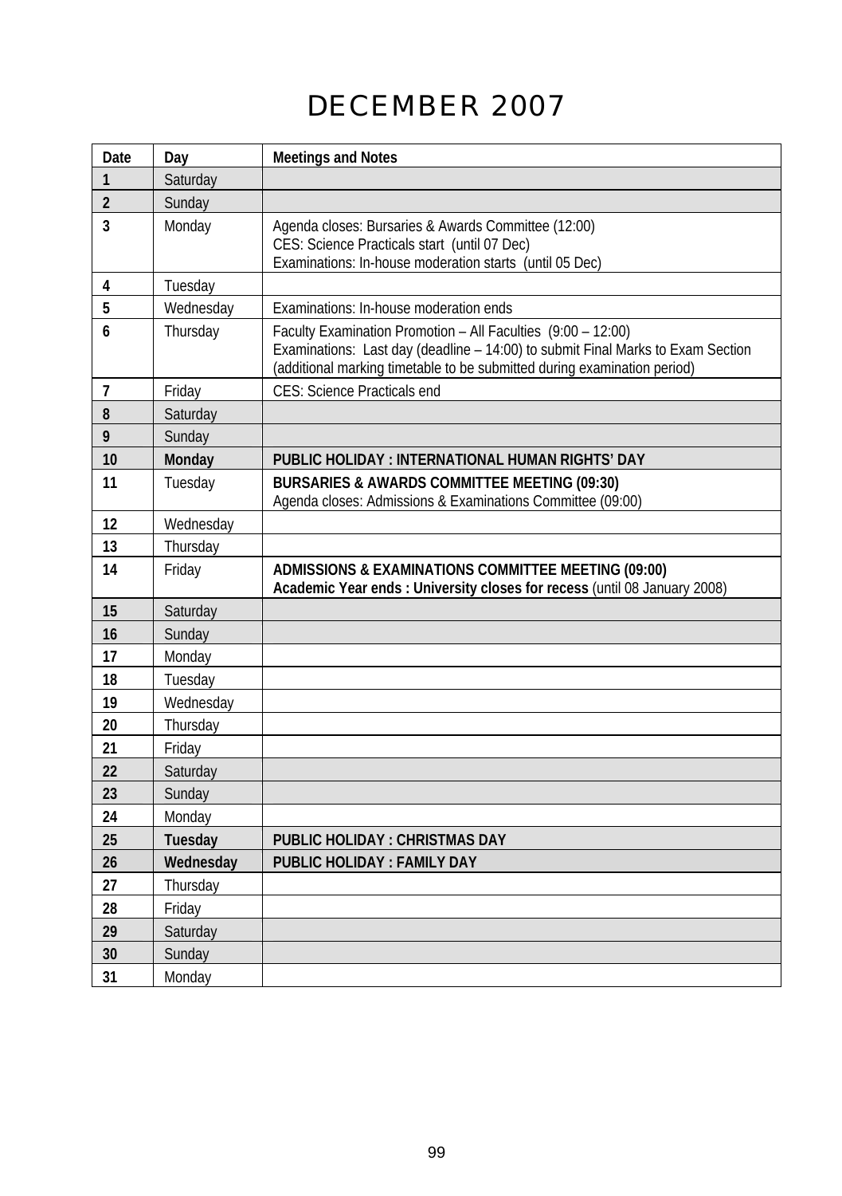# DECEMBER 2007

| Date | Day | Meetings and Notes |
|---|---|---|
| 1 | Saturday | |
| 2 | Sunday | |
| 3 | Monday | Agenda closes: Bursaries & Awards Committee (12:00)<br>CES: Science Practicals start (until 07 Dec)<br>Examinations: In-house moderation starts (until 05 Dec) |
| 4 | Tuesday | |
| 5 | Wednesday | Examinations: In-house moderation ends |
| 6 | Thursday | Faculty Examination Promotion – All Faculties (9:00 – 12:00)<br>Examinations: Last day (deadline – 14:00) to submit Final Marks to Exam Section (additional marking timetable to be submitted during examination period) |
| 7 | Friday | CES: Science Practicals end |
| 8 | Saturday | |
| 9 | Sunday | |
| 10 | **Monday** | **PUBLIC HOLIDAY : INTERNATIONAL HUMAN RIGHTS' DAY** |
| 11 | Tuesday | **BURSARIES & AWARDS COMMITTEE MEETING (09:30)**<br>Agenda closes: Admissions & Examinations Committee (09:00) |
| 12 | Wednesday | |
| 13 | Thursday | |
| 14 | Friday | **ADMISSIONS & EXAMINATIONS COMMITTEE MEETING (09:00)**<br>**Academic Year ends : University closes for recess** (until 08 January 2008) |
| 15 | Saturday | |
| 16 | Sunday | |
| 17 | Monday | |
| 18 | Tuesday | |
| 19 | Wednesday | |
| 20 | Thursday | |
| 21 | Friday | |
| 22 | Saturday | |
| 23 | Sunday | |
| 24 | Monday | |
| 25 | **Tuesday** | **PUBLIC HOLIDAY : CHRISTMAS DAY** |
| 26 | **Wednesday** | **PUBLIC HOLIDAY : FAMILY DAY** |
| 27 | Thursday | |
| 28 | Friday | |
| 29 | Saturday | |
| 30 | Sunday | |
| 31 | Monday | |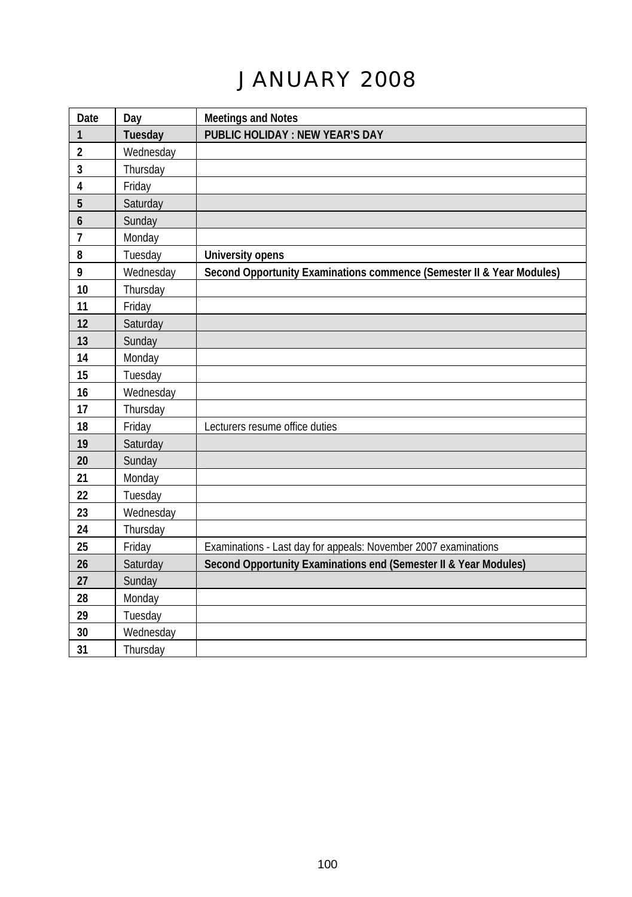# JANUARY 2008

| Date | Day | Meetings and Notes |
|---|---|---|
| **1** | **Tuesday** | **PUBLIC HOLIDAY : NEW YEAR'S DAY** |
| **2** | Wednesday | |
| **3** | Thursday | |
| **4** | Friday | |
| **5** | Saturday | |
| **6** | Sunday | |
| **7** | Monday | |
| **8** | Tuesday | **University opens** |
| **9** | Wednesday | **Second Opportunity Examinations commence (Semester II & Year Modules)** |
| **10** | Thursday | |
| **11** | Friday | |
| **12** | Saturday | |
| **13** | Sunday | |
| **14** | Monday | |
| **15** | Tuesday | |
| **16** | Wednesday | |
| **17** | Thursday | |
| **18** | Friday | Lecturers resume office duties |
| **19** | Saturday | |
| **20** | Sunday | |
| **21** | Monday | |
| **22** | Tuesday | |
| **23** | Wednesday | |
| **24** | Thursday | |
| **25** | Friday | Examinations - Last day for appeals: November 2007 examinations |
| **26** | Saturday | **Second Opportunity Examinations end (Semester II & Year Modules)** |
| **27** | Sunday | |
| **28** | Monday | |
| **29** | Tuesday | |
| **30** | Wednesday | |
| **31** | Thursday | |